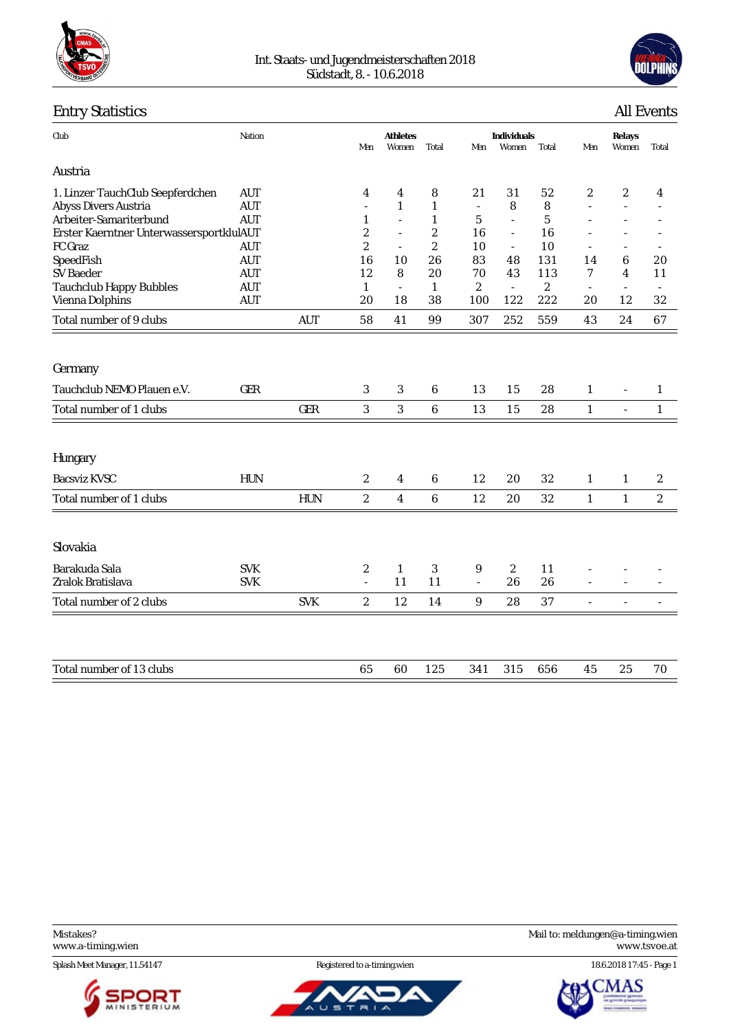Int. Staats- und Jugendmeisterschaften 2018
Südstadt, 8. - 10.6.2018

## Entry Statistics

All Events

| Club | Nation | | Athletes | | | Individuals | | | Relays | | |
|---|---|---|---|---|---|---|---|---|---|---|---|
| | | | Men | Women | Total | Men | Women | Total | Men | Women | Total |
| **Austria** | | | | | | | | | | | |
| 1. Linzer TauchClub Seepferdchen | AUT | | 4 | 4 | 8 | 21 | 31 | 52 | 2 | 2 | 4 |
| Abyss Divers Austria | AUT | | - | 1 | 1 | - | 8 | 8 | - | - | - |
| Arbeiter-Samariterbund | AUT | | 1 | - | 1 | 5 | - | 5 | - | - | - |
| Erster Kaerntner Unterwassersportklu | AUT | | 2 | - | 2 | 16 | - | 16 | - | - | - |
| FC Graz | AUT | | 2 | - | 2 | 10 | - | 10 | - | - | - |
| SpeedFish | AUT | | 16 | 10 | 26 | 83 | 48 | 131 | 14 | 6 | 20 |
| SV Baeder | AUT | | 12 | 8 | 20 | 70 | 43 | 113 | 7 | 4 | 11 |
| Tauchclub Happy Bubbles | AUT | | 1 | - | 1 | 2 | - | 2 | - | - | - |
| Vienna Dolphins | AUT | | 20 | 18 | 38 | 100 | 122 | 222 | 20 | 12 | 32 |
| Total number of 9 clubs | | AUT | 58 | 41 | 99 | 307 | 252 | 559 | 43 | 24 | 67 |
| **Germany** | | | | | | | | | | | |
| Tauchclub NEMO Plauen e.V. | GER | | 3 | 3 | 6 | 13 | 15 | 28 | 1 | - | 1 |
| Total number of 1 clubs | | GER | 3 | 3 | 6 | 13 | 15 | 28 | 1 | - | 1 |
| **Hungary** | | | | | | | | | | | |
| Bacsviz KVSC | HUN | | 2 | 4 | 6 | 12 | 20 | 32 | 1 | 1 | 2 |
| Total number of 1 clubs | | HUN | 2 | 4 | 6 | 12 | 20 | 32 | 1 | 1 | 2 |
| **Slovakia** | | | | | | | | | | | |
| Barakuda Sala | SVK | | 2 | 1 | 3 | 9 | 2 | 11 | - | - | - |
| Zralok Bratislava | SVK | | - | 11 | 11 | - | 26 | 26 | - | - | - |
| Total number of 2 clubs | | SVK | 2 | 12 | 14 | 9 | 28 | 37 | - | - | - |
| Total number of 13 clubs | | | 65 | 60 | 125 | 341 | 315 | 656 | 45 | 25 | 70 |

Mistakes?
www.a-timing.wien

Mail to: meldungen@a-timing.wien
www.tsvoe.at

Splash Meet Manager, 11.54147 | Registered to a-timing.wien | 18.6.2018 17:45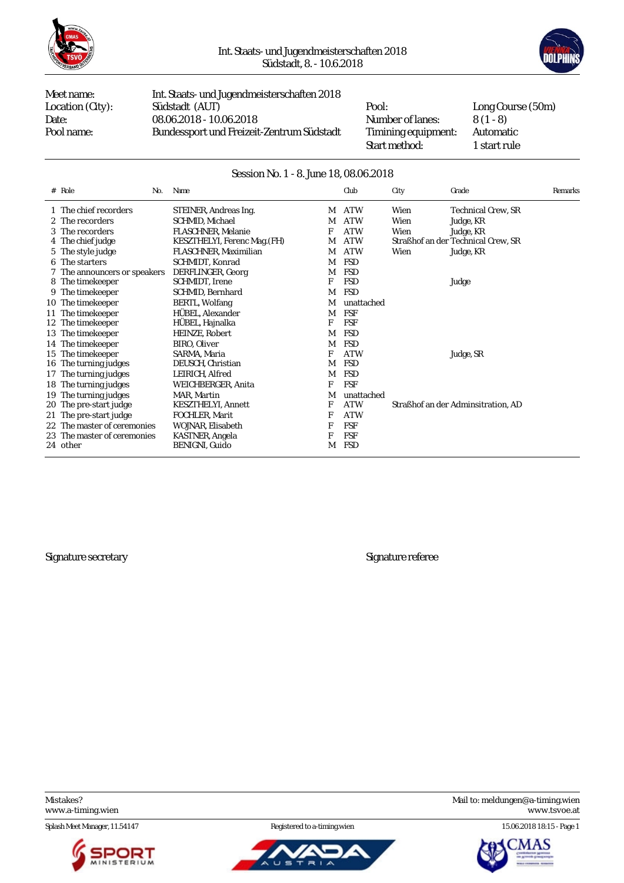Int. Staats- und Jugendmeisterschaften 2018
Südstadt, 8. - 10.6.2018

| | | | |
|---|---|---|---|
| Meet name: | Int. Staats- und Jugendmeisterschaften 2018 | | |
| Location (City): | Südstadt (AUT) | Pool: | Long Course (50m) |
| Date: | 08.06.2018 - 10.06.2018 | Number of lanes: | 8 (1 - 8) |
| Pool name: | Bundessport und Freizeit-Zentrum Südstadt | Timing equipment: | Automatic |
| | | Start method: | 1 start rule |

## Session No. 1 - 8. June 18, 08.06.2018

| # | Role | No. | Name | | Club | City | Grade | Remarks |
|---|---|---|---|---|---|---|---|---|
| 1 | The chief recorders | | STEINER, Andreas Ing. | M | ATW | Wien | Technical Crew, SR | |
| 2 | The recorders | | SCHMID, Michael | M | ATW | Wien | Judge, KR | |
| 3 | The recorders | | FLASCHNER, Melanie | F | ATW | Wien | Judge, KR | |
| 4 | The chief judge | | KESZTHELYI, Ferenc Mag.(FH) | M | ATW | Straßhof an der | Technical Crew, SR | |
| 5 | The style judge | | FLASCHNER, Maximilian | M | ATW | Wien | Judge, KR | |
| 6 | The starters | | SCHMIDT, Konrad | M | FSD | | | |
| 7 | The announcers or speakers | | DERFLINGER, Georg | M | FSD | | | |
| 8 | The timekeeper | | SCHMIDT, Irene | F | FSD | | Judge | |
| 9 | The timekeeper | | SCHMID, Bernhard | M | FSD | | | |
| 10 | The timekeeper | | BERTL, Wolfang | M | unattached | | | |
| 11 | The timekeeper | | HÜBEL, Alexander | M | FSF | | | |
| 12 | The timekeeper | | HÜBEL, Hajnalka | F | FSF | | | |
| 13 | The timekeeper | | HEINZE, Robert | M | FSD | | | |
| 14 | The timekeeper | | BIRO, Oliver | M | FSD | | | |
| 15 | The timekeeper | | SARMA, Maria | F | ATW | | Judge, SR | |
| 16 | The turning judges | | DEUSCH, Christian | M | FSD | | | |
| 17 | The turning judges | | LEIRICH, Alfred | M | FSD | | | |
| 18 | The turning judges | | WEICHBERGER, Anita | F | FSF | | | |
| 19 | The turning judges | | MAR, Martin | M | unattached | | | |
| 20 | The pre-start judge | | KESZTHELYI, Annett | F | ATW | Straßhof an der | Adminsitration, AD | |
| 21 | The pre-start judge | | FOCHLER, Marit | F | ATW | | | |
| 22 | The master of ceremonies | | WOJNAR, Elisabeth | F | FSF | | | |
| 23 | The master of ceremonies | | KASTNER, Angela | F | FSF | | | |
| 24 | other | | BENIGNI, Guido | M | FSD | | | |

Signature secretary

Signature referee

Mistakes?
www.a-timing.wien

Mail to: meldungen@a-timing.wien
www.tsvoe.at

Splash Meet Manager, 11.54147 — Registered to a-timing.wien — 15.06.2018 18:15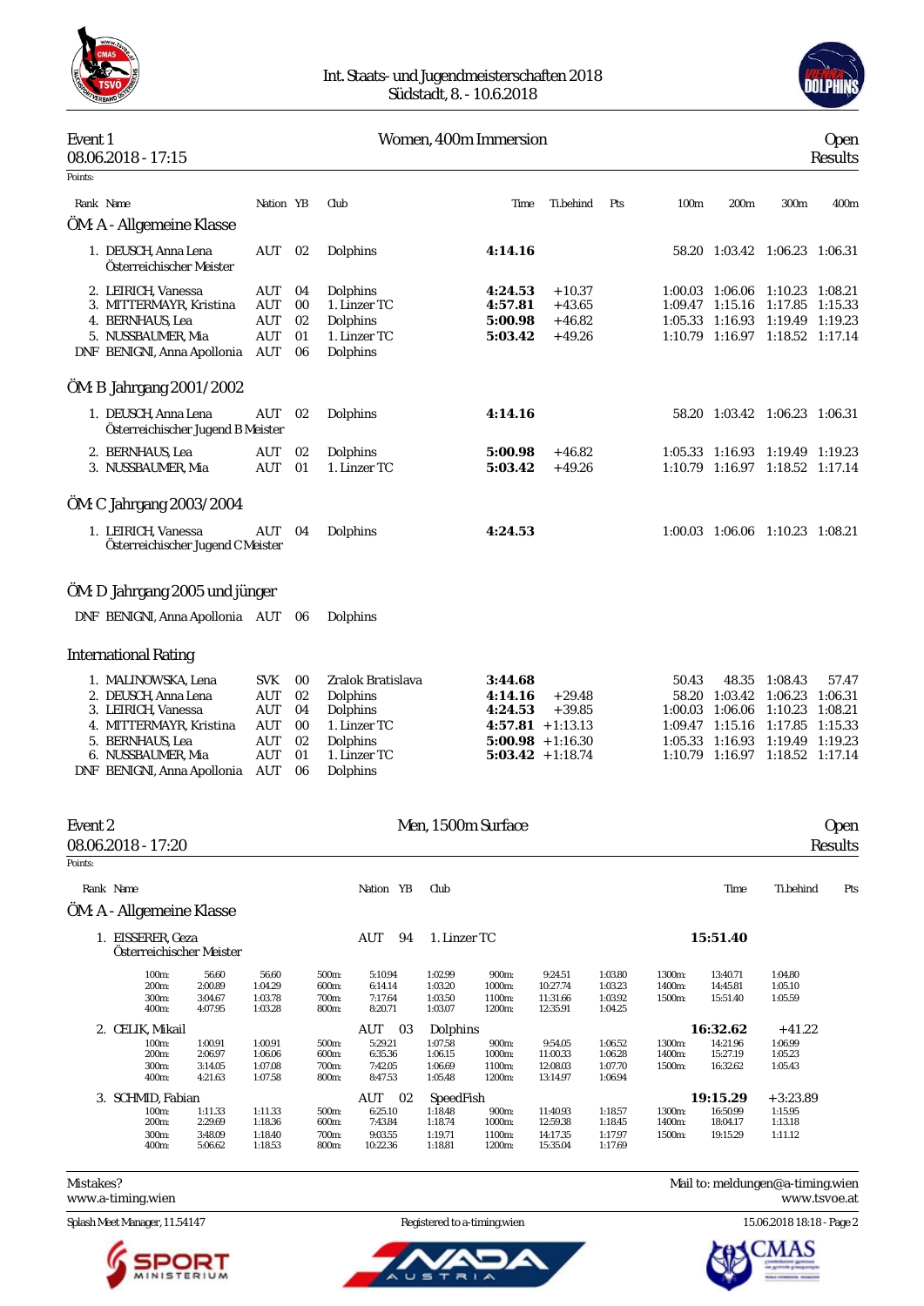Int. Staats- und Jugendmeisterschaften 2018
Südstadt, 8. - 10.6.2018

## Event 1 — Women, 400m Immersion — Open

08.06.2018 - 17:15 — Results

Points:

### ÖM: A - Allgemeine Klasse

| Rank | Name | Nation | YB | Club | Time | Ti.behind | Pts | 100m | 200m | 300m | 400m |
|---|---|---|---|---|---|---|---|---|---|---|---|
| 1. | DEUSCH, Anna Lena<br>Österreichischer Meister | AUT | 02 | Dolphins | **4:14.16** | | | 58.20 | 1:03.42 | 1:06.23 | 1:06.31 |
| 2. | LEIRICH, Vanessa | AUT | 04 | Dolphins | **4:24.53** | +10.37 | | 1:00.03 | 1:06.06 | 1:10.23 | 1:08.21 |
| 3. | MITTERMAYR, Kristina | AUT | 00 | 1. Linzer TC | **4:57.81** | +43.65 | | 1:09.47 | 1:15.16 | 1:17.85 | 1:15.33 |
| 4. | BERNHAUS, Lea | AUT | 02 | Dolphins | **5:00.98** | +46.82 | | 1:05.33 | 1:16.93 | 1:19.49 | 1:19.23 |
| 5. | NUSSBAUMER, Mia | AUT | 01 | 1. Linzer TC | **5:03.42** | +49.26 | | 1:10.79 | 1:16.97 | 1:18.52 | 1:17.14 |
| DNF | BENIGNI, Anna Apollonia | AUT | 06 | Dolphins | | | | | | | |

### ÖM: B Jahrgang 2001/2002

| Rank | Name | Nation | YB | Club | Time | Ti.behind | Pts | 100m | 200m | 300m | 400m |
|---|---|---|---|---|---|---|---|---|---|---|---|
| 1. | DEUSCH, Anna Lena<br>Österreichischer Jugend B Meister | AUT | 02 | Dolphins | **4:14.16** | | | 58.20 | 1:03.42 | 1:06.23 | 1:06.31 |
| 2. | BERNHAUS, Lea | AUT | 02 | Dolphins | **5:00.98** | +46.82 | | 1:05.33 | 1:16.93 | 1:19.49 | 1:19.23 |
| 3. | NUSSBAUMER, Mia | AUT | 01 | 1. Linzer TC | **5:03.42** | +49.26 | | 1:10.79 | 1:16.97 | 1:18.52 | 1:17.14 |

### ÖM: C Jahrgang 2003/2004

| Rank | Name | Nation | YB | Club | Time | Ti.behind | Pts | 100m | 200m | 300m | 400m |
|---|---|---|---|---|---|---|---|---|---|---|---|
| 1. | LEIRICH, Vanessa<br>Österreichischer Jugend C Meister | AUT | 04 | Dolphins | **4:24.53** | | | 1:00.03 | 1:06.06 | 1:10.23 | 1:08.21 |

### ÖM: D Jahrgang 2005 und jünger

| Rank | Name | Nation | YB | Club | Time | Ti.behind | Pts | 100m | 200m | 300m | 400m |
|---|---|---|---|---|---|---|---|---|---|---|---|
| DNF | BENIGNI, Anna Apollonia | AUT | 06 | Dolphins | | | | | | | |

### International Rating

| Rank | Name | Nation | YB | Club | Time | Ti.behind | Pts | 100m | 200m | 300m | 400m |
|---|---|---|---|---|---|---|---|---|---|---|---|
| 1. | MALINOWSKA, Lena | SVK | 00 | Zralok Bratislava | **3:44.68** | | | 50.43 | 48.35 | 1:08.43 | 57.47 |
| 2. | DEUSCH, Anna Lena | AUT | 02 | Dolphins | **4:14.16** | +29.48 | | 58.20 | 1:03.42 | 1:06.23 | 1:06.31 |
| 3. | LEIRICH, Vanessa | AUT | 04 | Dolphins | **4:24.53** | +39.85 | | 1:00.03 | 1:06.06 | 1:10.23 | 1:08.21 |
| 4. | MITTERMAYR, Kristina | AUT | 00 | 1. Linzer TC | **4:57.81** | +1:13.13 | | 1:09.47 | 1:15.16 | 1:17.85 | 1:15.33 |
| 5. | BERNHAUS, Lea | AUT | 02 | Dolphins | **5:00.98** | +1:16.30 | | 1:05.33 | 1:16.93 | 1:19.49 | 1:19.23 |
| 6. | NUSSBAUMER, Mia | AUT | 01 | 1. Linzer TC | **5:03.42** | +1:18.74 | | 1:10.79 | 1:16.97 | 1:18.52 | 1:17.14 |
| DNF | BENIGNI, Anna Apollonia | AUT | 06 | Dolphins | | | | | | | |

## Event 2 — Men, 1500m Surface — Open

08.06.2018 - 17:20 — Results

Points:

### ÖM: A - Allgemeine Klasse

| Rank | Name | Nation | YB | Club | Time | Ti.behind | Pts |
|---|---|---|---|---|---|---|---|
| 1. | EISSERER, Geza<br>Österreichischer Meister | AUT | 94 | 1. Linzer TC | **15:51.40** | | |
| 2. | CELIK, Mikail | AUT | 03 | Dolphins | **16:32.62** | +41.22 | |
| 3. | SCHMID, Fabian | AUT | 02 | SpeedFish | **19:15.29** | +3:23.89 | |

**1. EISSERER, Geza — splits**

| Dist. | Time | Split | Dist. | Time | Split | Dist. | Time | Split | Dist. | Time | Split |
|---|---|---|---|---|---|---|---|---|---|---|---|
| 100m: | 56.60 | 56.60 | 500m: | 5:10.94 | 1:02.99 | 900m: | 9:24.51 | 1:03.80 | 1300m: | 13:40.71 | 1:04.80 |
| 200m: | 2:00.89 | 1:04.29 | 600m: | 6:14.14 | 1:03.20 | 1000m: | 10:27.74 | 1:03.23 | 1400m: | 14:45.81 | 1:05.10 |
| 300m: | 3:04.67 | 1:03.78 | 700m: | 7:17.64 | 1:03.50 | 1100m: | 11:31.66 | 1:03.92 | 1500m: | 15:51.40 | 1:05.59 |
| 400m: | 4:07.95 | 1:03.28 | 800m: | 8:20.71 | 1:03.07 | 1200m: | 12:35.91 | 1:04.25 | | | |

**2. CELIK, Mikail — splits**

| Dist. | Time | Split | Dist. | Time | Split | Dist. | Time | Split | Dist. | Time | Split |
|---|---|---|---|---|---|---|---|---|---|---|---|
| 100m: | 1:00.91 | 1:00.91 | 500m: | 5:29.21 | 1:07.58 | 900m: | 9:54.05 | 1:06.52 | 1300m: | 14:21.96 | 1:06.99 |
| 200m: | 2:06.97 | 1:06.06 | 600m: | 6:35.36 | 1:06.15 | 1000m: | 11:00.33 | 1:06.28 | 1400m: | 15:27.19 | 1:05.23 |
| 300m: | 3:14.05 | 1:07.08 | 700m: | 7:42.05 | 1:06.69 | 1100m: | 12:08.03 | 1:07.70 | 1500m: | 16:32.62 | 1:05.43 |
| 400m: | 4:21.63 | 1:07.58 | 800m: | 8:47.53 | 1:05.48 | 1200m: | 13:14.97 | 1:06.94 | | | |

**3. SCHMID, Fabian — splits**

| Dist. | Time | Split | Dist. | Time | Split | Dist. | Time | Split | Dist. | Time | Split |
|---|---|---|---|---|---|---|---|---|---|---|---|
| 100m: | 1:11.33 | 1:11.33 | 500m: | 6:25.10 | 1:18.48 | 900m: | 11:40.93 | 1:18.57 | 1300m: | 16:50.99 | 1:15.95 |
| 200m: | 2:29.69 | 1:18.36 | 600m: | 7:43.84 | 1:18.74 | 1000m: | 12:59.38 | 1:18.45 | 1400m: | 18:04.17 | 1:13.18 |
| 300m: | 3:48.09 | 1:18.40 | 700m: | 9:03.55 | 1:19.71 | 1100m: | 14:17.35 | 1:17.97 | 1500m: | 19:15.29 | 1:11.12 |
| 400m: | 5:06.62 | 1:18.53 | 800m: | 10:22.36 | 1:18.81 | 1200m: | 15:35.04 | 1:17.69 | | | |

Mistakes? Mail to: meldungen@a-timing.wien
www.a-timing.wien — www.tsvoe.at

Splash Meet Manager, 11.54147 — Registered to a-timing.wien — 15.06.2018 18:18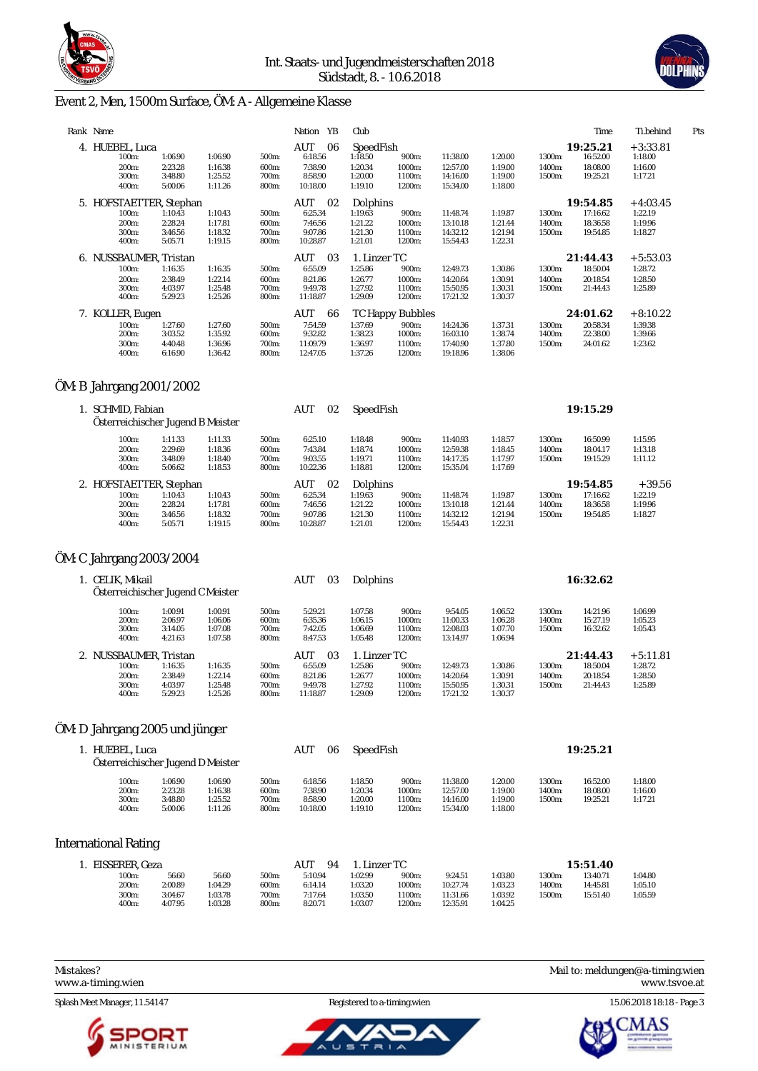Int. Staats- und Jugendmeisterschaften 2018
Südstadt, 8. - 10.6.2018

# Event 2, Men, 1500m Surface, ÖM: A - Allgemeine Klasse

| Rank | Name | Nation | YB | Club | Time | Ti.behind | Pts |
|---|---|---|---|---|---|---|---|
| 4. | HUEBEL, Luca | AUT | 06 | SpeedFish | 19:25.21 | +3:33.81 | |
| 5. | HOFSTAETTER, Stephan | AUT | 02 | Dolphins | 19:54.85 | +4:03.45 | |
| 6. | NUSSBAUMER, Tristan | AUT | 03 | 1. Linzer TC | 21:44.43 | +5:53.03 | |
| 7. | KOLLER, Eugen | AUT | 66 | TC Happy Bubbles | 24:01.62 | +8:10.22 | |

HUEBEL, Luca – splits:

| | | | | | | | | | | | |
|---|---|---|---|---|---|---|---|---|---|---|---|
| 100m: | 1:06.90 | 1:06.90 | 500m: | 6:18.56 | 1:18.50 | 900m: | 11:38.00 | 1:20.00 | 1300m: | 16:52.00 | 1:18.00 |
| 200m: | 2:23.28 | 1:16.38 | 600m: | 7:38.90 | 1:20.34 | 1000m: | 12:57.00 | 1:19.00 | 1400m: | 18:08.00 | 1:16.00 |
| 300m: | 3:48.80 | 1:25.52 | 700m: | 8:58.90 | 1:20.00 | 1100m: | 14:16.00 | 1:19.00 | 1500m: | 19:25.21 | 1:17.21 |
| 400m: | 5:00.06 | 1:11.26 | 800m: | 10:18.00 | 1:19.10 | 1200m: | 15:34.00 | 1:18.00 | | | |

HOFSTAETTER, Stephan – splits:

| | | | | | | | | | | | |
|---|---|---|---|---|---|---|---|---|---|---|---|
| 100m: | 1:10.43 | 1:10.43 | 500m: | 6:25.34 | 1:19.63 | 900m: | 11:48.74 | 1:19.87 | 1300m: | 17:16.62 | 1:22.19 |
| 200m: | 2:28.24 | 1:17.81 | 600m: | 7:46.56 | 1:21.22 | 1000m: | 13:10.18 | 1:21.44 | 1400m: | 18:36.58 | 1:19.96 |
| 300m: | 3:46.56 | 1:18.32 | 700m: | 9:07.86 | 1:21.30 | 1100m: | 14:32.12 | 1:21.94 | 1500m: | 19:54.85 | 1:18.27 |
| 400m: | 5:05.71 | 1:19.15 | 800m: | 10:28.87 | 1:21.01 | 1200m: | 15:54.43 | 1:22.31 | | | |

NUSSBAUMER, Tristan – splits:

| | | | | | | | | | | | |
|---|---|---|---|---|---|---|---|---|---|---|---|
| 100m: | 1:16.35 | 1:16.35 | 500m: | 6:55.09 | 1:25.86 | 900m: | 12:49.73 | 1:30.86 | 1300m: | 18:50.04 | 1:28.72 |
| 200m: | 2:38.49 | 1:22.14 | 600m: | 8:21.86 | 1:26.77 | 1000m: | 14:20.64 | 1:30.91 | 1400m: | 20:18.54 | 1:28.50 |
| 300m: | 4:03.97 | 1:25.48 | 700m: | 9:49.78 | 1:27.92 | 1100m: | 15:50.95 | 1:30.31 | 1500m: | 21:44.43 | 1:25.89 |
| 400m: | 5:29.23 | 1:25.26 | 800m: | 11:18.87 | 1:29.09 | 1200m: | 17:21.32 | 1:30.37 | | | |

KOLLER, Eugen – splits:

| | | | | | | | | | | | |
|---|---|---|---|---|---|---|---|---|---|---|---|
| 100m: | 1:27.60 | 1:27.60 | 500m: | 7:54.59 | 1:37.69 | 900m: | 14:24.36 | 1:37.31 | 1300m: | 20:58.34 | 1:39.38 |
| 200m: | 3:03.52 | 1:35.92 | 600m: | 9:32.82 | 1:38.23 | 1000m: | 16:03.10 | 1:38.74 | 1400m: | 22:38.00 | 1:39.66 |
| 300m: | 4:40.48 | 1:36.96 | 700m: | 11:09.79 | 1:36.97 | 1100m: | 17:40.90 | 1:37.80 | 1500m: | 24:01.62 | 1:23.62 |
| 400m: | 6:16.90 | 1:36.42 | 800m: | 12:47.05 | 1:37.26 | 1200m: | 19:18.96 | 1:38.06 | | | |

## ÖM: B Jahrgang 2001/2002

| Rank | Name | Nation | YB | Club | Time | Ti.behind |
|---|---|---|---|---|---|---|
| 1. | SCHMID, Fabian – Österreichischer Jugend B Meister | AUT | 02 | SpeedFish | 19:15.29 | |
| 2. | HOFSTAETTER, Stephan | AUT | 02 | Dolphins | 19:54.85 | +39.56 |

SCHMID, Fabian – splits:

| | | | | | | | | | | | |
|---|---|---|---|---|---|---|---|---|---|---|---|
| 100m: | 1:11.33 | 1:11.33 | 500m: | 6:25.10 | 1:18.48 | 900m: | 11:40.93 | 1:18.57 | 1300m: | 16:50.99 | 1:15.95 |
| 200m: | 2:29.69 | 1:18.36 | 600m: | 7:43.84 | 1:18.74 | 1000m: | 12:59.38 | 1:18.45 | 1400m: | 18:04.17 | 1:13.18 |
| 300m: | 3:48.09 | 1:18.40 | 700m: | 9:03.55 | 1:19.71 | 1100m: | 14:17.35 | 1:17.97 | 1500m: | 19:15.29 | 1:11.12 |
| 400m: | 5:06.62 | 1:18.53 | 800m: | 10:22.36 | 1:18.81 | 1200m: | 15:35.04 | 1:17.69 | | | |

HOFSTAETTER, Stephan – splits:

| | | | | | | | | | | | |
|---|---|---|---|---|---|---|---|---|---|---|---|
| 100m: | 1:10.43 | 1:10.43 | 500m: | 6:25.34 | 1:19.63 | 900m: | 11:48.74 | 1:19.87 | 1300m: | 17:16.62 | 1:22.19 |
| 200m: | 2:28.24 | 1:17.81 | 600m: | 7:46.56 | 1:21.22 | 1000m: | 13:10.18 | 1:21.44 | 1400m: | 18:36.58 | 1:19.96 |
| 300m: | 3:46.56 | 1:18.32 | 700m: | 9:07.86 | 1:21.30 | 1100m: | 14:32.12 | 1:21.94 | 1500m: | 19:54.85 | 1:18.27 |
| 400m: | 5:05.71 | 1:19.15 | 800m: | 10:28.87 | 1:21.01 | 1200m: | 15:54.43 | 1:22.31 | | | |

## ÖM: C Jahrgang 2003/2004

| Rank | Name | Nation | YB | Club | Time | Ti.behind |
|---|---|---|---|---|---|---|
| 1. | CELIK, Mikail – Österreichischer Jugend C Meister | AUT | 03 | Dolphins | 16:32.62 | |
| 2. | NUSSBAUMER, Tristan | AUT | 03 | 1. Linzer TC | 21:44.43 | +5:11.81 |

CELIK, Mikail – splits:

| | | | | | | | | | | | |
|---|---|---|---|---|---|---|---|---|---|---|---|
| 100m: | 1:00.91 | 1:00.91 | 500m: | 5:29.21 | 1:07.58 | 900m: | 9:54.05 | 1:06.52 | 1300m: | 14:21.96 | 1:06.99 |
| 200m: | 2:06.97 | 1:06.06 | 600m: | 6:35.36 | 1:06.15 | 1000m: | 11:00.33 | 1:06.28 | 1400m: | 15:27.19 | 1:05.23 |
| 300m: | 3:14.05 | 1:07.08 | 700m: | 7:42.05 | 1:06.69 | 1100m: | 12:08.03 | 1:07.70 | 1500m: | 16:32.62 | 1:05.43 |
| 400m: | 4:21.63 | 1:07.58 | 800m: | 8:47.53 | 1:05.48 | 1200m: | 13:14.97 | 1:06.94 | | | |

NUSSBAUMER, Tristan – splits:

| | | | | | | | | | | | |
|---|---|---|---|---|---|---|---|---|---|---|---|
| 100m: | 1:16.35 | 1:16.35 | 500m: | 6:55.09 | 1:25.86 | 900m: | 12:49.73 | 1:30.86 | 1300m: | 18:50.04 | 1:28.72 |
| 200m: | 2:38.49 | 1:22.14 | 600m: | 8:21.86 | 1:26.77 | 1000m: | 14:20.64 | 1:30.91 | 1400m: | 20:18.54 | 1:28.50 |
| 300m: | 4:03.97 | 1:25.48 | 700m: | 9:49.78 | 1:27.92 | 1100m: | 15:50.95 | 1:30.31 | 1500m: | 21:44.43 | 1:25.89 |
| 400m: | 5:29.23 | 1:25.26 | 800m: | 11:18.87 | 1:29.09 | 1200m: | 17:21.32 | 1:30.37 | | | |

## ÖM: D Jahrgang 2005 und jünger

| Rank | Name | Nation | YB | Club | Time |
|---|---|---|---|---|---|
| 1. | HUEBEL, Luca – Österreichischer Jugend D Meister | AUT | 06 | SpeedFish | 19:25.21 |

| | | | | | | | | | | | |
|---|---|---|---|---|---|---|---|---|---|---|---|
| 100m: | 1:06.90 | 1:06.90 | 500m: | 6:18.56 | 1:18.50 | 900m: | 11:38.00 | 1:20.00 | 1300m: | 16:52.00 | 1:18.00 |
| 200m: | 2:23.28 | 1:16.38 | 600m: | 7:38.90 | 1:20.34 | 1000m: | 12:57.00 | 1:19.00 | 1400m: | 18:08.00 | 1:16.00 |
| 300m: | 3:48.80 | 1:25.52 | 700m: | 8:58.90 | 1:20.00 | 1100m: | 14:16.00 | 1:19.00 | 1500m: | 19:25.21 | 1:17.21 |
| 400m: | 5:00.06 | 1:11.26 | 800m: | 10:18.00 | 1:19.10 | 1200m: | 15:34.00 | 1:18.00 | | | |

## International Rating

| Rank | Name | Nation | YB | Club | Time |
|---|---|---|---|---|---|
| 1. | EISSERER, Geza | AUT | 94 | 1. Linzer TC | 15:51.40 |

| | | | | | | | | | | | |
|---|---|---|---|---|---|---|---|---|---|---|---|
| 100m: | 56.60 | 56.60 | 500m: | 5:10.94 | 1:02.99 | 900m: | 9:24.51 | 1:03.80 | 1300m: | 13:40.71 | 1:04.80 |
| 200m: | 2:00.89 | 1:04.29 | 600m: | 6:14.14 | 1:03.20 | 1000m: | 10:27.74 | 1:03.23 | 1400m: | 14:45.81 | 1:05.10 |
| 300m: | 3:04.67 | 1:03.78 | 700m: | 7:17.64 | 1:03.50 | 1100m: | 11:31.66 | 1:03.92 | 1500m: | 15:51.40 | 1:05.59 |
| 400m: | 4:07.95 | 1:03.28 | 800m: | 8:20.71 | 1:03.07 | 1200m: | 12:35.91 | 1:04.25 | | | |

Mistakes? www.a-timing.wien — Mail to: meldungen@a-timing.wien — www.tsvoe.at

Splash Meet Manager, 11.54147 — Registered to a-timing.wien — 15.06.2018 18:18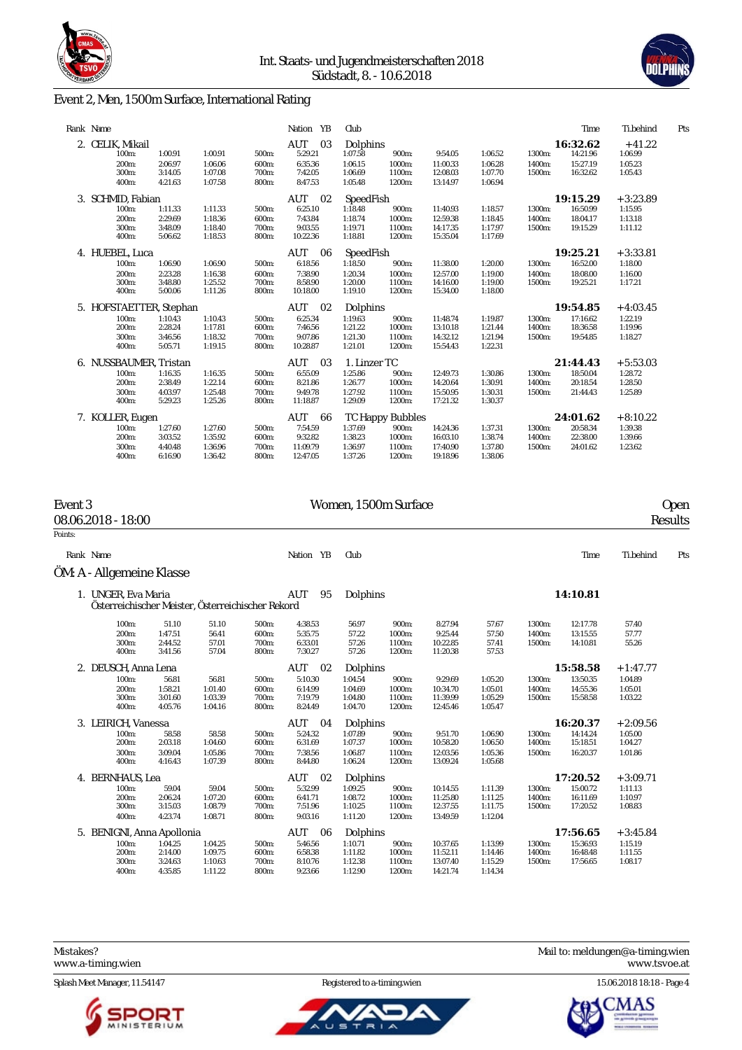## Event 2, Men, 1500m Surface, International Rating

| Rank | Name | Nation | YB | Club | Time | Ti.behind | Pts |
|---|---|---|---|---|---|---|---|
| 2. | CELIK, Mikail | AUT | 03 | Dolphins | **16:32.62** | +41.22 | |
| 3. | SCHMID, Fabian | AUT | 02 | SpeedFish | **19:15.29** | +3:23.89 | |
| 4. | HUEBEL, Luca | AUT | 06 | SpeedFish | **19:25.21** | +3:33.81 | |
| 5. | HOFSTAETTER, Stephan | AUT | 02 | Dolphins | **19:54.85** | +4:03.45 | |
| 6. | NUSSBAUMER, Tristan | AUT | 03 | 1. Linzer TC | **21:44.43** | +5:53.03 | |
| 7. | KOLLER, Eugen | AUT | 66 | TC Happy Bubbles | **24:01.62** | +8:10.22 | |

**2. CELIK, Mikail**

| Dist | Time | Split | Dist | Time | Split | Dist | Time | Split | Dist | Time | Split |
|---|---|---|---|---|---|---|---|---|---|---|---|
| 100m: | 1:00.91 | 1:00.91 | 500m: | 5:29.21 | 1:07.58 | 900m: | 9:54.05 | 1:06.52 | 1300m: | 14:21.96 | 1:06.99 |
| 200m: | 2:06.97 | 1:06.06 | 600m: | 6:35.36 | 1:06.15 | 1000m: | 11:00.33 | 1:06.28 | 1400m: | 15:27.19 | 1:05.23 |
| 300m: | 3:14.05 | 1:07.08 | 700m: | 7:42.05 | 1:06.69 | 1100m: | 12:08.03 | 1:07.70 | 1500m: | 16:32.62 | 1:05.43 |
| 400m: | 4:21.63 | 1:07.58 | 800m: | 8:47.53 | 1:05.48 | 1200m: | 13:14.97 | 1:06.94 | | | |

**3. SCHMID, Fabian**

| Dist | Time | Split | Dist | Time | Split | Dist | Time | Split | Dist | Time | Split |
|---|---|---|---|---|---|---|---|---|---|---|---|
| 100m: | 1:11.33 | 1:11.33 | 500m: | 6:25.10 | 1:18.48 | 900m: | 11:40.93 | 1:18.57 | 1300m: | 16:50.99 | 1:15.95 |
| 200m: | 2:29.69 | 1:18.36 | 600m: | 7:43.84 | 1:18.74 | 1000m: | 12:59.38 | 1:18.45 | 1400m: | 18:04.17 | 1:13.18 |
| 300m: | 3:48.09 | 1:18.40 | 700m: | 9:03.55 | 1:19.71 | 1100m: | 14:17.35 | 1:17.97 | 1500m: | 19:15.29 | 1:11.12 |
| 400m: | 5:06.62 | 1:18.53 | 800m: | 10:22.36 | 1:18.81 | 1200m: | 15:35.04 | 1:17.69 | | | |

**4. HUEBEL, Luca**

| Dist | Time | Split | Dist | Time | Split | Dist | Time | Split | Dist | Time | Split |
|---|---|---|---|---|---|---|---|---|---|---|---|
| 100m: | 1:06.90 | 1:06.90 | 500m: | 6:18.56 | 1:18.50 | 900m: | 11:38.00 | 1:20.00 | 1300m: | 16:52.00 | 1:18.00 |
| 200m: | 2:23.28 | 1:16.38 | 600m: | 7:38.90 | 1:20.34 | 1000m: | 12:57.00 | 1:19.00 | 1400m: | 18:08.00 | 1:16.00 |
| 300m: | 3:48.80 | 1:25.52 | 700m: | 8:58.90 | 1:20.00 | 1100m: | 14:16.00 | 1:19.00 | 1500m: | 19:25.21 | 1:17.21 |
| 400m: | 5:00.06 | 1:11.26 | 800m: | 10:18.00 | 1:19.10 | 1200m: | 15:34.00 | 1:18.00 | | | |

**5. HOFSTAETTER, Stephan**

| Dist | Time | Split | Dist | Time | Split | Dist | Time | Split | Dist | Time | Split |
|---|---|---|---|---|---|---|---|---|---|---|---|
| 100m: | 1:10.43 | 1:10.43 | 500m: | 6:25.34 | 1:19.63 | 900m: | 11:48.74 | 1:19.87 | 1300m: | 17:16.62 | 1:22.19 |
| 200m: | 2:28.24 | 1:17.81 | 600m: | 7:46.56 | 1:21.22 | 1000m: | 13:10.18 | 1:21.44 | 1400m: | 18:36.58 | 1:19.96 |
| 300m: | 3:46.56 | 1:18.32 | 700m: | 9:07.86 | 1:21.30 | 1100m: | 14:32.12 | 1:21.94 | 1500m: | 19:54.85 | 1:18.27 |
| 400m: | 5:05.71 | 1:19.15 | 800m: | 10:28.87 | 1:21.01 | 1200m: | 15:54.43 | 1:22.31 | | | |

**6. NUSSBAUMER, Tristan**

| Dist | Time | Split | Dist | Time | Split | Dist | Time | Split | Dist | Time | Split |
|---|---|---|---|---|---|---|---|---|---|---|---|
| 100m: | 1:16.35 | 1:16.35 | 500m: | 6:55.09 | 1:25.86 | 900m: | 12:49.73 | 1:30.86 | 1300m: | 18:50.04 | 1:28.72 |
| 200m: | 2:38.49 | 1:22.14 | 600m: | 8:21.86 | 1:26.77 | 1000m: | 14:20.64 | 1:30.91 | 1400m: | 20:18.54 | 1:28.50 |
| 300m: | 4:03.97 | 1:25.48 | 700m: | 9:49.78 | 1:27.92 | 1100m: | 15:50.95 | 1:30.31 | 1500m: | 21:44.43 | 1:25.89 |
| 400m: | 5:29.23 | 1:25.26 | 800m: | 11:18.87 | 1:29.09 | 1200m: | 17:21.32 | 1:30.37 | | | |

**7. KOLLER, Eugen**

| Dist | Time | Split | Dist | Time | Split | Dist | Time | Split | Dist | Time | Split |
|---|---|---|---|---|---|---|---|---|---|---|---|
| 100m: | 1:27.60 | 1:27.60 | 500m: | 7:54.59 | 1:37.69 | 900m: | 14:24.36 | 1:37.31 | 1300m: | 20:58.34 | 1:39.38 |
| 200m: | 3:03.52 | 1:35.92 | 600m: | 9:32.82 | 1:38.23 | 1000m: | 16:03.10 | 1:38.74 | 1400m: | 22:38.00 | 1:39.66 |
| 300m: | 4:40.48 | 1:36.96 | 700m: | 11:09.79 | 1:36.97 | 1100m: | 17:40.90 | 1:37.80 | 1500m: | 24:01.62 | 1:23.62 |
| 400m: | 6:16.90 | 1:36.42 | 800m: | 12:47.05 | 1:37.26 | 1200m: | 19:18.96 | 1:38.06 | | | |

## Event 3 — Women, 1500m Surface — Open

08.06.2018 - 18:00 — Results

Points:

### ÖM: A - Allgemeine Klasse

| Rank | Name | Nation | YB | Club | Time | Ti.behind | Pts |
|---|---|---|---|---|---|---|---|
| 1. | UNGER, Eva Maria | AUT | 95 | Dolphins | **14:10.81** | | |
| 2. | DEUSCH, Anna Lena | AUT | 02 | Dolphins | **15:58.58** | +1:47.77 | |
| 3. | LEIRICH, Vanessa | AUT | 04 | Dolphins | **16:20.37** | +2:09.56 | |
| 4. | BERNHAUS, Lea | AUT | 02 | Dolphins | **17:20.52** | +3:09.71 | |
| 5. | BENIGNI, Anna Apollonia | AUT | 06 | Dolphins | **17:56.65** | +3:45.84 | |

**1. UNGER, Eva Maria** — Österreichischer Meister, Österreichischer Rekord

| Dist | Time | Split | Dist | Time | Split | Dist | Time | Split | Dist | Time | Split |
|---|---|---|---|---|---|---|---|---|---|---|---|
| 100m: | 51.10 | 51.10 | 500m: | 4:38.53 | 56.97 | 900m: | 8:27.94 | 57.67 | 1300m: | 12:17.78 | 57.40 |
| 200m: | 1:47.51 | 56.41 | 600m: | 5:35.75 | 57.22 | 1000m: | 9:25.44 | 57.50 | 1400m: | 13:15.55 | 57.77 |
| 300m: | 2:44.52 | 57.01 | 700m: | 6:33.01 | 57.26 | 1100m: | 10:22.85 | 57.41 | 1500m: | 14:10.81 | 55.26 |
| 400m: | 3:41.56 | 57.04 | 800m: | 7:30.27 | 57.26 | 1200m: | 11:20.38 | 57.53 | | | |

**2. DEUSCH, Anna Lena**

| Dist | Time | Split | Dist | Time | Split | Dist | Time | Split | Dist | Time | Split |
|---|---|---|---|---|---|---|---|---|---|---|---|
| 100m: | 56.81 | 56.81 | 500m: | 5:10.30 | 1:04.54 | 900m: | 9:29.69 | 1:05.20 | 1300m: | 13:50.35 | 1:04.89 |
| 200m: | 1:58.21 | 1:01.40 | 600m: | 6:14.99 | 1:04.69 | 1000m: | 10:34.70 | 1:05.01 | 1400m: | 14:55.36 | 1:05.01 |
| 300m: | 3:01.60 | 1:03.39 | 700m: | 7:19.79 | 1:04.80 | 1100m: | 11:39.99 | 1:05.29 | 1500m: | 15:58.58 | 1:03.22 |
| 400m: | 4:05.76 | 1:04.16 | 800m: | 8:24.49 | 1:04.70 | 1200m: | 12:45.46 | 1:05.47 | | | |

**3. LEIRICH, Vanessa**

| Dist | Time | Split | Dist | Time | Split | Dist | Time | Split | Dist | Time | Split |
|---|---|---|---|---|---|---|---|---|---|---|---|
| 100m: | 58.58 | 58.58 | 500m: | 5:24.32 | 1:07.89 | 900m: | 9:51.70 | 1:06.90 | 1300m: | 14:14.24 | 1:05.00 |
| 200m: | 2:03.18 | 1:04.60 | 600m: | 6:31.69 | 1:07.37 | 1000m: | 10:58.20 | 1:06.50 | 1400m: | 15:18.51 | 1:04.27 |
| 300m: | 3:09.04 | 1:05.86 | 700m: | 7:38.56 | 1:06.87 | 1100m: | 12:03.56 | 1:05.36 | 1500m: | 16:20.37 | 1:01.86 |
| 400m: | 4:16.43 | 1:07.39 | 800m: | 8:44.80 | 1:06.24 | 1200m: | 13:09.24 | 1:05.68 | | | |

**4. BERNHAUS, Lea**

| Dist | Time | Split | Dist | Time | Split | Dist | Time | Split | Dist | Time | Split |
|---|---|---|---|---|---|---|---|---|---|---|---|
| 100m: | 59.04 | 59.04 | 500m: | 5:32.99 | 1:09.25 | 900m: | 10:14.55 | 1:11.39 | 1300m: | 15:00.72 | 1:11.13 |
| 200m: | 2:06.24 | 1:07.20 | 600m: | 6:41.71 | 1:08.72 | 1000m: | 11:25.80 | 1:11.25 | 1400m: | 16:11.69 | 1:10.97 |
| 300m: | 3:15.03 | 1:08.79 | 700m: | 7:51.96 | 1:10.25 | 1100m: | 12:37.55 | 1:11.75 | 1500m: | 17:20.52 | 1:08.83 |
| 400m: | 4:23.74 | 1:08.71 | 800m: | 9:03.16 | 1:11.20 | 1200m: | 13:49.59 | 1:12.04 | | | |

**5. BENIGNI, Anna Apollonia**

| Dist | Time | Split | Dist | Time | Split | Dist | Time | Split | Dist | Time | Split |
|---|---|---|---|---|---|---|---|---|---|---|---|
| 100m: | 1:04.25 | 1:04.25 | 500m: | 5:46.56 | 1:10.71 | 900m: | 10:37.65 | 1:13.99 | 1300m: | 15:36.93 | 1:15.19 |
| 200m: | 2:14.00 | 1:09.75 | 600m: | 6:58.38 | 1:11.82 | 1000m: | 11:52.11 | 1:14.46 | 1400m: | 16:48.48 | 1:11.55 |
| 300m: | 3:24.63 | 1:10.63 | 700m: | 8:10.76 | 1:12.38 | 1100m: | 13:07.40 | 1:15.29 | 1500m: | 17:56.65 | 1:08.17 |
| 400m: | 4:35.85 | 1:11.22 | 800m: | 9:23.66 | 1:12.90 | 1200m: | 14:21.74 | 1:14.34 | | | |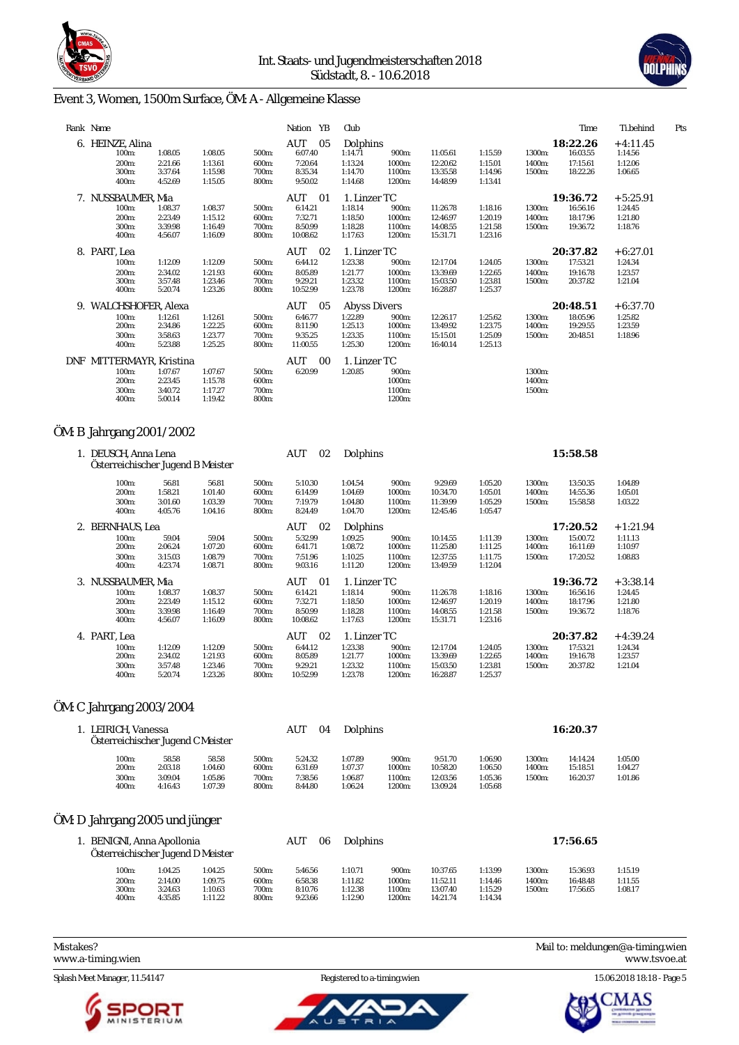Int. Staats- und Jugendmeisterschaften 2018
Südstadt, 8. - 10.6.2018

# Event 3, Women, 1500m Surface, ÖM: A - Allgemeine Klasse

| Rank | Name | Nation | YB | Club | Time | Ti.behind | Pts |
|---|---|---|---|---|---|---|---|
| 6. | HEINZE, Alina | AUT | 05 | Dolphins | 18:22.26 | +4:11.45 | |
| 7. | NUSSBAUMER, Mia | AUT | 01 | 1. Linzer TC | 19:36.72 | +5:25.91 | |
| 8. | PART, Lea | AUT | 02 | 1. Linzer TC | 20:37.82 | +6:27.01 | |
| 9. | WALCHSHOFER, Alexa | AUT | 05 | Abyss Divers | 20:48.51 | +6:37.70 | |
| DNF | MITTERMAYR, Kristina | AUT | 00 | 1. Linzer TC | | | |

**6. HEINZE, Alina**

| Dist | Time | Split | Dist | Time | Split | Dist | Time | Split | Dist | Time | Split |
|---|---|---|---|---|---|---|---|---|---|---|---|
| 100m: | 1:08.05 | 1:08.05 | 500m: | 6:07.40 | 1:14.71 | 900m: | 11:05.61 | 1:15.59 | 1300m: | 16:03.55 | 1:14.56 |
| 200m: | 2:21.66 | 1:13.61 | 600m: | 7:20.64 | 1:13.24 | 1000m: | 12:20.62 | 1:15.01 | 1400m: | 17:15.61 | 1:12.06 |
| 300m: | 3:37.64 | 1:15.98 | 700m: | 8:35.34 | 1:14.70 | 1100m: | 13:35.58 | 1:14.96 | 1500m: | 18:22.26 | 1:06.65 |
| 400m: | 4:52.69 | 1:15.05 | 800m: | 9:50.02 | 1:14.68 | 1200m: | 14:48.99 | 1:13.41 | | | |

**7. NUSSBAUMER, Mia**

| Dist | Time | Split | Dist | Time | Split | Dist | Time | Split | Dist | Time | Split |
|---|---|---|---|---|---|---|---|---|---|---|---|
| 100m: | 1:08.37 | 1:08.37 | 500m: | 6:14.21 | 1:18.14 | 900m: | 11:26.78 | 1:18.16 | 1300m: | 16:56.16 | 1:24.45 |
| 200m: | 2:23.49 | 1:15.12 | 600m: | 7:32.71 | 1:18.50 | 1000m: | 12:46.97 | 1:20.19 | 1400m: | 18:17.96 | 1:21.80 |
| 300m: | 3:39.98 | 1:16.49 | 700m: | 8:50.99 | 1:18.28 | 1100m: | 14:08.55 | 1:21.58 | 1500m: | 19:36.72 | 1:18.76 |
| 400m: | 4:56.07 | 1:16.09 | 800m: | 10:08.62 | 1:17.63 | 1200m: | 15:31.71 | 1:23.16 | | | |

**8. PART, Lea**

| Dist | Time | Split | Dist | Time | Split | Dist | Time | Split | Dist | Time | Split |
|---|---|---|---|---|---|---|---|---|---|---|---|
| 100m: | 1:12.09 | 1:12.09 | 500m: | 6:44.12 | 1:23.38 | 900m: | 12:17.04 | 1:24.05 | 1300m: | 17:53.21 | 1:24.34 |
| 200m: | 2:34.02 | 1:21.93 | 600m: | 8:05.89 | 1:21.77 | 1000m: | 13:39.69 | 1:22.65 | 1400m: | 19:16.78 | 1:23.57 |
| 300m: | 3:57.48 | 1:23.46 | 700m: | 9:29.21 | 1:23.32 | 1100m: | 15:03.50 | 1:23.81 | 1500m: | 20:37.82 | 1:21.04 |
| 400m: | 5:20.74 | 1:23.26 | 800m: | 10:52.99 | 1:23.78 | 1200m: | 16:28.87 | 1:25.37 | | | |

**9. WALCHSHOFER, Alexa**

| Dist | Time | Split | Dist | Time | Split | Dist | Time | Split | Dist | Time | Split |
|---|---|---|---|---|---|---|---|---|---|---|---|
| 100m: | 1:12.61 | 1:12.61 | 500m: | 6:46.77 | 1:22.89 | 900m: | 12:26.17 | 1:25.62 | 1300m: | 18:05.96 | 1:25.82 |
| 200m: | 2:34.86 | 1:22.25 | 600m: | 8:11.90 | 1:25.13 | 1000m: | 13:49.92 | 1:23.75 | 1400m: | 19:29.55 | 1:23.59 |
| 300m: | 3:58.63 | 1:23.77 | 700m: | 9:35.25 | 1:23.35 | 1100m: | 15:15.01 | 1:25.09 | 1500m: | 20:48.51 | 1:18.96 |
| 400m: | 5:23.88 | 1:25.25 | 800m: | 11:00.55 | 1:25.30 | 1200m: | 16:40.14 | 1:25.13 | | | |

**DNF MITTERMAYR, Kristina**

| Dist | Time | Split | Dist | Time | Split | Dist | Time | Split | Dist | Time | Split |
|---|---|---|---|---|---|---|---|---|---|---|---|
| 100m: | 1:07.67 | 1:07.67 | 500m: | 6:20.99 | 1:20.85 | 900m: | | | 1300m: | | |
| 200m: | 2:23.45 | 1:15.78 | 600m: | | | 1000m: | | | 1400m: | | |
| 300m: | 3:40.72 | 1:17.27 | 700m: | | | 1100m: | | | 1500m: | | |
| 400m: | 5:00.14 | 1:19.42 | 800m: | | | 1200m: | | | | | |

## ÖM: B Jahrgang 2001/2002

| Rank | Name | Nation | YB | Club | Time | Ti.behind |
|---|---|---|---|---|---|---|
| 1. | DEUSCH, Anna Lena (Österreichischer Jugend B Meister) | AUT | 02 | Dolphins | 15:58.58 | |
| 2. | BERNHAUS, Lea | AUT | 02 | Dolphins | 17:20.52 | +1:21.94 |
| 3. | NUSSBAUMER, Mia | AUT | 01 | 1. Linzer TC | 19:36.72 | +3:38.14 |
| 4. | PART, Lea | AUT | 02 | 1. Linzer TC | 20:37.82 | +4:39.24 |

**1. DEUSCH, Anna Lena** – Österreichischer Jugend B Meister

| Dist | Time | Split | Dist | Time | Split | Dist | Time | Split | Dist | Time | Split |
|---|---|---|---|---|---|---|---|---|---|---|---|
| 100m: | 56.81 | 56.81 | 500m: | 5:10.30 | 1:04.54 | 900m: | 9:29.69 | 1:05.20 | 1300m: | 13:50.35 | 1:04.89 |
| 200m: | 1:58.21 | 1:01.40 | 600m: | 6:14.99 | 1:04.69 | 1000m: | 10:34.70 | 1:05.01 | 1400m: | 14:55.36 | 1:05.01 |
| 300m: | 3:01.60 | 1:03.39 | 700m: | 7:19.79 | 1:04.80 | 1100m: | 11:39.99 | 1:05.29 | 1500m: | 15:58.58 | 1:03.22 |
| 400m: | 4:05.76 | 1:04.16 | 800m: | 8:24.49 | 1:04.70 | 1200m: | 12:45.46 | 1:05.47 | | | |

**2. BERNHAUS, Lea**

| Dist | Time | Split | Dist | Time | Split | Dist | Time | Split | Dist | Time | Split |
|---|---|---|---|---|---|---|---|---|---|---|---|
| 100m: | 59.04 | 59.04 | 500m: | 5:32.99 | 1:09.25 | 900m: | 10:14.55 | 1:11.39 | 1300m: | 15:00.72 | 1:11.13 |
| 200m: | 2:06.24 | 1:07.20 | 600m: | 6:41.71 | 1:08.72 | 1000m: | 11:25.80 | 1:11.25 | 1400m: | 16:11.69 | 1:10.97 |
| 300m: | 3:15.03 | 1:08.79 | 700m: | 7:51.96 | 1:10.25 | 1100m: | 12:37.55 | 1:11.75 | 1500m: | 17:20.52 | 1:08.83 |
| 400m: | 4:23.74 | 1:08.71 | 800m: | 9:03.16 | 1:11.20 | 1200m: | 13:49.59 | 1:12.04 | | | |

**3. NUSSBAUMER, Mia**

| Dist | Time | Split | Dist | Time | Split | Dist | Time | Split | Dist | Time | Split |
|---|---|---|---|---|---|---|---|---|---|---|---|
| 100m: | 1:08.37 | 1:08.37 | 500m: | 6:14.21 | 1:18.14 | 900m: | 11:26.78 | 1:18.16 | 1300m: | 16:56.16 | 1:24.45 |
| 200m: | 2:23.49 | 1:15.12 | 600m: | 7:32.71 | 1:18.50 | 1000m: | 12:46.97 | 1:20.19 | 1400m: | 18:17.96 | 1:21.80 |
| 300m: | 3:39.98 | 1:16.49 | 700m: | 8:50.99 | 1:18.28 | 1100m: | 14:08.55 | 1:21.58 | 1500m: | 19:36.72 | 1:18.76 |
| 400m: | 4:56.07 | 1:16.09 | 800m: | 10:08.62 | 1:17.63 | 1200m: | 15:31.71 | 1:23.16 | | | |

**4. PART, Lea**

| Dist | Time | Split | Dist | Time | Split | Dist | Time | Split | Dist | Time | Split |
|---|---|---|---|---|---|---|---|---|---|---|---|
| 100m: | 1:12.09 | 1:12.09 | 500m: | 6:44.12 | 1:23.38 | 900m: | 12:17.04 | 1:24.05 | 1300m: | 17:53.21 | 1:24.34 |
| 200m: | 2:34.02 | 1:21.93 | 600m: | 8:05.89 | 1:21.77 | 1000m: | 13:39.69 | 1:22.65 | 1400m: | 19:16.78 | 1:23.57 |
| 300m: | 3:57.48 | 1:23.46 | 700m: | 9:29.21 | 1:23.32 | 1100m: | 15:03.50 | 1:23.81 | 1500m: | 20:37.82 | 1:21.04 |
| 400m: | 5:20.74 | 1:23.26 | 800m: | 10:52.99 | 1:23.78 | 1200m: | 16:28.87 | 1:25.37 | | | |

## ÖM: C Jahrgang 2003/2004

| Rank | Name | Nation | YB | Club | Time |
|---|---|---|---|---|---|
| 1. | LEIRICH, Vanessa (Österreichischer Jugend C Meister) | AUT | 04 | Dolphins | 16:20.37 |

| Dist | Time | Split | Dist | Time | Split | Dist | Time | Split | Dist | Time | Split |
|---|---|---|---|---|---|---|---|---|---|---|---|
| 100m: | 58.58 | 58.58 | 500m: | 5:24.32 | 1:07.89 | 900m: | 9:51.70 | 1:06.90 | 1300m: | 14:14.24 | 1:05.00 |
| 200m: | 2:03.18 | 1:04.60 | 600m: | 6:31.69 | 1:07.37 | 1000m: | 10:58.20 | 1:06.50 | 1400m: | 15:18.51 | 1:04.27 |
| 300m: | 3:09.04 | 1:05.86 | 700m: | 7:38.56 | 1:06.87 | 1100m: | 12:03.56 | 1:05.36 | 1500m: | 16:20.37 | 1:01.86 |
| 400m: | 4:16.43 | 1:07.39 | 800m: | 8:44.80 | 1:06.24 | 1200m: | 13:09.24 | 1:05.68 | | | |

## ÖM: D Jahrgang 2005 und jünger

| Rank | Name | Nation | YB | Club | Time |
|---|---|---|---|---|---|
| 1. | BENIGNI, Anna Apollonia (Österreichischer Jugend D Meister) | AUT | 06 | Dolphins | 17:56.65 |

| Dist | Time | Split | Dist | Time | Split | Dist | Time | Split | Dist | Time | Split |
|---|---|---|---|---|---|---|---|---|---|---|---|
| 100m: | 1:04.25 | 1:04.25 | 500m: | 5:46.56 | 1:10.71 | 900m: | 10:37.65 | 1:13.99 | 1300m: | 15:36.93 | 1:15.19 |
| 200m: | 2:14.00 | 1:09.75 | 600m: | 6:58.38 | 1:11.82 | 1000m: | 11:52.11 | 1:14.46 | 1400m: | 16:48.48 | 1:11.55 |
| 300m: | 3:24.63 | 1:10.63 | 700m: | 8:10.76 | 1:12.38 | 1100m: | 13:07.40 | 1:15.29 | 1500m: | 17:56.65 | 1:08.17 |
| 400m: | 4:35.85 | 1:11.22 | 800m: | 9:23.66 | 1:12.90 | 1200m: | 14:21.74 | 1:14.34 | | | |

Mistakes? Mail to: meldungen@a-timing.wien
www.a-timing.wien — www.tsvoe.at

Splash Meet Manager, 11.54147 — Registered to a-timing.wien — 15.06.2018 18:18 - Page 5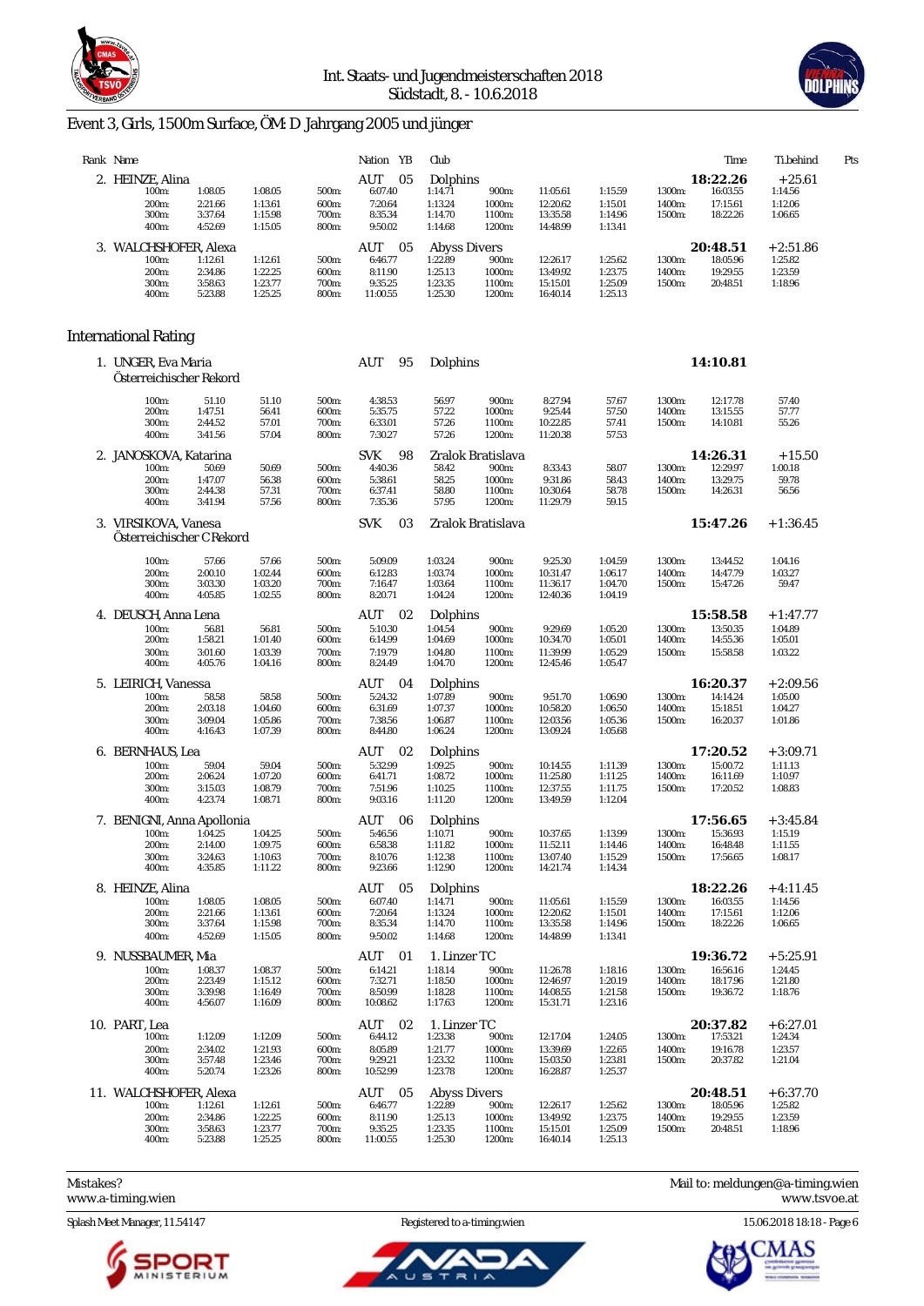## Event 3, Girls, 1500m Surface, ÖM: D Jahrgang 2005 und jünger

| Rank | Name | Nation | YB | Club | Time | Ti.behind | Pts |
|---|---|---|---|---|---|---|---|
| 2. | HEINZE, Alina | AUT | 05 | Dolphins | 18:22.26 | +25.61 | |

| | | | | | | | | | | | |
|---|---|---|---|---|---|---|---|---|---|---|---|
| 100m: | 1:08.05 | 1:08.05 | 500m: | 6:07.40 | 1:14.71 | 900m: | 11:05.61 | 1:15.59 | 1300m: | 16:03.55 | 1:14.56 |
| 200m: | 2:21.66 | 1:13.61 | 600m: | 7:20.64 | 1:13.24 | 1000m: | 12:20.62 | 1:15.01 | 1400m: | 17:15.61 | 1:12.06 |
| 300m: | 3:37.64 | 1:15.98 | 700m: | 8:35.34 | 1:14.70 | 1100m: | 13:35.58 | 1:14.96 | 1500m: | 18:22.26 | 1:06.65 |
| 400m: | 4:52.69 | 1:15.05 | 800m: | 9:50.02 | 1:14.68 | 1200m: | 14:48.99 | 1:13.41 | | | |

| Rank | Name | Nation | YB | Club | Time | Ti.behind | Pts |
|---|---|---|---|---|---|---|---|
| 3. | WALCHSHOFER, Alexa | AUT | 05 | Abyss Divers | 20:48.51 | +2:51.86 | |

| | | | | | | | | | | | |
|---|---|---|---|---|---|---|---|---|---|---|---|
| 100m: | 1:12.61 | 1:12.61 | 500m: | 6:46.77 | 1:22.89 | 900m: | 12:26.17 | 1:25.62 | 1300m: | 18:05.96 | 1:25.82 |
| 200m: | 2:34.86 | 1:22.25 | 600m: | 8:11.90 | 1:25.13 | 1000m: | 13:49.92 | 1:23.75 | 1400m: | 19:29.55 | 1:23.59 |
| 300m: | 3:58.63 | 1:23.77 | 700m: | 9:35.25 | 1:23.35 | 1100m: | 15:15.01 | 1:25.09 | 1500m: | 20:48.51 | 1:18.96 |
| 400m: | 5:23.88 | 1:25.25 | 800m: | 11:00.55 | 1:25.30 | 1200m: | 16:40.14 | 1:25.13 | | | |

## International Rating

**1. UNGER, Eva Maria** — AUT 95 — Dolphins — **14:10.81**
Österreichischer Rekord

| | | | | | | | | | | | |
|---|---|---|---|---|---|---|---|---|---|---|---|
| 100m: | 51.10 | 51.10 | 500m: | 4:38.53 | 56.97 | 900m: | 8:27.94 | 57.67 | 1300m: | 12:17.78 | 57.40 |
| 200m: | 1:47.51 | 56.41 | 600m: | 5:35.75 | 57.22 | 1000m: | 9:25.44 | 57.50 | 1400m: | 13:15.55 | 57.77 |
| 300m: | 2:44.52 | 57.01 | 700m: | 6:33.01 | 57.26 | 1100m: | 10:22.85 | 57.41 | 1500m: | 14:10.81 | 55.26 |
| 400m: | 3:41.56 | 57.04 | 800m: | 7:30.27 | 57.26 | 1200m: | 11:20.38 | 57.53 | | | |

**2. JANOSKOVA, Katarina** — SVK 98 — Zralok Bratislava — **14:26.31** — +15.50

| | | | | | | | | | | | |
|---|---|---|---|---|---|---|---|---|---|---|---|
| 100m: | 50.69 | 50.69 | 500m: | 4:40.36 | 58.42 | 900m: | 8:33.43 | 58.07 | 1300m: | 12:29.97 | 1:00.18 |
| 200m: | 1:47.07 | 56.38 | 600m: | 5:38.61 | 58.25 | 1000m: | 9:31.86 | 58.43 | 1400m: | 13:29.75 | 59.78 |
| 300m: | 2:44.38 | 57.31 | 700m: | 6:37.41 | 58.80 | 1100m: | 10:30.64 | 58.78 | 1500m: | 14:26.31 | 56.56 |
| 400m: | 3:41.94 | 57.56 | 800m: | 7:35.36 | 57.95 | 1200m: | 11:29.79 | 59.15 | | | |

**3. VIRSIKOVA, Vanesa** — SVK 03 — Zralok Bratislava — **15:47.26** — +1:36.45
Österreichischer C Rekord

| | | | | | | | | | | | |
|---|---|---|---|---|---|---|---|---|---|---|---|
| 100m: | 57.66 | 57.66 | 500m: | 5:09.09 | 1:03.24 | 900m: | 9:25.30 | 1:04.59 | 1300m: | 13:44.52 | 1:04.16 |
| 200m: | 2:00.10 | 1:02.44 | 600m: | 6:12.83 | 1:03.74 | 1000m: | 10:31.47 | 1:06.17 | 1400m: | 14:47.79 | 1:03.27 |
| 300m: | 3:03.30 | 1:03.20 | 700m: | 7:16.47 | 1:03.64 | 1100m: | 11:36.17 | 1:04.70 | 1500m: | 15:47.26 | 59.47 |
| 400m: | 4:05.85 | 1:02.55 | 800m: | 8:20.71 | 1:04.24 | 1200m: | 12:40.36 | 1:04.19 | | | |

**4. DEUSCH, Anna Lena** — AUT 02 — Dolphins — **15:58.58** — +1:47.77

| | | | | | | | | | | | |
|---|---|---|---|---|---|---|---|---|---|---|---|
| 100m: | 56.81 | 56.81 | 500m: | 5:10.30 | 1:04.54 | 900m: | 9:29.69 | 1:05.20 | 1300m: | 13:50.35 | 1:04.89 |
| 200m: | 1:58.21 | 1:01.40 | 600m: | 6:14.99 | 1:04.69 | 1000m: | 10:34.70 | 1:05.01 | 1400m: | 14:55.36 | 1:05.01 |
| 300m: | 3:01.60 | 1:03.39 | 700m: | 7:19.79 | 1:04.80 | 1100m: | 11:39.99 | 1:05.29 | 1500m: | 15:58.58 | 1:03.22 |
| 400m: | 4:05.76 | 1:04.16 | 800m: | 8:24.49 | 1:04.70 | 1200m: | 12:45.46 | 1:05.47 | | | |

**5. LEIRICH, Vanessa** — AUT 04 — Dolphins — **16:20.37** — +2:09.56

| | | | | | | | | | | | |
|---|---|---|---|---|---|---|---|---|---|---|---|
| 100m: | 58.58 | 58.58 | 500m: | 5:24.32 | 1:07.89 | 900m: | 9:51.70 | 1:06.90 | 1300m: | 14:14.24 | 1:05.00 |
| 200m: | 2:03.18 | 1:04.60 | 600m: | 6:31.69 | 1:07.37 | 1000m: | 10:58.20 | 1:06.50 | 1400m: | 15:18.51 | 1:04.27 |
| 300m: | 3:09.04 | 1:05.86 | 700m: | 7:38.56 | 1:06.87 | 1100m: | 12:03.56 | 1:05.36 | 1500m: | 16:20.37 | 1:01.86 |
| 400m: | 4:16.43 | 1:07.39 | 800m: | 8:44.80 | 1:06.24 | 1200m: | 13:09.24 | 1:05.68 | | | |

**6. BERNHAUS, Lea** — AUT 02 — Dolphins — **17:20.52** — +3:09.71

| | | | | | | | | | | | |
|---|---|---|---|---|---|---|---|---|---|---|---|
| 100m: | 59.04 | 59.04 | 500m: | 5:32.99 | 1:09.25 | 900m: | 10:14.55 | 1:11.39 | 1300m: | 15:00.72 | 1:11.13 |
| 200m: | 2:06.24 | 1:07.20 | 600m: | 6:41.71 | 1:08.72 | 1000m: | 11:25.80 | 1:11.25 | 1400m: | 16:11.69 | 1:10.97 |
| 300m: | 3:15.03 | 1:08.79 | 700m: | 7:51.96 | 1:10.25 | 1100m: | 12:37.55 | 1:11.75 | 1500m: | 17:20.52 | 1:08.83 |
| 400m: | 4:23.74 | 1:08.71 | 800m: | 9:03.16 | 1:11.20 | 1200m: | 13:49.59 | 1:12.04 | | | |

**7. BENIGNI, Anna Apollonia** — AUT 06 — Dolphins — **17:56.65** — +3:45.84

| | | | | | | | | | | | |
|---|---|---|---|---|---|---|---|---|---|---|---|
| 100m: | 1:04.25 | 1:04.25 | 500m: | 5:46.56 | 1:10.71 | 900m: | 10:37.65 | 1:13.99 | 1300m: | 15:36.93 | 1:15.19 |
| 200m: | 2:14.00 | 1:09.75 | 600m: | 6:58.38 | 1:11.82 | 1000m: | 11:52.11 | 1:14.46 | 1400m: | 16:48.48 | 1:11.55 |
| 300m: | 3:24.63 | 1:10.63 | 700m: | 8:10.76 | 1:12.38 | 1100m: | 13:07.40 | 1:15.29 | 1500m: | 17:56.65 | 1:08.17 |
| 400m: | 4:35.85 | 1:11.22 | 800m: | 9:23.66 | 1:12.90 | 1200m: | 14:21.74 | 1:14.34 | | | |

**8. HEINZE, Alina** — AUT 05 — Dolphins — **18:22.26** — +4:11.45

| | | | | | | | | | | | |
|---|---|---|---|---|---|---|---|---|---|---|---|
| 100m: | 1:08.05 | 1:08.05 | 500m: | 6:07.40 | 1:14.71 | 900m: | 11:05.61 | 1:15.59 | 1300m: | 16:03.55 | 1:14.56 |
| 200m: | 2:21.66 | 1:13.61 | 600m: | 7:20.64 | 1:13.24 | 1000m: | 12:20.62 | 1:15.01 | 1400m: | 17:15.61 | 1:12.06 |
| 300m: | 3:37.64 | 1:15.98 | 700m: | 8:35.34 | 1:14.70 | 1100m: | 13:35.58 | 1:14.96 | 1500m: | 18:22.26 | 1:06.65 |
| 400m: | 4:52.69 | 1:15.05 | 800m: | 9:50.02 | 1:14.68 | 1200m: | 14:48.99 | 1:13.41 | | | |

**9. NUSSBAUMER, Mia** — AUT 01 — 1. Linzer TC — **19:36.72** — +5:25.91

| | | | | | | | | | | | |
|---|---|---|---|---|---|---|---|---|---|---|---|
| 100m: | 1:08.37 | 1:08.37 | 500m: | 6:14.21 | 1:18.14 | 900m: | 11:26.78 | 1:18.16 | 1300m: | 16:56.16 | 1:24.45 |
| 200m: | 2:23.49 | 1:15.12 | 600m: | 7:32.71 | 1:18.50 | 1000m: | 12:46.97 | 1:20.19 | 1400m: | 18:17.96 | 1:21.80 |
| 300m: | 3:39.98 | 1:16.49 | 700m: | 8:50.99 | 1:18.28 | 1100m: | 14:08.55 | 1:21.58 | 1500m: | 19:36.72 | 1:18.76 |
| 400m: | 4:56.07 | 1:16.09 | 800m: | 10:08.62 | 1:17.63 | 1200m: | 15:31.71 | 1:23.16 | | | |

**10. PART, Lea** — AUT 02 — 1. Linzer TC — **20:37.82** — +6:27.01

| | | | | | | | | | | | |
|---|---|---|---|---|---|---|---|---|---|---|---|
| 100m: | 1:12.09 | 1:12.09 | 500m: | 6:44.12 | 1:23.38 | 900m: | 12:17.04 | 1:24.05 | 1300m: | 17:53.21 | 1:24.34 |
| 200m: | 2:34.02 | 1:21.93 | 600m: | 8:05.89 | 1:21.77 | 1000m: | 13:39.69 | 1:22.65 | 1400m: | 19:16.78 | 1:23.57 |
| 300m: | 3:57.48 | 1:23.46 | 700m: | 9:29.21 | 1:23.32 | 1100m: | 15:03.50 | 1:23.81 | 1500m: | 20:37.82 | 1:21.04 |
| 400m: | 5:20.74 | 1:23.26 | 800m: | 10:52.99 | 1:23.78 | 1200m: | 16:28.87 | 1:25.37 | | | |

**11. WALCHSHOFER, Alexa** — AUT 05 — Abyss Divers — **20:48.51** — +6:37.70

| | | | | | | | | | | | |
|---|---|---|---|---|---|---|---|---|---|---|---|
| 100m: | 1:12.61 | 1:12.61 | 500m: | 6:46.77 | 1:22.89 | 900m: | 12:26.17 | 1:25.62 | 1300m: | 18:05.96 | 1:25.82 |
| 200m: | 2:34.86 | 1:22.25 | 600m: | 8:11.90 | 1:25.13 | 1000m: | 13:49.92 | 1:23.75 | 1400m: | 19:29.55 | 1:23.59 |
| 300m: | 3:58.63 | 1:23.77 | 700m: | 9:35.25 | 1:23.35 | 1100m: | 15:15.01 | 1:25.09 | 1500m: | 20:48.51 | 1:18.96 |
| 400m: | 5:23.88 | 1:25.25 | 800m: | 11:00.55 | 1:25.30 | 1200m: | 16:40.14 | 1:25.13 | | | |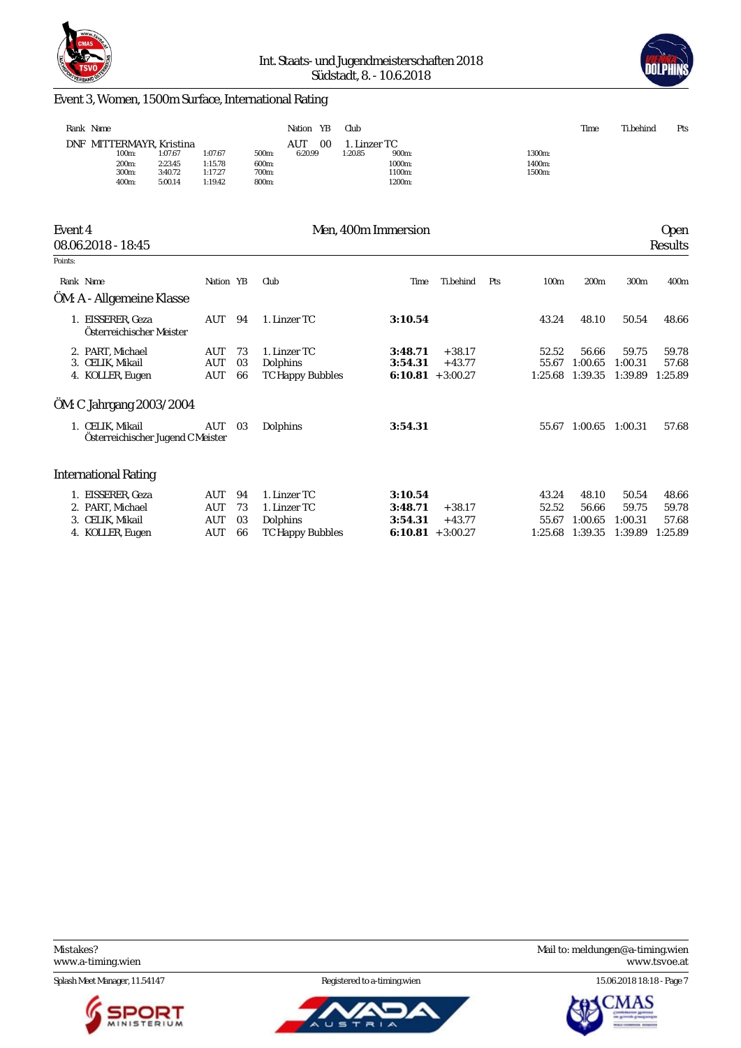## Event 3, Women, 1500m Surface, International Rating

| Rank | Name | Nation | YB | Club | Time | Ti.behind | Pts |
|---|---|---|---|---|---|---|---|
| DNF | MITTERMAYR, Kristina | AUT | 00 | 1. Linzer TC | | | |

| | | | | | | | |
|---|---|---|---|---|---|---|---|
| 100m: | 1:07.67 | 1:07.67 | 500m: | 6:20.99 | 1:20.85 | 900m: | 1300m: |
| 200m: | 2:23.45 | 1:15.78 | 600m: | | | 1000m: | 1400m: |
| 300m: | 3:40.72 | 1:17.27 | 700m: | | | 1100m: | 1500m: |
| 400m: | 5:00.14 | 1:19.42 | 800m: | | | 1200m: | |

## Event 4 — Men, 400m Immersion — Open

08.06.2018 - 18:45 — Results

Points:

| Rank | Name | Nation | YB | Club | Time | Ti.behind | Pts | 100m | 200m | 300m | 400m |
|---|---|---|---|---|---|---|---|---|---|---|---|
| **ÖM: A - Allgemeine Klasse** | | | | | | | | | | | |
| 1. | EISSERER, Geza<br>Österreichischer Meister | AUT | 94 | 1. Linzer TC | **3:10.54** | | | 43.24 | 48.10 | 50.54 | 48.66 |
| 2. | PART, Michael | AUT | 73 | 1. Linzer TC | **3:48.71** | +38.17 | | 52.52 | 56.66 | 59.75 | 59.78 |
| 3. | CELIK, Mikail | AUT | 03 | Dolphins | **3:54.31** | +43.77 | | 55.67 | 1:00.65 | 1:00.31 | 57.68 |
| 4. | KOLLER, Eugen | AUT | 66 | TC Happy Bubbles | **6:10.81** | +3:00.27 | | 1:25.68 | 1:39.35 | 1:39.89 | 1:25.89 |
| **ÖM: C Jahrgang 2003/2004** | | | | | | | | | | | |
| 1. | CELIK, Mikail<br>Österreichischer Jugend C Meister | AUT | 03 | Dolphins | **3:54.31** | | | 55.67 | 1:00.65 | 1:00.31 | 57.68 |
| **International Rating** | | | | | | | | | | | |
| 1. | EISSERER, Geza | AUT | 94 | 1. Linzer TC | **3:10.54** | | | 43.24 | 48.10 | 50.54 | 48.66 |
| 2. | PART, Michael | AUT | 73 | 1. Linzer TC | **3:48.71** | +38.17 | | 52.52 | 56.66 | 59.75 | 59.78 |
| 3. | CELIK, Mikail | AUT | 03 | Dolphins | **3:54.31** | +43.77 | | 55.67 | 1:00.65 | 1:00.31 | 57.68 |
| 4. | KOLLER, Eugen | AUT | 66 | TC Happy Bubbles | **6:10.81** | +3:00.27 | | 1:25.68 | 1:39.35 | 1:39.89 | 1:25.89 |

Mistakes? www.a-timing.wien — Mail to: meldungen@a-timing.wien — www.tsvoe.at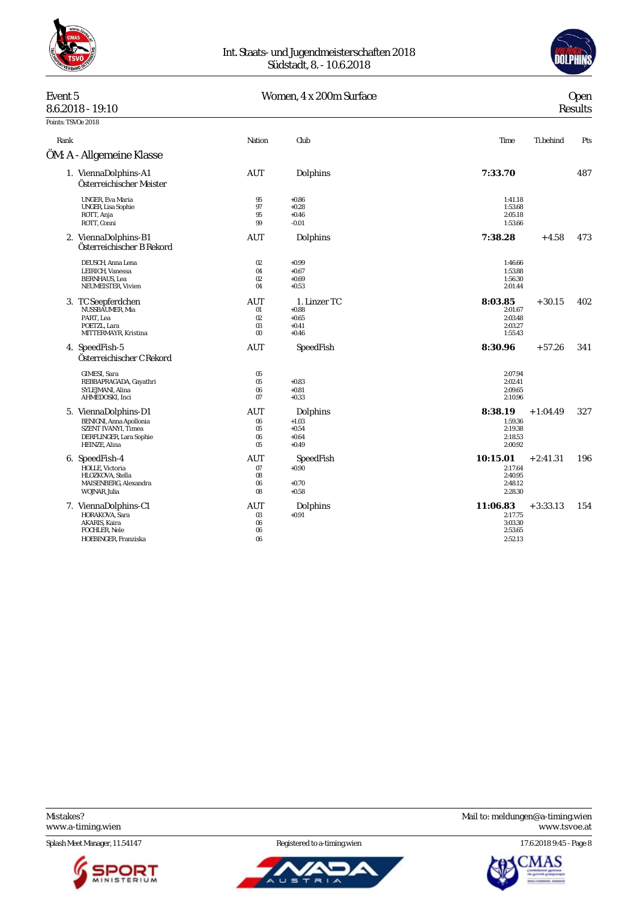Int. Staats- und Jugendmeisterschaften 2018
Südstadt, 8. - 10.6.2018

**Event 5** — Women, 4 x 200m Surface — Open
8.6.2018 - 19:10 — Results

Points: TSVOe 2018

## ÖM: A - Allgemeine Klasse

| Rank | | Nation | Club | Time | Ti.behind | Pts |
|---|---|---|---|---|---|---|
| 1. | ViennaDolphins-A1<br>Österreichischer Meister | AUT | Dolphins | **7:33.70** | | 487 |
| | UNGER, Eva Maria | 95 | +0.86 | 1:41.18 | | |
| | UNGER, Lisa Sophie | 97 | +0.28 | 1:53.68 | | |
| | ROTT, Anja | 95 | +0.46 | 2:05.18 | | |
| | ROTT, Conni | 99 | -0.01 | 1:53.66 | | |
| 2. | ViennaDolphins-B1<br>Österreichischer B Rekord | AUT | Dolphins | **7:38.28** | +4.58 | 473 |
| | DEUSCH, Anna Lena | 02 | +0.99 | 1:46.66 | | |
| | LEIRICH, Vanessa | 04 | +0.67 | 1:53.88 | | |
| | BERNHAUS, Lea | 02 | +0.69 | 1:56.30 | | |
| | NEUMEISTER, Vivien | 04 | +0.53 | 2:01.44 | | |
| 3. | TC Seepferdchen | AUT | 1. Linzer TC | **8:03.85** | +30.15 | 402 |
| | NUSSBAUMER, Mia | 01 | +0.88 | 2:01.67 | | |
| | PART, Lea | 02 | +0.65 | 2:03.48 | | |
| | POETZL, Lara | 03 | +0.41 | 2:03.27 | | |
| | MITTERMAYR, Kristina | 00 | +0.46 | 1:55.43 | | |
| 4. | SpeedFish-5<br>Österreichischer C Rekord | AUT | SpeedFish | **8:30.96** | +57.26 | 341 |
| | GIMESI, Sara | 05 | | 2:07.94 | | |
| | REBBAPRAGADA, Gayathri | 05 | +0.83 | 2:02.41 | | |
| | SYLEJMANI, Alina | 06 | +0.81 | 2:09.65 | | |
| | AHMEDOSKI, Inci | 07 | +0.33 | 2:10.96 | | |
| 5. | ViennaDolphins-D1 | AUT | Dolphins | **8:38.19** | +1:04.49 | 327 |
| | BENIGNI, Anna Apollonia | 06 | +1.03 | 1:59.36 | | |
| | SZENT IVANYI, Timea | 05 | +0.54 | 2:19.38 | | |
| | DERFLINGER, Lara Sophie | 06 | +0.64 | 2:18.53 | | |
| | HEINZE, Alina | 05 | +0.49 | 2:00.92 | | |
| 6. | SpeedFish-4 | AUT | SpeedFish | **10:15.01** | +2:41.31 | 196 |
| | HOLLE, Victoria | 07 | +0.90 | 2:17.64 | | |
| | HLOZKOVA, Stella | 08 | | 2:40.95 | | |
| | MAISENBERG, Alexandra | 06 | +0.70 | 2:48.12 | | |
| | WOJNAR, Julia | 08 | +0.58 | 2:28.30 | | |
| 7. | ViennaDolphins-C1 | AUT | Dolphins | **11:06.83** | +3:33.13 | 154 |
| | HORAKOVA, Sara | 03 | +0.91 | 2:17.75 | | |
| | AKARIS, Kaira | 06 | | 3:03.30 | | |
| | FOCHLER, Nele | 06 | | 2:53.65 | | |
| | HOEBINGER, Franziska | 06 | | 2:52.13 | | |

Mistakes? www.a-timing.wien — Mail to: meldungen@a-timing.wien — www.tsvoe.at

Splash Meet Manager, 11.54147 — Registered to a-timing.wien — 17.6.2018 9:45 - Page 8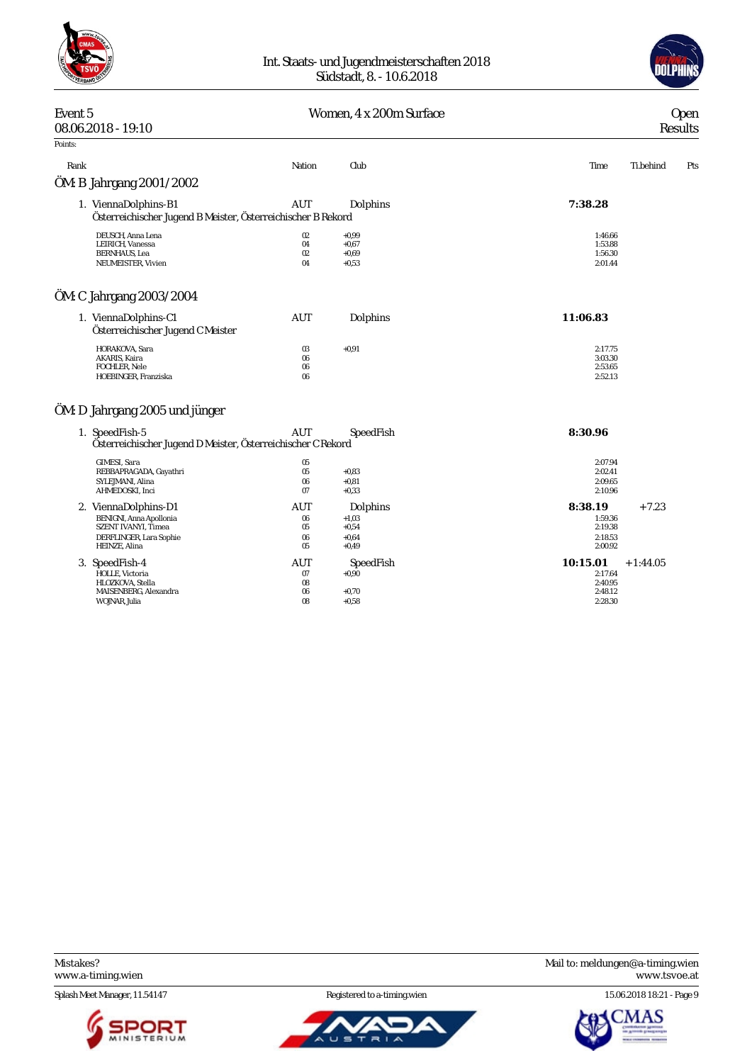Int. Staats- und Jugendmeisterschaften 2018
Südstadt, 8. - 10.6.2018

**Event 5** — Women, 4 x 200m Surface — Open
08.06.2018 - 19:10 — Results

Points:

| Rank | Nation | Club | Time | Ti.behind | Pts |
|---|---|---|---|---|---|

## ÖM: B Jahrgang 2001/2002

| Rank | | Nation | Club | Time | Ti.behind | Pts |
|---|---|---|---|---|---|---|
| 1. | ViennaDolphins-B1 | AUT | Dolphins | **7:38.28** | | |
| | Österreichischer Jugend B Meister, Österreichischer B Rekord | | | | | |
| | DEUSCH, Anna Lena | 02 | +0,99 | 1:46.66 | | |
| | LEIRICH, Vanessa | 04 | +0,67 | 1:53.88 | | |
| | BERNHAUS, Lea | 02 | +0,69 | 1:56.30 | | |
| | NEUMEISTER, Vivien | 04 | +0,53 | 2:01.44 | | |

## ÖM: C Jahrgang 2003/2004

| Rank | | Nation | Club | Time | Ti.behind | Pts |
|---|---|---|---|---|---|---|
| 1. | ViennaDolphins-C1 | AUT | Dolphins | **11:06.83** | | |
| | Österreichischer Jugend C Meister | | | | | |
| | HORAKOVA, Sara | 03 | +0,91 | 2:17.75 | | |
| | AKARIS, Kaira | 06 | | 3:03.30 | | |
| | FOCHLER, Nele | 06 | | 2:53.65 | | |
| | HOEBINGER, Franziska | 06 | | 2:52.13 | | |

## ÖM: D Jahrgang 2005 und jünger

| Rank | | Nation | Club | Time | Ti.behind | Pts |
|---|---|---|---|---|---|---|
| 1. | SpeedFish-5 | AUT | SpeedFish | **8:30.96** | | |
| | Österreichischer Jugend D Meister, Österreichischer C Rekord | | | | | |
| | GIMESI, Sara | 05 | | 2:07.94 | | |
| | REBBAPRAGADA, Gayathri | 05 | +0,83 | 2:02.41 | | |
| | SYLEJMANI, Alina | 06 | +0,81 | 2:09.65 | | |
| | AHMEDOSKI, Inci | 07 | +0,33 | 2:10.96 | | |
| 2. | ViennaDolphins-D1 | AUT | Dolphins | **8:38.19** | +7.23 | |
| | BENIGNI, Anna Apollonia | 06 | +1,03 | 1:59.36 | | |
| | SZENT IVANYI, Timea | 05 | +0,54 | 2:19.38 | | |
| | DERFLINGER, Lara Sophie | 06 | +0,64 | 2:18.53 | | |
| | HEINZE, Alina | 05 | +0,49 | 2:00.92 | | |
| 3. | SpeedFish-4 | AUT | SpeedFish | **10:15.01** | +1:44.05 | |
| | HOLLE, Victoria | 07 | +0,90 | 2:17.64 | | |
| | HLOZKOVA, Stella | 08 | | 2:40.95 | | |
| | MAISENBERG, Alexandra | 06 | +0,70 | 2:48.12 | | |
| | WOJNAR, Julia | 08 | +0,58 | 2:28.30 | | |

Mistakes? www.a-timing.wien — Mail to: meldungen@a-timing.wien — www.tsvoe.at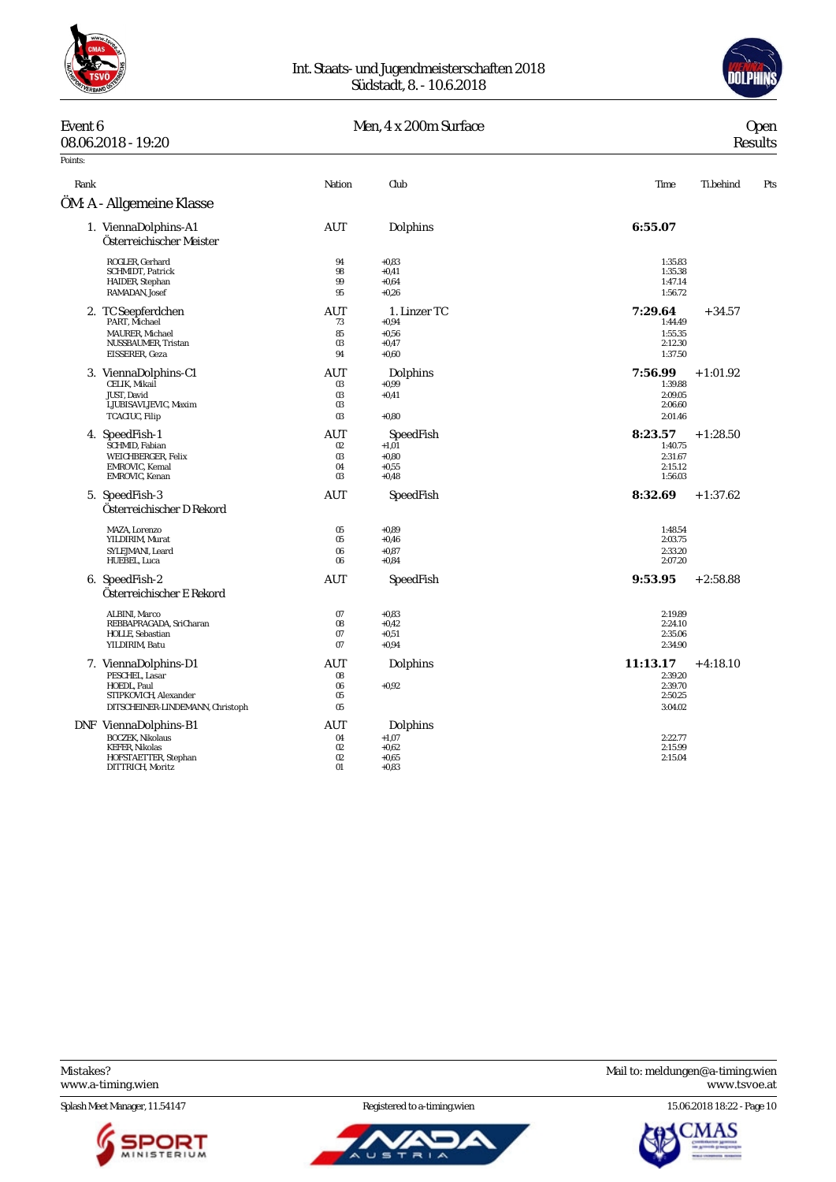Int. Staats- und Jugendmeisterschaften 2018
Südstadt, 8. - 10.6.2018

## Event 6 — Men, 4 x 200m Surface — Open

08.06.2018 - 19:20 — Results

Points:

### ÖM: A - Allgemeine Klasse

| Rank | | Nation | Club | Time | Ti.behind | Pts |
|---|---|---|---|---|---|---|
| 1. | ViennaDolphins-A1 | AUT | Dolphins | **6:55.07** | | |
| | Österreichischer Meister | | | | | |
| | ROGLER, Gerhard | 94 | +0,83 | 1:35.83 | | |
| | SCHMIDT, Patrick | 98 | +0,41 | 1:35.38 | | |
| | HAIDER, Stephan | 99 | +0,64 | 1:47.14 | | |
| | RAMADAN, Josef | 95 | +0,26 | 1:56.72 | | |
| 2. | TC Seepferdchen | AUT | 1. Linzer TC | **7:29.64** | +34.57 | |
| | PART, Michael | 73 | +0,94 | 1:44.49 | | |
| | MAURER, Michael | 85 | +0,56 | 1:55.35 | | |
| | NUSSBAUMER, Tristan | 03 | +0,47 | 2:12.30 | | |
| | EISSERER, Geza | 94 | +0,60 | 1:37.50 | | |
| 3. | ViennaDolphins-C1 | AUT | Dolphins | **7:56.99** | +1:01.92 | |
| | CELIK, Mikail | 03 | +0,99 | 1:39.88 | | |
| | JUST, David | 03 | +0,41 | 2:09.05 | | |
| | LJUBISAVLJEVIC, Maxim | 03 | | 2:06.60 | | |
| | TCACIUC, Filip | 03 | +0,80 | 2:01.46 | | |
| 4. | SpeedFish-1 | AUT | SpeedFish | **8:23.57** | +1:28.50 | |
| | SCHMID, Fabian | 02 | +1,01 | 1:40.75 | | |
| | WEICHBERGER, Felix | 03 | +0,80 | 2:31.67 | | |
| | EMROVIC, Kemal | 04 | +0,55 | 2:15.12 | | |
| | EMROVIC, Kenan | 03 | +0,48 | 1:56.03 | | |
| 5. | SpeedFish-3 | AUT | SpeedFish | **8:32.69** | +1:37.62 | |
| | Österreichischer D Rekord | | | | | |
| | MAZA, Lorenzo | 05 | +0,89 | 1:48.54 | | |
| | YILDIRIM, Murat | 05 | +0,46 | 2:03.75 | | |
| | SYLEJMANI, Leard | 06 | +0,87 | 2:33.20 | | |
| | HUEBEL, Luca | 06 | +0,84 | 2:07.20 | | |
| 6. | SpeedFish-2 | AUT | SpeedFish | **9:53.95** | +2:58.88 | |
| | Österreichischer E Rekord | | | | | |
| | ALBINI, Marco | 07 | +0,83 | 2:19.89 | | |
| | REBBAPRAGADA, SriCharan | 08 | +0,42 | 2:24.10 | | |
| | HOLLE, Sebastian | 07 | +0,51 | 2:35.06 | | |
| | YILDIRIM, Batu | 07 | +0,94 | 2:34.90 | | |
| 7. | ViennaDolphins-D1 | AUT | Dolphins | **11:13.17** | +4:18.10 | |
| | PESCHEL, Lasar | 08 | | 2:39.20 | | |
| | HOEDL, Paul | 06 | +0,92 | 2:39.70 | | |
| | STIPKOVICH, Alexander | 05 | | 2:50.25 | | |
| | DITSCHEINER-LINDEMANN, Christoph | 05 | | 3:04.02 | | |
| DNF | ViennaDolphins-B1 | AUT | Dolphins | | | |
| | BOCZEK, Nikolaus | 04 | +1,07 | 2:22.77 | | |
| | KEFER, Nikolas | 02 | +0,62 | 2:15.99 | | |
| | HOFSTAETTER, Stephan | 02 | +0,65 | 2:15.04 | | |
| | DITTRICH, Moritz | 01 | +0,83 | | | |

Mistakes?
www.a-timing.wien

Mail to: meldungen@a-timing.wien
www.tsvoe.at

Splash Meet Manager, 11.54147 — Registered to a-timing.wien — 15.06.2018 18:22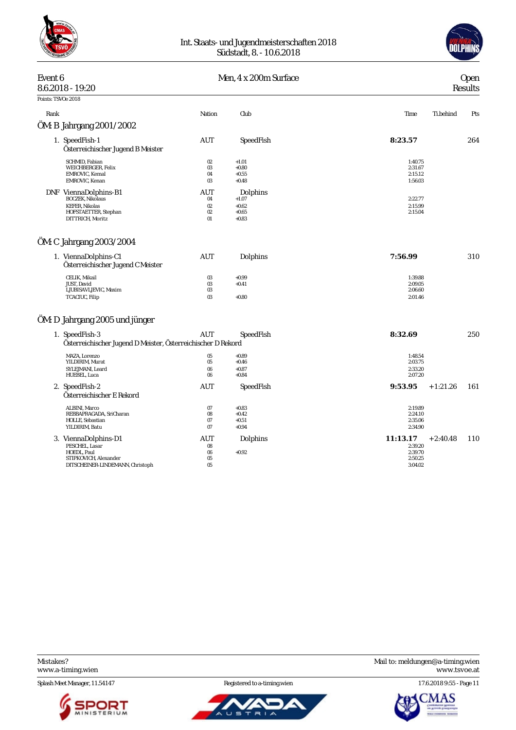Int. Staats- und Jugendmeisterschaften 2018
Südstadt, 8. - 10.6.2018

**Event 6** — **Men, 4 x 200m Surface** — **Open**
8.6.2018 - 19:20 — **Results**

Points: TSVOe 2018

| Rank | | Nation | Club | Time | Ti.behind | Pts |
|---|---|---|---|---|---|---|
| **ÖM: B Jahrgang 2001/2002** | | | | | | |
| 1. | SpeedFish-1<br>Österreichischer Jugend B Meister | AUT | SpeedFish | **8:23.57** | | 264 |
| | SCHMID, Fabian | 02 | +1.01 | 1:40.75 | | |
| | WEICHBERGER, Felix | 03 | +0.80 | 2:31.67 | | |
| | EMROVIC, Kemal | 04 | +0.55 | 2:15.12 | | |
| | EMROVIC, Kenan | 03 | +0.48 | 1:56.03 | | |
| DNF | ViennaDolphins-B1 | AUT | Dolphins | | | |
| | BOCZEK, Nikolaus | 04 | +1.07 | 2:22.77 | | |
| | KEFER, Nikolas | 02 | +0.62 | 2:15.99 | | |
| | HOFSTAETTER, Stephan | 02 | +0.65 | 2:15.04 | | |
| | DITTRICH, Moritz | 01 | +0.83 | | | |
| **ÖM: C Jahrgang 2003/2004** | | | | | | |
| 1. | ViennaDolphins-C1<br>Österreichischer Jugend C Meister | AUT | Dolphins | **7:56.99** | | 310 |
| | CELIK, Mikail | 03 | +0.99 | 1:39.88 | | |
| | JUST, David | 03 | +0.41 | 2:09.05 | | |
| | LJUBISAVLJEVIC, Maxim | 03 | | 2:06.60 | | |
| | TCACIUC, Filip | 03 | +0.80 | 2:01.46 | | |
| **ÖM: D Jahrgang 2005 und jünger** | | | | | | |
| 1. | SpeedFish-3<br>Österreichischer Jugend D Meister, Österreichischer D Rekord | AUT | SpeedFish | **8:32.69** | | 250 |
| | MAZA, Lorenzo | 05 | +0.89 | 1:48.54 | | |
| | YILDIRIM, Murat | 05 | +0.46 | 2:03.75 | | |
| | SYLEJMANI, Leard | 06 | +0.87 | 2:33.20 | | |
| | HUEBEL, Luca | 06 | +0.84 | 2:07.20 | | |
| 2. | SpeedFish-2<br>Österreichischer E Rekord | AUT | SpeedFish | **9:53.95** | +1:21.26 | 161 |
| | ALBINI, Marco | 07 | +0.83 | 2:19.89 | | |
| | REBBAPRAGADA, SriCharan | 08 | +0.42 | 2:24.10 | | |
| | HOLLE, Sebastian | 07 | +0.51 | 2:35.06 | | |
| | YILDIRIM, Batu | 07 | +0.94 | 2:34.90 | | |
| 3. | ViennaDolphins-D1 | AUT | Dolphins | **11:13.17** | +2:40.48 | 110 |
| | PESCHEL, Lasar | 08 | | 2:39.20 | | |
| | HOEDL, Paul | 06 | +0.92 | 2:39.70 | | |
| | STIPKOVICH, Alexander | 05 | | 2:50.25 | | |
| | DITSCHEINER-LINDEMANN, Christoph | 05 | | 3:04.02 | | |

Mistakes? Mail to: meldungen@a-timing.wien
www.a-timing.wien — www.tsvoe.at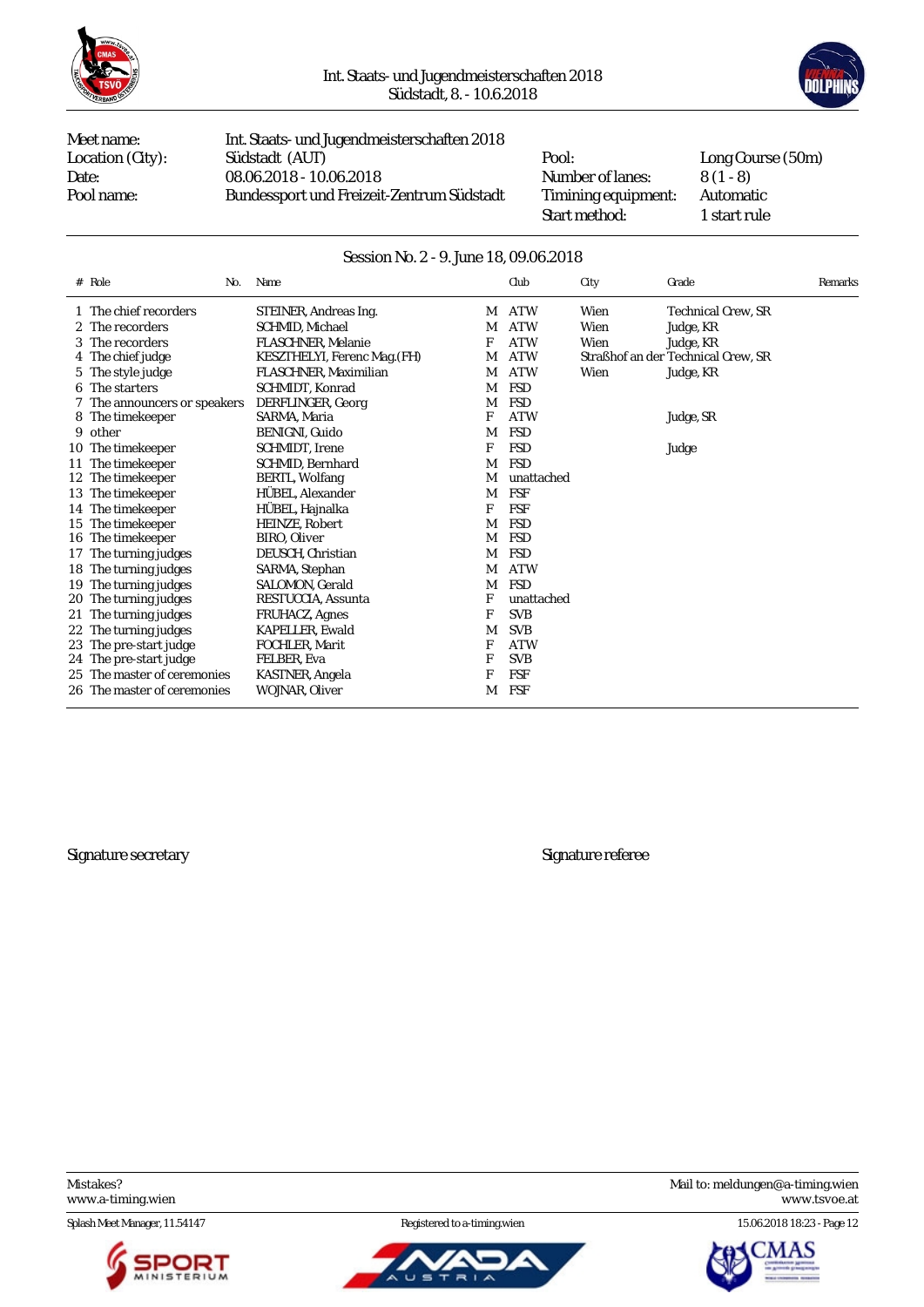| Meet name: | Int. Staats- und Jugendmeisterschaften 2018 | | |
|---|---|---|---|
| Location (City): | Südstadt (AUT) | Pool: | Long Course (50m) |
| Date: | 08.06.2018 - 10.06.2018 | Number of lanes: | 8 (1 - 8) |
| Pool name: | Bundessport und Freizeit-Zentrum Südstadt | Timining equipment: | Automatic |
| | | Start method: | 1 start rule |

## Session No. 2 - 9. June 18, 09.06.2018

| # | Role | No. | Name | | Club | City | Grade | Remarks |
|---|---|---|---|---|---|---|---|---|
| 1 | The chief recorders | | STEINER, Andreas Ing. | M | ATW | Wien | Technical Crew, SR | |
| 2 | The recorders | | SCHMID, Michael | M | ATW | Wien | Judge, KR | |
| 3 | The recorders | | FLASCHNER, Melanie | F | ATW | Wien | Judge, KR | |
| 4 | The chief judge | | KESZTHELYI, Ferenc Mag.(FH) | M | ATW | Straßhof an der | Technical Crew, SR | |
| 5 | The style judge | | FLASCHNER, Maximilian | M | ATW | Wien | Judge, KR | |
| 6 | The starters | | SCHMIDT, Konrad | M | FSD | | | |
| 7 | The announcers or speakers | | DERFLINGER, Georg | M | FSD | | | |
| 8 | The timekeeper | | SARMA, Maria | F | ATW | | Judge, SR | |
| 9 | other | | BENIGNI, Guido | M | FSD | | | |
| 10 | The timekeeper | | SCHMIDT, Irene | F | FSD | | Judge | |
| 11 | The timekeeper | | SCHMID, Bernhard | M | FSD | | | |
| 12 | The timekeeper | | BERTL, Wolfang | M | unattached | | | |
| 13 | The timekeeper | | HÜBEL, Alexander | M | FSF | | | |
| 14 | The timekeeper | | HÜBEL, Hajnalka | F | FSF | | | |
| 15 | The timekeeper | | HEINZE, Robert | M | FSD | | | |
| 16 | The timekeeper | | BIRO, Oliver | M | FSD | | | |
| 17 | The turning judges | | DEUSCH, Christian | M | FSD | | | |
| 18 | The turning judges | | SARMA, Stephan | M | ATW | | | |
| 19 | The turning judges | | SALOMON, Gerald | M | FSD | | | |
| 20 | The turning judges | | RESTUCCIA, Assunta | F | unattached | | | |
| 21 | The turning judges | | FRUHACZ, Agnes | F | SVB | | | |
| 22 | The turning judges | | KAPELLER, Ewald | M | SVB | | | |
| 23 | The pre-start judge | | FOCHLER, Marit | F | ATW | | | |
| 24 | The pre-start judge | | FELBER, Eva | F | SVB | | | |
| 25 | The master of ceremonies | | KASTNER, Angela | F | FSF | | | |
| 26 | The master of ceremonies | | WOJNAR, Oliver | M | FSF | | | |

Signature secretary

Signature referee

Mistakes?
www.a-timing.wien

Mail to: meldungen@a-timing.wien
www.tsvoe.at

Splash Meet Manager, 11.54147 — Registered to a-timing.wien — 15.06.2018 18:23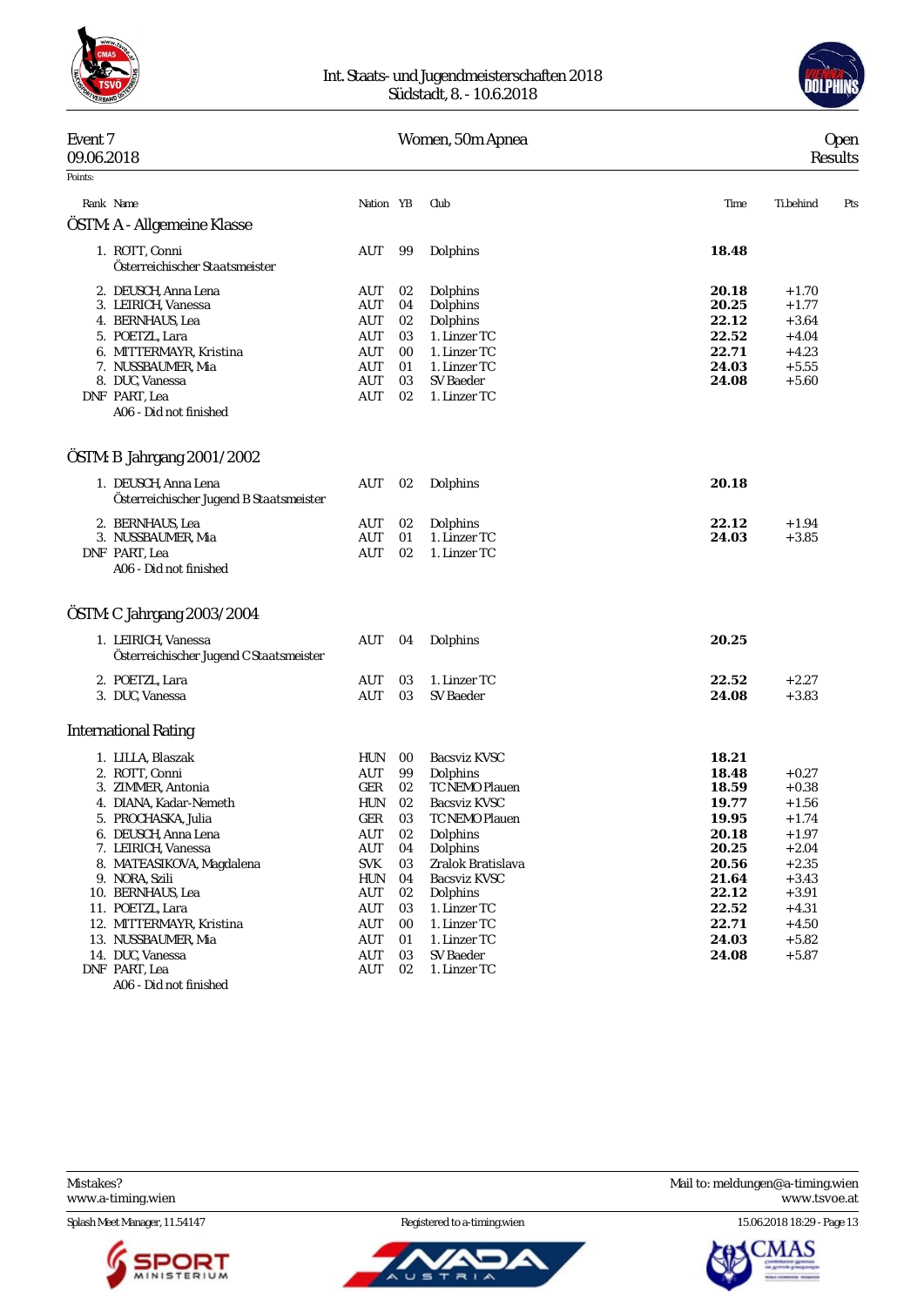Int. Staats- und Jugendmeisterschaften 2018
Südstadt, 8. - 10.6.2018

# Event 7 — Women, 50m Apnea — Open

09.06.2018 — Results

Points:

## ÖSTM: A - Allgemeine Klasse

| Rank | Name | Nation | YB | Club | Time | Ti.behind | Pts |
|---|---|---|---|---|---|---|---|
| 1. | ROTT, Conni<br>Österreichischer Staatsmeister | AUT | 99 | Dolphins | **18.48** | | |
| 2. | DEUSCH, Anna Lena | AUT | 02 | Dolphins | **20.18** | +1.70 | |
| 3. | LEIRICH, Vanessa | AUT | 04 | Dolphins | **20.25** | +1.77 | |
| 4. | BERNHAUS, Lea | AUT | 02 | Dolphins | **22.12** | +3.64 | |
| 5. | POETZL, Lara | AUT | 03 | 1. Linzer TC | **22.52** | +4.04 | |
| 6. | MITTERMAYR, Kristina | AUT | 00 | 1. Linzer TC | **22.71** | +4.23 | |
| 7. | NUSSBAUMER, Mia | AUT | 01 | 1. Linzer TC | **24.03** | +5.55 | |
| 8. | DUC, Vanessa | AUT | 03 | SV Baeder | **24.08** | +5.60 | |
| DNF | PART, Lea<br>A06 - Did not finished | AUT | 02 | 1. Linzer TC | | | |

## ÖSTM: B Jahrgang 2001/2002

| Rank | Name | Nation | YB | Club | Time | Ti.behind | Pts |
|---|---|---|---|---|---|---|---|
| 1. | DEUSCH, Anna Lena<br>Österreichischer Jugend B Staatsmeister | AUT | 02 | Dolphins | **20.18** | | |
| 2. | BERNHAUS, Lea | AUT | 02 | Dolphins | **22.12** | +1.94 | |
| 3. | NUSSBAUMER, Mia | AUT | 01 | 1. Linzer TC | **24.03** | +3.85 | |
| DNF | PART, Lea<br>A06 - Did not finished | AUT | 02 | 1. Linzer TC | | | |

## ÖSTM: C Jahrgang 2003/2004

| Rank | Name | Nation | YB | Club | Time | Ti.behind | Pts |
|---|---|---|---|---|---|---|---|
| 1. | LEIRICH, Vanessa<br>Österreichischer Jugend C Staatsmeister | AUT | 04 | Dolphins | **20.25** | | |
| 2. | POETZL, Lara | AUT | 03 | 1. Linzer TC | **22.52** | +2.27 | |
| 3. | DUC, Vanessa | AUT | 03 | SV Baeder | **24.08** | +3.83 | |

## International Rating

| Rank | Name | Nation | YB | Club | Time | Ti.behind | Pts |
|---|---|---|---|---|---|---|---|
| 1. | LILLA, Blaszak | HUN | 00 | Bacsviz KVSC | **18.21** | | |
| 2. | ROTT, Conni | AUT | 99 | Dolphins | **18.48** | +0.27 | |
| 3. | ZIMMER, Antonia | GER | 02 | TC NEMO Plauen | **18.59** | +0.38 | |
| 4. | DIANA, Kadar-Nemeth | HUN | 02 | Bacsviz KVSC | **19.77** | +1.56 | |
| 5. | PROCHASKA, Julia | GER | 03 | TC NEMO Plauen | **19.95** | +1.74 | |
| 6. | DEUSCH, Anna Lena | AUT | 02 | Dolphins | **20.18** | +1.97 | |
| 7. | LEIRICH, Vanessa | AUT | 04 | Dolphins | **20.25** | +2.04 | |
| 8. | MATEASIKOVA, Magdalena | SVK | 03 | Zralok Bratislava | **20.56** | +2.35 | |
| 9. | NORA, Szili | HUN | 04 | Bacsviz KVSC | **21.64** | +3.43 | |
| 10. | BERNHAUS, Lea | AUT | 02 | Dolphins | **22.12** | +3.91 | |
| 11. | POETZL, Lara | AUT | 03 | 1. Linzer TC | **22.52** | +4.31 | |
| 12. | MITTERMAYR, Kristina | AUT | 00 | 1. Linzer TC | **22.71** | +4.50 | |
| 13. | NUSSBAUMER, Mia | AUT | 01 | 1. Linzer TC | **24.03** | +5.82 | |
| 14. | DUC, Vanessa | AUT | 03 | SV Baeder | **24.08** | +5.87 | |
| DNF | PART, Lea<br>A06 - Did not finished | AUT | 02 | 1. Linzer TC | | | |

Mistakes?
www.a-timing.wien

Mail to: meldungen@a-timing.wien
www.tsvoe.at

Splash Meet Manager, 11.54147 — Registered to a-timing.wien — 15.06.2018 18:29 - Page 13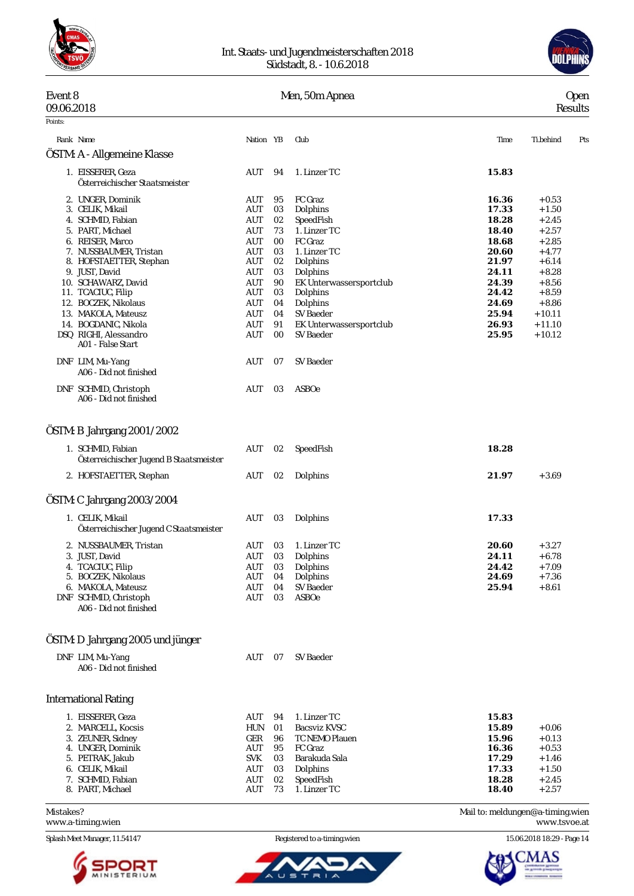Int. Staats- und Jugendmeisterschaften 2018
Südstadt, 8. - 10.6.2018

Event 8 — Men, 50m Apnea — Open
09.06.2018 — Results

Points:

## ÖSTM: A - Allgemeine Klasse

| Rank | Name | Nation | YB | Club | Time | Ti.behind | Pts |
|---|---|---|---|---|---|---|---|
| 1. | EISSERER, Geza<br>Österreichischer Staatsmeister | AUT | 94 | 1. Linzer TC | **15.83** | | |
| 2. | UNGER, Dominik | AUT | 95 | FC Graz | **16.36** | +0.53 | |
| 3. | CELIK, Mikail | AUT | 03 | Dolphins | **17.33** | +1.50 | |
| 4. | SCHMID, Fabian | AUT | 02 | SpeedFish | **18.28** | +2.45 | |
| 5. | PART, Michael | AUT | 73 | 1. Linzer TC | **18.40** | +2.57 | |
| 6. | REISER, Marco | AUT | 00 | FC Graz | **18.68** | +2.85 | |
| 7. | NUSSBAUMER, Tristan | AUT | 03 | 1. Linzer TC | **20.60** | +4.77 | |
| 8. | HOFSTAETTER, Stephan | AUT | 02 | Dolphins | **21.97** | +6.14 | |
| 9. | JUST, David | AUT | 03 | Dolphins | **24.11** | +8.28 | |
| 10. | SCHAWARZ, David | AUT | 90 | EK Unterwassersportclub | **24.39** | +8.56 | |
| 11. | TCACIUC, Filip | AUT | 03 | Dolphins | **24.42** | +8.59 | |
| 12. | BOCZEK, Nikolaus | AUT | 04 | Dolphins | **24.69** | +8.86 | |
| 13. | MAKOLA, Mateusz | AUT | 04 | SV Baeder | **25.94** | +10.11 | |
| 14. | BOGDANIC, Nikola | AUT | 91 | EK Unterwassersportclub | **26.93** | +11.10 | |
| DSQ | RIGHI, Alessandro<br>A01 - False Start | AUT | 00 | SV Baeder | **25.95** | +10.12 | |
| DNF | LIM, Mu-Yang<br>A06 - Did not finished | AUT | 07 | SV Baeder | | | |
| DNF | SCHMID, Christoph<br>A06 - Did not finished | AUT | 03 | ASBOe | | | |

## ÖSTM: B Jahrgang 2001/2002

| Rank | Name | Nation | YB | Club | Time | Ti.behind | Pts |
|---|---|---|---|---|---|---|---|
| 1. | SCHMID, Fabian<br>Österreichischer Jugend B Staatsmeister | AUT | 02 | SpeedFish | **18.28** | | |
| 2. | HOFSTAETTER, Stephan | AUT | 02 | Dolphins | **21.97** | +3.69 | |

## ÖSTM: C Jahrgang 2003/2004

| Rank | Name | Nation | YB | Club | Time | Ti.behind | Pts |
|---|---|---|---|---|---|---|---|
| 1. | CELIK, Mikail<br>Österreichischer Jugend C Staatsmeister | AUT | 03 | Dolphins | **17.33** | | |
| 2. | NUSSBAUMER, Tristan | AUT | 03 | 1. Linzer TC | **20.60** | +3.27 | |
| 3. | JUST, David | AUT | 03 | Dolphins | **24.11** | +6.78 | |
| 4. | TCACIUC, Filip | AUT | 03 | Dolphins | **24.42** | +7.09 | |
| 5. | BOCZEK, Nikolaus | AUT | 04 | Dolphins | **24.69** | +7.36 | |
| 6. | MAKOLA, Mateusz | AUT | 04 | SV Baeder | **25.94** | +8.61 | |
| DNF | SCHMID, Christoph<br>A06 - Did not finished | AUT | 03 | ASBOe | | | |

## ÖSTM: D Jahrgang 2005 und jünger

| Rank | Name | Nation | YB | Club | Time | Ti.behind | Pts |
|---|---|---|---|---|---|---|---|
| DNF | LIM, Mu-Yang<br>A06 - Did not finished | AUT | 07 | SV Baeder | | | |

## International Rating

| Rank | Name | Nation | YB | Club | Time | Ti.behind | Pts |
|---|---|---|---|---|---|---|---|
| 1. | EISSERER, Geza | AUT | 94 | 1. Linzer TC | **15.83** | | |
| 2. | MARCELL, Kocsis | HUN | 01 | Bacsviz KVSC | **15.89** | +0.06 | |
| 3. | ZEUNER, Sidney | GER | 96 | TC NEMO Plauen | **15.96** | +0.13 | |
| 4. | UNGER, Dominik | AUT | 95 | FC Graz | **16.36** | +0.53 | |
| 5. | PETRAK, Jakub | SVK | 03 | Barakuda Sala | **17.29** | +1.46 | |
| 6. | CELIK, Mikail | AUT | 03 | Dolphins | **17.33** | +1.50 | |
| 7. | SCHMID, Fabian | AUT | 02 | SpeedFish | **18.28** | +2.45 | |
| 8. | PART, Michael | AUT | 73 | 1. Linzer TC | **18.40** | +2.57 | |

Mistakes? Mail to: meldungen@a-timing.wien
www.a-timing.wien — www.tsvoe.at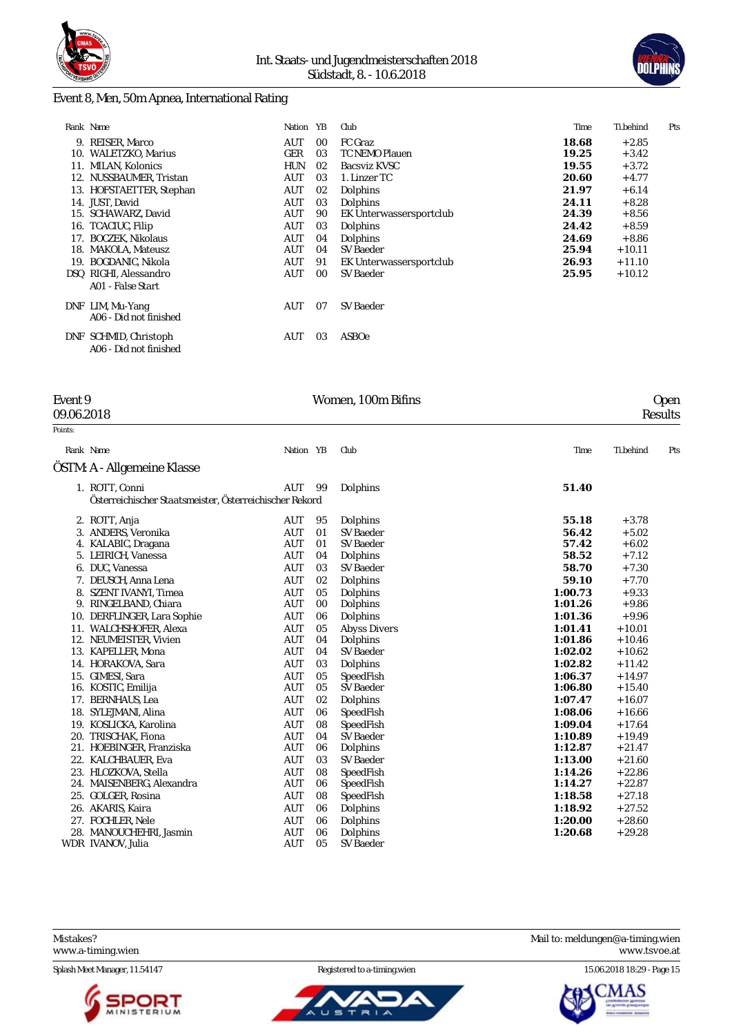## Event 8, Men, 50m Apnea, International Rating

| Rank | Name | Nation | YB | Club | Time | Ti.behind | Pts |
|---|---|---|---|---|---|---|---|
| 9. | REISER, Marco | AUT | 00 | FC Graz | **18.68** | +2.85 | |
| 10. | WALETZKO, Marius | GER | 03 | TC NEMO Plauen | **19.25** | +3.42 | |
| 11. | MILAN, Kolonics | HUN | 02 | Bacsviz KVSC | **19.55** | +3.72 | |
| 12. | NUSSBAUMER, Tristan | AUT | 03 | 1. Linzer TC | **20.60** | +4.77 | |
| 13. | HOFSTAETTER, Stephan | AUT | 02 | Dolphins | **21.97** | +6.14 | |
| 14. | JUST, David | AUT | 03 | Dolphins | **24.11** | +8.28 | |
| 15. | SCHAWARZ, David | AUT | 90 | EK Unterwassersportclub | **24.39** | +8.56 | |
| 16. | TCACIUC, Filip | AUT | 03 | Dolphins | **24.42** | +8.59 | |
| 17. | BOCZEK, Nikolaus | AUT | 04 | Dolphins | **24.69** | +8.86 | |
| 18. | MAKOLA, Mateusz | AUT | 04 | SV Baeder | **25.94** | +10.11 | |
| 19. | BOGDANIC, Nikola | AUT | 91 | EK Unterwassersportclub | **26.93** | +11.10 | |
| DSQ | RIGHI, Alessandro<br>A01 - False Start | AUT | 00 | SV Baeder | **25.95** | +10.12 | |
| DNF | LIM, Mu-Yang<br>A06 - Did not finished | AUT | 07 | SV Baeder | | | |
| DNF | SCHMID, Christoph<br>A06 - Did not finished | AUT | 03 | ASBOe | | | |

## Event 9 — Women, 100m Bifins — Open

09.06.2018 — Results

Points:

### ÖSTM: A - Allgemeine Klasse

| Rank | Name | Nation | YB | Club | Time | Ti.behind | Pts |
|---|---|---|---|---|---|---|---|
| 1. | ROTT, Conni<br>Österreichischer Staatsmeister, Österreichischer Rekord | AUT | 99 | Dolphins | **51.40** | | |
| 2. | ROTT, Anja | AUT | 95 | Dolphins | **55.18** | +3.78 | |
| 3. | ANDERS, Veronika | AUT | 01 | SV Baeder | **56.42** | +5.02 | |
| 4. | KALABIC, Dragana | AUT | 01 | SV Baeder | **57.42** | +6.02 | |
| 5. | LEIRICH, Vanessa | AUT | 04 | Dolphins | **58.52** | +7.12 | |
| 6. | DUC, Vanessa | AUT | 03 | SV Baeder | **58.70** | +7.30 | |
| 7. | DEUSCH, Anna Lena | AUT | 02 | Dolphins | **59.10** | +7.70 | |
| 8. | SZENT IVANYI, Timea | AUT | 05 | Dolphins | **1:00.73** | +9.33 | |
| 9. | RINGELBAND, Chiara | AUT | 00 | Dolphins | **1:01.26** | +9.86 | |
| 10. | DERFLINGER, Lara Sophie | AUT | 06 | Dolphins | **1:01.36** | +9.96 | |
| 11. | WALCHSHOFER, Alexa | AUT | 05 | Abyss Divers | **1:01.41** | +10.01 | |
| 12. | NEUMEISTER, Vivien | AUT | 04 | Dolphins | **1:01.86** | +10.46 | |
| 13. | KAPELLER, Mona | AUT | 04 | SV Baeder | **1:02.02** | +10.62 | |
| 14. | HORAKOVA, Sara | AUT | 03 | Dolphins | **1:02.82** | +11.42 | |
| 15. | GIMESI, Sara | AUT | 05 | SpeedFish | **1:06.37** | +14.97 | |
| 16. | KOSTIC, Emilija | AUT | 05 | SV Baeder | **1:06.80** | +15.40 | |
| 17. | BERNHAUS, Lea | AUT | 02 | Dolphins | **1:07.47** | +16.07 | |
| 18. | SYLEJMANI, Alina | AUT | 06 | SpeedFish | **1:08.06** | +16.66 | |
| 19. | KOSLICKA, Karolina | AUT | 08 | SpeedFish | **1:09.04** | +17.64 | |
| 20. | TRISCHAK, Fiona | AUT | 04 | SV Baeder | **1:10.89** | +19.49 | |
| 21. | HOEBINGER, Franziska | AUT | 06 | Dolphins | **1:12.87** | +21.47 | |
| 22. | KALCHBAUER, Eva | AUT | 03 | SV Baeder | **1:13.00** | +21.60 | |
| 23. | HLOZKOVA, Stella | AUT | 08 | SpeedFish | **1:14.26** | +22.86 | |
| 24. | MAISENBERG, Alexandra | AUT | 06 | SpeedFish | **1:14.27** | +22.87 | |
| 25. | GOLGER, Rosina | AUT | 08 | SpeedFish | **1:18.58** | +27.18 | |
| 26. | AKARIS, Kaira | AUT | 06 | Dolphins | **1:18.92** | +27.52 | |
| 27. | FOCHLER, Nele | AUT | 06 | Dolphins | **1:20.00** | +28.60 | |
| 28. | MANOUCHEHRI, Jasmin | AUT | 06 | Dolphins | **1:20.68** | +29.28 | |
| WDR | IVANOV, Julia | AUT | 05 | SV Baeder | | | |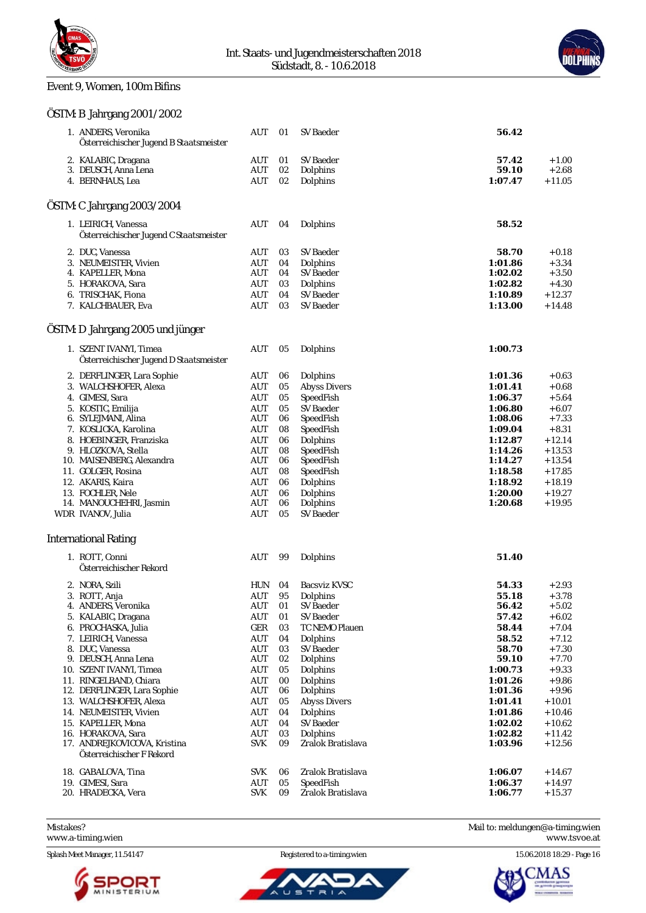## Event 9, Women, 100m Bifins

### ÖSTM: B Jahrgang 2001/2002

| Place | Name | Nation | YOB | Club | Time | Behind |
|---|---|---|---|---|---|---|
| 1. | ANDERS, Veronika<br>Österreichischer Jugend B Staatsmeister | AUT | 01 | SV Baeder | **56.42** | |
| 2. | KALABIC, Dragana | AUT | 01 | SV Baeder | **57.42** | +1.00 |
| 3. | DEUSCH, Anna Lena | AUT | 02 | Dolphins | **59.10** | +2.68 |
| 4. | BERNHAUS, Lea | AUT | 02 | Dolphins | **1:07.47** | +11.05 |

### ÖSTM: C Jahrgang 2003/2004

| Place | Name | Nation | YOB | Club | Time | Behind |
|---|---|---|---|---|---|---|
| 1. | LEIRICH, Vanessa<br>Österreichischer Jugend C Staatsmeister | AUT | 04 | Dolphins | **58.52** | |
| 2. | DUC, Vanessa | AUT | 03 | SV Baeder | **58.70** | +0.18 |
| 3. | NEUMEISTER, Vivien | AUT | 04 | Dolphins | **1:01.86** | +3.34 |
| 4. | KAPELLER, Mona | AUT | 04 | SV Baeder | **1:02.02** | +3.50 |
| 5. | HORAKOVA, Sara | AUT | 03 | Dolphins | **1:02.82** | +4.30 |
| 6. | TRISCHAK, Fiona | AUT | 04 | SV Baeder | **1:10.89** | +12.37 |
| 7. | KALCHBAUER, Eva | AUT | 03 | SV Baeder | **1:13.00** | +14.48 |

### ÖSTM: D Jahrgang 2005 und jünger

| Place | Name | Nation | YOB | Club | Time | Behind |
|---|---|---|---|---|---|---|
| 1. | SZENT IVANYI, Timea<br>Österreichischer Jugend D Staatsmeister | AUT | 05 | Dolphins | **1:00.73** | |
| 2. | DERFLINGER, Lara Sophie | AUT | 06 | Dolphins | **1:01.36** | +0.63 |
| 3. | WALCHSHOFER, Alexa | AUT | 05 | Abyss Divers | **1:01.41** | +0.68 |
| 4. | GIMESI, Sara | AUT | 05 | SpeedFish | **1:06.37** | +5.64 |
| 5. | KOSTIC, Emilija | AUT | 05 | SV Baeder | **1:06.80** | +6.07 |
| 6. | SYLEJMANI, Alina | AUT | 06 | SpeedFish | **1:08.06** | +7.33 |
| 7. | KOSLICKA, Karolina | AUT | 08 | SpeedFish | **1:09.04** | +8.31 |
| 8. | HOEBINGER, Franziska | AUT | 06 | Dolphins | **1:12.87** | +12.14 |
| 9. | HLOZKOVA, Stella | AUT | 08 | SpeedFish | **1:14.26** | +13.53 |
| 10. | MAISENBERG, Alexandra | AUT | 06 | SpeedFish | **1:14.27** | +13.54 |
| 11. | GOLGER, Rosina | AUT | 08 | SpeedFish | **1:18.58** | +17.85 |
| 12. | AKARIS, Kaira | AUT | 06 | Dolphins | **1:18.92** | +18.19 |
| 13. | FOCHLER, Nele | AUT | 06 | Dolphins | **1:20.00** | +19.27 |
| 14. | MANOUCHEHRI, Jasmin | AUT | 06 | Dolphins | **1:20.68** | +19.95 |
| WDR | IVANOV, Julia | AUT | 05 | SV Baeder | | |

### International Rating

| Place | Name | Nation | YOB | Club | Time | Behind |
|---|---|---|---|---|---|---|
| 1. | ROTT, Conni<br>Österreichischer Rekord | AUT | 99 | Dolphins | **51.40** | |
| 2. | NORA, Szili | HUN | 04 | Bacsviz KVSC | **54.33** | +2.93 |
| 3. | ROTT, Anja | AUT | 95 | Dolphins | **55.18** | +3.78 |
| 4. | ANDERS, Veronika | AUT | 01 | SV Baeder | **56.42** | +5.02 |
| 5. | KALABIC, Dragana | AUT | 01 | SV Baeder | **57.42** | +6.02 |
| 6. | PROCHASKA, Julia | GER | 03 | TC NEMO Plauen | **58.44** | +7.04 |
| 7. | LEIRICH, Vanessa | AUT | 04 | Dolphins | **58.52** | +7.12 |
| 8. | DUC, Vanessa | AUT | 03 | SV Baeder | **58.70** | +7.30 |
| 9. | DEUSCH, Anna Lena | AUT | 02 | Dolphins | **59.10** | +7.70 |
| 10. | SZENT IVANYI, Timea | AUT | 05 | Dolphins | **1:00.73** | +9.33 |
| 11. | RINGELBAND, Chiara | AUT | 00 | Dolphins | **1:01.26** | +9.86 |
| 12. | DERFLINGER, Lara Sophie | AUT | 06 | Dolphins | **1:01.36** | +9.96 |
| 13. | WALCHSHOFER, Alexa | AUT | 05 | Abyss Divers | **1:01.41** | +10.01 |
| 14. | NEUMEISTER, Vivien | AUT | 04 | Dolphins | **1:01.86** | +10.46 |
| 15. | KAPELLER, Mona | AUT | 04 | SV Baeder | **1:02.02** | +10.62 |
| 16. | HORAKOVA, Sara | AUT | 03 | Dolphins | **1:02.82** | +11.42 |
| 17. | ANDREJKOVICOVA, Kristina<br>Österreichischer F Rekord | SVK | 09 | Zralok Bratislava | **1:03.96** | +12.56 |
| 18. | GABALOVA, Tina | SVK | 06 | Zralok Bratislava | **1:06.07** | +14.67 |
| 19. | GIMESI, Sara | AUT | 05 | SpeedFish | **1:06.37** | +14.97 |
| 20. | HRADECKA, Vera | SVK | 09 | Zralok Bratislava | **1:06.77** | +15.37 |

Mistakes? Mail to: meldungen@a-timing.wien
www.a-timing.wien www.tsvoe.at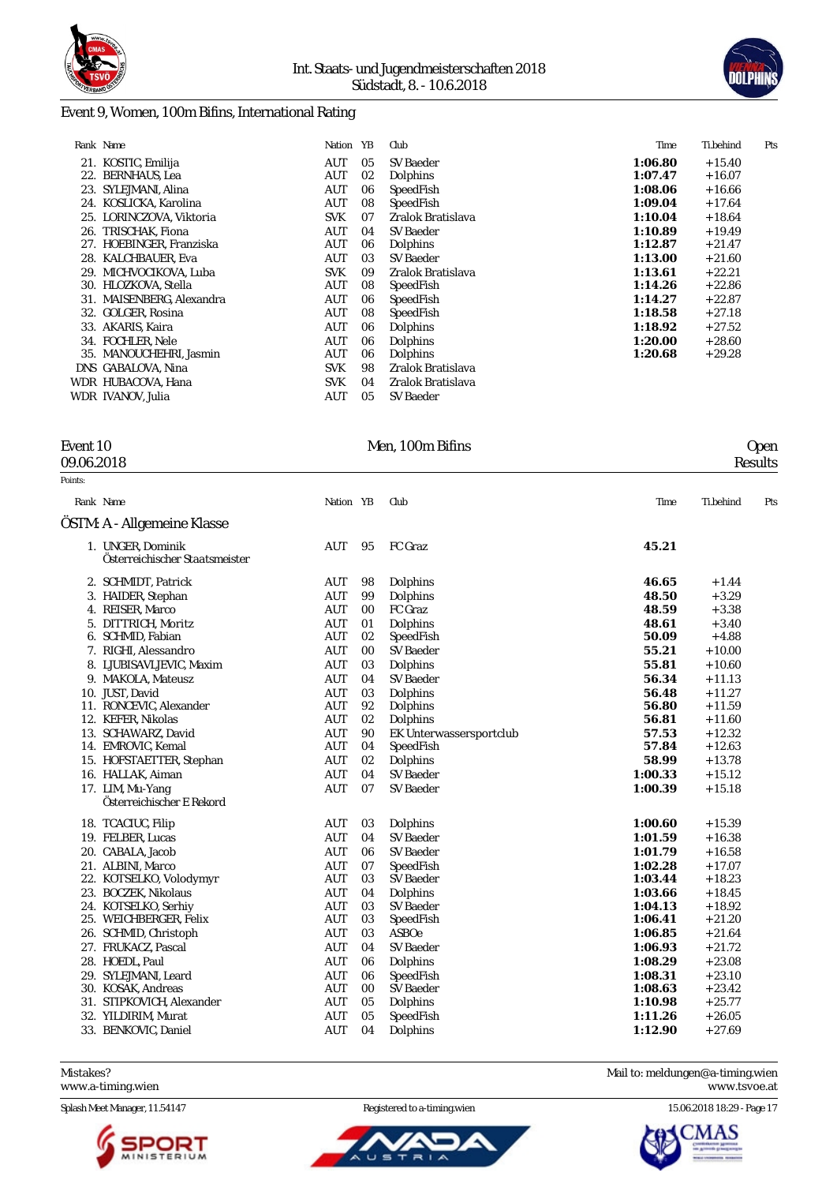## Event 9, Women, 100m Bifins, International Rating

| Rank | Name | Nation | YB | Club | Time | Ti.behind | Pts |
|---|---|---|---|---|---|---|---|
| 21. | KOSTIC, Emilija | AUT | 05 | SV Baeder | **1:06.80** | +15.40 | |
| 22. | BERNHAUS, Lea | AUT | 02 | Dolphins | **1:07.47** | +16.07 | |
| 23. | SYLEJMANI, Alina | AUT | 06 | SpeedFish | **1:08.06** | +16.66 | |
| 24. | KOSLICKA, Karolina | AUT | 08 | SpeedFish | **1:09.04** | +17.64 | |
| 25. | LORINCZOVA, Viktoria | SVK | 07 | Zralok Bratislava | **1:10.04** | +18.64 | |
| 26. | TRISCHAK, Fiona | AUT | 04 | SV Baeder | **1:10.89** | +19.49 | |
| 27. | HOEBINGER, Franziska | AUT | 06 | Dolphins | **1:12.87** | +21.47 | |
| 28. | KALCHBAUER, Eva | AUT | 03 | SV Baeder | **1:13.00** | +21.60 | |
| 29. | MICHVOCIKOVA, Luba | SVK | 09 | Zralok Bratislava | **1:13.61** | +22.21 | |
| 30. | HLOZKOVA, Stella | AUT | 08 | SpeedFish | **1:14.26** | +22.86 | |
| 31. | MAISENBERG, Alexandra | AUT | 06 | SpeedFish | **1:14.27** | +22.87 | |
| 32. | GOLGER, Rosina | AUT | 08 | SpeedFish | **1:18.58** | +27.18 | |
| 33. | AKARIS, Kaira | AUT | 06 | Dolphins | **1:18.92** | +27.52 | |
| 34. | FOCHLER, Nele | AUT | 06 | Dolphins | **1:20.00** | +28.60 | |
| 35. | MANOUCHEHRI, Jasmin | AUT | 06 | Dolphins | **1:20.68** | +29.28 | |
| DNS | GABALOVA, Nina | SVK | 98 | Zralok Bratislava | | | |
| WDR | HUBACOVA, Hana | SVK | 04 | Zralok Bratislava | | | |
| WDR | IVANOV, Julia | AUT | 05 | SV Baeder | | | |

## Event 10 — Men, 100m Bifins — Open

09.06.2018 — Results

Points:

### ÖSTM: A - Allgemeine Klasse

| Rank | Name | Nation | YB | Club | Time | Ti.behind | Pts |
|---|---|---|---|---|---|---|---|
| 1. | UNGER, Dominik<br>Österreichischer Staatsmeister | AUT | 95 | FC Graz | **45.21** | | |
| 2. | SCHMIDT, Patrick | AUT | 98 | Dolphins | **46.65** | +1.44 | |
| 3. | HAIDER, Stephan | AUT | 99 | Dolphins | **48.50** | +3.29 | |
| 4. | REISER, Marco | AUT | 00 | FC Graz | **48.59** | +3.38 | |
| 5. | DITTRICH, Moritz | AUT | 01 | Dolphins | **48.61** | +3.40 | |
| 6. | SCHMID, Fabian | AUT | 02 | SpeedFish | **50.09** | +4.88 | |
| 7. | RIGHI, Alessandro | AUT | 00 | SV Baeder | **55.21** | +10.00 | |
| 8. | LJUBISAVLJEVIC, Maxim | AUT | 03 | Dolphins | **55.81** | +10.60 | |
| 9. | MAKOLA, Mateusz | AUT | 04 | SV Baeder | **56.34** | +11.13 | |
| 10. | JUST, David | AUT | 03 | Dolphins | **56.48** | +11.27 | |
| 11. | RONCEVIC, Alexander | AUT | 92 | Dolphins | **56.80** | +11.59 | |
| 12. | KEFER, Nikolas | AUT | 02 | Dolphins | **56.81** | +11.60 | |
| 13. | SCHAWARZ, David | AUT | 90 | EK Unterwassersportclub | **57.53** | +12.32 | |
| 14. | EMROVIC, Kemal | AUT | 04 | SpeedFish | **57.84** | +12.63 | |
| 15. | HOFSTAETTER, Stephan | AUT | 02 | Dolphins | **58.99** | +13.78 | |
| 16. | HALLAK, Aiman | AUT | 04 | SV Baeder | **1:00.33** | +15.12 | |
| 17. | LIM, Mu-Yang<br>Österreichischer E Rekord | AUT | 07 | SV Baeder | **1:00.39** | +15.18 | |
| 18. | TCACIUC, Filip | AUT | 03 | Dolphins | **1:00.60** | +15.39 | |
| 19. | FELBER, Lucas | AUT | 04 | SV Baeder | **1:01.59** | +16.38 | |
| 20. | CABALA, Jacob | AUT | 06 | SV Baeder | **1:01.79** | +16.58 | |
| 21. | ALBINI, Marco | AUT | 07 | SpeedFish | **1:02.28** | +17.07 | |
| 22. | KOTSELKO, Volodymyr | AUT | 03 | SV Baeder | **1:03.44** | +18.23 | |
| 23. | BOCZEK, Nikolaus | AUT | 04 | Dolphins | **1:03.66** | +18.45 | |
| 24. | KOTSELKO, Serhiy | AUT | 03 | SV Baeder | **1:04.13** | +18.92 | |
| 25. | WEICHBERGER, Felix | AUT | 03 | SpeedFish | **1:06.41** | +21.20 | |
| 26. | SCHMID, Christoph | AUT | 03 | ASBOe | **1:06.85** | +21.64 | |
| 27. | FRUKACZ, Pascal | AUT | 04 | SV Baeder | **1:06.93** | +21.72 | |
| 28. | HOEDL, Paul | AUT | 06 | Dolphins | **1:08.29** | +23.08 | |
| 29. | SYLEJMANI, Leard | AUT | 06 | SpeedFish | **1:08.31** | +23.10 | |
| 30. | KOSAK, Andreas | AUT | 00 | SV Baeder | **1:08.63** | +23.42 | |
| 31. | STIPKOVICH, Alexander | AUT | 05 | Dolphins | **1:10.98** | +25.77 | |
| 32. | YILDIRIM, Murat | AUT | 05 | SpeedFish | **1:11.26** | +26.05 | |
| 33. | BENKOVIC, Daniel | AUT | 04 | Dolphins | **1:12.90** | +27.69 | |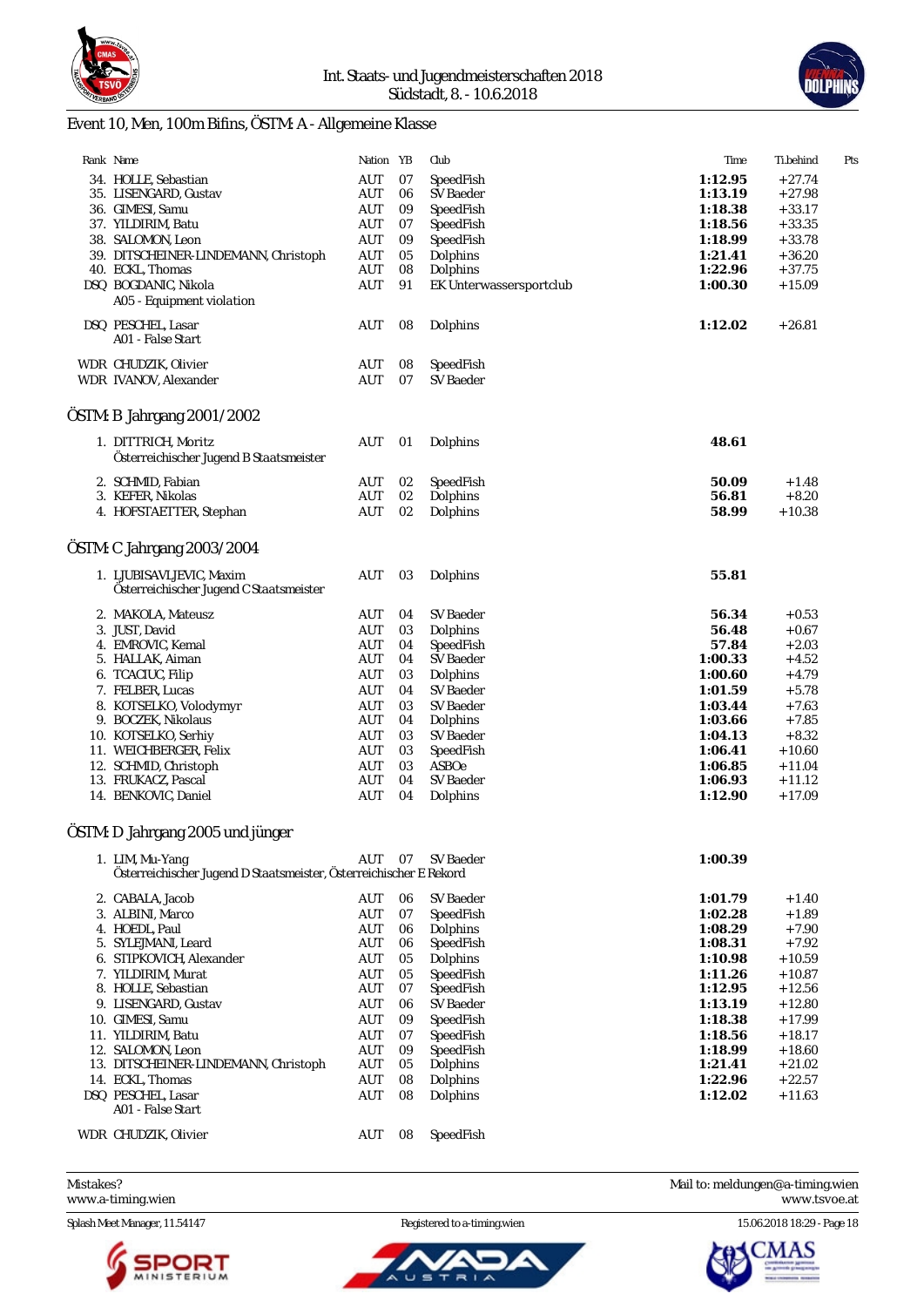# Event 10, Men, 100m Bifins, ÖSTM: A - Allgemeine Klasse

| Rank | Name | Nation | YB | Club | Time | Ti.behind | Pts |
|---|---|---|---|---|---|---|---|
| 34. | HOLLE, Sebastian | AUT | 07 | SpeedFish | **1:12.95** | +27.74 | |
| 35. | LISENGARD, Gustav | AUT | 06 | SV Baeder | **1:13.19** | +27.98 | |
| 36. | GIMESI, Samu | AUT | 09 | SpeedFish | **1:18.38** | +33.17 | |
| 37. | YILDIRIM, Batu | AUT | 07 | SpeedFish | **1:18.56** | +33.35 | |
| 38. | SALOMON, Leon | AUT | 09 | SpeedFish | **1:18.99** | +33.78 | |
| 39. | DITSCHEINER-LINDEMANN, Christoph | AUT | 05 | Dolphins | **1:21.41** | +36.20 | |
| 40. | ECKL, Thomas | AUT | 08 | Dolphins | **1:22.96** | +37.75 | |
| DSQ | BOGDANIC, Nikola<br>A05 - Equipment violation | AUT | 91 | EK Unterwassersportclub | **1:00.30** | +15.09 | |
| DSQ | PESCHEL, Lasar<br>A01 - False Start | AUT | 08 | Dolphins | **1:12.02** | +26.81 | |
| WDR | CHUDZIK, Olivier | AUT | 08 | SpeedFish | | | |
| WDR | IVANOV, Alexander | AUT | 07 | SV Baeder | | | |

## ÖSTM: B Jahrgang 2001/2002

| Rank | Name | Nation | YB | Club | Time | Ti.behind | Pts |
|---|---|---|---|---|---|---|---|
| 1. | DITTRICH, Moritz<br>Österreichischer Jugend B Staatsmeister | AUT | 01 | Dolphins | **48.61** | | |
| 2. | SCHMID, Fabian | AUT | 02 | SpeedFish | **50.09** | +1.48 | |
| 3. | KEFER, Nikolas | AUT | 02 | Dolphins | **56.81** | +8.20 | |
| 4. | HOFSTAETTER, Stephan | AUT | 02 | Dolphins | **58.99** | +10.38 | |

## ÖSTM: C Jahrgang 2003/2004

| Rank | Name | Nation | YB | Club | Time | Ti.behind | Pts |
|---|---|---|---|---|---|---|---|
| 1. | LJUBISAVLJEVIC, Maxim<br>Österreichischer Jugend C Staatsmeister | AUT | 03 | Dolphins | **55.81** | | |
| 2. | MAKOLA, Mateusz | AUT | 04 | SV Baeder | **56.34** | +0.53 | |
| 3. | JUST, David | AUT | 03 | Dolphins | **56.48** | +0.67 | |
| 4. | EMROVIC, Kemal | AUT | 04 | SpeedFish | **57.84** | +2.03 | |
| 5. | HALLAK, Aiman | AUT | 04 | SV Baeder | **1:00.33** | +4.52 | |
| 6. | TCACIUC, Filip | AUT | 03 | Dolphins | **1:00.60** | +4.79 | |
| 7. | FELBER, Lucas | AUT | 04 | SV Baeder | **1:01.59** | +5.78 | |
| 8. | KOTSELKO, Volodymyr | AUT | 03 | SV Baeder | **1:03.44** | +7.63 | |
| 9. | BOCZEK, Nikolaus | AUT | 04 | Dolphins | **1:03.66** | +7.85 | |
| 10. | KOTSELKO, Serhiy | AUT | 03 | SV Baeder | **1:04.13** | +8.32 | |
| 11. | WEICHBERGER, Felix | AUT | 03 | SpeedFish | **1:06.41** | +10.60 | |
| 12. | SCHMID, Christoph | AUT | 03 | ASBOe | **1:06.85** | +11.04 | |
| 13. | FRUKACZ, Pascal | AUT | 04 | SV Baeder | **1:06.93** | +11.12 | |
| 14. | BENKOVIC, Daniel | AUT | 04 | Dolphins | **1:12.90** | +17.09 | |

## ÖSTM: D Jahrgang 2005 und jünger

| Rank | Name | Nation | YB | Club | Time | Ti.behind | Pts |
|---|---|---|---|---|---|---|---|
| 1. | LIM, Mu-Yang<br>Österreichischer Jugend D Staatsmeister, Österreichischer E Rekord | AUT | 07 | SV Baeder | **1:00.39** | | |
| 2. | CABALA, Jacob | AUT | 06 | SV Baeder | **1:01.79** | +1.40 | |
| 3. | ALBINI, Marco | AUT | 07 | SpeedFish | **1:02.28** | +1.89 | |
| 4. | HOEDL, Paul | AUT | 06 | Dolphins | **1:08.29** | +7.90 | |
| 5. | SYLEJMANI, Leard | AUT | 06 | SpeedFish | **1:08.31** | +7.92 | |
| 6. | STIPKOVICH, Alexander | AUT | 05 | Dolphins | **1:10.98** | +10.59 | |
| 7. | YILDIRIM, Murat | AUT | 05 | SpeedFish | **1:11.26** | +10.87 | |
| 8. | HOLLE, Sebastian | AUT | 07 | SpeedFish | **1:12.95** | +12.56 | |
| 9. | LISENGARD, Gustav | AUT | 06 | SV Baeder | **1:13.19** | +12.80 | |
| 10. | GIMESI, Samu | AUT | 09 | SpeedFish | **1:18.38** | +17.99 | |
| 11. | YILDIRIM, Batu | AUT | 07 | SpeedFish | **1:18.56** | +18.17 | |
| 12. | SALOMON, Leon | AUT | 09 | SpeedFish | **1:18.99** | +18.60 | |
| 13. | DITSCHEINER-LINDEMANN, Christoph | AUT | 05 | Dolphins | **1:21.41** | +21.02 | |
| 14. | ECKL, Thomas | AUT | 08 | Dolphins | **1:22.96** | +22.57 | |
| DSQ | PESCHEL, Lasar<br>A01 - False Start | AUT | 08 | Dolphins | **1:12.02** | +11.63 | |
| WDR | CHUDZIK, Olivier | AUT | 08 | SpeedFish | | | |

Mistakes? Mail to: meldungen@a-timing.wien
www.a-timing.wien www.tsvoe.at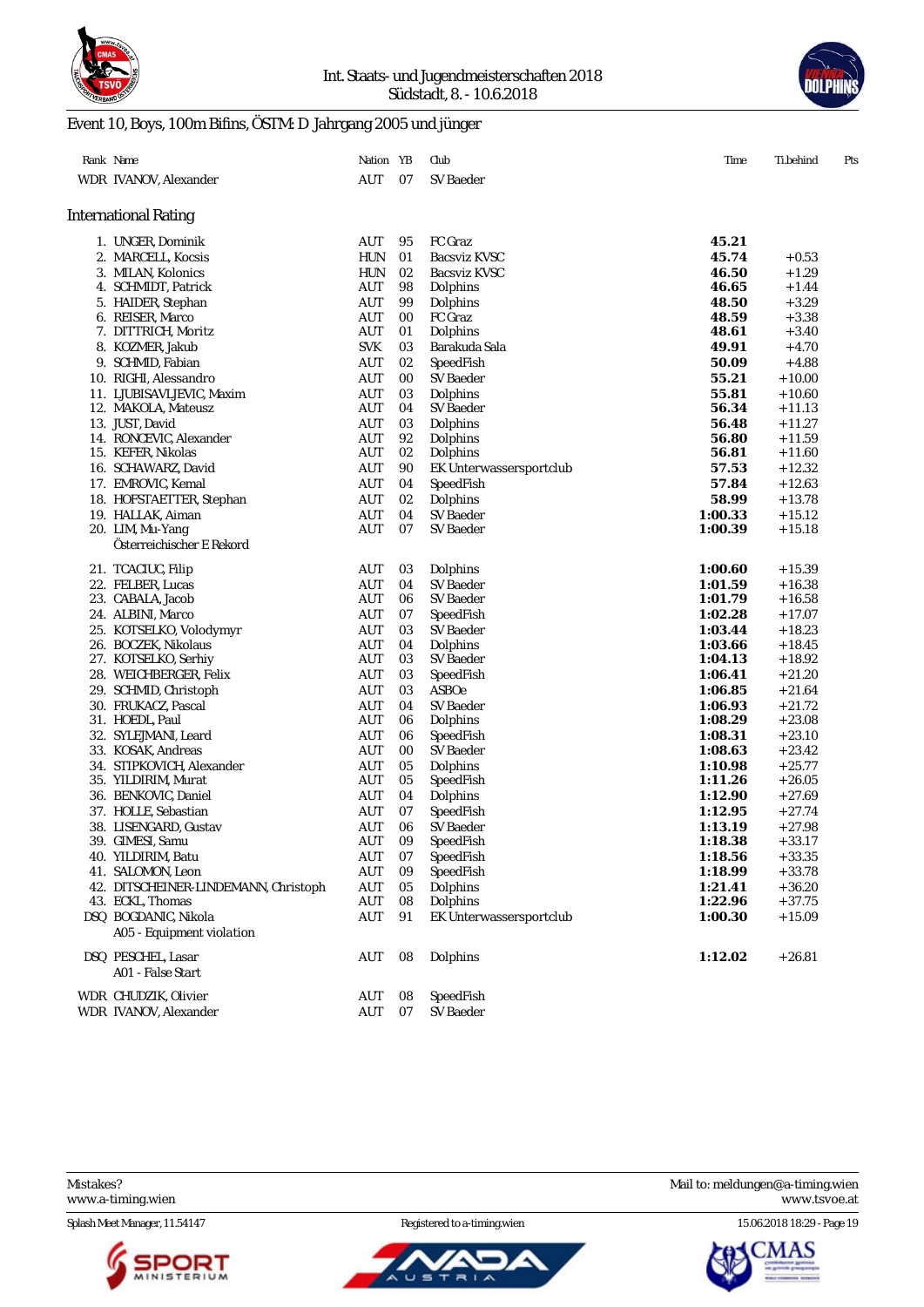Int. Staats- und Jugendmeisterschaften 2018
Südstadt, 8. - 10.6.2018

## Event 10, Boys, 100m Bifins, ÖSTM: D Jahrgang 2005 und jünger

| Rank | Name | Nation | YB | Club | Time | Ti.behind | Pts |
|---|---|---|---|---|---|---|---|
| WDR | IVANOV, Alexander | AUT | 07 | SV Baeder | | | |

### International Rating

| Rank | Name | Nation | YB | Club | Time | Ti.behind | Pts |
|---|---|---|---|---|---|---|---|
| 1. | UNGER, Dominik | AUT | 95 | FC Graz | **45.21** | | |
| 2. | MARCELL, Kocsis | HUN | 01 | Bacsviz KVSC | **45.74** | +0.53 | |
| 3. | MILAN, Kolonics | HUN | 02 | Bacsviz KVSC | **46.50** | +1.29 | |
| 4. | SCHMIDT, Patrick | AUT | 98 | Dolphins | **46.65** | +1.44 | |
| 5. | HAIDER, Stephan | AUT | 99 | Dolphins | **48.50** | +3.29 | |
| 6. | REISER, Marco | AUT | 00 | FC Graz | **48.59** | +3.38 | |
| 7. | DITTRICH, Moritz | AUT | 01 | Dolphins | **48.61** | +3.40 | |
| 8. | KOZMER, Jakub | SVK | 03 | Barakuda Sala | **49.91** | +4.70 | |
| 9. | SCHMID, Fabian | AUT | 02 | SpeedFish | **50.09** | +4.88 | |
| 10. | RIGHI, Alessandro | AUT | 00 | SV Baeder | **55.21** | +10.00 | |
| 11. | LJUBISAVLJEVIC, Maxim | AUT | 03 | Dolphins | **55.81** | +10.60 | |
| 12. | MAKOLA, Mateusz | AUT | 04 | SV Baeder | **56.34** | +11.13 | |
| 13. | JUST, David | AUT | 03 | Dolphins | **56.48** | +11.27 | |
| 14. | RONCEVIC, Alexander | AUT | 92 | Dolphins | **56.80** | +11.59 | |
| 15. | KEFER, Nikolas | AUT | 02 | Dolphins | **56.81** | +11.60 | |
| 16. | SCHAWARZ, David | AUT | 90 | EK Unterwassersportclub | **57.53** | +12.32 | |
| 17. | EMROVIC, Kemal | AUT | 04 | SpeedFish | **57.84** | +12.63 | |
| 18. | HOFSTAETTER, Stephan | AUT | 02 | Dolphins | **58.99** | +13.78 | |
| 19. | HALLAK, Aiman | AUT | 04 | SV Baeder | **1:00.33** | +15.12 | |
| 20. | LIM, Mu-Yang<br>Österreichischer E Rekord | AUT | 07 | SV Baeder | **1:00.39** | +15.18 | |
| 21. | TCACIUC, Filip | AUT | 03 | Dolphins | **1:00.60** | +15.39 | |
| 22. | FELBER, Lucas | AUT | 04 | SV Baeder | **1:01.59** | +16.38 | |
| 23. | CABALA, Jacob | AUT | 06 | SV Baeder | **1:01.79** | +16.58 | |
| 24. | ALBINI, Marco | AUT | 07 | SpeedFish | **1:02.28** | +17.07 | |
| 25. | KOTSELKO, Volodymyr | AUT | 03 | SV Baeder | **1:03.44** | +18.23 | |
| 26. | BOCZEK, Nikolaus | AUT | 04 | Dolphins | **1:03.66** | +18.45 | |
| 27. | KOTSELKO, Serhiy | AUT | 03 | SV Baeder | **1:04.13** | +18.92 | |
| 28. | WEICHBERGER, Felix | AUT | 03 | SpeedFish | **1:06.41** | +21.20 | |
| 29. | SCHMID, Christoph | AUT | 03 | ASBOe | **1:06.85** | +21.64 | |
| 30. | FRUKACZ, Pascal | AUT | 04 | SV Baeder | **1:06.93** | +21.72 | |
| 31. | HOEDL, Paul | AUT | 06 | Dolphins | **1:08.29** | +23.08 | |
| 32. | SYLEJMANI, Leard | AUT | 06 | SpeedFish | **1:08.31** | +23.10 | |
| 33. | KOSAK, Andreas | AUT | 00 | SV Baeder | **1:08.63** | +23.42 | |
| 34. | STIPKOVICH, Alexander | AUT | 05 | Dolphins | **1:10.98** | +25.77 | |
| 35. | YILDIRIM, Murat | AUT | 05 | SpeedFish | **1:11.26** | +26.05 | |
| 36. | BENKOVIC, Daniel | AUT | 04 | Dolphins | **1:12.90** | +27.69 | |
| 37. | HOLLE, Sebastian | AUT | 07 | SpeedFish | **1:12.95** | +27.74 | |
| 38. | LISENGARD, Gustav | AUT | 06 | SV Baeder | **1:13.19** | +27.98 | |
| 39. | GIMESI, Samu | AUT | 09 | SpeedFish | **1:18.38** | +33.17 | |
| 40. | YILDIRIM, Batu | AUT | 07 | SpeedFish | **1:18.56** | +33.35 | |
| 41. | SALOMON, Leon | AUT | 09 | SpeedFish | **1:18.99** | +33.78 | |
| 42. | DITSCHEINER-LINDEMANN, Christoph | AUT | 05 | Dolphins | **1:21.41** | +36.20 | |
| 43. | ECKL, Thomas | AUT | 08 | Dolphins | **1:22.96** | +37.75 | |
| DSQ | BOGDANIC, Nikola<br>A05 - Equipment violation | AUT | 91 | EK Unterwassersportclub | **1:00.30** | +15.09 | |
| DSQ | PESCHEL, Lasar<br>A01 - False Start | AUT | 08 | Dolphins | **1:12.02** | +26.81 | |
| WDR | CHUDZIK, Olivier | AUT | 08 | SpeedFish | | | |
| WDR | IVANOV, Alexander | AUT | 07 | SV Baeder | | | |

Mistakes? Mail to: meldungen@a-timing.wien
www.a-timing.wien www.tsvoe.at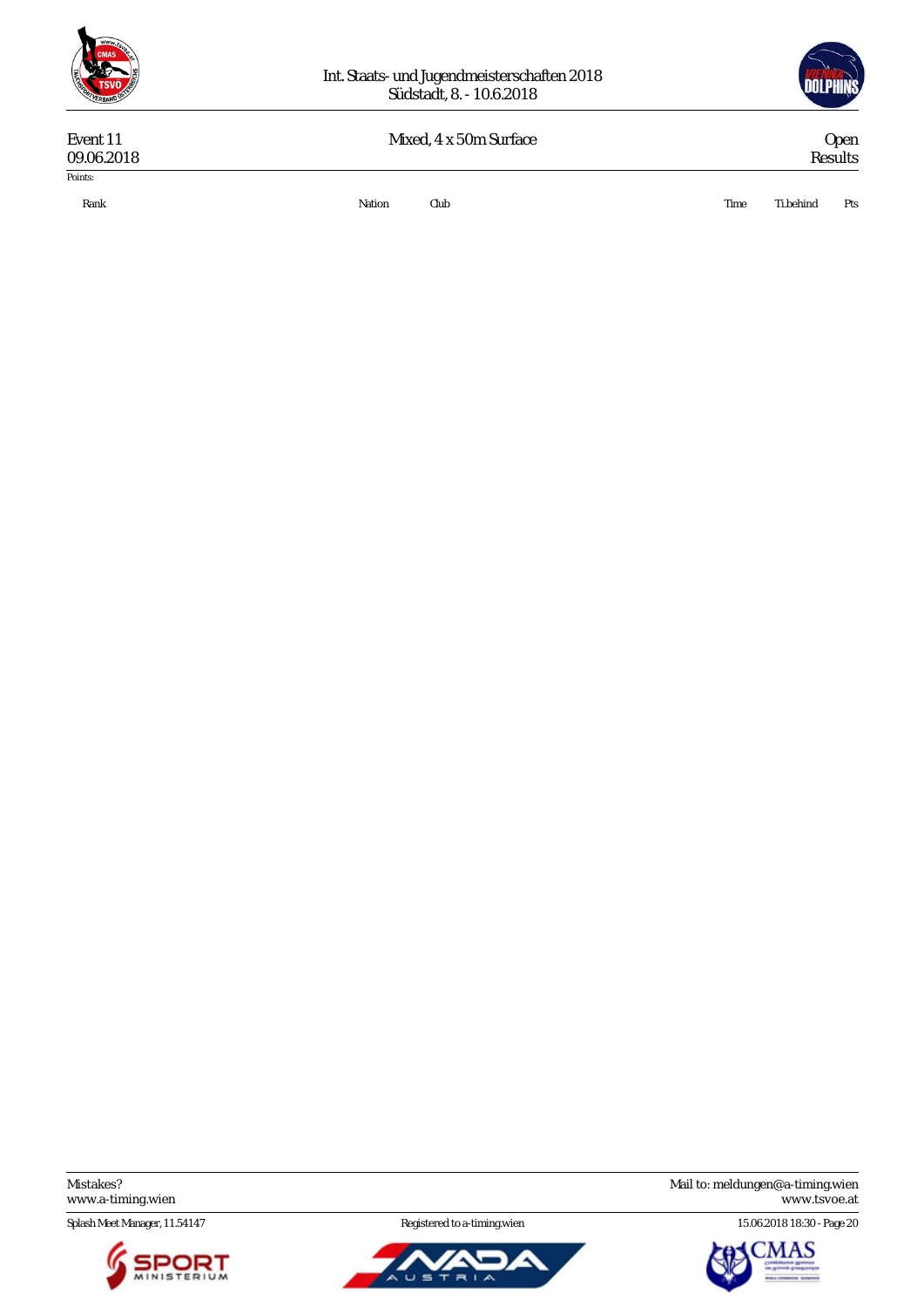| Event 11 | Mixed, 4 x 50m Surface | Open |
|---|---|---|
| 09.06.2018 | | Results |

Points:

| Rank | Nation | Club | Time | Ti.behind | Pts |
|---|---|---|---|---|---|

Mistakes?
www.a-timing.wien

Mail to: meldungen@a-timing.wien
www.tsvoe.at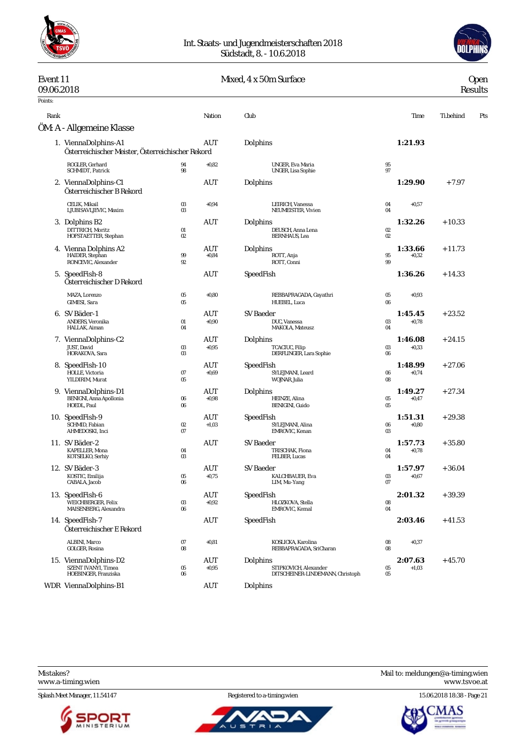Int. Staats- und Jugendmeisterschaften 2018
Südstadt, 8. - 10.6.2018

Event 11 — Mixed, 4 x 50m Surface — Open
09.06.2018 — Results

Points:

## ÖM: A - Allgemeine Klasse

| Rank | Name | Nation | Club | Time | Ti.behind | Pts |
|---|---|---|---|---|---|---|
| 1. | ViennaDolphins-A1 — Österreichischer Meister, Österreichischer Rekord | AUT | Dolphins | **1:21.93** | | |
| | ROGLER, Gerhard 94 +0,82; SCHMIDT, Patrick 98; UNGER, Eva Maria 95; UNGER, Lisa Sophie 97 | | | | | |
| 2. | ViennaDolphins-C1 — Österreichischer B Rekord | AUT | Dolphins | **1:29.90** | +7.97 | |
| | CELIK, Mikail 03 +0,94; LJUBISAVLJEVIC, Maxim 03; LEIRICH, Vanessa 04 +0,57; NEUMEISTER, Vivien 04 | | | | | |
| 3. | Dolphins B2 | AUT | Dolphins | **1:32.26** | +10.33 | |
| | DITTRICH, Moritz 01; HOFSTAETTER, Stephan 02; DEUSCH, Anna Lena 02; BERNHAUS, Lea 02 | | | | | |
| 4. | Vienna Dolphins A2 | AUT | Dolphins | **1:33.66** | +11.73 | |
| | HAIDER, Stephan 99 +0,84; RONCEVIC, Alexander 92; ROTT, Anja 95 +0,32; ROTT, Conni 99 | | | | | |
| 5. | SpeedFish-8 — Österreichischer D Rekord | AUT | SpeedFish | **1:36.26** | +14.33 | |
| | MAZA, Lorenzo 05 +0,80; GIMESI, Sara 05; REBBAPRAGADA, Gayathri 05 +0,93; HUEBEL, Luca 06 | | | | | |
| 6. | SV Bäder-1 | AUT | SV Baeder | **1:45.45** | +23.52 | |
| | ANDERS, Veronika 01 +0,90; HALLAK, Aiman 04; DUC, Vanessa 03 +0,78; MAKOLA, Mateusz 04 | | | | | |
| 7. | ViennaDolphins-C2 | AUT | Dolphins | **1:46.08** | +24.15 | |
| | JUST, David 03 +0,95; HORAKOVA, Sara 03; TCACIUC, Filip 03 +0,33; DERFLINGER, Lara Sophie 06 | | | | | |
| 8. | SpeedFish-10 | AUT | SpeedFish | **1:48.99** | +27.06 | |
| | HOLLE, Victoria 07 +0,69; YILDIRIM, Murat 05; SYLEJMANI, Leard 06 +0,74; WOJNAR, Julia 08 | | | | | |
| 9. | ViennaDolphins-D1 | AUT | Dolphins | **1:49.27** | +27.34 | |
| | BENIGNI, Anna Apollonia 06 +0,98; HOEDL, Paul 06; HEINZE, Alina 05 +0,47; BENIGNI, Guido 05 | | | | | |
| 10. | SpeedFish-9 | AUT | SpeedFish | **1:51.31** | +29.38 | |
| | SCHMID, Fabian 02 +1,03; AHMEDOSKI, Inci 07; SYLEJMANI, Alina 06 +0,80; EMROVIC, Kenan 03 | | | | | |
| 11. | SV Bäder-2 | AUT | SV Baeder | **1:57.73** | +35.80 | |
| | KAPELLER, Mona 04; KOTSELKO, Serhiy 03; TRISCHAK, Fiona 04 +0,78; FELBER, Lucas 04 | | | | | |
| 12. | SV Bäder-3 | AUT | SV Baeder | **1:57.97** | +36.04 | |
| | KOSTIC, Emilija 05 +0,75; CABALA, Jacob 06; KALCHBAUER, Eva 03 +0,67; LIM, Mu-Yang 07 | | | | | |
| 13. | SpeedFish-6 | AUT | SpeedFish | **2:01.32** | +39.39 | |
| | WEICHBERGER, Felix 03 +0,92; MAISENBERG, Alexandra 06; HLOZKOVA, Stella 08; EMROVIC, Kemal 04 | | | | | |
| 14. | SpeedFish-7 — Österreichischer E Rekord | AUT | SpeedFish | **2:03.46** | +41.53 | |
| | ALBINI, Marco 07 +0,81; GOLGER, Rosina 08; KOSLICKA, Karolina 08 +0,37; REBBAPRAGADA, SriCharan 08 | | | | | |
| 15. | ViennaDolphins-D2 | AUT | Dolphins | **2:07.63** | +45.70 | |
| | SZENT IVANYI, Timea 05 +0,95; HOEBINGER, Franziska 06; STIPKOVICH, Alexander 05 +1,03; DITSCHEINER-LINDEMANN, Christoph 05 | | | | | |
| WDR | ViennaDolphins-B1 | AUT | Dolphins | | | |

Mistakes?
www.a-timing.wien

Mail to: meldungen@a-timing.wien
www.tsvoe.at

Splash Meet Manager, 11.54147 — Registered to a-timing.wien — 15.06.2018 18:38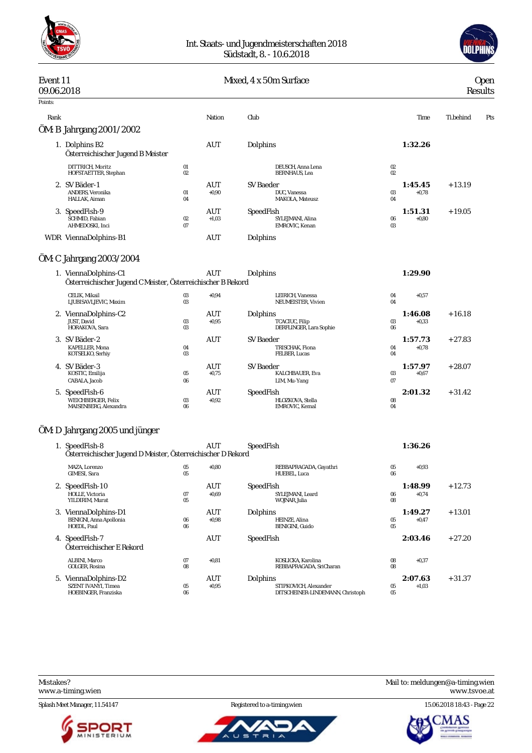Int. Staats- und Jugendmeisterschaften 2018
Südstadt, 8. - 10.6.2018

Event 11 — Mixed, 4 x 50m Surface — Open
09.06.2018 — Results

Points:

| Rank | | Nation | Club | | Time | Ti.behind | Pts |
|---|---|---|---|---|---|---|---|

## ÖM: B Jahrgang 2001/2002

| Rank | Team / Swimmers | YoB | Reaction / Nation | Club / Swimmers | YoB | Time / Reaction | Ti.behind |
|---|---|---|---|---|---|---|---|
| 1. | Dolphins B2 — Österreichischer Jugend B Meister | | AUT | Dolphins | | 1:32.26 | |
| | DITTRICH, Moritz | 01 | | DEUSCH, Anna Lena | 02 | | |
| | HOFSTAETTER, Stephan | 02 | | BERNHAUS, Lea | 02 | | |
| 2. | SV Bäder-1 | | AUT | SV Baeder | | 1:45.45 | +13.19 |
| | ANDERS, Veronika | 01 | +0,90 | DUC, Vanessa | 03 | +0,78 | |
| | HALLAK, Aiman | 04 | | MAKOLA, Mateusz | 04 | | |
| 3. | SpeedFish-9 | | AUT | SpeedFish | | 1:51.31 | +19.05 |
| | SCHMID, Fabian | 02 | +1,03 | SYLEJMANI, Alina | 06 | +0,80 | |
| | AHMEDOSKI, Inci | 07 | | EMROVIC, Kenan | 03 | | |
| WDR | ViennaDolphins-B1 | | AUT | Dolphins | | | |

## ÖM: C Jahrgang 2003/2004

| Rank | Team / Swimmers | YoB | Reaction / Nation | Club / Swimmers | YoB | Time / Reaction | Ti.behind |
|---|---|---|---|---|---|---|---|
| 1. | ViennaDolphins-C1 — Österreichischer Jugend C Meister, Österreichischer B Rekord | | AUT | Dolphins | | 1:29.90 | |
| | CELIK, Mikail | 03 | +0,94 | LEIRICH, Vanessa | 04 | +0,57 | |
| | LJUBISAVLJEVIC, Maxim | 03 | | NEUMEISTER, Vivien | 04 | | |
| 2. | ViennaDolphins-C2 | | AUT | Dolphins | | 1:46.08 | +16.18 |
| | JUST, David | 03 | +0,95 | TCACIUC, Filip | 03 | +0,33 | |
| | HORAKOVA, Sara | 03 | | DERFLINGER, Lara Sophie | 06 | | |
| 3. | SV Bäder-2 | | AUT | SV Baeder | | 1:57.73 | +27.83 |
| | KAPELLER, Mona | 04 | | TRISCHAK, Fiona | 04 | +0,78 | |
| | KOTSELKO, Serhiy | 03 | | FELBER, Lucas | 04 | | |
| 4. | SV Bäder-3 | | AUT | SV Baeder | | 1:57.97 | +28.07 |
| | KOSTIC, Emilija | 05 | +0,75 | KALCHBAUER, Eva | 03 | +0,67 | |
| | CABALA, Jacob | 06 | | LIM, Mu-Yang | 07 | | |
| 5. | SpeedFish-6 | | AUT | SpeedFish | | 2:01.32 | +31.42 |
| | WEICHBERGER, Felix | 03 | +0,92 | HLOZKOVA, Stella | 08 | | |
| | MAISENBERG, Alexandra | 06 | | EMROVIC, Kemal | 04 | | |

## ÖM: D Jahrgang 2005 und jünger

| Rank | Team / Swimmers | YoB | Reaction / Nation | Club / Swimmers | YoB | Time / Reaction | Ti.behind |
|---|---|---|---|---|---|---|---|
| 1. | SpeedFish-8 — Österreichischer Jugend D Meister, Österreichischer D Rekord | | AUT | SpeedFish | | 1:36.26 | |
| | MAZA, Lorenzo | 05 | +0,80 | REBBAPRAGADA, Gayathri | 05 | +0,93 | |
| | GIMESI, Sara | 05 | | HUEBEL, Luca | 06 | | |
| 2. | SpeedFish-10 | | AUT | SpeedFish | | 1:48.99 | +12.73 |
| | HOLLE, Victoria | 07 | +0,69 | SYLEJMANI, Leard | 06 | +0,74 | |
| | YILDIRIM, Murat | 05 | | WOJNAR, Julia | 08 | | |
| 3. | ViennaDolphins-D1 | | AUT | Dolphins | | 1:49.27 | +13.01 |
| | BENIGNI, Anna Apollonia | 06 | +0,98 | HEINZE, Alina | 05 | +0,47 | |
| | HOEDL, Paul | 06 | | BENIGNI, Guido | 05 | | |
| 4. | SpeedFish-7 — Österreichischer E Rekord | | AUT | SpeedFish | | 2:03.46 | +27.20 |
| | ALBINI, Marco | 07 | +0,81 | KOSLICKA, Karolina | 08 | +0,37 | |
| | GOLGER, Rosina | 08 | | REBBAPRAGADA, SriCharan | 08 | | |
| 5. | ViennaDolphins-D2 | | AUT | Dolphins | | 2:07.63 | +31.37 |
| | SZENTIVANYI, Timea | 05 | +0,95 | STIPKOVICH, Alexander | 05 | +1,03 | |
| | HOEBINGER, Franziska | 06 | | DITSCHEINER-LINDEMANN, Christoph | 05 | | |

Mistakes? www.a-timing.wien — Mail to: meldungen@a-timing.wien — www.tsvoe.at

Splash Meet Manager, 11.54147 — Registered to a-timing.wien — 15.06.2018 18:43 - Page 22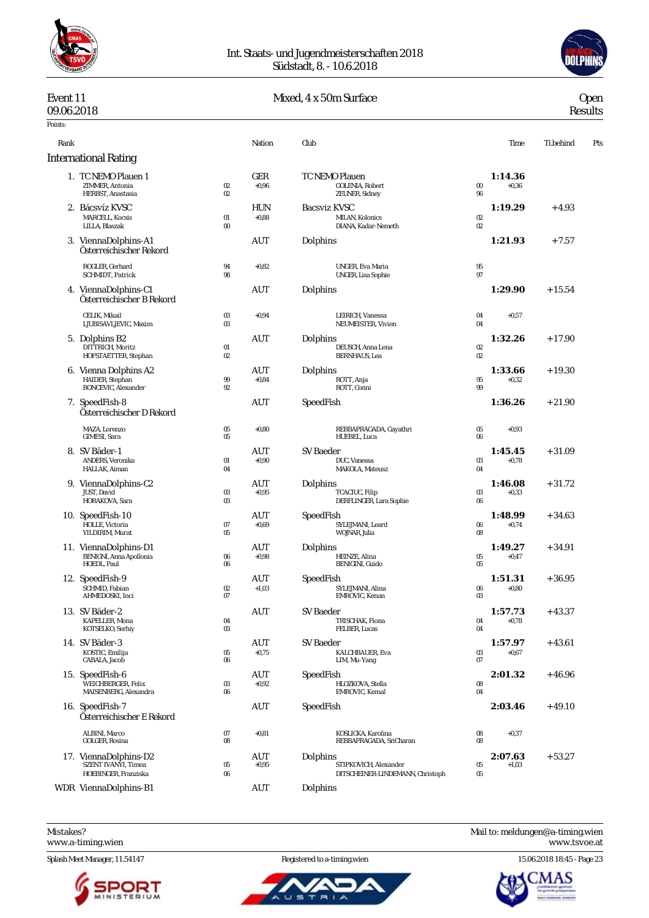Int. Staats- und Jugendmeisterschaften 2018
Südstadt, 8. - 10.6.2018

Event 11 — Mixed, 4 x 50m Surface — Open
09.06.2018 — Results

Points:

## International Rating

| Rank | | | Nation | Club | | | Time | Ti.behind | Pts |
|---|---|---|---|---|---|---|---|---|---|
| 1. | TC NEMO Plauen 1 | | GER | TC NEMO Plauen | | | **1:14.36** | | |
| | ZIMMER, Antonia | 02 | +0,96 | GOLENIA, Robert | 00 | +0,36 | | | |
| | HERBST, Anastasia | 02 | | ZEUNER, Sidney | 96 | | | | |
| 2. | Bácsvíz KVSC | | HUN | Bacsviz KVSC | | | **1:19.29** | +4.93 | |
| | MARCELL, Kocsis | 01 | +0,88 | MILAN, Kolonics | 02 | | | | |
| | LILLA, Blaszak | 00 | | DIANA, Kadar-Nemeth | 02 | | | | |
| 3. | ViennaDolphins-A1 Österreichischer Rekord | | AUT | Dolphins | | | **1:21.93** | +7.57 | |
| | ROGLER, Gerhard | 94 | +0,82 | UNGER, Eva Maria | 95 | | | | |
| | SCHMIDT, Patrick | 98 | | UNGER, Lisa Sophie | 97 | | | | |
| 4. | ViennaDolphins-C1 Österreichischer B Rekord | | AUT | Dolphins | | | **1:29.90** | +15.54 | |
| | CELIK, Mikail | 03 | +0,94 | LEIRICH, Vanessa | 04 | +0,57 | | | |
| | LJUBISAVLJEVIC, Maxim | 03 | | NEUMEISTER, Vivien | 04 | | | | |
| 5. | Dolphins B2 | | AUT | Dolphins | | | **1:32.26** | +17.90 | |
| | DITTRICH, Moritz | 01 | | DEUSCH, Anna Lena | 02 | | | | |
| | HOFSTAETTER, Stephan | 02 | | BERNHAUS, Lea | 02 | | | | |
| 6. | Vienna Dolphins A2 | | AUT | Dolphins | | | **1:33.66** | +19.30 | |
| | HAIDER, Stephan | 99 | +0,84 | ROTT, Anja | 95 | +0,32 | | | |
| | RONCEVIC, Alexander | 92 | | ROTT, Conni | 99 | | | | |
| 7. | SpeedFish-8 Österreichischer D Rekord | | AUT | SpeedFish | | | **1:36.26** | +21.90 | |
| | MAZA, Lorenzo | 05 | +0,80 | REBBAPRAGADA, Gayathri | 05 | +0,93 | | | |
| | GIMESI, Sara | 05 | | HUEBEL, Luca | 06 | | | | |
| 8. | SV Bäder-1 | | AUT | SV Baeder | | | **1:45.45** | +31.09 | |
| | ANDERS, Veronika | 01 | +0,90 | DUC, Vanessa | 03 | +0,78 | | | |
| | HALLAK, Aiman | 04 | | MAKOLA, Mateusz | 04 | | | | |
| 9. | ViennaDolphins-C2 | | AUT | Dolphins | | | **1:46.08** | +31.72 | |
| | JUST, David | 03 | +0,95 | TCACIUC, Filip | 03 | +0,33 | | | |
| | HORAKOVA, Sara | 03 | | DERFLINGER, Lara Sophie | 06 | | | | |
| 10. | SpeedFish-10 | | AUT | SpeedFish | | | **1:48.99** | +34.63 | |
| | HOLLE, Victoria | 07 | +0,69 | SYLEJMANI, Leard | 06 | +0,74 | | | |
| | YILDIRIM, Murat | 05 | | WOJNAR, Julia | 08 | | | | |
| 11. | ViennaDolphins-D1 | | AUT | Dolphins | | | **1:49.27** | +34.91 | |
| | BENIGNI, Anna Apollonia | 06 | +0,98 | HEINZE, Alina | 05 | +0,47 | | | |
| | HOEDL, Paul | 06 | | BENIGNI, Guido | 05 | | | | |
| 12. | SpeedFish-9 | | AUT | SpeedFish | | | **1:51.31** | +36.95 | |
| | SCHMID, Fabian | 02 | +1,03 | SYLEJMANI, Alina | 06 | +0,80 | | | |
| | AHMEDOSKI, Inci | 07 | | EMROVIC, Kenan | 03 | | | | |
| 13. | SV Bäder-2 | | AUT | SV Baeder | | | **1:57.73** | +43.37 | |
| | KAPELLER, Mona | 04 | | TRISCHAK, Fiona | 04 | +0,78 | | | |
| | KOTSELKO, Serhiy | 03 | | FELBER, Lucas | 04 | | | | |
| 14. | SV Bäder-3 | | AUT | SV Baeder | | | **1:57.97** | +43.61 | |
| | KOSTIC, Emilija | 05 | +0,75 | KALCHBAUER, Eva | 03 | +0,67 | | | |
| | CABALA, Jacob | 06 | | LIM, Mu-Yang | 07 | | | | |
| 15. | SpeedFish-6 | | AUT | SpeedFish | | | **2:01.32** | +46.96 | |
| | WEICHBERGER, Felix | 03 | +0,92 | HLOZKOVA, Stella | 08 | | | | |
| | MAISENBERG, Alexandra | 06 | | EMROVIC, Kemal | 04 | | | | |
| 16. | SpeedFish-7 Österreichischer E Rekord | | AUT | SpeedFish | | | **2:03.46** | +49.10 | |
| | ALBINI, Marco | 07 | +0,81 | KOSLICKA, Karolina | 08 | +0,37 | | | |
| | GOLGER, Rosina | 08 | | REBBAPRAGADA, SriCharan | 08 | | | | |
| 17. | ViennaDolphins-D2 | | AUT | Dolphins | | | **2:07.63** | +53.27 | |
| | SZENT IVANYI, Timea | 05 | +0,95 | STIPKOVICH, Alexander | 05 | +1,03 | | | |
| | HOEBINGER, Franziska | 06 | | DITTSCHEINER-LINDEMANN, Christoph | 05 | | | | |
| WDR | ViennaDolphins-B1 | | AUT | Dolphins | | | | | |

Mistakes?
www.a-timing.wien

Mail to: meldungen@a-timing.wien
www.tsvoe.at

Splash Meet Manager, 11.54147 — Registered to a-timing.wien — 15.06.2018 18:45 - Page 23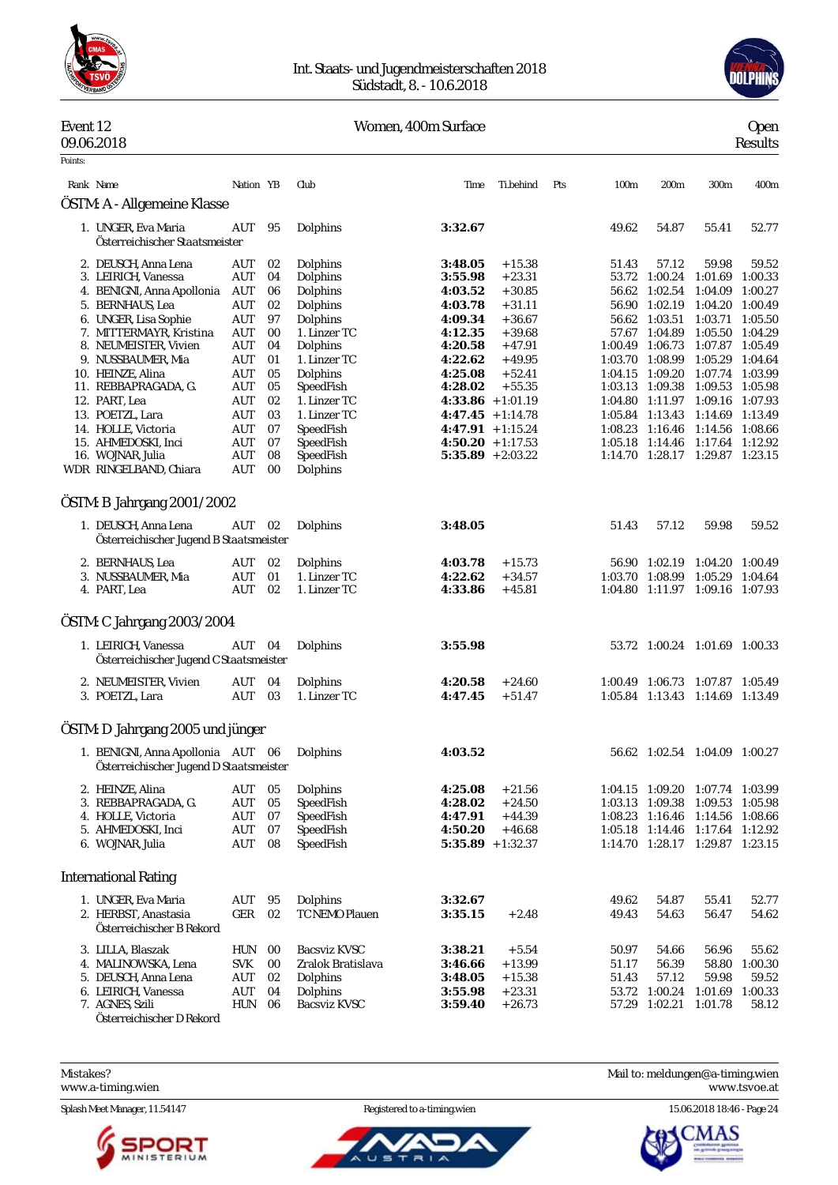Int. Staats- und Jugendmeisterschaften 2018
Südstadt, 8. - 10.6.2018

## Event 12 — Women, 400m Surface — Open

09.06.2018 — Results

Points:

### ÖSTM: A - Allgemeine Klasse

| Rank | Name | Nation | YB | Club | Time | Ti.behind | Pts | 100m | 200m | 300m | 400m |
|---|---|---|---|---|---|---|---|---|---|---|---|
| 1. | UNGER, Eva Maria<br>Österreichischer Staatsmeister | AUT | 95 | Dolphins | **3:32.67** | | | 49.62 | 54.87 | 55.41 | 52.77 |
| 2. | DEUSCH, Anna Lena | AUT | 02 | Dolphins | **3:48.05** | +15.38 | | 51.43 | 57.12 | 59.98 | 59.52 |
| 3. | LEIRICH, Vanessa | AUT | 04 | Dolphins | **3:55.98** | +23.31 | | 53.72 | 1:00.24 | 1:01.69 | 1:00.33 |
| 4. | BENIGNI, Anna Apollonia | AUT | 06 | Dolphins | **4:03.52** | +30.85 | | 56.62 | 1:02.54 | 1:04.09 | 1:00.27 |
| 5. | BERNHAUS, Lea | AUT | 02 | Dolphins | **4:03.78** | +31.11 | | 56.90 | 1:02.19 | 1:04.20 | 1:00.49 |
| 6. | UNGER, Lisa Sophie | AUT | 97 | Dolphins | **4:09.34** | +36.67 | | 56.62 | 1:03.51 | 1:03.71 | 1:05.50 |
| 7. | MITTERMAYR, Kristina | AUT | 00 | 1. Linzer TC | **4:12.35** | +39.68 | | 57.67 | 1:04.89 | 1:05.50 | 1:04.29 |
| 8. | NEUMEISTER, Vivien | AUT | 04 | Dolphins | **4:20.58** | +47.91 | | 1:00.49 | 1:06.73 | 1:07.87 | 1:05.49 |
| 9. | NUSSBAUMER, Mia | AUT | 01 | 1. Linzer TC | **4:22.62** | +49.95 | | 1:03.70 | 1:08.99 | 1:05.29 | 1:04.64 |
| 10. | HEINZE, Alina | AUT | 05 | Dolphins | **4:25.08** | +52.41 | | 1:04.15 | 1:09.20 | 1:07.74 | 1:03.99 |
| 11. | REBBAPRAGADA, G. | AUT | 05 | SpeedFish | **4:28.02** | +55.35 | | 1:03.13 | 1:09.38 | 1:09.53 | 1:05.98 |
| 12. | PART, Lea | AUT | 02 | 1. Linzer TC | **4:33.86** | +1:01.19 | | 1:04.80 | 1:11.97 | 1:09.16 | 1:07.93 |
| 13. | POETZL, Lara | AUT | 03 | 1. Linzer TC | **4:47.45** | +1:14.78 | | 1:05.84 | 1:13.43 | 1:14.69 | 1:13.49 |
| 14. | HOLLE, Victoria | AUT | 07 | SpeedFish | **4:47.91** | +1:15.24 | | 1:08.23 | 1:16.46 | 1:14.56 | 1:08.66 |
| 15. | AHMEDOSKI, Inci | AUT | 07 | SpeedFish | **4:50.20** | +1:17.53 | | 1:05.18 | 1:14.46 | 1:17.64 | 1:12.92 |
| 16. | WOJNAR, Julia | AUT | 08 | SpeedFish | **5:35.89** | +2:03.22 | | 1:14.70 | 1:28.17 | 1:29.87 | 1:23.15 |
| WDR | RINGELBAND, Chiara | AUT | 00 | Dolphins | | | | | | | |

### ÖSTM: B Jahrgang 2001/2002

| Rank | Name | Nation | YB | Club | Time | Ti.behind | Pts | 100m | 200m | 300m | 400m |
|---|---|---|---|---|---|---|---|---|---|---|---|
| 1. | DEUSCH, Anna Lena<br>Österreichischer Jugend B Staatsmeister | AUT | 02 | Dolphins | **3:48.05** | | | 51.43 | 57.12 | 59.98 | 59.52 |
| 2. | BERNHAUS, Lea | AUT | 02 | Dolphins | **4:03.78** | +15.73 | | 56.90 | 1:02.19 | 1:04.20 | 1:00.49 |
| 3. | NUSSBAUMER, Mia | AUT | 01 | 1. Linzer TC | **4:22.62** | +34.57 | | 1:03.70 | 1:08.99 | 1:05.29 | 1:04.64 |
| 4. | PART, Lea | AUT | 02 | 1. Linzer TC | **4:33.86** | +45.81 | | 1:04.80 | 1:11.97 | 1:09.16 | 1:07.93 |

### ÖSTM: C Jahrgang 2003/2004

| Rank | Name | Nation | YB | Club | Time | Ti.behind | Pts | 100m | 200m | 300m | 400m |
|---|---|---|---|---|---|---|---|---|---|---|---|
| 1. | LEIRICH, Vanessa<br>Österreichischer Jugend C Staatsmeister | AUT | 04 | Dolphins | **3:55.98** | | | 53.72 | 1:00.24 | 1:01.69 | 1:00.33 |
| 2. | NEUMEISTER, Vivien | AUT | 04 | Dolphins | **4:20.58** | +24.60 | | 1:00.49 | 1:06.73 | 1:07.87 | 1:05.49 |
| 3. | POETZL, Lara | AUT | 03 | 1. Linzer TC | **4:47.45** | +51.47 | | 1:05.84 | 1:13.43 | 1:14.69 | 1:13.49 |

### ÖSTM: D Jahrgang 2005 und jünger

| Rank | Name | Nation | YB | Club | Time | Ti.behind | Pts | 100m | 200m | 300m | 400m |
|---|---|---|---|---|---|---|---|---|---|---|---|
| 1. | BENIGNI, Anna Apollonia<br>Österreichischer Jugend D Staatsmeister | AUT | 06 | Dolphins | **4:03.52** | | | 56.62 | 1:02.54 | 1:04.09 | 1:00.27 |
| 2. | HEINZE, Alina | AUT | 05 | Dolphins | **4:25.08** | +21.56 | | 1:04.15 | 1:09.20 | 1:07.74 | 1:03.99 |
| 3. | REBBAPRAGADA, G. | AUT | 05 | SpeedFish | **4:28.02** | +24.50 | | 1:03.13 | 1:09.38 | 1:09.53 | 1:05.98 |
| 4. | HOLLE, Victoria | AUT | 07 | SpeedFish | **4:47.91** | +44.39 | | 1:08.23 | 1:16.46 | 1:14.56 | 1:08.66 |
| 5. | AHMEDOSKI, Inci | AUT | 07 | SpeedFish | **4:50.20** | +46.68 | | 1:05.18 | 1:14.46 | 1:17.64 | 1:12.92 |
| 6. | WOJNAR, Julia | AUT | 08 | SpeedFish | **5:35.89** | +1:32.37 | | 1:14.70 | 1:28.17 | 1:29.87 | 1:23.15 |

### International Rating

| Rank | Name | Nation | YB | Club | Time | Ti.behind | Pts | 100m | 200m | 300m | 400m |
|---|---|---|---|---|---|---|---|---|---|---|---|
| 1. | UNGER, Eva Maria | AUT | 95 | Dolphins | **3:32.67** | | | 49.62 | 54.87 | 55.41 | 52.77 |
| 2. | HERBST, Anastasia<br>Österreichischer B Rekord | GER | 02 | TC NEMO Plauen | **3:35.15** | +2.48 | | 49.43 | 54.63 | 56.47 | 54.62 |
| 3. | LILLA, Blaszak | HUN | 00 | Bacsviz KVSC | **3:38.21** | +5.54 | | 50.97 | 54.66 | 56.96 | 55.62 |
| 4. | MALINOWSKA, Lena | SVK | 00 | Zralok Bratislava | **3:46.66** | +13.99 | | 51.17 | 56.39 | 58.80 | 1:00.30 |
| 5. | DEUSCH, Anna Lena | AUT | 02 | Dolphins | **3:48.05** | +15.38 | | 51.43 | 57.12 | 59.98 | 59.52 |
| 6. | LEIRICH, Vanessa | AUT | 04 | Dolphins | **3:55.98** | +23.31 | | 53.72 | 1:00.24 | 1:01.69 | 1:00.33 |
| 7. | AGNES, Szili<br>Österreichischer D Rekord | HUN | 06 | Bacsviz KVSC | **3:59.40** | +26.73 | | 57.29 | 1:02.21 | 1:01.78 | 58.12 |

Mistakes? Mail to: meldungen@a-timing.wien
www.a-timing.wien — www.tsvoe.at

Splash Meet Manager, 11.54147 — Registered to a-timing.wien — 15.06.2018 18:46 - Page 24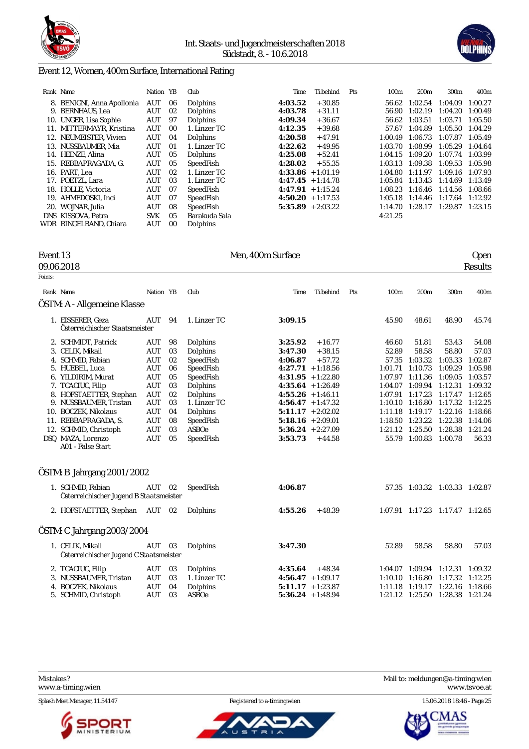# Event 12, Women, 400m Surface, International Rating

| Rank | Name | Nation | YB | Club | Time | Ti.behind | Pts | 100m | 200m | 300m | 400m |
|---|---|---|---|---|---|---|---|---|---|---|---|
| 8. | BENIGNI, Anna Apollonia | AUT | 06 | Dolphins | **4:03.52** | +30.85 | | 56.62 | 1:02.54 | 1:04.09 | 1:00.27 |
| 9. | BERNHAUS, Lea | AUT | 02 | Dolphins | **4:03.78** | +31.11 | | 56.90 | 1:02.19 | 1:04.20 | 1:00.49 |
| 10. | UNGER, Lisa Sophie | AUT | 97 | Dolphins | **4:09.34** | +36.67 | | 56.62 | 1:03.51 | 1:03.71 | 1:05.50 |
| 11. | MITTERMAYR, Kristina | AUT | 00 | 1. Linzer TC | **4:12.35** | +39.68 | | 57.67 | 1:04.89 | 1:05.50 | 1:04.29 |
| 12. | NEUMEISTER, Vivien | AUT | 04 | Dolphins | **4:20.58** | +47.91 | | 1:00.49 | 1:06.73 | 1:07.87 | 1:05.49 |
| 13. | NUSSBAUMER, Mia | AUT | 01 | 1. Linzer TC | **4:22.62** | +49.95 | | 1:03.70 | 1:08.99 | 1:05.29 | 1:04.64 |
| 14. | HEINZE, Alina | AUT | 05 | Dolphins | **4:25.08** | +52.41 | | 1:04.15 | 1:09.20 | 1:07.74 | 1:03.99 |
| 15. | REBBAPRAGADA, G. | AUT | 05 | SpeedFish | **4:28.02** | +55.35 | | 1:03.13 | 1:09.38 | 1:09.53 | 1:05.98 |
| 16. | PART, Lea | AUT | 02 | 1. Linzer TC | **4:33.86** | +1:01.19 | | 1:04.80 | 1:11.97 | 1:09.16 | 1:07.93 |
| 17. | POETZL, Lara | AUT | 03 | 1. Linzer TC | **4:47.45** | +1:14.78 | | 1:05.84 | 1:13.43 | 1:14.69 | 1:13.49 |
| 18. | HOLLE, Victoria | AUT | 07 | SpeedFish | **4:47.91** | +1:15.24 | | 1:08.23 | 1:16.46 | 1:14.56 | 1:08.66 |
| 19. | AHMEDOSKI, Inci | AUT | 07 | SpeedFish | **4:50.20** | +1:17.53 | | 1:05.18 | 1:14.46 | 1:17.64 | 1:12.92 |
| 20. | WOJNAR, Julia | AUT | 08 | SpeedFish | **5:35.89** | +2:03.22 | | 1:14.70 | 1:28.17 | 1:29.87 | 1:23.15 |
| DNS | KISSOVA, Petra | SVK | 05 | Barakuda Sala | | | | 4:21.25 | | | |
| WDR | RINGELBAND, Chiara | AUT | 00 | Dolphins | | | | | | | |

## Event 13 — Men, 400m Surface — Open

09.06.2018 — Results

Points:

### ÖSTM: A - Allgemeine Klasse

| Rank | Name | Nation | YB | Club | Time | Ti.behind | Pts | 100m | 200m | 300m | 400m |
|---|---|---|---|---|---|---|---|---|---|---|---|
| 1. | EISSERER, Geza<br>Österreichischer Staatsmeister | AUT | 94 | 1. Linzer TC | **3:09.15** | | | 45.90 | 48.61 | 48.90 | 45.74 |
| 2. | SCHMIDT, Patrick | AUT | 98 | Dolphins | **3:25.92** | +16.77 | | 46.60 | 51.81 | 53.43 | 54.08 |
| 3. | CELIK, Mikail | AUT | 03 | Dolphins | **3:47.30** | +38.15 | | 52.89 | 58.58 | 58.80 | 57.03 |
| 4. | SCHMID, Fabian | AUT | 02 | SpeedFish | **4:06.87** | +57.72 | | 57.35 | 1:03.32 | 1:03.33 | 1:02.87 |
| 5. | HUEBEL, Luca | AUT | 06 | SpeedFish | **4:27.71** | +1:18.56 | | 1:01.71 | 1:10.73 | 1:09.29 | 1:05.98 |
| 6. | YILDIRIM, Murat | AUT | 05 | SpeedFish | **4:31.95** | +1:22.80 | | 1:07.97 | 1:11.36 | 1:09.05 | 1:03.57 |
| 7. | TCACIUC, Filip | AUT | 03 | Dolphins | **4:35.64** | +1:26.49 | | 1:04.07 | 1:09.94 | 1:12.31 | 1:09.32 |
| 8. | HOFSTAETTER, Stephan | AUT | 02 | Dolphins | **4:55.26** | +1:46.11 | | 1:07.91 | 1:17.23 | 1:17.47 | 1:12.65 |
| 9. | NUSSBAUMER, Tristan | AUT | 03 | 1. Linzer TC | **4:56.47** | +1:47.32 | | 1:10.10 | 1:16.80 | 1:17.32 | 1:12.25 |
| 10. | BOCZEK, Nikolaus | AUT | 04 | Dolphins | **5:11.17** | +2:02.02 | | 1:11.18 | 1:19.17 | 1:22.16 | 1:18.66 |
| 11. | REBBAPRAGADA, S. | AUT | 08 | SpeedFish | **5:18.16** | +2:09.01 | | 1:18.50 | 1:23.22 | 1:22.38 | 1:14.06 |
| 12. | SCHMID, Christoph | AUT | 03 | ASBÖe | **5:36.24** | +2:27.09 | | 1:21.12 | 1:25.50 | 1:28.38 | 1:21.24 |
| DSQ | MAZA, Lorenzo<br>A01 - False Start | AUT | 05 | SpeedFish | **3:53.73** | +44.58 | | 55.79 | 1:00.83 | 1:00.78 | 56.33 |

### ÖSTM: B Jahrgang 2001/2002

| Rank | Name | Nation | YB | Club | Time | Ti.behind | Pts | 100m | 200m | 300m | 400m |
|---|---|---|---|---|---|---|---|---|---|---|---|
| 1. | SCHMID, Fabian<br>Österreichischer Jugend B Staatsmeister | AUT | 02 | SpeedFish | **4:06.87** | | | 57.35 | 1:03.32 | 1:03.33 | 1:02.87 |
| 2. | HOFSTAETTER, Stephan | AUT | 02 | Dolphins | **4:55.26** | +48.39 | | 1:07.91 | 1:17.23 | 1:17.47 | 1:12.65 |

### ÖSTM: C Jahrgang 2003/2004

| Rank | Name | Nation | YB | Club | Time | Ti.behind | Pts | 100m | 200m | 300m | 400m |
|---|---|---|---|---|---|---|---|---|---|---|---|
| 1. | CELIK, Mikail<br>Österreichischer Jugend C Staatsmeister | AUT | 03 | Dolphins | **3:47.30** | | | 52.89 | 58.58 | 58.80 | 57.03 |
| 2. | TCACIUC, Filip | AUT | 03 | Dolphins | **4:35.64** | +48.34 | | 1:04.07 | 1:09.94 | 1:12.31 | 1:09.32 |
| 3. | NUSSBAUMER, Tristan | AUT | 03 | 1. Linzer TC | **4:56.47** | +1:09.17 | | 1:10.10 | 1:16.80 | 1:17.32 | 1:12.25 |
| 4. | BOCZEK, Nikolaus | AUT | 04 | Dolphins | **5:11.17** | +1:23.87 | | 1:11.18 | 1:19.17 | 1:22.16 | 1:18.66 |
| 5. | SCHMID, Christoph | AUT | 03 | ASBÖe | **5:36.24** | +1:48.94 | | 1:21.12 | 1:25.50 | 1:28.38 | 1:21.24 |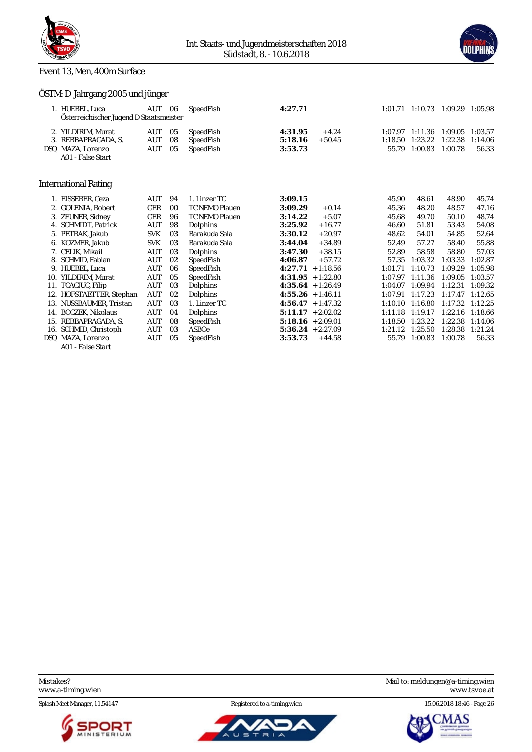Int. Staats- und Jugendmeisterschaften 2018
Südstadt, 8. - 10.6.2018

## Event 13, Men, 400m Surface

### ÖSTM: D Jahrgang 2005 und jünger

| Place | Name | Nat | YB | Club | Time | Behind | 100m | 200m | 300m | 400m |
|---|---|---|---|---|---|---|---|---|---|---|
| 1. | HUEBEL, Luca | AUT | 06 | SpeedFish | **4:27.71** | | 1:01.71 | 1:10.73 | 1:09.29 | 1:05.98 |
| | Österreichischer Jugend D Staatsmeister | | | | | | | | | |
| 2. | YILDIRIM, Murat | AUT | 05 | SpeedFish | **4:31.95** | +4.24 | 1:07.97 | 1:11.36 | 1:09.05 | 1:03.57 |
| 3. | REBBAPRAGADA, S. | AUT | 08 | SpeedFish | **5:18.16** | +50.45 | 1:18.50 | 1:23.22 | 1:22.38 | 1:14.06 |
| DSQ | MAZA, Lorenzo | AUT | 05 | SpeedFish | **3:53.73** | | 55.79 | 1:00.83 | 1:00.78 | 56.33 |
| | A01 - False Start | | | | | | | | | |

### International Rating

| Place | Name | Nat | YB | Club | Time | Behind | 100m | 200m | 300m | 400m |
|---|---|---|---|---|---|---|---|---|---|---|
| 1. | EISSERER, Geza | AUT | 94 | 1. Linzer TC | **3:09.15** | | 45.90 | 48.61 | 48.90 | 45.74 |
| 2. | GOLENIA, Robert | GER | 00 | TC NEMO Plauen | **3:09.29** | +0.14 | 45.36 | 48.20 | 48.57 | 47.16 |
| 3. | ZEUNER, Sidney | GER | 96 | TC NEMO Plauen | **3:14.22** | +5.07 | 45.68 | 49.70 | 50.10 | 48.74 |
| 4. | SCHMIDT, Patrick | AUT | 98 | Dolphins | **3:25.92** | +16.77 | 46.60 | 51.81 | 53.43 | 54.08 |
| 5. | PETRAK, Jakub | SVK | 03 | Barakuda Sala | **3:30.12** | +20.97 | 48.62 | 54.01 | 54.85 | 52.64 |
| 6. | KOZMER, Jakub | SVK | 03 | Barakuda Sala | **3:44.04** | +34.89 | 52.49 | 57.27 | 58.40 | 55.88 |
| 7. | CELIK, Mikail | AUT | 03 | Dolphins | **3:47.30** | +38.15 | 52.89 | 58.58 | 58.80 | 57.03 |
| 8. | SCHMID, Fabian | AUT | 02 | SpeedFish | **4:06.87** | +57.72 | 57.35 | 1:03.32 | 1:03.33 | 1:02.87 |
| 9. | HUEBEL, Luca | AUT | 06 | SpeedFish | **4:27.71** | +1:18.56 | 1:01.71 | 1:10.73 | 1:09.29 | 1:05.98 |
| 10. | YILDIRIM, Murat | AUT | 05 | SpeedFish | **4:31.95** | +1:22.80 | 1:07.97 | 1:11.36 | 1:09.05 | 1:03.57 |
| 11. | TCACIUC, Filip | AUT | 03 | Dolphins | **4:35.64** | +1:26.49 | 1:04.07 | 1:09.94 | 1:12.31 | 1:09.32 |
| 12. | HOFSTAETTER, Stephan | AUT | 02 | Dolphins | **4:55.26** | +1:46.11 | 1:07.91 | 1:17.23 | 1:17.47 | 1:12.65 |
| 13. | NUSSBAUMER, Tristan | AUT | 03 | 1. Linzer TC | **4:56.47** | +1:47.32 | 1:10.10 | 1:16.80 | 1:17.32 | 1:12.25 |
| 14. | BOCZEK, Nikolaus | AUT | 04 | Dolphins | **5:11.17** | +2:02.02 | 1:11.18 | 1:19.17 | 1:22.16 | 1:18.66 |
| 15. | REBBAPRAGADA, S. | AUT | 08 | SpeedFish | **5:18.16** | +2:09.01 | 1:18.50 | 1:23.22 | 1:22.38 | 1:14.06 |
| 16. | SCHMID, Christoph | AUT | 03 | ASBOe | **5:36.24** | +2:27.09 | 1:21.12 | 1:25.50 | 1:28.38 | 1:21.24 |
| DSQ | MAZA, Lorenzo | AUT | 05 | SpeedFish | **3:53.73** | +44.58 | 55.79 | 1:00.83 | 1:00.78 | 56.33 |
| | A01 - False Start | | | | | | | | | |

Mistakes?
www.a-timing.wien

Mail to: meldungen@a-timing.wien
www.tsvoe.at

Splash Meet Manager, 11.54147 — Registered to a-timing.wien — 15.06.2018 18:46 - Page 26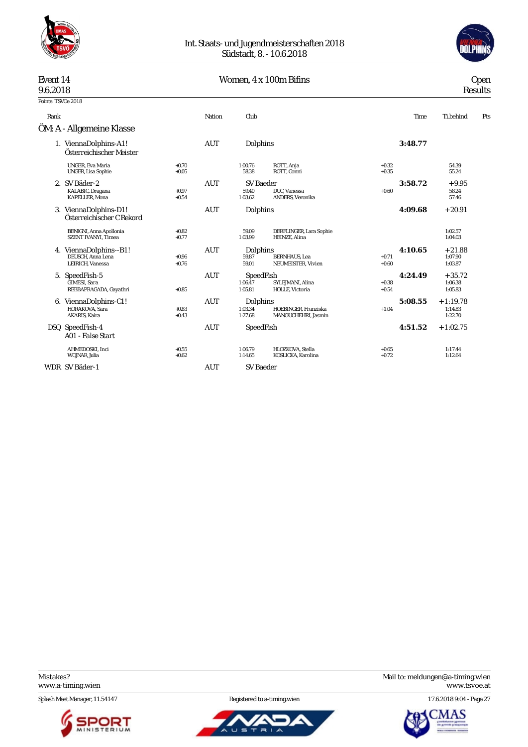# Int. Staats- und Jugendmeisterschaften 2018
Südstadt, 8. - 10.6.2018

## Event 14 — Women, 4 x 100m Bifins — Open

9.6.2018 — Results

Points: TSVOe 2018

### ÖM: A - Allgemeine Klasse

| Rank | Name | Nation | Club | Time | Ti.behind | Pts |
|---|---|---|---|---|---|---|
| 1. | ViennaDolphins-A1! Österreichischer Meister | AUT | Dolphins | **3:48.77** | | |
| | UNGER, Eva Maria +0.70 / 1:00.76 — ROTT, Anja +0.32 / 54.39 | | | | | |
| | UNGER, Lisa Sophie +0.05 / 58.38 — ROTT, Conni +0.35 / 55.24 | | | | | |
| 2. | SV Bäder-2 | AUT | SV Baeder | **3:58.72** | +9.95 | |
| | KALABIC, Dragana +0.97 / 59.40 — DUC, Vanessa +0.60 / 58.24 | | | | | |
| | KAPELLER, Mona +0.54 / 1:03.62 — ANDERS, Veronika / 57.46 | | | | | |
| 3. | ViennaDolphins-D1! Österreichischer C Rekord | AUT | Dolphins | **4:09.68** | +20.91 | |
| | BENIGNI, Anna Apollonia +0.82 / 59.09 — DERFLINGER, Lara Sophie / 1:02.57 | | | | | |
| | SZENT IVANYI, Timea +0.77 / 1:03.99 — HEINZE, Alina / 1:04.03 | | | | | |
| 4. | ViennaDolphins--B1! | AUT | Dolphins | **4:10.65** | +21.88 | |
| | DEUSCH, Anna Lena +0.96 / 59.87 — BERNHAUS, Lea +0.71 / 1:07.90 | | | | | |
| | LEIRICH, Vanessa +0.76 / 59.01 — NEUMEISTER, Vivien +0.60 / 1:03.87 | | | | | |
| 5. | SpeedFish-5 | AUT | SpeedFish | **4:24.49** | +35.72 | |
| | GIMESI, Sara / 1:06.47 — SYLEJMANI, Alina +0.38 / 1:06.38 | | | | | |
| | REBBAPRAGADA, Gayathri +0.85 / 1:05.81 — HOLLE, Victoria +0.54 / 1:05.83 | | | | | |
| 6. | ViennaDolphins-C1! | AUT | Dolphins | **5:08.55** | +1:19.78 | |
| | HORAKOVA, Sara +0.83 / 1:03.34 — HOEBINGER, Franziska +1.04 / 1:14.83 | | | | | |
| | AKARIS, Kaira +0.43 / 1:27.68 — MANOUCHEHRI, Jasmin / 1:22.70 | | | | | |
| DSQ | SpeedFish-4 A01 - False Start | AUT | SpeedFish | **4:51.52** | +1:02.75 | |
| | AHMEDOSKI, Inci +0.55 / 1:06.79 — HLOZKOVA, Stella +0.65 / 1:17.44 | | | | | |
| | WOJNAR, Julia +0.62 / 1:14.65 — KOSLICKA, Karolina +0.72 / 1:12.64 | | | | | |
| WDR | SV Bäder-1 | AUT | SV Baeder | | | |

Mistakes? www.a-timing.wien — Mail to: meldungen@a-timing.wien — www.tsvoe.at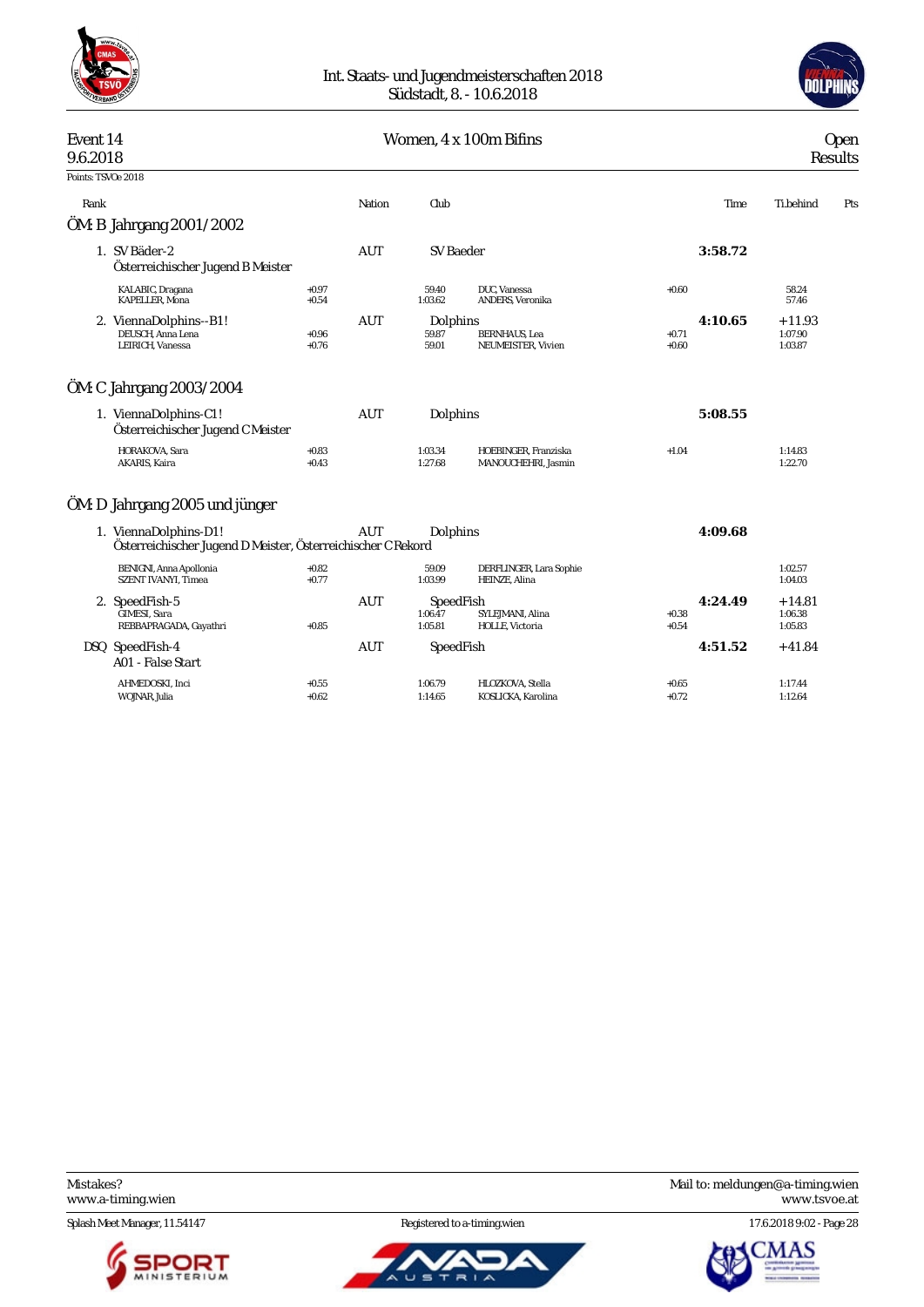Int. Staats- und Jugendmeisterschaften 2018
Südstadt, 8. - 10.6.2018

**Event 14** — **Women, 4 x 100m Bifins** — **Open**
9.6.2018 — **Results**

Points: TSVOe 2018

| Rank | | Nation | Club | Time | Ti.behind | Pts |
|---|---|---|---|---|---|---|

## ÖM: B Jahrgang 2001/2002

| Rank | Team | Nation | Club | Time | Ti.behind | Pts |
|---|---|---|---|---|---|---|
| 1. | SV Bäder-2 <br> Österreichischer Jugend B Meister | AUT | SV Baeder | **3:58.72** | | |
| | KALABIC, Dragana +0.97 59.40 <br> KAPELLER, Mona +0.54 1:03.62 | | DUC, Vanessa +0.60 58.24 <br> ANDERS, Veronika 57.46 | | | |
| 2. | ViennaDolphins--B1! | AUT | Dolphins | **4:10.65** | +11.93 | |
| | DEUSCH, Anna Lena +0.96 59.87 <br> LEIRICH, Vanessa +0.76 59.01 | | BERNHAUS, Lea +0.71 1:07.90 <br> NEUMEISTER, Vivien +0.60 1:03.87 | | | |

## ÖM: C Jahrgang 2003/2004

| Rank | Team | Nation | Club | Time | Ti.behind | Pts |
|---|---|---|---|---|---|---|
| 1. | ViennaDolphins-C1! <br> Österreichischer Jugend C Meister | AUT | Dolphins | **5:08.55** | | |
| | HORAKOVA, Sara +0.83 1:03.34 <br> AKARIS, Kaira +0.43 1:27.68 | | HOEBINGER, Franziska +1.04 1:14.83 <br> MANOUCHEHRI, Jasmin 1:22.70 | | | |

## ÖM: D Jahrgang 2005 und jünger

| Rank | Team | Nation | Club | Time | Ti.behind | Pts |
|---|---|---|---|---|---|---|
| 1. | ViennaDolphins-D1! <br> Österreichischer Jugend D Meister, Österreichischer C Rekord | AUT | Dolphins | **4:09.68** | | |
| | BENIGNI, Anna Apollonia +0.82 59.09 <br> SZENT IVANYI, Timea +0.77 1:03.99 | | DERFLINGER, Lara Sophie 1:02.57 <br> HEINZE, Alina 1:04.03 | | | |
| 2. | SpeedFish-5 | AUT | SpeedFish | **4:24.49** | +14.81 | |
| | GIMESI, Sara 1:06.47 <br> REBBAPRAGADA, Gayathri +0.85 1:05.81 | | SYLEJMANI, Alina +0.38 1:06.38 <br> HOLLE, Victoria +0.54 1:05.83 | | | |
| DSQ | SpeedFish-4 <br> A01 - False Start | AUT | SpeedFish | **4:51.52** | +41.84 | |
| | AHMEDOSKI, Inci +0.55 1:06.79 <br> WOJNAR, Julia +0.62 1:14.65 | | HLOZKOVA, Stella +0.65 1:17.44 <br> KOSLICKA, Karolina +0.72 1:12.64 | | | |

Mistakes? www.a-timing.wien — Mail to: meldungen@a-timing.wien — www.tsvoe.at

Splash Meet Manager, 11.54147 — Registered to a-timing.wien — 17.6.2018 9:02 - Page 28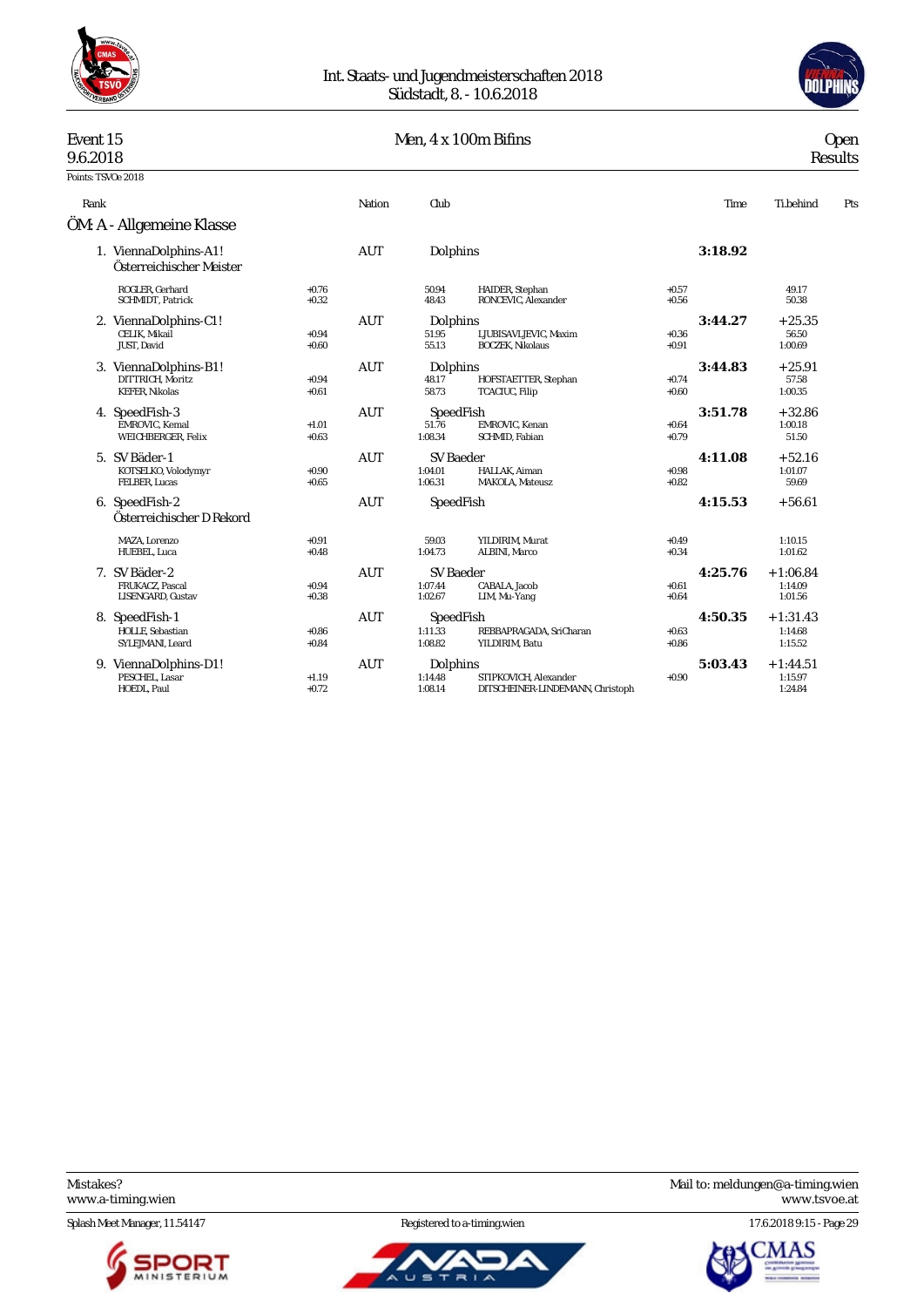Int. Staats- und Jugendmeisterschaften 2018
Südstadt, 8. - 10.6.2018

## Event 15 — Men, 4 x 100m Bifins — Open

9.6.2018 — Results

Points: TSVOe 2018

### ÖM: A - Allgemeine Klasse

| Rank | Team | Nation | Club | Time | Ti.behind | Pts |
|---|---|---|---|---|---|---|
| 1. | ViennaDolphins-A1! Österreichischer Meister | AUT | Dolphins | 3:18.92 | | |
| | ROGLER, Gerhard +0.76 50.94 / HAIDER, Stephan +0.57 49.17 / SCHMIDT, Patrick +0.32 48.43 / RONCEVIC, Alexander +0.56 50.38 | | | | | |
| 2. | ViennaDolphins-C1! | AUT | Dolphins | 3:44.27 | +25.35 | |
| | CELIK, Mikail +0.94 51.95 / LJUBISAVLJEVIC, Maxim +0.36 56.50 / JUST, David +0.60 55.13 / BOCZEK, Nikolaus +0.91 1:00.69 | | | | | |
| 3. | ViennaDolphins-B1! | AUT | Dolphins | 3:44.83 | +25.91 | |
| | DITTRICH, Moritz +0.94 48.17 / HOFSTAETTER, Stephan +0.74 57.58 / KEFER, Nikolas +0.61 58.73 / TCACIUC, Filip +0.60 1:00.35 | | | | | |
| 4. | SpeedFish-3 | AUT | SpeedFish | 3:51.78 | +32.86 | |
| | EMROVIC, Kemal +1.01 51.76 / EMROVIC, Kenan +0.64 1:00.18 / WEICHBERGER, Felix +0.63 1:08.34 / SCHMID, Fabian +0.79 51.50 | | | | | |
| 5. | SV Bäder-1 | AUT | SV Baeder | 4:11.08 | +52.16 | |
| | KOTSELKO, Volodymyr +0.90 1:04.01 / HALLAK, Aiman +0.98 1:01.07 / FELBER, Lucas +0.65 1:06.31 / MAKOLA, Mateusz +0.82 59.69 | | | | | |
| 6. | SpeedFish-2 Österreichischer D Rekord | AUT | SpeedFish | 4:15.53 | +56.61 | |
| | MAZA, Lorenzo +0.91 59.03 / YILDIRIM, Murat +0.49 1:10.15 / HUEBEL, Luca +0.48 1:04.73 / ALBINI, Marco +0.34 1:01.62 | | | | | |
| 7. | SV Bäder-2 | AUT | SV Baeder | 4:25.76 | +1:06.84 | |
| | FRUKACZ, Pascal +0.94 1:07.44 / CABALA, Jacob +0.61 1:14.09 / LISENGARD, Gustav +0.38 1:02.67 / LIM, Mu-Yang +0.64 1:01.56 | | | | | |
| 8. | SpeedFish-1 | AUT | SpeedFish | 4:50.35 | +1:31.43 | |
| | HOLLE, Sebastian +0.86 1:11.33 / REBBAPRAGADA, SriCharan +0.63 1:14.68 / SYLEJMANI, Leard +0.84 1:08.82 / YILDIRIM, Batu +0.86 1:15.52 | | | | | |
| 9. | ViennaDolphins-D1! | AUT | Dolphins | 5:03.43 | +1:44.51 | |
| | PESCHEL, Lasar +1.19 1:14.48 / STIPKOVICH, Alexander +0.90 1:15.97 / HOEDL, Paul +0.72 1:08.14 / DITSCHEINER-LINDEMANN, Christoph 1:24.84 | | | | | |

Mistakes? www.a-timing.wien — Mail to: meldungen@a-timing.wien — www.tsvoe.at

Splash Meet Manager, 11.54147 — Registered to a-timing.wien — 17.6.2018 9:15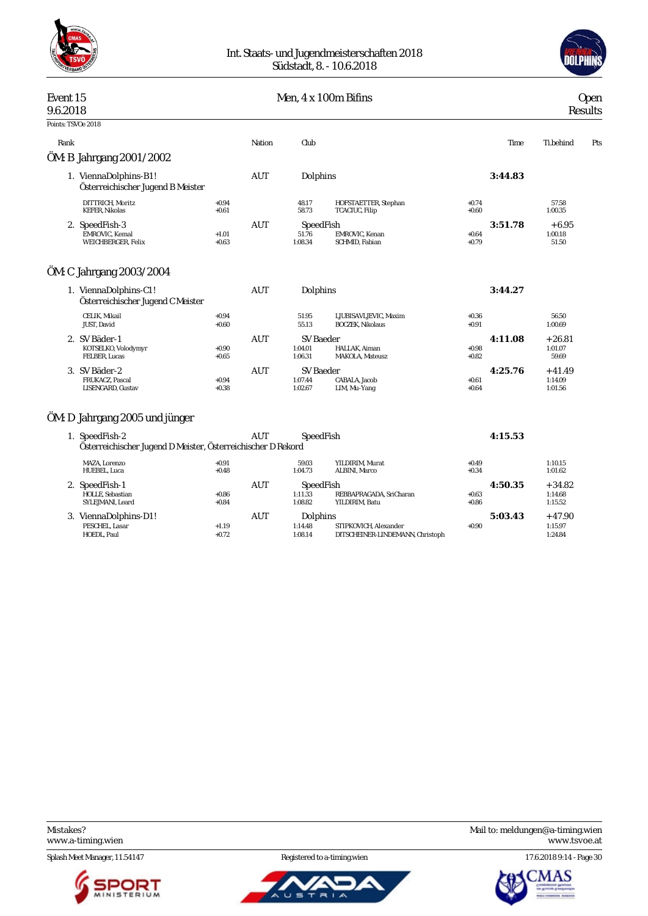Int. Staats- und Jugendmeisterschaften 2018
Südstadt, 8. - 10.6.2018

Event 15 — Men, 4 x 100m Bifins — Open
9.6.2018 — Results

Points: TSVOe 2018

## ÖM: B Jahrgang 2001/2002

| Rank | Nation | Club | Time | Ti.behind | Pts |
|---|---|---|---|---|---|
| 1. ViennaDolphins-B1 ! — Österreichischer Jugend B Meister | AUT | Dolphins | **3:44.83** | | |
| 2. SpeedFish-3 | AUT | SpeedFish | **3:51.78** | +6.95 | |

**1. ViennaDolphins-B1 !**

| Swimmer | Reaction | Split | Swimmer | Reaction | Split |
|---|---|---|---|---|---|
| DITTRICH, Moritz | +0.94 | 48.17 | HOFSTAETTER, Stephan | +0.74 | 57.58 |
| KEFER, Nikolas | +0.61 | 58.73 | TCACIUC, Filip | +0.60 | 1:00.35 |

**2. SpeedFish-3**

| Swimmer | Reaction | Split | Swimmer | Reaction | Split |
|---|---|---|---|---|---|
| EMROVIC, Kemal | +1.01 | 51.76 | EMROVIC, Kenan | +0.64 | 1:00.18 |
| WEICHBERGER, Felix | +0.63 | 1:08.34 | SCHMID, Fabian | +0.79 | 51.50 |

## ÖM: C Jahrgang 2003/2004

| Rank | Nation | Club | Time | Ti.behind | Pts |
|---|---|---|---|---|---|
| 1. ViennaDolphins-C1 ! — Österreichischer Jugend C Meister | AUT | Dolphins | **3:44.27** | | |
| 2. SV Bäder-1 | AUT | SV Baeder | **4:11.08** | +26.81 | |
| 3. SV Bäder-2 | AUT | SV Baeder | **4:25.76** | +41.49 | |

**1. ViennaDolphins-C1 !**

| Swimmer | Reaction | Split | Swimmer | Reaction | Split |
|---|---|---|---|---|---|
| CELIK, Mikail | +0.94 | 51.95 | LJUBISAVLJEVIC, Maxim | +0.36 | 56.50 |
| JUST, David | +0.60 | 55.13 | BOCZEK, Nikolaus | +0.91 | 1:00.69 |

**2. SV Bäder-1**

| Swimmer | Reaction | Split | Swimmer | Reaction | Split |
|---|---|---|---|---|---|
| KOTSELKO, Volodymyr | +0.90 | 1:04.01 | HALLAK, Aiman | +0.98 | 1:01.07 |
| FELBER, Lucas | +0.65 | 1:06.31 | MAKOLA, Mateusz | +0.82 | 59.69 |

**3. SV Bäder-2**

| Swimmer | Reaction | Split | Swimmer | Reaction | Split |
|---|---|---|---|---|---|
| FRUKACZ, Pascal | +0.94 | 1:07.44 | CABALA, Jacob | +0.61 | 1:14.09 |
| LISENGARD, Gustav | +0.38 | 1:02.67 | LIM, Mu-Yang | +0.64 | 1:01.56 |

## ÖM: D Jahrgang 2005 und jünger

| Rank | Nation | Club | Time | Ti.behind | Pts |
|---|---|---|---|---|---|
| 1. SpeedFish-2 — Österreichischer Jugend D Meister, Österreichischer D Rekord | AUT | SpeedFish | **4:15.53** | | |
| 2. SpeedFish-1 | AUT | SpeedFish | **4:50.35** | +34.82 | |
| 3. ViennaDolphins-D1 ! | AUT | Dolphins | **5:03.43** | +47.90 | |

**1. SpeedFish-2**

| Swimmer | Reaction | Split | Swimmer | Reaction | Split |
|---|---|---|---|---|---|
| MAZA, Lorenzo | +0.91 | 59.03 | YILDIRIM, Murat | +0.49 | 1:10.15 |
| HUEBEL, Luca | +0.48 | 1:04.73 | ALBINI, Marco | +0.34 | 1:01.62 |

**2. SpeedFish-1**

| Swimmer | Reaction | Split | Swimmer | Reaction | Split |
|---|---|---|---|---|---|
| HOLLE, Sebastian | +0.86 | 1:11.33 | REBBAPRAGADA, SriCharan | +0.63 | 1:14.68 |
| SYLEJMANI, Leard | +0.84 | 1:08.82 | YILDIRIM, Batu | +0.86 | 1:15.52 |

**3. ViennaDolphins-D1 !**

| Swimmer | Reaction | Split | Swimmer | Reaction | Split |
|---|---|---|---|---|---|
| PESCHEL, Lasar | +1.19 | 1:14.48 | STIPKOVICH, Alexander | +0.90 | 1:15.97 |
| HOEDL, Paul | +0.72 | 1:08.14 | DITSCHEINER-LINDEMANN, Christoph | | 1:24.84 |

Mistakes? www.a-timing.wien — Mail to: meldungen@a-timing.wien — www.tsvoe.at

Splash Meet Manager, 11.54147 — Registered to a-timing.wien — 17.6.2018 9:14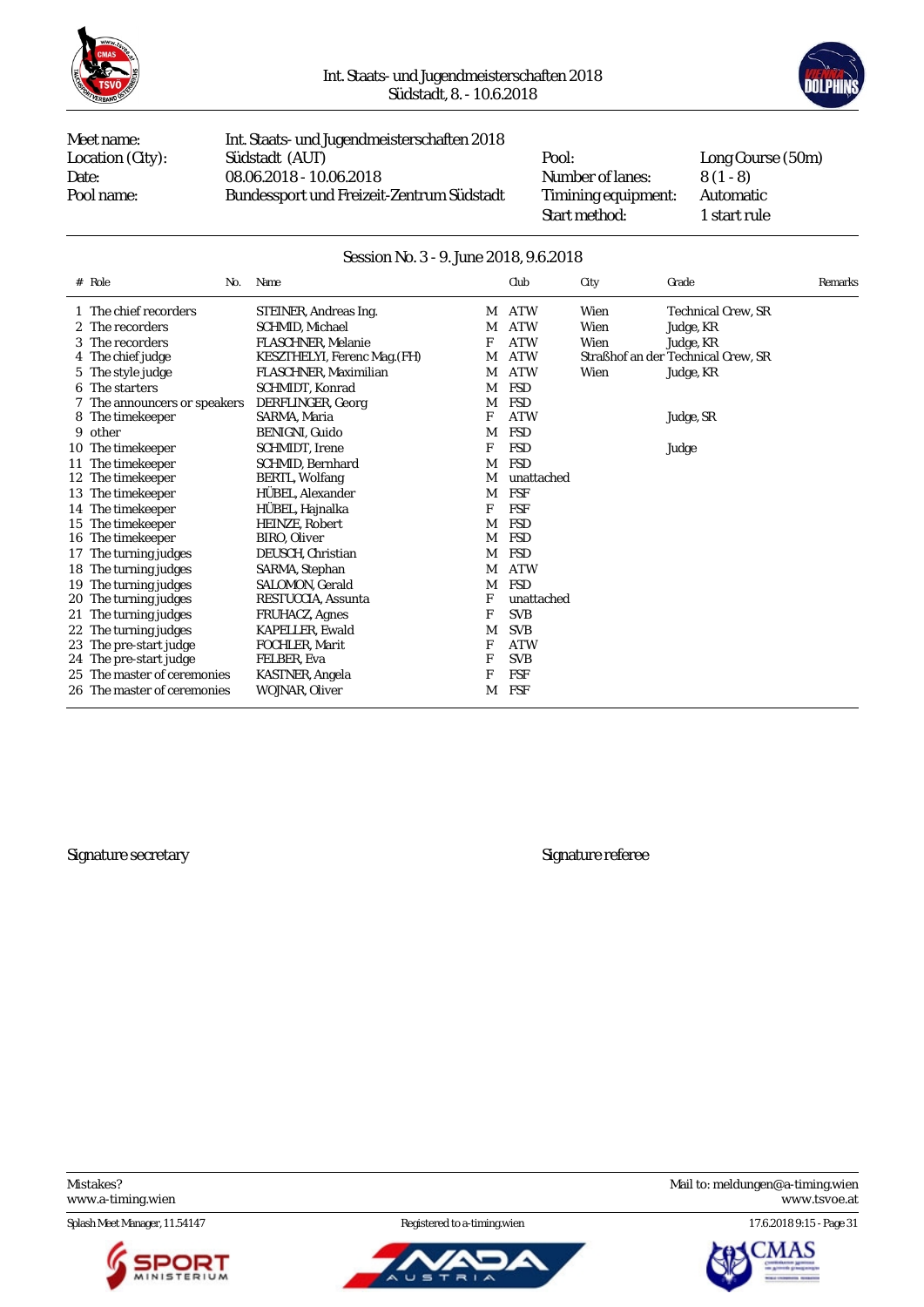| Meet name: | Int. Staats- und Jugendmeisterschaften 2018 | | |
|---|---|---|---|
| Location (City): | Südstadt (AUT) | Pool: | Long Course (50m) |
| Date: | 08.06.2018 - 10.06.2018 | Number of lanes: | 8 (1 - 8) |
| Pool name: | Bundessport und Freizeit-Zentrum Südstadt | Timing equipment: | Automatic |
| | | Start method: | 1 start rule |

## Session No. 3 - 9. June 2018, 9.6.2018

| # | Role | No. | Name | | Club | City | Grade | Remarks |
|---|---|---|---|---|---|---|---|---|
| 1 | The chief recorders | | STEINER, Andreas Ing. | M | ATW | Wien | Technical Crew, SR | |
| 2 | The recorders | | SCHMID, Michael | M | ATW | Wien | Judge, KR | |
| 3 | The recorders | | FLASCHNER, Melanie | F | ATW | Wien | Judge, KR | |
| 4 | The chief judge | | KESZTHELYI, Ferenc Mag.(FH) | M | ATW | Straßhof an der | Technical Crew, SR | |
| 5 | The style judge | | FLASCHNER, Maximilian | M | ATW | Wien | Judge, KR | |
| 6 | The starters | | SCHMIDT, Konrad | M | FSD | | | |
| 7 | The announcers or speakers | | DERFLINGER, Georg | M | FSD | | | |
| 8 | The timekeeper | | SARMA, Maria | F | ATW | | Judge, SR | |
| 9 | other | | BENIGNI, Guido | M | FSD | | | |
| 10 | The timekeeper | | SCHMIDT, Irene | F | FSD | | Judge | |
| 11 | The timekeeper | | SCHMID, Bernhard | M | FSD | | | |
| 12 | The timekeeper | | BERTL, Wolfang | M | unattached | | | |
| 13 | The timekeeper | | HÜBEL, Alexander | M | FSF | | | |
| 14 | The timekeeper | | HÜBEL, Hajnalka | F | FSF | | | |
| 15 | The timekeeper | | HEINZE, Robert | M | FSD | | | |
| 16 | The timekeeper | | BIRO, Oliver | M | FSD | | | |
| 17 | The turning judges | | DEUSCH, Christian | M | FSD | | | |
| 18 | The turning judges | | SARMA, Stephan | M | ATW | | | |
| 19 | The turning judges | | SALOMON, Gerald | M | FSD | | | |
| 20 | The turning judges | | RESTUCCIA, Assunta | F | unattached | | | |
| 21 | The turning judges | | FRUHACZ, Agnes | F | SVB | | | |
| 22 | The turning judges | | KAPELLER, Ewald | M | SVB | | | |
| 23 | The pre-start judge | | FOCHLER, Marit | F | ATW | | | |
| 24 | The pre-start judge | | FELBER, Eva | F | SVB | | | |
| 25 | The master of ceremonies | | KASTNER, Angela | F | FSF | | | |
| 26 | The master of ceremonies | | WOJNAR, Oliver | M | FSF | | | |

Signature secretary

Signature referee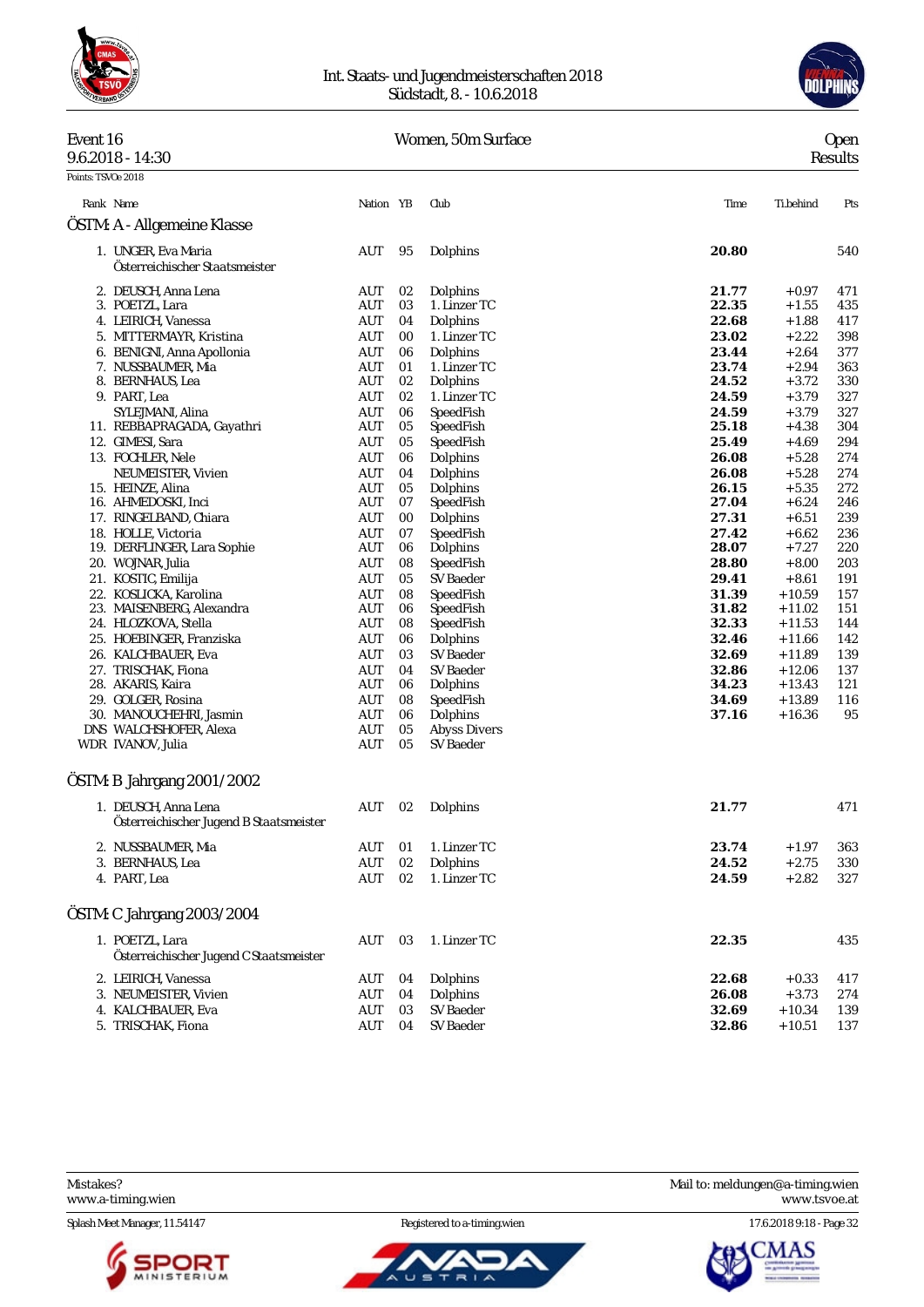Int. Staats- und Jugendmeisterschaften 2018
Südstadt, 8. - 10.6.2018

Event 16 — Women, 50m Surface — Open
9.6.2018 - 14:30 — Results

Points: TSVOe 2018

## ÖSTM: A - Allgemeine Klasse

| Rank | Name | Nation | YB | Club | Time | Ti.behind | Pts |
|---|---|---|---|---|---|---|---|
| 1. | UNGER, Eva Maria<br>Österreichischer Staatsmeister | AUT | 95 | Dolphins | **20.80** | | 540 |
| 2. | DEUSCH, Anna Lena | AUT | 02 | Dolphins | **21.77** | +0.97 | 471 |
| 3. | POETZL, Lara | AUT | 03 | 1. Linzer TC | **22.35** | +1.55 | 435 |
| 4. | LEIRICH, Vanessa | AUT | 04 | Dolphins | **22.68** | +1.88 | 417 |
| 5. | MITTERMAYR, Kristina | AUT | 00 | 1. Linzer TC | **23.02** | +2.22 | 398 |
| 6. | BENIGNI, Anna Apollonia | AUT | 06 | Dolphins | **23.44** | +2.64 | 377 |
| 7. | NUSSBAUMER, Mia | AUT | 01 | 1. Linzer TC | **23.74** | +2.94 | 363 |
| 8. | BERNHAUS, Lea | AUT | 02 | Dolphins | **24.52** | +3.72 | 330 |
| 9. | PART, Lea | AUT | 02 | 1. Linzer TC | **24.59** | +3.79 | 327 |
| | SYLEJMANI, Alina | AUT | 06 | SpeedFish | **24.59** | +3.79 | 327 |
| 11. | REBBAPRAGADA, Gayathri | AUT | 05 | SpeedFish | **25.18** | +4.38 | 304 |
| 12. | GIMESI, Sara | AUT | 05 | SpeedFish | **25.49** | +4.69 | 294 |
| 13. | FOCHLER, Nele | AUT | 06 | Dolphins | **26.08** | +5.28 | 274 |
| | NEUMEISTER, Vivien | AUT | 04 | Dolphins | **26.08** | +5.28 | 274 |
| 15. | HEINZE, Alina | AUT | 05 | Dolphins | **26.15** | +5.35 | 272 |
| 16. | AHMEDOSKI, Inci | AUT | 07 | SpeedFish | **27.04** | +6.24 | 246 |
| 17. | RINGELBAND, Chiara | AUT | 00 | Dolphins | **27.31** | +6.51 | 239 |
| 18. | HOLLE, Victoria | AUT | 07 | SpeedFish | **27.42** | +6.62 | 236 |
| 19. | DERFLINGER, Lara Sophie | AUT | 06 | Dolphins | **28.07** | +7.27 | 220 |
| 20. | WOJNAR, Julia | AUT | 08 | SpeedFish | **28.80** | +8.00 | 203 |
| 21. | KOSTIC, Emilija | AUT | 05 | SV Baeder | **29.41** | +8.61 | 191 |
| 22. | KOSLICKA, Karolina | AUT | 08 | SpeedFish | **31.39** | +10.59 | 157 |
| 23. | MAISENBERG, Alexandra | AUT | 06 | SpeedFish | **31.82** | +11.02 | 151 |
| 24. | HLOZKOVA, Stella | AUT | 08 | SpeedFish | **32.33** | +11.53 | 144 |
| 25. | HOEBINGER, Franziska | AUT | 06 | Dolphins | **32.46** | +11.66 | 142 |
| 26. | KALCHBAUER, Eva | AUT | 03 | SV Baeder | **32.69** | +11.89 | 139 |
| 27. | TRISCHAK, Fiona | AUT | 04 | SV Baeder | **32.86** | +12.06 | 137 |
| 28. | AKARIS, Kaira | AUT | 06 | Dolphins | **34.23** | +13.43 | 121 |
| 29. | GOLGER, Rosina | AUT | 08 | SpeedFish | **34.69** | +13.89 | 116 |
| 30. | MANOUCHEHRI, Jasmin | AUT | 06 | Dolphins | **37.16** | +16.36 | 95 |
| DNS | WALCHSHOFER, Alexa | AUT | 05 | Abyss Divers | | | |
| WDR | IVANOV, Julia | AUT | 05 | SV Baeder | | | |

## ÖSTM: B Jahrgang 2001/2002

| Rank | Name | Nation | YB | Club | Time | Ti.behind | Pts |
|---|---|---|---|---|---|---|---|
| 1. | DEUSCH, Anna Lena<br>Österreichischer Jugend B Staatsmeister | AUT | 02 | Dolphins | **21.77** | | 471 |
| 2. | NUSSBAUMER, Mia | AUT | 01 | 1. Linzer TC | **23.74** | +1.97 | 363 |
| 3. | BERNHAUS, Lea | AUT | 02 | Dolphins | **24.52** | +2.75 | 330 |
| 4. | PART, Lea | AUT | 02 | 1. Linzer TC | **24.59** | +2.82 | 327 |

## ÖSTM: C Jahrgang 2003/2004

| Rank | Name | Nation | YB | Club | Time | Ti.behind | Pts |
|---|---|---|---|---|---|---|---|
| 1. | POETZL, Lara<br>Österreichischer Jugend C Staatsmeister | AUT | 03 | 1. Linzer TC | **22.35** | | 435 |
| 2. | LEIRICH, Vanessa | AUT | 04 | Dolphins | **22.68** | +0.33 | 417 |
| 3. | NEUMEISTER, Vivien | AUT | 04 | Dolphins | **26.08** | +3.73 | 274 |
| 4. | KALCHBAUER, Eva | AUT | 03 | SV Baeder | **32.69** | +10.34 | 139 |
| 5. | TRISCHAK, Fiona | AUT | 04 | SV Baeder | **32.86** | +10.51 | 137 |

Mistakes?
www.a-timing.wien

Mail to: meldungen@a-timing.wien
www.tsvoe.at

Splash Meet Manager, 11.54147 — Registered to a-timing.wien — 17.6.2018 9:18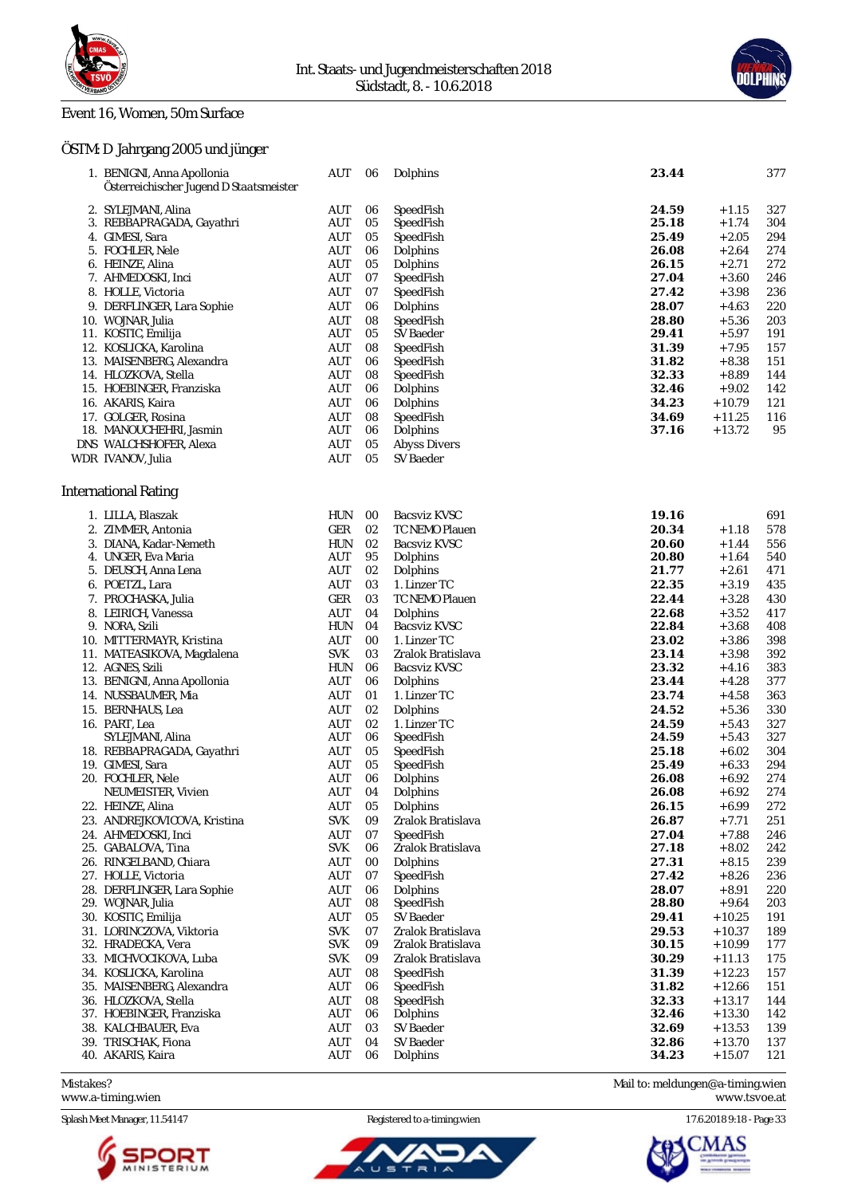Int. Staats- und Jugendmeisterschaften 2018
Südstadt, 8. - 10.6.2018

## Event 16, Women, 50m Surface

### ÖSTM: D Jahrgang 2005 und jünger

| Place | Name | Nat | YoB | Club | Time | Diff | Points |
|---|---|---|---|---|---|---|---|
| 1. | BENIGNI, Anna Apollonia<br>*Österreichischer Jugend D Staatsmeister* | AUT | 06 | Dolphins | **23.44** | | 377 |
| 2. | SYLEJMANI, Alina | AUT | 06 | SpeedFish | **24.59** | +1.15 | 327 |
| 3. | REBBAPRAGADA, Gayathri | AUT | 05 | SpeedFish | **25.18** | +1.74 | 304 |
| 4. | GIMESI, Sara | AUT | 05 | SpeedFish | **25.49** | +2.05 | 294 |
| 5. | FOCHLER, Nele | AUT | 06 | Dolphins | **26.08** | +2.64 | 274 |
| 6. | HEINZE, Alina | AUT | 05 | Dolphins | **26.15** | +2.71 | 272 |
| 7. | AHMEDOSKI, Inci | AUT | 07 | SpeedFish | **27.04** | +3.60 | 246 |
| 8. | HOLLE, Victoria | AUT | 07 | SpeedFish | **27.42** | +3.98 | 236 |
| 9. | DERFLINGER, Lara Sophie | AUT | 06 | Dolphins | **28.07** | +4.63 | 220 |
| 10. | WOJNAR, Julia | AUT | 08 | SpeedFish | **28.80** | +5.36 | 203 |
| 11. | KOSTIC, Emilija | AUT | 05 | SV Baeder | **29.41** | +5.97 | 191 |
| 12. | KOSLICKA, Karolina | AUT | 08 | SpeedFish | **31.39** | +7.95 | 157 |
| 13. | MAISENBERG, Alexandra | AUT | 06 | SpeedFish | **31.82** | +8.38 | 151 |
| 14. | HLOZKOVA, Stella | AUT | 08 | SpeedFish | **32.33** | +8.89 | 144 |
| 15. | HOEBINGER, Franziska | AUT | 06 | Dolphins | **32.46** | +9.02 | 142 |
| 16. | AKARIS, Kaira | AUT | 06 | Dolphins | **34.23** | +10.79 | 121 |
| 17. | GOLGER, Rosina | AUT | 08 | SpeedFish | **34.69** | +11.25 | 116 |
| 18. | MANOUCHEHRI, Jasmin | AUT | 06 | Dolphins | **37.16** | +13.72 | 95 |
| DNS | WALCHSHOFER, Alexa | AUT | 05 | Abyss Divers | | | |
| WDR | IVANOV, Julia | AUT | 05 | SV Baeder | | | |

### International Rating

| Place | Name | Nat | YoB | Club | Time | Diff | Points |
|---|---|---|---|---|---|---|---|
| 1. | LILLA, Blaszak | HUN | 00 | Bacsviz KVSC | **19.16** | | 691 |
| 2. | ZIMMER, Antonia | GER | 02 | TC NEMO Plauen | **20.34** | +1.18 | 578 |
| 3. | DIANA, Kadar-Nemeth | HUN | 02 | Bacsviz KVSC | **20.60** | +1.44 | 556 |
| 4. | UNGER, Eva Maria | AUT | 95 | Dolphins | **20.80** | +1.64 | 540 |
| 5. | DEUSCH, Anna Lena | AUT | 02 | Dolphins | **21.77** | +2.61 | 471 |
| 6. | POETZL, Lara | AUT | 03 | 1. Linzer TC | **22.35** | +3.19 | 435 |
| 7. | PROCHASKA, Julia | GER | 03 | TC NEMO Plauen | **22.44** | +3.28 | 430 |
| 8. | LEIRICH, Vanessa | AUT | 04 | Dolphins | **22.68** | +3.52 | 417 |
| 9. | NORA, Szili | HUN | 04 | Bacsviz KVSC | **22.84** | +3.68 | 408 |
| 10. | MITTERMAYR, Kristina | AUT | 00 | 1. Linzer TC | **23.02** | +3.86 | 398 |
| 11. | MATEASIKOVA, Magdalena | SVK | 03 | Zralok Bratislava | **23.14** | +3.98 | 392 |
| 12. | AGNES, Szili | HUN | 06 | Bacsviz KVSC | **23.32** | +4.16 | 383 |
| 13. | BENIGNI, Anna Apollonia | AUT | 06 | Dolphins | **23.44** | +4.28 | 377 |
| 14. | NUSSBAUMER, Mia | AUT | 01 | 1. Linzer TC | **23.74** | +4.58 | 363 |
| 15. | BERNHAUS, Lea | AUT | 02 | Dolphins | **24.52** | +5.36 | 330 |
| 16. | PART, Lea | AUT | 02 | 1. Linzer TC | **24.59** | +5.43 | 327 |
| | SYLEJMANI, Alina | AUT | 06 | SpeedFish | **24.59** | +5.43 | 327 |
| 18. | REBBAPRAGADA, Gayathri | AUT | 05 | SpeedFish | **25.18** | +6.02 | 304 |
| 19. | GIMESI, Sara | AUT | 05 | SpeedFish | **25.49** | +6.33 | 294 |
| 20. | FOCHLER, Nele | AUT | 06 | Dolphins | **26.08** | +6.92 | 274 |
| | NEUMEISTER, Vivien | AUT | 04 | Dolphins | **26.08** | +6.92 | 274 |
| 22. | HEINZE, Alina | AUT | 05 | Dolphins | **26.15** | +6.99 | 272 |
| 23. | ANDREJKOVICOVA, Kristina | SVK | 09 | Zralok Bratislava | **26.87** | +7.71 | 251 |
| 24. | AHMEDOSKI, Inci | AUT | 07 | SpeedFish | **27.04** | +7.88 | 246 |
| 25. | GABALOVA, Tina | SVK | 06 | Zralok Bratislava | **27.18** | +8.02 | 242 |
| 26. | RINGELBAND, Chiara | AUT | 00 | Dolphins | **27.31** | +8.15 | 239 |
| 27. | HOLLE, Victoria | AUT | 07 | SpeedFish | **27.42** | +8.26 | 236 |
| 28. | DERFLINGER, Lara Sophie | AUT | 06 | Dolphins | **28.07** | +8.91 | 220 |
| 29. | WOJNAR, Julia | AUT | 08 | SpeedFish | **28.80** | +9.64 | 203 |
| 30. | KOSTIC, Emilija | AUT | 05 | SV Baeder | **29.41** | +10.25 | 191 |
| 31. | LORINCZOVA, Viktoria | SVK | 07 | Zralok Bratislava | **29.53** | +10.37 | 189 |
| 32. | HRADECKA, Vera | SVK | 09 | Zralok Bratislava | **30.15** | +10.99 | 177 |
| 33. | MICHVOCIKOVA, Luba | SVK | 09 | Zralok Bratislava | **30.29** | +11.13 | 175 |
| 34. | KOSLICKA, Karolina | AUT | 08 | SpeedFish | **31.39** | +12.23 | 157 |
| 35. | MAISENBERG, Alexandra | AUT | 06 | SpeedFish | **31.82** | +12.66 | 151 |
| 36. | HLOZKOVA, Stella | AUT | 08 | SpeedFish | **32.33** | +13.17 | 144 |
| 37. | HOEBINGER, Franziska | AUT | 06 | Dolphins | **32.46** | +13.30 | 142 |
| 38. | KALCHBAUER, Eva | AUT | 03 | SV Baeder | **32.69** | +13.53 | 139 |
| 39. | TRISCHAK, Fiona | AUT | 04 | SV Baeder | **32.86** | +13.70 | 137 |
| 40. | AKARIS, Kaira | AUT | 06 | Dolphins | **34.23** | +15.07 | 121 |

Mistakes? Mail to: meldungen@a-timing.wien
www.a-timing.wien
www.tsvoe.at

Splash Meet Manager, 11.54147 — Registered to a-timing.wien — 17.6.2018 9:18 - Page 33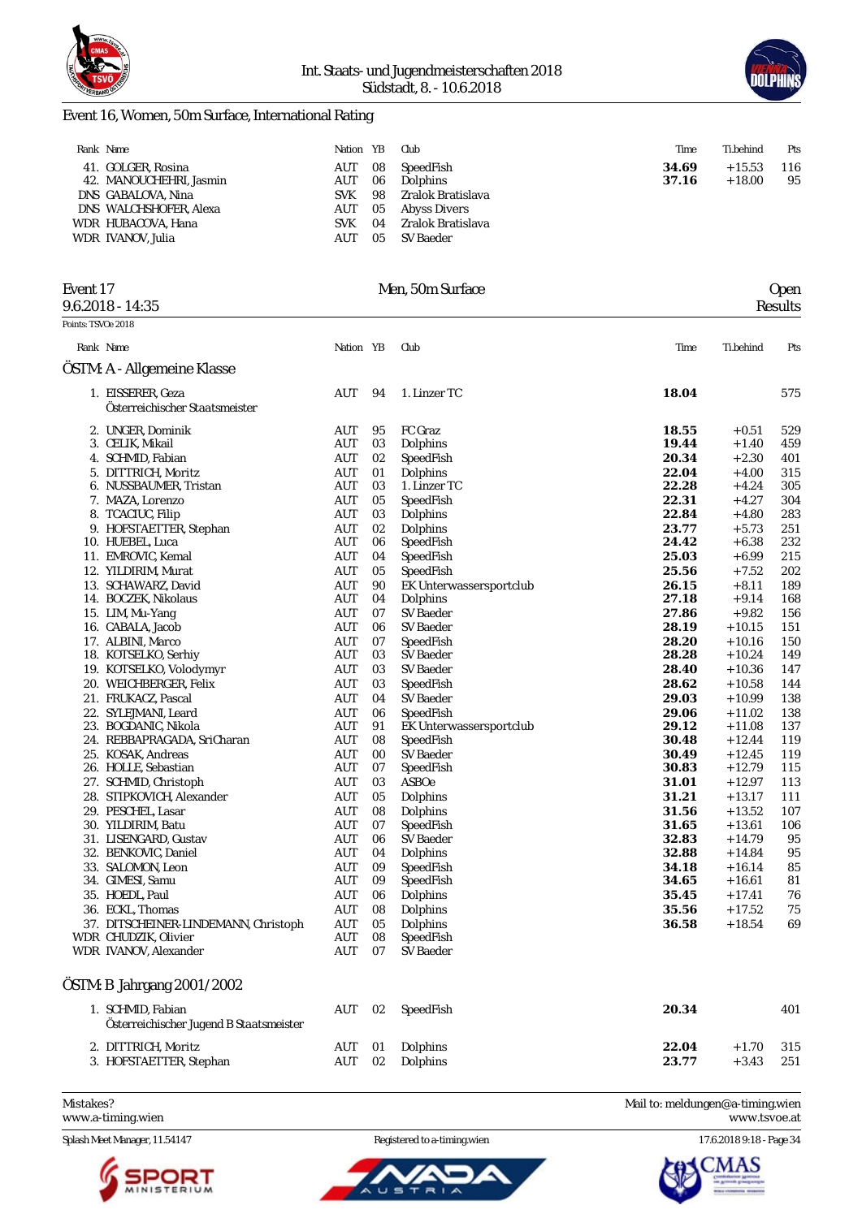## Event 16, Women, 50m Surface, International Rating

| Rank | Name | Nation | YB | Club | Time | Ti.behind | Pts |
|---|---|---|---|---|---|---|---|
| 41. | GOLGER, Rosina | AUT | 08 | SpeedFish | **34.69** | +15.53 | 116 |
| 42. | MANOUCHEHRI, Jasmin | AUT | 06 | Dolphins | **37.16** | +18.00 | 95 |
| DNS | GABALOVA, Nina | SVK | 98 | Zralok Bratislava | | | |
| DNS | WALCHSHOFER, Alexa | AUT | 05 | Abyss Divers | | | |
| WDR | HUBACOVA, Hana | SVK | 04 | Zralok Bratislava | | | |
| WDR | IVANOV, Julia | AUT | 05 | SV Baeder | | | |

## Event 17 — Men, 50m Surface — Open

9.6.2018 - 14:35 — Results

Points: TSVOe 2018

### ÖSTM: A - Allgemeine Klasse

| Rank | Name | Nation | YB | Club | Time | Ti.behind | Pts |
|---|---|---|---|---|---|---|---|
| 1. | EISSERER, Geza<br>*Österreichischer Staatsmeister* | AUT | 94 | 1. Linzer TC | **18.04** | | 575 |
| 2. | UNGER, Dominik | AUT | 95 | FC Graz | **18.55** | +0.51 | 529 |
| 3. | CELIK, Mikail | AUT | 03 | Dolphins | **19.44** | +1.40 | 459 |
| 4. | SCHMID, Fabian | AUT | 02 | SpeedFish | **20.34** | +2.30 | 401 |
| 5. | DITTRICH, Moritz | AUT | 01 | Dolphins | **22.04** | +4.00 | 315 |
| 6. | NUSSBAUMER, Tristan | AUT | 03 | 1. Linzer TC | **22.28** | +4.24 | 305 |
| 7. | MAZA, Lorenzo | AUT | 05 | SpeedFish | **22.31** | +4.27 | 304 |
| 8. | TCACIUC, Filip | AUT | 03 | Dolphins | **22.84** | +4.80 | 283 |
| 9. | HOFSTAETTER, Stephan | AUT | 02 | Dolphins | **23.77** | +5.73 | 251 |
| 10. | HUEBEL, Luca | AUT | 06 | SpeedFish | **24.42** | +6.38 | 232 |
| 11. | EMROVIC, Kemal | AUT | 04 | SpeedFish | **25.03** | +6.99 | 215 |
| 12. | YILDIRIM, Murat | AUT | 05 | SpeedFish | **25.56** | +7.52 | 202 |
| 13. | SCHAWARZ, David | AUT | 90 | EK Unterwassersportclub | **26.15** | +8.11 | 189 |
| 14. | BOCZEK, Nikolaus | AUT | 04 | Dolphins | **27.18** | +9.14 | 168 |
| 15. | LIM, Mu-Yang | AUT | 07 | SV Baeder | **27.86** | +9.82 | 156 |
| 16. | CABALA, Jacob | AUT | 06 | SV Baeder | **28.19** | +10.15 | 151 |
| 17. | ALBINI, Marco | AUT | 07 | SpeedFish | **28.20** | +10.16 | 150 |
| 18. | KOTSELKO, Serhiy | AUT | 03 | SV Baeder | **28.28** | +10.24 | 149 |
| 19. | KOTSELKO, Volodymyr | AUT | 03 | SV Baeder | **28.40** | +10.36 | 147 |
| 20. | WEICHBERGER, Felix | AUT | 03 | SpeedFish | **28.62** | +10.58 | 144 |
| 21. | FRUKACZ, Pascal | AUT | 04 | SV Baeder | **29.03** | +10.99 | 138 |
| 22. | SYLEJMANI, Leard | AUT | 06 | SpeedFish | **29.06** | +11.02 | 138 |
| 23. | BOGDANIC, Nikola | AUT | 91 | EK Unterwassersportclub | **29.12** | +11.08 | 137 |
| 24. | REBBAPRAGADA, SriCharan | AUT | 08 | SpeedFish | **30.48** | +12.44 | 119 |
| 25. | KOSAK, Andreas | AUT | 00 | SV Baeder | **30.49** | +12.45 | 119 |
| 26. | HOLLE, Sebastian | AUT | 07 | SpeedFish | **30.83** | +12.79 | 115 |
| 27. | SCHMID, Christoph | AUT | 03 | ASBOe | **31.01** | +12.97 | 113 |
| 28. | STIPKOVICH, Alexander | AUT | 05 | Dolphins | **31.21** | +13.17 | 111 |
| 29. | PESCHEL, Lasar | AUT | 08 | Dolphins | **31.56** | +13.52 | 107 |
| 30. | YILDIRIM, Batu | AUT | 07 | SpeedFish | **31.65** | +13.61 | 106 |
| 31. | LISENGARD, Gustav | AUT | 06 | SV Baeder | **32.83** | +14.79 | 95 |
| 32. | BENKOVIC, Daniel | AUT | 04 | Dolphins | **32.88** | +14.84 | 95 |
| 33. | SALOMON, Leon | AUT | 09 | SpeedFish | **34.18** | +16.14 | 85 |
| 34. | GIMESI, Samu | AUT | 09 | SpeedFish | **34.65** | +16.61 | 81 |
| 35. | HOEDL, Paul | AUT | 06 | Dolphins | **35.45** | +17.41 | 76 |
| 36. | ECKL, Thomas | AUT | 08 | Dolphins | **35.56** | +17.52 | 75 |
| 37. | DITSCHEINER-LINDEMANN, Christoph | AUT | 05 | Dolphins | **36.58** | +18.54 | 69 |
| WDR | CHUDZIK, Olivier | AUT | 08 | SpeedFish | | | |
| WDR | IVANOV, Alexander | AUT | 07 | SV Baeder | | | |

### ÖSTM: B Jahrgang 2001/2002

| Rank | Name | Nation | YB | Club | Time | Ti.behind | Pts |
|---|---|---|---|---|---|---|---|
| 1. | SCHMID, Fabian<br>*Österreichischer Jugend B Staatsmeister* | AUT | 02 | SpeedFish | **20.34** | | 401 |
| 2. | DITTRICH, Moritz | AUT | 01 | Dolphins | **22.04** | +1.70 | 315 |
| 3. | HOFSTAETTER, Stephan | AUT | 02 | Dolphins | **23.77** | +3.43 | 251 |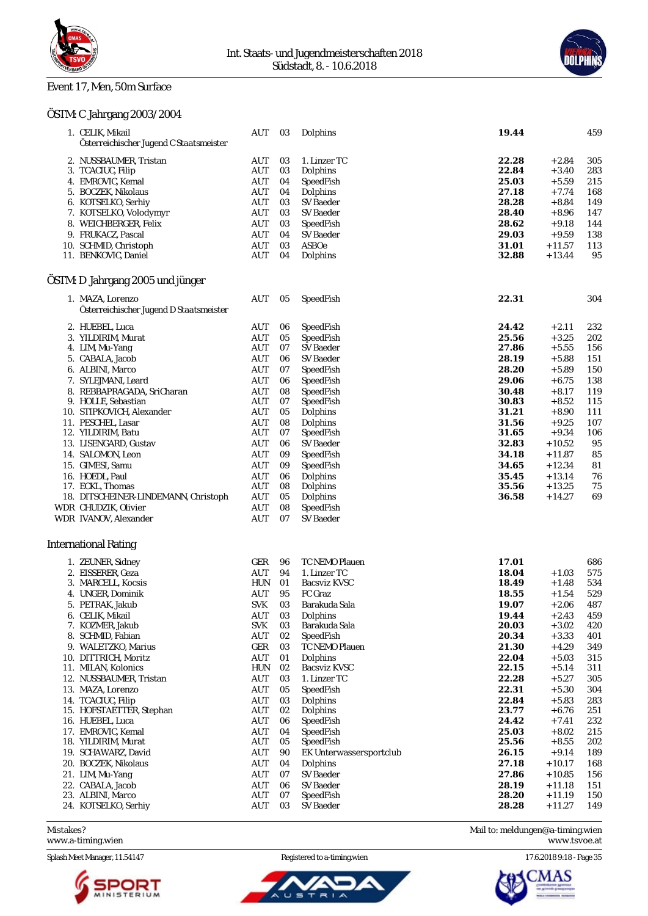Int. Staats- und Jugendmeisterschaften 2018
Südstadt, 8. - 10.6.2018

## Event 17, Men, 50m Surface

### ÖSTM: C Jahrgang 2003/2004

| Place | Name | Nat | YB | Club | Time | Diff | Points |
|---|---|---|---|---|---|---|---|
| 1. | CELIK, Mikail<br>Österreichischer Jugend C Staatsmeister | AUT | 03 | Dolphins | **19.44** | | 459 |
| 2. | NUSSBAUMER, Tristan | AUT | 03 | 1. Linzer TC | **22.28** | +2.84 | 305 |
| 3. | TCACIUC, Filip | AUT | 03 | Dolphins | **22.84** | +3.40 | 283 |
| 4. | EMROVIC, Kemal | AUT | 04 | SpeedFish | **25.03** | +5.59 | 215 |
| 5. | BOCZEK, Nikolaus | AUT | 04 | Dolphins | **27.18** | +7.74 | 168 |
| 6. | KOTSELKO, Serhiy | AUT | 03 | SV Baeder | **28.28** | +8.84 | 149 |
| 7. | KOTSELKO, Volodymyr | AUT | 03 | SV Baeder | **28.40** | +8.96 | 147 |
| 8. | WEICHBERGER, Felix | AUT | 03 | SpeedFish | **28.62** | +9.18 | 144 |
| 9. | FRUKACZ, Pascal | AUT | 04 | SV Baeder | **29.03** | +9.59 | 138 |
| 10. | SCHMID, Christoph | AUT | 03 | ASBOe | **31.01** | +11.57 | 113 |
| 11. | BENKOVIC, Daniel | AUT | 04 | Dolphins | **32.88** | +13.44 | 95 |

### ÖSTM: D Jahrgang 2005 und jünger

| Place | Name | Nat | YB | Club | Time | Diff | Points |
|---|---|---|---|---|---|---|---|
| 1. | MAZA, Lorenzo<br>Österreichischer Jugend D Staatsmeister | AUT | 05 | SpeedFish | **22.31** | | 304 |
| 2. | HUEBEL, Luca | AUT | 06 | SpeedFish | **24.42** | +2.11 | 232 |
| 3. | YILDIRIM, Murat | AUT | 05 | SpeedFish | **25.56** | +3.25 | 202 |
| 4. | LIM, Mu-Yang | AUT | 07 | SV Baeder | **27.86** | +5.55 | 156 |
| 5. | CABALA, Jacob | AUT | 06 | SV Baeder | **28.19** | +5.88 | 151 |
| 6. | ALBINI, Marco | AUT | 07 | SpeedFish | **28.20** | +5.89 | 150 |
| 7. | SYLEJMANI, Leard | AUT | 06 | SpeedFish | **29.06** | +6.75 | 138 |
| 8. | REBBAPRAGADA, SriCharan | AUT | 08 | SpeedFish | **30.48** | +8.17 | 119 |
| 9. | HOLLE, Sebastian | AUT | 07 | SpeedFish | **30.83** | +8.52 | 115 |
| 10. | STIPKOVICH, Alexander | AUT | 05 | Dolphins | **31.21** | +8.90 | 111 |
| 11. | PESCHEL, Lasar | AUT | 08 | Dolphins | **31.56** | +9.25 | 107 |
| 12. | YILDIRIM, Batu | AUT | 07 | SpeedFish | **31.65** | +9.34 | 106 |
| 13. | LISENGARD, Gustav | AUT | 06 | SV Baeder | **32.83** | +10.52 | 95 |
| 14. | SALOMON, Leon | AUT | 09 | SpeedFish | **34.18** | +11.87 | 85 |
| 15. | GIMESI, Samu | AUT | 09 | SpeedFish | **34.65** | +12.34 | 81 |
| 16. | HOEDL, Paul | AUT | 06 | Dolphins | **35.45** | +13.14 | 76 |
| 17. | ECKL, Thomas | AUT | 08 | Dolphins | **35.56** | +13.25 | 75 |
| 18. | DITSCHEINER-LINDEMANN, Christoph | AUT | 05 | Dolphins | **36.58** | +14.27 | 69 |
| WDR | CHUDZIK, Olivier | AUT | 08 | SpeedFish | | | |
| WDR | IVANOV, Alexander | AUT | 07 | SV Baeder | | | |

### International Rating

| Place | Name | Nat | YB | Club | Time | Diff | Points |
|---|---|---|---|---|---|---|---|
| 1. | ZEUNER, Sidney | GER | 96 | TC NEMO Plauen | **17.01** | | 686 |
| 2. | EISSERER, Geza | AUT | 94 | 1. Linzer TC | **18.04** | +1.03 | 575 |
| 3. | MARCELL, Kocsis | HUN | 01 | Bacsviz KVSC | **18.49** | +1.48 | 534 |
| 4. | UNGER, Dominik | AUT | 95 | FC Graz | **18.55** | +1.54 | 529 |
| 5. | PETRAK, Jakub | SVK | 03 | Barakuda Sala | **19.07** | +2.06 | 487 |
| 6. | CELIK, Mikail | AUT | 03 | Dolphins | **19.44** | +2.43 | 459 |
| 7. | KOZMER, Jakub | SVK | 03 | Barakuda Sala | **20.03** | +3.02 | 420 |
| 8. | SCHMID, Fabian | AUT | 02 | SpeedFish | **20.34** | +3.33 | 401 |
| 9. | WALETZKO, Marius | GER | 03 | TC NEMO Plauen | **21.30** | +4.29 | 349 |
| 10. | DITTRICH, Moritz | AUT | 01 | Dolphins | **22.04** | +5.03 | 315 |
| 11. | MILAN, Kolonics | HUN | 02 | Bacsviz KVSC | **22.15** | +5.14 | 311 |
| 12. | NUSSBAUMER, Tristan | AUT | 03 | 1. Linzer TC | **22.28** | +5.27 | 305 |
| 13. | MAZA, Lorenzo | AUT | 05 | SpeedFish | **22.31** | +5.30 | 304 |
| 14. | TCACIUC, Filip | AUT | 03 | Dolphins | **22.84** | +5.83 | 283 |
| 15. | HOFSTAETTER, Stephan | AUT | 02 | Dolphins | **23.77** | +6.76 | 251 |
| 16. | HUEBEL, Luca | AUT | 06 | SpeedFish | **24.42** | +7.41 | 232 |
| 17. | EMROVIC, Kemal | AUT | 04 | SpeedFish | **25.03** | +8.02 | 215 |
| 18. | YILDIRIM, Murat | AUT | 05 | SpeedFish | **25.56** | +8.55 | 202 |
| 19. | SCHAWARZ, David | AUT | 90 | EK Unterwassersportclub | **26.15** | +9.14 | 189 |
| 20. | BOCZEK, Nikolaus | AUT | 04 | Dolphins | **27.18** | +10.17 | 168 |
| 21. | LIM, Mu-Yang | AUT | 07 | SV Baeder | **27.86** | +10.85 | 156 |
| 22. | CABALA, Jacob | AUT | 06 | SV Baeder | **28.19** | +11.18 | 151 |
| 23. | ALBINI, Marco | AUT | 07 | SpeedFish | **28.20** | +11.19 | 150 |
| 24. | KOTSELKO, Serhiy | AUT | 03 | SV Baeder | **28.28** | +11.27 | 149 |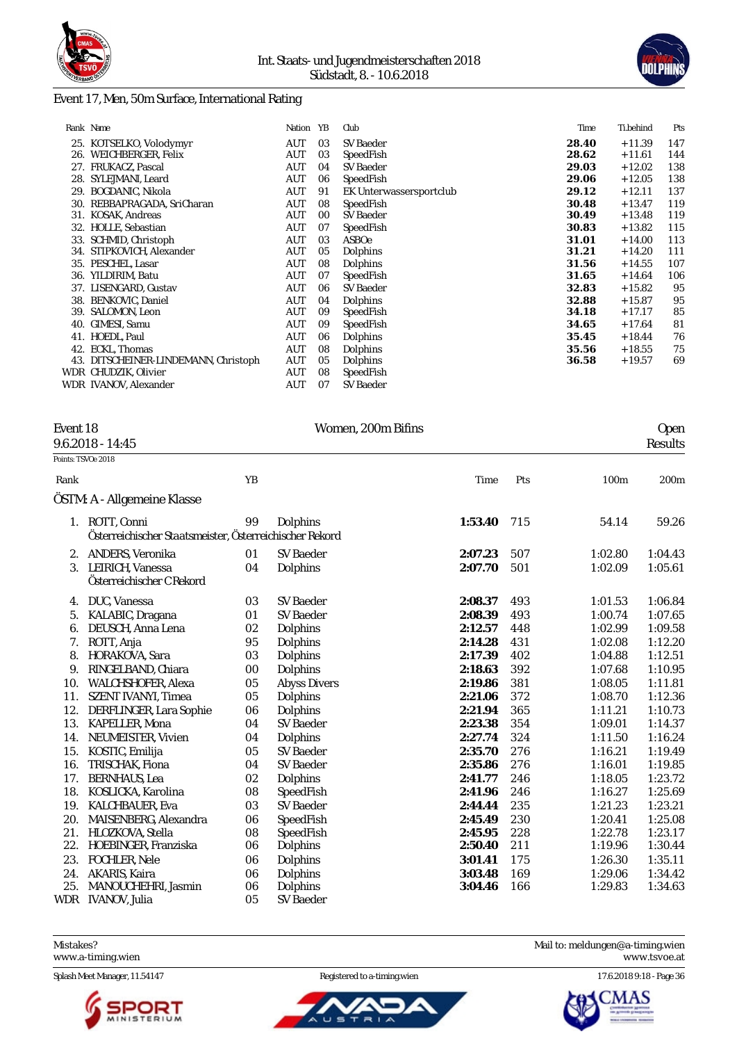### Event 17, Men, 50m Surface, International Rating

| Rank | Name | Nation | YB | Club | Time | Ti.behind | Pts |
|---|---|---|---|---|---|---|---|
| 25. | KOTSELKO, Volodymyr | AUT | 03 | SV Baeder | **28.40** | +11.39 | 147 |
| 26. | WEICHBERGER, Felix | AUT | 03 | SpeedFish | **28.62** | +11.61 | 144 |
| 27. | FRUKACZ, Pascal | AUT | 04 | SV Baeder | **29.03** | +12.02 | 138 |
| 28. | SYLEJMANI, Leard | AUT | 06 | SpeedFish | **29.06** | +12.05 | 138 |
| 29. | BOGDANIC, Nikola | AUT | 91 | EK Unterwassersportclub | **29.12** | +12.11 | 137 |
| 30. | REBBAPRAGADA, SriCharan | AUT | 08 | SpeedFish | **30.48** | +13.47 | 119 |
| 31. | KOSAK, Andreas | AUT | 00 | SV Baeder | **30.49** | +13.48 | 119 |
| 32. | HOLLE, Sebastian | AUT | 07 | SpeedFish | **30.83** | +13.82 | 115 |
| 33. | SCHMID, Christoph | AUT | 03 | ASBOe | **31.01** | +14.00 | 113 |
| 34. | STIPKOVICH, Alexander | AUT | 05 | Dolphins | **31.21** | +14.20 | 111 |
| 35. | PESCHEL, Lasar | AUT | 08 | Dolphins | **31.56** | +14.55 | 107 |
| 36. | YILDIRIM, Batu | AUT | 07 | SpeedFish | **31.65** | +14.64 | 106 |
| 37. | LISENGARD, Gustav | AUT | 06 | SV Baeder | **32.83** | +15.82 | 95 |
| 38. | BENKOVIC, Daniel | AUT | 04 | Dolphins | **32.88** | +15.87 | 95 |
| 39. | SALOMON, Leon | AUT | 09 | SpeedFish | **34.18** | +17.17 | 85 |
| 40. | GIMESI, Samu | AUT | 09 | SpeedFish | **34.65** | +17.64 | 81 |
| 41. | HOEDL, Paul | AUT | 06 | Dolphins | **35.45** | +18.44 | 76 |
| 42. | ECKL, Thomas | AUT | 08 | Dolphins | **35.56** | +18.55 | 75 |
| 43. | DITSCHEINER-LINDEMANN, Christoph | AUT | 05 | Dolphins | **36.58** | +19.57 | 69 |
| WDR | CHUDZIK, Olivier | AUT | 08 | SpeedFish | | | |
| WDR | IVANOV, Alexander | AUT | 07 | SV Baeder | | | |

### Event 18 — Women, 200m Bifins — Open

9.6.2018 - 14:45 — Results

Points: TSVOe 2018

**ÖSTM: A - Allgemeine Klasse**

| Rank | Name | YB | Club | Time | Pts | 100m | 200m |
|---|---|---|---|---|---|---|---|
| 1. | ROTT, Conni<br>Österreichischer Staatsmeister, Österreichischer Rekord | 99 | Dolphins | **1:53.40** | 715 | 54.14 | 59.26 |
| 2. | ANDERS, Veronika | 01 | SV Baeder | **2:07.23** | 507 | 1:02.80 | 1:04.43 |
| 3. | LEIRICH, Vanessa<br>Österreichischer C Rekord | 04 | Dolphins | **2:07.70** | 501 | 1:02.09 | 1:05.61 |
| 4. | DUC, Vanessa | 03 | SV Baeder | **2:08.37** | 493 | 1:01.53 | 1:06.84 |
| 5. | KALABIC, Dragana | 01 | SV Baeder | **2:08.39** | 493 | 1:00.74 | 1:07.65 |
| 6. | DEUSCH, Anna Lena | 02 | Dolphins | **2:12.57** | 448 | 1:02.99 | 1:09.58 |
| 7. | ROTT, Anja | 95 | Dolphins | **2:14.28** | 431 | 1:02.08 | 1:12.20 |
| 8. | HORAKOVA, Sara | 03 | Dolphins | **2:17.39** | 402 | 1:04.88 | 1:12.51 |
| 9. | RINGELBAND, Chiara | 00 | Dolphins | **2:18.63** | 392 | 1:07.68 | 1:10.95 |
| 10. | WALCHSHOFER, Alexa | 05 | Abyss Divers | **2:19.86** | 381 | 1:08.05 | 1:11.81 |
| 11. | SZENT IVANYI, Timea | 05 | Dolphins | **2:21.06** | 372 | 1:08.70 | 1:12.36 |
| 12. | DERFLINGER, Lara Sophie | 06 | Dolphins | **2:21.94** | 365 | 1:11.21 | 1:10.73 |
| 13. | KAPELLER, Mona | 04 | SV Baeder | **2:23.38** | 354 | 1:09.01 | 1:14.37 |
| 14. | NEUMEISTER, Vivien | 04 | Dolphins | **2:27.74** | 324 | 1:11.50 | 1:16.24 |
| 15. | KOSTIC, Emilija | 05 | SV Baeder | **2:35.70** | 276 | 1:16.21 | 1:19.49 |
| 16. | TRISCHAK, Fiona | 04 | SV Baeder | **2:35.86** | 276 | 1:16.01 | 1:19.85 |
| 17. | BERNHAUS, Lea | 02 | Dolphins | **2:41.77** | 246 | 1:18.05 | 1:23.72 |
| 18. | KOSLICKA, Karolina | 08 | SpeedFish | **2:41.96** | 246 | 1:16.27 | 1:25.69 |
| 19. | KALCHBAUER, Eva | 03 | SV Baeder | **2:44.44** | 235 | 1:21.23 | 1:23.21 |
| 20. | MAISENBERG, Alexandra | 06 | SpeedFish | **2:45.49** | 230 | 1:20.41 | 1:25.08 |
| 21. | HLOZKOVA, Stella | 08 | SpeedFish | **2:45.95** | 228 | 1:22.78 | 1:23.17 |
| 22. | HOEBINGER, Franziska | 06 | Dolphins | **2:50.40** | 211 | 1:19.96 | 1:30.44 |
| 23. | FOCHLER, Nele | 06 | Dolphins | **3:01.41** | 175 | 1:26.30 | 1:35.11 |
| 24. | AKARIS, Kaira | 06 | Dolphins | **3:03.48** | 169 | 1:29.06 | 1:34.42 |
| 25. | MANOUCHEHRI, Jasmin | 06 | Dolphins | **3:04.46** | 166 | 1:29.83 | 1:34.63 |
| WDR | IVANOV, Julia | 05 | SV Baeder | | | | |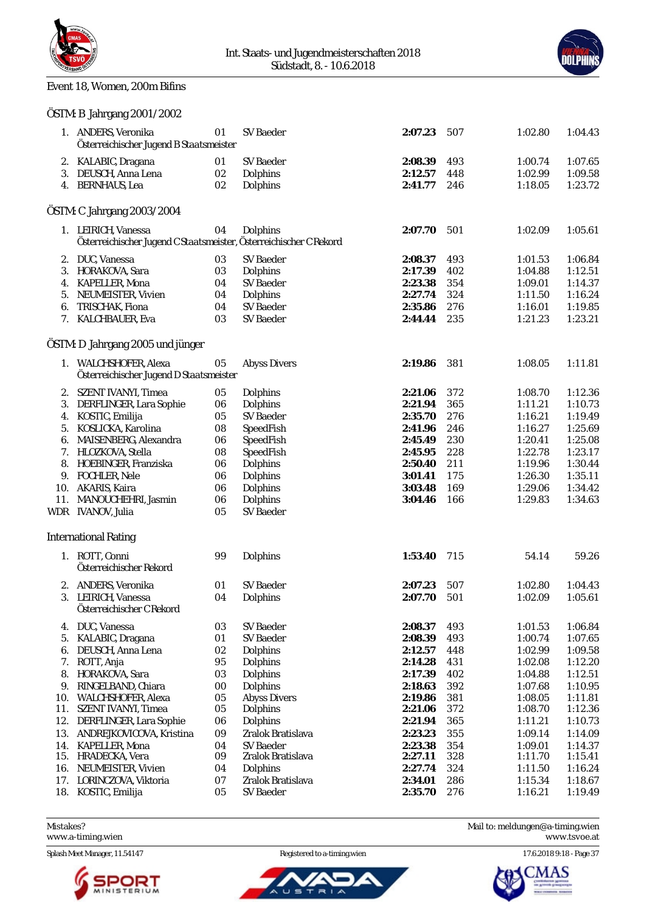Int. Staats- und Jugendmeisterschaften 2018
Südstadt, 8. - 10.6.2018

## Event 18, Women, 200m Bifins

### ÖSTM: B Jahrgang 2001/2002

| Place | Name | YoB | Club | Time | Points | 100m | 200m |
|---|---|---|---|---|---|---|---|
| 1. | ANDERS, Veronika<br>Österreichischer Jugend B Staatsmeister | 01 | SV Baeder | **2:07.23** | 507 | 1:02.80 | 1:04.43 |
| 2. | KALABIC, Dragana | 01 | SV Baeder | **2:08.39** | 493 | 1:00.74 | 1:07.65 |
| 3. | DEUSCH, Anna Lena | 02 | Dolphins | **2:12.57** | 448 | 1:02.99 | 1:09.58 |
| 4. | BERNHAUS, Lea | 02 | Dolphins | **2:41.77** | 246 | 1:18.05 | 1:23.72 |

### ÖSTM: C Jahrgang 2003/2004

| Place | Name | YoB | Club | Time | Points | 100m | 200m |
|---|---|---|---|---|---|---|---|
| 1. | LEIRICH, Vanessa<br>Österreichischer Jugend C Staatsmeister, Österreichischer C Rekord | 04 | Dolphins | **2:07.70** | 501 | 1:02.09 | 1:05.61 |
| 2. | DUC, Vanessa | 03 | SV Baeder | **2:08.37** | 493 | 1:01.53 | 1:06.84 |
| 3. | HORAKOVA, Sara | 03 | Dolphins | **2:17.39** | 402 | 1:04.88 | 1:12.51 |
| 4. | KAPELLER, Mona | 04 | SV Baeder | **2:23.38** | 354 | 1:09.01 | 1:14.37 |
| 5. | NEUMEISTER, Vivien | 04 | Dolphins | **2:27.74** | 324 | 1:11.50 | 1:16.24 |
| 6. | TRISCHAK, Fiona | 04 | SV Baeder | **2:35.86** | 276 | 1:16.01 | 1:19.85 |
| 7. | KALCHBAUER, Eva | 03 | SV Baeder | **2:44.44** | 235 | 1:21.23 | 1:23.21 |

### ÖSTM: D Jahrgang 2005 und jünger

| Place | Name | YoB | Club | Time | Points | 100m | 200m |
|---|---|---|---|---|---|---|---|
| 1. | WALCHSHOFER, Alexa<br>Österreichischer Jugend D Staatsmeister | 05 | Abyss Divers | **2:19.86** | 381 | 1:08.05 | 1:11.81 |
| 2. | SZENT IVANYI, Timea | 05 | Dolphins | **2:21.06** | 372 | 1:08.70 | 1:12.36 |
| 3. | DERFLINGER, Lara Sophie | 06 | Dolphins | **2:21.94** | 365 | 1:11.21 | 1:10.73 |
| 4. | KOSTIC, Emilija | 05 | SV Baeder | **2:35.70** | 276 | 1:16.21 | 1:19.49 |
| 5. | KOSLICKA, Karolina | 08 | SpeedFish | **2:41.96** | 246 | 1:16.27 | 1:25.69 |
| 6. | MAISENBERG, Alexandra | 06 | SpeedFish | **2:45.49** | 230 | 1:20.41 | 1:25.08 |
| 7. | HLOZKOVA, Stella | 08 | SpeedFish | **2:45.95** | 228 | 1:22.78 | 1:23.17 |
| 8. | HOEBINGER, Franziska | 06 | Dolphins | **2:50.40** | 211 | 1:19.96 | 1:30.44 |
| 9. | FOCHLER, Nele | 06 | Dolphins | **3:01.41** | 175 | 1:26.30 | 1:35.11 |
| 10. | AKARIS, Kaira | 06 | Dolphins | **3:03.48** | 169 | 1:29.06 | 1:34.42 |
| 11. | MANOUCHEHRI, Jasmin | 06 | Dolphins | **3:04.46** | 166 | 1:29.83 | 1:34.63 |
| WDR | IVANOV, Julia | 05 | SV Baeder | | | | |

### International Rating

| Place | Name | YoB | Club | Time | Points | 100m | 200m |
|---|---|---|---|---|---|---|---|
| 1. | ROTT, Conni<br>Österreichischer Rekord | 99 | Dolphins | **1:53.40** | 715 | 54.14 | 59.26 |
| 2. | ANDERS, Veronika | 01 | SV Baeder | **2:07.23** | 507 | 1:02.80 | 1:04.43 |
| 3. | LEIRICH, Vanessa<br>Österreichischer C Rekord | 04 | Dolphins | **2:07.70** | 501 | 1:02.09 | 1:05.61 |
| 4. | DUC, Vanessa | 03 | SV Baeder | **2:08.37** | 493 | 1:01.53 | 1:06.84 |
| 5. | KALABIC, Dragana | 01 | SV Baeder | **2:08.39** | 493 | 1:00.74 | 1:07.65 |
| 6. | DEUSCH, Anna Lena | 02 | Dolphins | **2:12.57** | 448 | 1:02.99 | 1:09.58 |
| 7. | ROTT, Anja | 95 | Dolphins | **2:14.28** | 431 | 1:02.08 | 1:12.20 |
| 8. | HORAKOVA, Sara | 03 | Dolphins | **2:17.39** | 402 | 1:04.88 | 1:12.51 |
| 9. | RINGELBAND, Chiara | 00 | Dolphins | **2:18.63** | 392 | 1:07.68 | 1:10.95 |
| 10. | WALCHSHOFER, Alexa | 05 | Abyss Divers | **2:19.86** | 381 | 1:08.05 | 1:11.81 |
| 11. | SZENT IVANYI, Timea | 05 | Dolphins | **2:21.06** | 372 | 1:08.70 | 1:12.36 |
| 12. | DERFLINGER, Lara Sophie | 06 | Dolphins | **2:21.94** | 365 | 1:11.21 | 1:10.73 |
| 13. | ANDREJKOVICOVA, Kristina | 09 | Zralok Bratislava | **2:23.23** | 355 | 1:09.14 | 1:14.09 |
| 14. | KAPELLER, Mona | 04 | SV Baeder | **2:23.38** | 354 | 1:09.01 | 1:14.37 |
| 15. | HRADECKA, Vera | 09 | Zralok Bratislava | **2:27.11** | 328 | 1:11.70 | 1:15.41 |
| 16. | NEUMEISTER, Vivien | 04 | Dolphins | **2:27.74** | 324 | 1:11.50 | 1:16.24 |
| 17. | LORINCZOVA, Viktoria | 07 | Zralok Bratislava | **2:34.01** | 286 | 1:15.34 | 1:18.67 |
| 18. | KOSTIC, Emilija | 05 | SV Baeder | **2:35.70** | 276 | 1:16.21 | 1:19.49 |

Mistakes? Mail to: meldungen@a-timing.wien
www.a-timing.wien www.tsvoe.at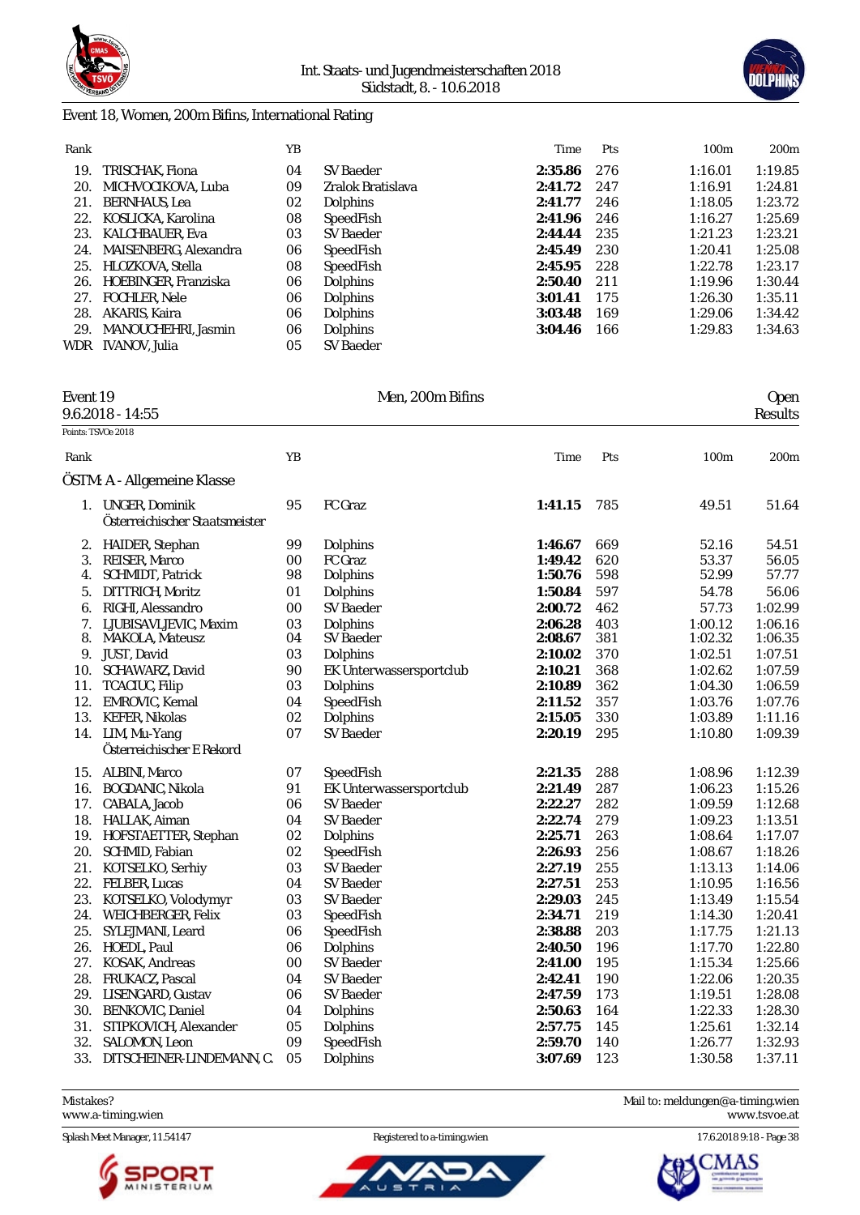Event 18, Women, 200m Bifins, International Rating

| Rank | | YB | | Time | Pts | 100m | 200m |
|---|---|---|---|---|---|---|---|
| 19. | TRISCHAK, Fiona | 04 | SV Baeder | **2:35.86** | 276 | 1:16.01 | 1:19.85 |
| 20. | MICHVOCIKOVA, Luba | 09 | Zralok Bratislava | **2:41.72** | 247 | 1:16.91 | 1:24.81 |
| 21. | BERNHAUS, Lea | 02 | Dolphins | **2:41.77** | 246 | 1:18.05 | 1:23.72 |
| 22. | KOSLICKA, Karolina | 08 | SpeedFish | **2:41.96** | 246 | 1:16.27 | 1:25.69 |
| 23. | KALCHBAUER, Eva | 03 | SV Baeder | **2:44.44** | 235 | 1:21.23 | 1:23.21 |
| 24. | MAISENBERG, Alexandra | 06 | SpeedFish | **2:45.49** | 230 | 1:20.41 | 1:25.08 |
| 25. | HLOZKOVA, Stella | 08 | SpeedFish | **2:45.95** | 228 | 1:22.78 | 1:23.17 |
| 26. | HOEBINGER, Franziska | 06 | Dolphins | **2:50.40** | 211 | 1:19.96 | 1:30.44 |
| 27. | FOCHLER, Nele | 06 | Dolphins | **3:01.41** | 175 | 1:26.30 | 1:35.11 |
| 28. | AKARIS, Kaira | 06 | Dolphins | **3:03.48** | 169 | 1:29.06 | 1:34.42 |
| 29. | MANOUCHEHRI, Jasmin | 06 | Dolphins | **3:04.46** | 166 | 1:29.83 | 1:34.63 |
| WDR | IVANOV, Julia | 05 | SV Baeder | | | | |

Event 19 — Men, 200m Bifins — Open

9.6.2018 - 14:55 — Results

Points: TSVOe 2018

ÖSTM: A - Allgemeine Klasse

| Rank | | YB | | Time | Pts | 100m | 200m |
|---|---|---|---|---|---|---|---|
| 1. | UNGER, Dominik<br>*Österreichischer Staatsmeister* | 95 | FC Graz | **1:41.15** | 785 | 49.51 | 51.64 |
| 2. | HAIDER, Stephan | 99 | Dolphins | **1:46.67** | 669 | 52.16 | 54.51 |
| 3. | REISER, Marco | 00 | FC Graz | **1:49.42** | 620 | 53.37 | 56.05 |
| 4. | SCHMIDT, Patrick | 98 | Dolphins | **1:50.76** | 598 | 52.99 | 57.77 |
| 5. | DITTRICH, Moritz | 01 | Dolphins | **1:50.84** | 597 | 54.78 | 56.06 |
| 6. | RIGHI, Alessandro | 00 | SV Baeder | **2:00.72** | 462 | 57.73 | 1:02.99 |
| 7. | LJUBISAVLJEVIC, Maxim | 03 | Dolphins | **2:06.28** | 403 | 1:00.12 | 1:06.16 |
| 8. | MAKOLA, Mateusz | 04 | SV Baeder | **2:08.67** | 381 | 1:02.32 | 1:06.35 |
| 9. | JUST, David | 03 | Dolphins | **2:10.02** | 370 | 1:02.51 | 1:07.51 |
| 10. | SCHAWARZ, David | 90 | EK Unterwassersportclub | **2:10.21** | 368 | 1:02.62 | 1:07.59 |
| 11. | TCACIUC, Filip | 03 | Dolphins | **2:10.89** | 362 | 1:04.30 | 1:06.59 |
| 12. | EMROVIC, Kemal | 04 | SpeedFish | **2:11.52** | 357 | 1:03.76 | 1:07.76 |
| 13. | KEFER, Nikolas | 02 | Dolphins | **2:15.05** | 330 | 1:03.89 | 1:11.16 |
| 14. | LIM, Mu-Yang<br>*Österreichischer E Rekord* | 07 | SV Baeder | **2:20.19** | 295 | 1:10.80 | 1:09.39 |
| 15. | ALBINI, Marco | 07 | SpeedFish | **2:21.35** | 288 | 1:08.96 | 1:12.39 |
| 16. | BOGDANIC, Nikola | 91 | EK Unterwassersportclub | **2:21.49** | 287 | 1:06.23 | 1:15.26 |
| 17. | CABALA, Jacob | 06 | SV Baeder | **2:22.27** | 282 | 1:09.59 | 1:12.68 |
| 18. | HALLAK, Aiman | 04 | SV Baeder | **2:22.74** | 279 | 1:09.23 | 1:13.51 |
| 19. | HOFSTAETTER, Stephan | 02 | Dolphins | **2:25.71** | 263 | 1:08.64 | 1:17.07 |
| 20. | SCHMID, Fabian | 02 | SpeedFish | **2:26.93** | 256 | 1:08.67 | 1:18.26 |
| 21. | KOTSELKO, Serhiy | 03 | SV Baeder | **2:27.19** | 255 | 1:13.13 | 1:14.06 |
| 22. | FELBER, Lucas | 04 | SV Baeder | **2:27.51** | 253 | 1:10.95 | 1:16.56 |
| 23. | KOTSELKO, Volodymyr | 03 | SV Baeder | **2:29.03** | 245 | 1:13.49 | 1:15.54 |
| 24. | WEICHBERGER, Felix | 03 | SpeedFish | **2:34.71** | 219 | 1:14.30 | 1:20.41 |
| 25. | SYLEJMANI, Leard | 06 | SpeedFish | **2:38.88** | 203 | 1:17.75 | 1:21.13 |
| 26. | HOEDL, Paul | 06 | Dolphins | **2:40.50** | 196 | 1:17.70 | 1:22.80 |
| 27. | KOSAK, Andreas | 00 | SV Baeder | **2:41.00** | 195 | 1:15.34 | 1:25.66 |
| 28. | FRUKACZ, Pascal | 04 | SV Baeder | **2:42.41** | 190 | 1:22.06 | 1:20.35 |
| 29. | LISENGARD, Gustav | 06 | SV Baeder | **2:47.59** | 173 | 1:19.51 | 1:28.08 |
| 30. | BENKOVIC, Daniel | 04 | Dolphins | **2:50.63** | 164 | 1:22.33 | 1:28.30 |
| 31. | STIPKOVICH, Alexander | 05 | Dolphins | **2:57.75** | 145 | 1:25.61 | 1:32.14 |
| 32. | SALOMON, Leon | 09 | SpeedFish | **2:59.70** | 140 | 1:26.77 | 1:32.93 |
| 33. | DITSCHEINER-LINDEMANN, C. | 05 | Dolphins | **3:07.69** | 123 | 1:30.58 | 1:37.11 |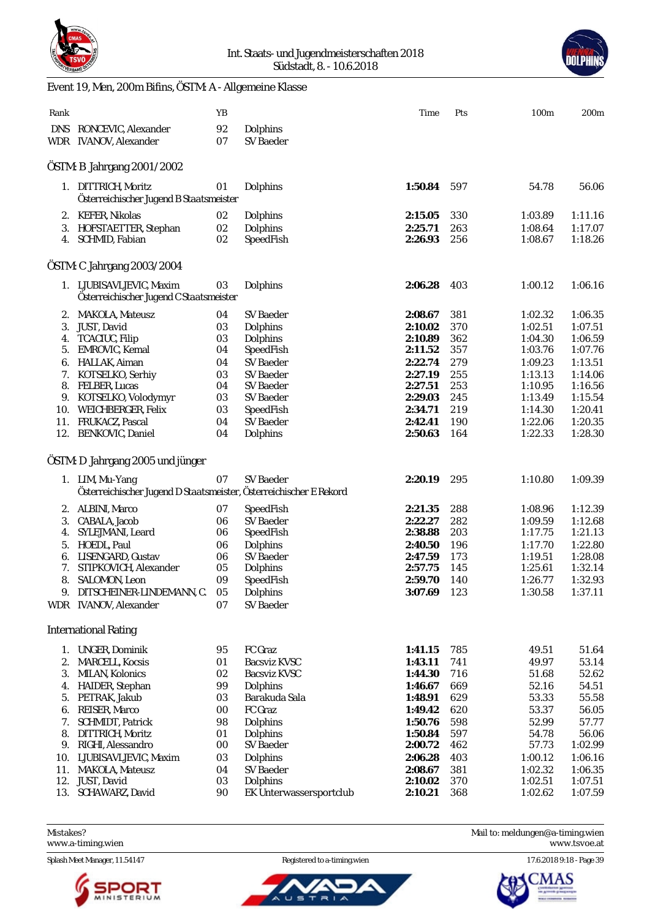Int. Staats- und Jugendmeisterschaften 2018
Südstadt, 8. - 10.6.2018

## Event 19, Men, 200m Bifins, ÖSTM: A - Allgemeine Klasse

| Rank | | YB | | Time | Pts | 100m | 200m |
|---|---|---|---|---|---|---|---|
| DNS | RONCEVIC, Alexander | 92 | Dolphins | | | | |
| WDR | IVANOV, Alexander | 07 | SV Baeder | | | | |

### ÖSTM: B Jahrgang 2001/2002

| Rank | | YB | | Time | Pts | 100m | 200m |
|---|---|---|---|---|---|---|---|
| 1. | DITTRICH, Moritz | 01 | Dolphins | **1:50.84** | 597 | 54.78 | 56.06 |
| | Österreichischer Jugend B Staatsmeister | | | | | | |
| 2. | KEFER, Nikolas | 02 | Dolphins | **2:15.05** | 330 | 1:03.89 | 1:11.16 |
| 3. | HOFSTAETTER, Stephan | 02 | Dolphins | **2:25.71** | 263 | 1:08.64 | 1:17.07 |
| 4. | SCHMID, Fabian | 02 | SpeedFish | **2:26.93** | 256 | 1:08.67 | 1:18.26 |

### ÖSTM: C Jahrgang 2003/2004

| Rank | | YB | | Time | Pts | 100m | 200m |
|---|---|---|---|---|---|---|---|
| 1. | LJUBISAVLJEVIC, Maxim | 03 | Dolphins | **2:06.28** | 403 | 1:00.12 | 1:06.16 |
| | Österreichischer Jugend C Staatsmeister | | | | | | |
| 2. | MAKOLA, Mateusz | 04 | SV Baeder | **2:08.67** | 381 | 1:02.32 | 1:06.35 |
| 3. | JUST, David | 03 | Dolphins | **2:10.02** | 370 | 1:02.51 | 1:07.51 |
| 4. | TCACIUC, Filip | 03 | Dolphins | **2:10.89** | 362 | 1:04.30 | 1:06.59 |
| 5. | EMROVIC, Kemal | 04 | SpeedFish | **2:11.52** | 357 | 1:03.76 | 1:07.76 |
| 6. | HALLAK, Aiman | 04 | SV Baeder | **2:22.74** | 279 | 1:09.23 | 1:13.51 |
| 7. | KOTSELKO, Serhiy | 03 | SV Baeder | **2:27.19** | 255 | 1:13.13 | 1:14.06 |
| 8. | FELBER, Lucas | 04 | SV Baeder | **2:27.51** | 253 | 1:10.95 | 1:16.56 |
| 9. | KOTSELKO, Volodymyr | 03 | SV Baeder | **2:29.03** | 245 | 1:13.49 | 1:15.54 |
| 10. | WEICHBERGER, Felix | 03 | SpeedFish | **2:34.71** | 219 | 1:14.30 | 1:20.41 |
| 11. | FRUKACZ, Pascal | 04 | SV Baeder | **2:42.41** | 190 | 1:22.06 | 1:20.35 |
| 12. | BENKOVIC, Daniel | 04 | Dolphins | **2:50.63** | 164 | 1:22.33 | 1:28.30 |

### ÖSTM: D Jahrgang 2005 und jünger

| Rank | | YB | | Time | Pts | 100m | 200m |
|---|---|---|---|---|---|---|---|
| 1. | LIM, Mu-Yang | 07 | SV Baeder | **2:20.19** | 295 | 1:10.80 | 1:09.39 |
| | Österreichischer Jugend D Staatsmeister, Österreichischer E Rekord | | | | | | |
| 2. | ALBINI, Marco | 07 | SpeedFish | **2:21.35** | 288 | 1:08.96 | 1:12.39 |
| 3. | CABALA, Jacob | 06 | SV Baeder | **2:22.27** | 282 | 1:09.59 | 1:12.68 |
| 4. | SYLEJMANI, Leard | 06 | SpeedFish | **2:38.88** | 203 | 1:17.75 | 1:21.13 |
| 5. | HOEDL, Paul | 06 | Dolphins | **2:40.50** | 196 | 1:17.70 | 1:22.80 |
| 6. | LISENGARD, Gustav | 06 | SV Baeder | **2:47.59** | 173 | 1:19.51 | 1:28.08 |
| 7. | STIPKOVICH, Alexander | 05 | Dolphins | **2:57.75** | 145 | 1:25.61 | 1:32.14 |
| 8. | SALOMON, Leon | 09 | SpeedFish | **2:59.70** | 140 | 1:26.77 | 1:32.93 |
| 9. | DITSCHEINER-LINDEMANN, C. | 05 | Dolphins | **3:07.69** | 123 | 1:30.58 | 1:37.11 |
| WDR | IVANOV, Alexander | 07 | SV Baeder | | | | |

### International Rating

| Rank | | YB | | Time | Pts | 100m | 200m |
|---|---|---|---|---|---|---|---|
| 1. | UNGER, Dominik | 95 | FC Graz | **1:41.15** | 785 | 49.51 | 51.64 |
| 2. | MARCELL, Kocsis | 01 | Bacsviz KVSC | **1:43.11** | 741 | 49.97 | 53.14 |
| 3. | MILAN, Kolonics | 02 | Bacsviz KVSC | **1:44.30** | 716 | 51.68 | 52.62 |
| 4. | HAIDER, Stephan | 99 | Dolphins | **1:46.67** | 669 | 52.16 | 54.51 |
| 5. | PETRAK, Jakub | 03 | Barakuda Sala | **1:48.91** | 629 | 53.33 | 55.58 |
| 6. | REISER, Marco | 00 | FC Graz | **1:49.42** | 620 | 53.37 | 56.05 |
| 7. | SCHMIDT, Patrick | 98 | Dolphins | **1:50.76** | 598 | 52.99 | 57.77 |
| 8. | DITTRICH, Moritz | 01 | Dolphins | **1:50.84** | 597 | 54.78 | 56.06 |
| 9. | RIGHI, Alessandro | 00 | SV Baeder | **2:00.72** | 462 | 57.73 | 1:02.99 |
| 10. | LJUBISAVLJEVIC, Maxim | 03 | Dolphins | **2:06.28** | 403 | 1:00.12 | 1:06.16 |
| 11. | MAKOLA, Mateusz | 04 | SV Baeder | **2:08.67** | 381 | 1:02.32 | 1:06.35 |
| 12. | JUST, David | 03 | Dolphins | **2:10.02** | 370 | 1:02.51 | 1:07.51 |
| 13. | SCHAWARZ, David | 90 | EK Unterwassersportclub | **2:10.21** | 368 | 1:02.62 | 1:07.59 |

Mistakes?
www.a-timing.wien

Mail to: meldungen@a-timing.wien
www.tsvoe.at

Splash Meet Manager, 11.54147 — Registered to a-timing.wien — 17.6.2018 9:18 - Page 39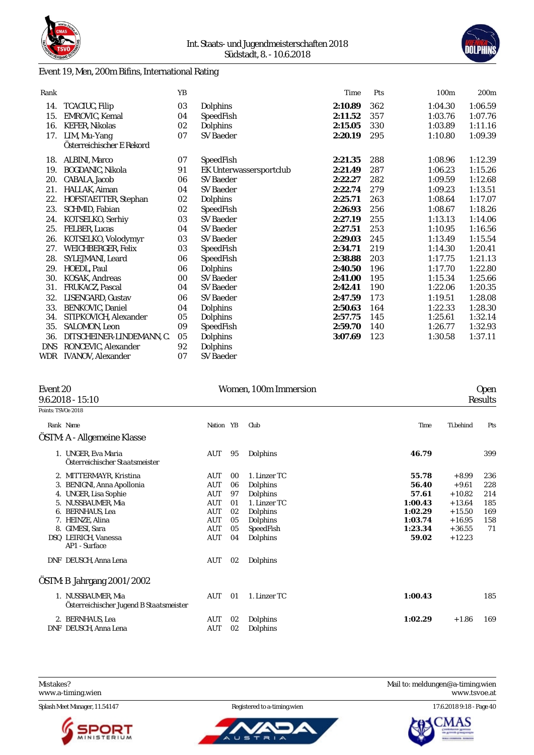Event 19, Men, 200m Bifins, International Rating

| Rank | | YB | | Time | Pts | 100m | 200m |
|---|---|---|---|---|---|---|---|
| 14. | TCACIUC, Filip | 03 | Dolphins | **2:10.89** | 362 | 1:04.30 | 1:06.59 |
| 15. | EMROVIC, Kemal | 04 | SpeedFish | **2:11.52** | 357 | 1:03.76 | 1:07.76 |
| 16. | KEFER, Nikolas | 02 | Dolphins | **2:15.05** | 330 | 1:03.89 | 1:11.16 |
| 17. | LIM, Mu-Yang<br>Österreichischer E Rekord | 07 | SV Baeder | **2:20.19** | 295 | 1:10.80 | 1:09.39 |
| 18. | ALBINI, Marco | 07 | SpeedFish | **2:21.35** | 288 | 1:08.96 | 1:12.39 |
| 19. | BOGDANIC, Nikola | 91 | EK Unterwassersportclub | **2:21.49** | 287 | 1:06.23 | 1:15.26 |
| 20. | CABALA, Jacob | 06 | SV Baeder | **2:22.27** | 282 | 1:09.59 | 1:12.68 |
| 21. | HALLAK, Aiman | 04 | SV Baeder | **2:22.74** | 279 | 1:09.23 | 1:13.51 |
| 22. | HOFSTAETTER, Stephan | 02 | Dolphins | **2:25.71** | 263 | 1:08.64 | 1:17.07 |
| 23. | SCHMID, Fabian | 02 | SpeedFish | **2:26.93** | 256 | 1:08.67 | 1:18.26 |
| 24. | KOTSELKO, Serhiy | 03 | SV Baeder | **2:27.19** | 255 | 1:13.13 | 1:14.06 |
| 25. | FELBER, Lucas | 04 | SV Baeder | **2:27.51** | 253 | 1:10.95 | 1:16.56 |
| 26. | KOTSELKO, Volodymyr | 03 | SV Baeder | **2:29.03** | 245 | 1:13.49 | 1:15.54 |
| 27. | WEICHBERGER, Felix | 03 | SpeedFish | **2:34.71** | 219 | 1:14.30 | 1:20.41 |
| 28. | SYLEJMANI, Leard | 06 | SpeedFish | **2:38.88** | 203 | 1:17.75 | 1:21.13 |
| 29. | HOEDL, Paul | 06 | Dolphins | **2:40.50** | 196 | 1:17.70 | 1:22.80 |
| 30. | KOSAK, Andreas | 00 | SV Baeder | **2:41.00** | 195 | 1:15.34 | 1:25.66 |
| 31. | FRUKACZ, Pascal | 04 | SV Baeder | **2:42.41** | 190 | 1:22.06 | 1:20.35 |
| 32. | LISENGARD, Gustav | 06 | SV Baeder | **2:47.59** | 173 | 1:19.51 | 1:28.08 |
| 33. | BENKOVIC, Daniel | 04 | Dolphins | **2:50.63** | 164 | 1:22.33 | 1:28.30 |
| 34. | STIPKOVICH, Alexander | 05 | Dolphins | **2:57.75** | 145 | 1:25.61 | 1:32.14 |
| 35. | SALOMON, Leon | 09 | SpeedFish | **2:59.70** | 140 | 1:26.77 | 1:32.93 |
| 36. | DITSCHEINER-LINDEMANN, C. | 05 | Dolphins | **3:07.69** | 123 | 1:30.58 | 1:37.11 |
| DNS | RONCEVIC, Alexander | 92 | Dolphins | | | | |
| WDR | IVANOV, Alexander | 07 | SV Baeder | | | | |

## Event 20 — Women, 100m Immersion — Open

9.6.2018 - 15:10 — Results

Points: TSVOe 2018

### ÖSTM: A - Allgemeine Klasse

| Rank | Name | Nation | YB | Club | Time | Ti.behind | Pts |
|---|---|---|---|---|---|---|---|
| 1. | UNGER, Eva Maria<br>Österreichischer Staatsmeister | AUT | 95 | Dolphins | **46.79** | | 399 |
| 2. | MITTERMAYR, Kristina | AUT | 00 | 1. Linzer TC | **55.78** | +8.99 | 236 |
| 3. | BENIGNI, Anna Apollonia | AUT | 06 | Dolphins | **56.40** | +9.61 | 228 |
| 4. | UNGER, Lisa Sophie | AUT | 97 | Dolphins | **57.61** | +10.82 | 214 |
| 5. | NUSSBAUMER, Mia | AUT | 01 | 1. Linzer TC | **1:00.43** | +13.64 | 185 |
| 6. | BERNHAUS, Lea | AUT | 02 | Dolphins | **1:02.29** | +15.50 | 169 |
| 7. | HEINZE, Alina | AUT | 05 | Dolphins | **1:03.74** | +16.95 | 158 |
| 8. | GIMESI, Sara | AUT | 05 | SpeedFish | **1:23.34** | +36.55 | 71 |
| DSQ | LEIRICH, Vanessa<br>AP1 - Surface | AUT | 04 | Dolphins | **59.02** | +12.23 | |
| DNF | DEUSCH, Anna Lena | AUT | 02 | Dolphins | | | |

### ÖSTM: B Jahrgang 2001/2002

| Rank | Name | Nation | YB | Club | Time | Ti.behind | Pts |
|---|---|---|---|---|---|---|---|
| 1. | NUSSBAUMER, Mia<br>Österreichischer Jugend B Staatsmeister | AUT | 01 | 1. Linzer TC | **1:00.43** | | 185 |
| 2. | BERNHAUS, Lea | AUT | 02 | Dolphins | **1:02.29** | +1.86 | 169 |
| DNF | DEUSCH, Anna Lena | AUT | 02 | Dolphins | | | |

Mistakes? www.a-timing.wien — Mail to: meldungen@a-timing.wien — www.tsvoe.at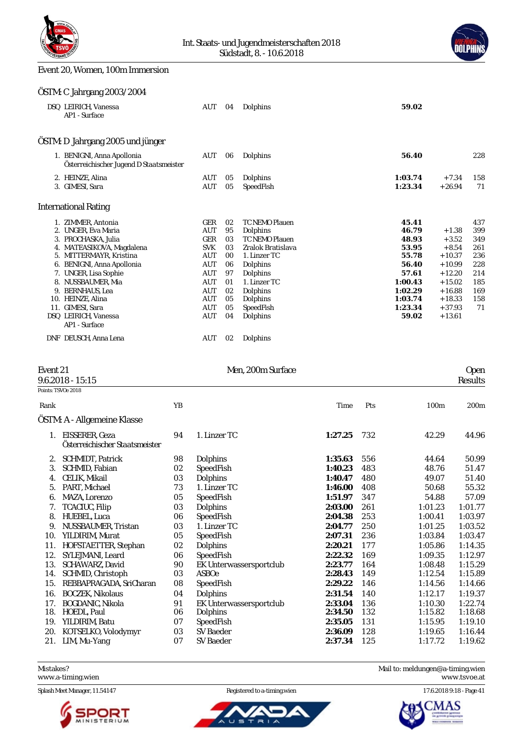Event 20, Women, 100m Immersion

## ÖSTM: C Jahrgang 2003/2004

| Rank | Name | Nat | YB | Club | Time | Diff | Pts |
|---|---|---|---|---|---|---|---|
| DSQ | LEIRICH, Vanessa<br>AP1 - Surface | AUT | 04 | Dolphins | **59.02** | | |

## ÖSTM: D Jahrgang 2005 und jünger

| Rank | Name | Nat | YB | Club | Time | Diff | Pts |
|---|---|---|---|---|---|---|---|
| 1. | BENIGNI, Anna Apollonia<br>Österreichischer Jugend D Staatsmeister | AUT | 06 | Dolphins | **56.40** | | 228 |
| 2. | HEINZE, Alina | AUT | 05 | Dolphins | **1:03.74** | +7.34 | 158 |
| 3. | GIMESI, Sara | AUT | 05 | SpeedFish | **1:23.34** | +26.94 | 71 |

## International Rating

| Rank | Name | Nat | YB | Club | Time | Diff | Pts |
|---|---|---|---|---|---|---|---|
| 1. | ZIMMER, Antonia | GER | 02 | TC NEMO Plauen | **45.41** | | 437 |
| 2. | UNGER, Eva Maria | AUT | 95 | Dolphins | **46.79** | +1.38 | 399 |
| 3. | PROCHASKA, Julia | GER | 03 | TC NEMO Plauen | **48.93** | +3.52 | 349 |
| 4. | MATEASIKOVA, Magdalena | SVK | 03 | Zralok Bratislava | **53.95** | +8.54 | 261 |
| 5. | MITTERMAYR, Kristina | AUT | 00 | 1. Linzer TC | **55.78** | +10.37 | 236 |
| 6. | BENIGNI, Anna Apollonia | AUT | 06 | Dolphins | **56.40** | +10.99 | 228 |
| 7. | UNGER, Lisa Sophie | AUT | 97 | Dolphins | **57.61** | +12.20 | 214 |
| 8. | NUSSBAUMER, Mia | AUT | 01 | 1. Linzer TC | **1:00.43** | +15.02 | 185 |
| 9. | BERNHAUS, Lea | AUT | 02 | Dolphins | **1:02.29** | +16.88 | 169 |
| 10. | HEINZE, Alina | AUT | 05 | Dolphins | **1:03.74** | +18.33 | 158 |
| 11. | GIMESI, Sara | AUT | 05 | SpeedFish | **1:23.34** | +37.93 | 71 |
| DSQ | LEIRICH, Vanessa<br>AP1 - Surface | AUT | 04 | Dolphins | **59.02** | +13.61 | |
| DNF | DEUSCH, Anna Lena | AUT | 02 | Dolphins | | | |

Event 21 — Men, 200m Surface — Open
9.6.2018 - 15:15 — Results
Points: TSVOe 2018

## ÖSTM: A - Allgemeine Klasse

| Rank | Name | YB | Club | Time | Pts | 100m | 200m |
|---|---|---|---|---|---|---|---|
| 1. | EISSERER, Geza<br>Österreichischer Staatsmeister | 94 | 1. Linzer TC | **1:27.25** | 732 | 42.29 | 44.96 |
| 2. | SCHMIDT, Patrick | 98 | Dolphins | **1:35.63** | 556 | 44.64 | 50.99 |
| 3. | SCHMID, Fabian | 02 | SpeedFish | **1:40.23** | 483 | 48.76 | 51.47 |
| 4. | CELIK, Mikail | 03 | Dolphins | **1:40.47** | 480 | 49.07 | 51.40 |
| 5. | PART, Michael | 73 | 1. Linzer TC | **1:46.00** | 408 | 50.68 | 55.32 |
| 6. | MAZA, Lorenzo | 05 | SpeedFish | **1:51.97** | 347 | 54.88 | 57.09 |
| 7. | TCACIUC, Filip | 03 | Dolphins | **2:03.00** | 261 | 1:01.23 | 1:01.77 |
| 8. | HUEBEL, Luca | 06 | SpeedFish | **2:04.38** | 253 | 1:00.41 | 1:03.97 |
| 9. | NUSSBAUMER, Tristan | 03 | 1. Linzer TC | **2:04.77** | 250 | 1:01.25 | 1:03.52 |
| 10. | YILDIRIM, Murat | 05 | SpeedFish | **2:07.31** | 236 | 1:03.84 | 1:03.47 |
| 11. | HOFSTAETTER, Stephan | 02 | Dolphins | **2:20.21** | 177 | 1:05.86 | 1:14.35 |
| 12. | SYLEJMANI, Leard | 06 | SpeedFish | **2:22.32** | 169 | 1:09.35 | 1:12.97 |
| 13. | SCHAWARZ, David | 90 | EK Unterwassersportclub | **2:23.77** | 164 | 1:08.48 | 1:15.29 |
| 14. | SCHMID, Christoph | 03 | ASBOe | **2:28.43** | 149 | 1:12.54 | 1:15.89 |
| 15. | REBBAPRAGADA, SriCharan | 08 | SpeedFish | **2:29.22** | 146 | 1:14.56 | 1:14.66 |
| 16. | BOCZEK, Nikolaus | 04 | Dolphins | **2:31.54** | 140 | 1:12.17 | 1:19.37 |
| 17. | BOGDANIC, Nikola | 91 | EK Unterwassersportclub | **2:33.04** | 136 | 1:10.30 | 1:22.74 |
| 18. | HOEDL, Paul | 06 | Dolphins | **2:34.50** | 132 | 1:15.82 | 1:18.68 |
| 19. | YILDIRIM, Batu | 07 | SpeedFish | **2:35.05** | 131 | 1:15.95 | 1:19.10 |
| 20. | KOTSELKO, Volodymyr | 03 | SV Baeder | **2:36.09** | 128 | 1:19.65 | 1:16.44 |
| 21. | LIM, Mu-Yang | 07 | SV Baeder | **2:37.34** | 125 | 1:17.72 | 1:19.62 |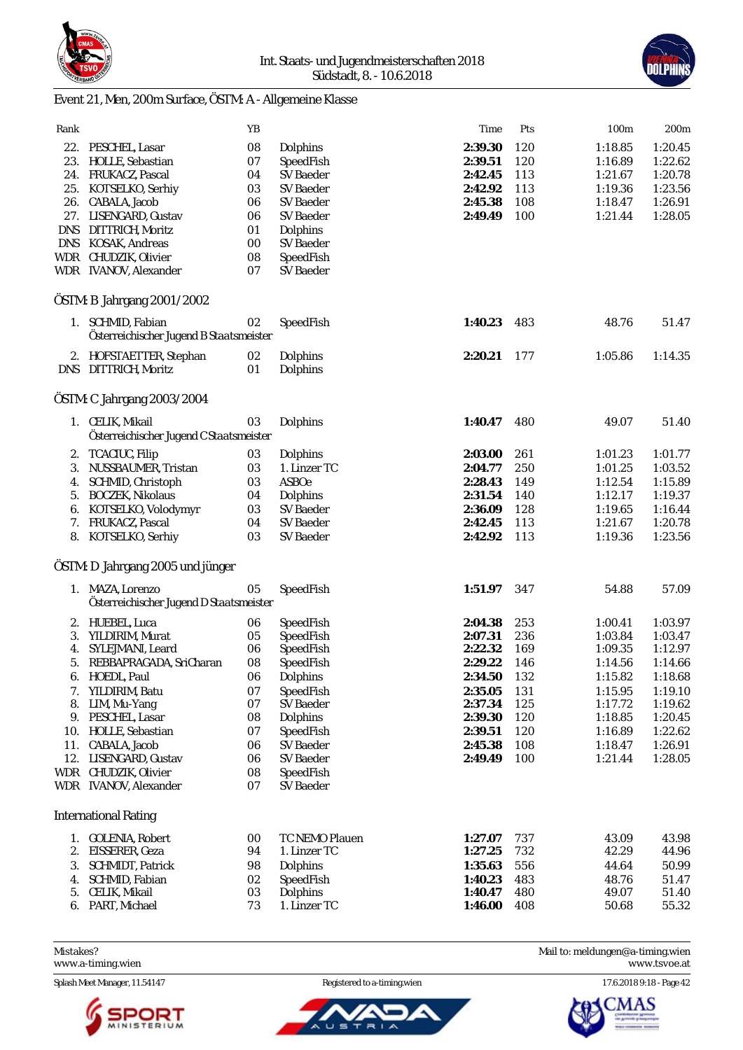Int. Staats- und Jugendmeisterschaften 2018
Südstadt, 8. - 10.6.2018

## Event 21, Men, 200m Surface, ÖSTM: A - Allgemeine Klasse

| Rank | Name | YB | Club | Time | Pts | 100m | 200m |
|---|---|---|---|---|---|---|---|
| 22. | PESCHEL, Lasar | 08 | Dolphins | **2:39.30** | 120 | 1:18.85 | 1:20.45 |
| 23. | HOLLE, Sebastian | 07 | SpeedFish | **2:39.51** | 120 | 1:16.89 | 1:22.62 |
| 24. | FRUKACZ, Pascal | 04 | SV Baeder | **2:42.45** | 113 | 1:21.67 | 1:20.78 |
| 25. | KOTSELKO, Serhiy | 03 | SV Baeder | **2:42.92** | 113 | 1:19.36 | 1:23.56 |
| 26. | CABALA, Jacob | 06 | SV Baeder | **2:45.38** | 108 | 1:18.47 | 1:26.91 |
| 27. | LISENGARD, Gustav | 06 | SV Baeder | **2:49.49** | 100 | 1:21.44 | 1:28.05 |
| DNS | DITTRICH, Moritz | 01 | Dolphins | | | | |
| DNS | KOSAK, Andreas | 00 | SV Baeder | | | | |
| WDR | CHUDZIK, Olivier | 08 | SpeedFish | | | | |
| WDR | IVANOV, Alexander | 07 | SV Baeder | | | | |

### ÖSTM: B Jahrgang 2001/2002

| Rank | Name | YB | Club | Time | Pts | 100m | 200m |
|---|---|---|---|---|---|---|---|
| 1. | SCHMID, Fabian<br>Österreichischer Jugend B Staatsmeister | 02 | SpeedFish | **1:40.23** | 483 | 48.76 | 51.47 |
| 2. | HOFSTAETTER, Stephan | 02 | Dolphins | **2:20.21** | 177 | 1:05.86 | 1:14.35 |
| DNS | DITTRICH, Moritz | 01 | Dolphins | | | | |

### ÖSTM: C Jahrgang 2003/2004

| Rank | Name | YB | Club | Time | Pts | 100m | 200m |
|---|---|---|---|---|---|---|---|
| 1. | CELIK, Mikail<br>Österreichischer Jugend C Staatsmeister | 03 | Dolphins | **1:40.47** | 480 | 49.07 | 51.40 |
| 2. | TCACIUC, Filip | 03 | Dolphins | **2:03.00** | 261 | 1:01.23 | 1:01.77 |
| 3. | NUSSBAUMER, Tristan | 03 | 1. Linzer TC | **2:04.77** | 250 | 1:01.25 | 1:03.52 |
| 4. | SCHMID, Christoph | 03 | ASBOe | **2:28.43** | 149 | 1:12.54 | 1:15.89 |
| 5. | BOCZEK, Nikolaus | 04 | Dolphins | **2:31.54** | 140 | 1:12.17 | 1:19.37 |
| 6. | KOTSELKO, Volodymyr | 03 | SV Baeder | **2:36.09** | 128 | 1:19.65 | 1:16.44 |
| 7. | FRUKACZ, Pascal | 04 | SV Baeder | **2:42.45** | 113 | 1:21.67 | 1:20.78 |
| 8. | KOTSELKO, Serhiy | 03 | SV Baeder | **2:42.92** | 113 | 1:19.36 | 1:23.56 |

### ÖSTM: D Jahrgang 2005 und jünger

| Rank | Name | YB | Club | Time | Pts | 100m | 200m |
|---|---|---|---|---|---|---|---|
| 1. | MAZA, Lorenzo<br>Österreichischer Jugend D Staatsmeister | 05 | SpeedFish | **1:51.97** | 347 | 54.88 | 57.09 |
| 2. | HUEBEL, Luca | 06 | SpeedFish | **2:04.38** | 253 | 1:00.41 | 1:03.97 |
| 3. | YILDIRIM, Murat | 05 | SpeedFish | **2:07.31** | 236 | 1:03.84 | 1:03.47 |
| 4. | SYLEJMANI, Leard | 06 | SpeedFish | **2:22.32** | 169 | 1:09.35 | 1:12.97 |
| 5. | REBBAPRAGADA, SriCharan | 08 | SpeedFish | **2:29.22** | 146 | 1:14.56 | 1:14.66 |
| 6. | HOEDL, Paul | 06 | Dolphins | **2:34.50** | 132 | 1:15.82 | 1:18.68 |
| 7. | YILDIRIM, Batu | 07 | SpeedFish | **2:35.05** | 131 | 1:15.95 | 1:19.10 |
| 8. | LIM, Mu-Yang | 07 | SV Baeder | **2:37.34** | 125 | 1:17.72 | 1:19.62 |
| 9. | PESCHEL, Lasar | 08 | Dolphins | **2:39.30** | 120 | 1:18.85 | 1:20.45 |
| 10. | HOLLE, Sebastian | 07 | SpeedFish | **2:39.51** | 120 | 1:16.89 | 1:22.62 |
| 11. | CABALA, Jacob | 06 | SV Baeder | **2:45.38** | 108 | 1:18.47 | 1:26.91 |
| 12. | LISENGARD, Gustav | 06 | SV Baeder | **2:49.49** | 100 | 1:21.44 | 1:28.05 |
| WDR | CHUDZIK, Olivier | 08 | SpeedFish | | | | |
| WDR | IVANOV, Alexander | 07 | SV Baeder | | | | |

### International Rating

| Rank | Name | YB | Club | Time | Pts | 100m | 200m |
|---|---|---|---|---|---|---|---|
| 1. | GOLENIA, Robert | 00 | TC NEMO Plauen | **1:27.07** | 737 | 43.09 | 43.98 |
| 2. | EISSERER, Geza | 94 | 1. Linzer TC | **1:27.25** | 732 | 42.29 | 44.96 |
| 3. | SCHMIDT, Patrick | 98 | Dolphins | **1:35.63** | 556 | 44.64 | 50.99 |
| 4. | SCHMID, Fabian | 02 | SpeedFish | **1:40.23** | 483 | 48.76 | 51.47 |
| 5. | CELIK, Mikail | 03 | Dolphins | **1:40.47** | 480 | 49.07 | 51.40 |
| 6. | PART, Michael | 73 | 1. Linzer TC | **1:46.00** | 408 | 50.68 | 55.32 |

Mistakes?
www.a-timing.wien

Mail to: meldungen@a-timing.wien
www.tsvoe.at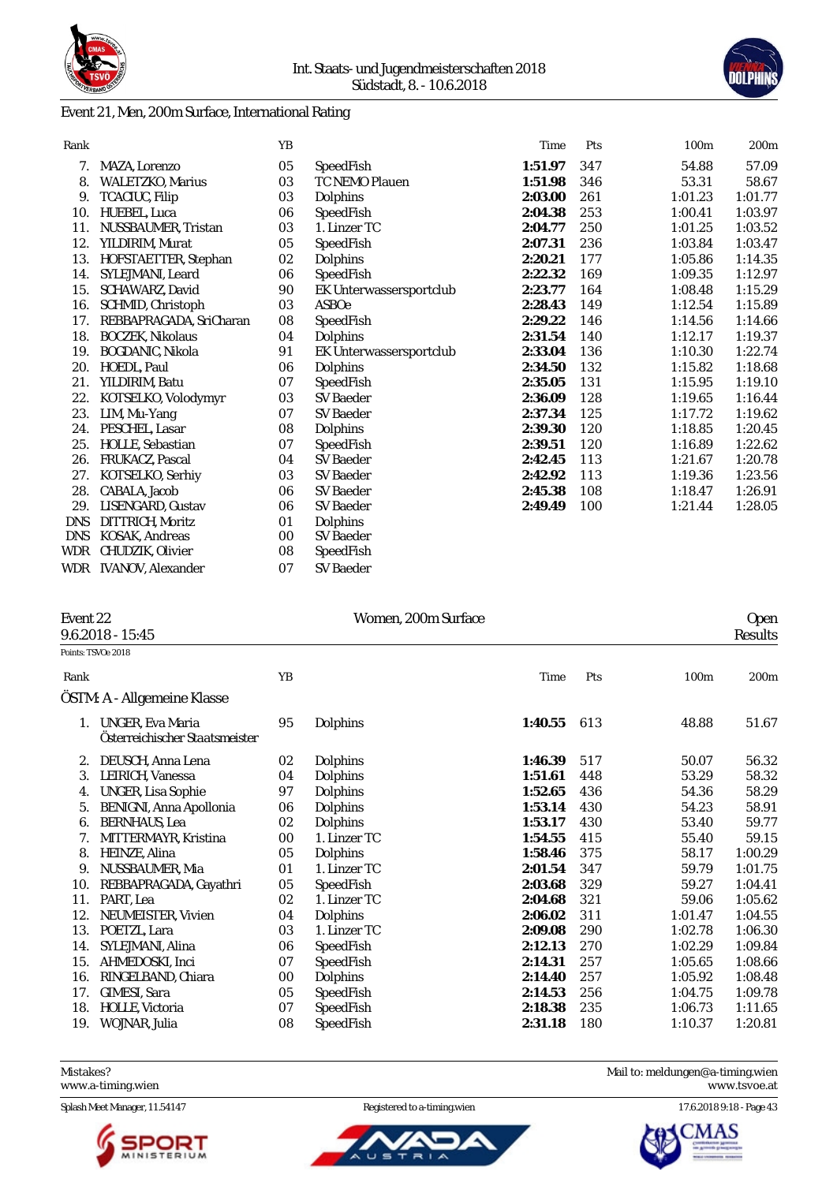Event 21, Men, 200m Surface, International Rating

| Rank | | YB | | Time | Pts | 100m | 200m |
|---|---|---|---|---|---|---|---|
| 7. | MAZA, Lorenzo | 05 | SpeedFish | **1:51.97** | 347 | 54.88 | 57.09 |
| 8. | WALETZKO, Marius | 03 | TC NEMO Plauen | **1:51.98** | 346 | 53.31 | 58.67 |
| 9. | TCACIUC, Filip | 03 | Dolphins | **2:03.00** | 261 | 1:01.23 | 1:01.77 |
| 10. | HUEBEL, Luca | 06 | SpeedFish | **2:04.38** | 253 | 1:00.41 | 1:03.97 |
| 11. | NUSSBAUMER, Tristan | 03 | 1. Linzer TC | **2:04.77** | 250 | 1:01.25 | 1:03.52 |
| 12. | YILDIRIM, Murat | 05 | SpeedFish | **2:07.31** | 236 | 1:03.84 | 1:03.47 |
| 13. | HOFSTAETTER, Stephan | 02 | Dolphins | **2:20.21** | 177 | 1:05.86 | 1:14.35 |
| 14. | SYLEJMANI, Leard | 06 | SpeedFish | **2:22.32** | 169 | 1:09.35 | 1:12.97 |
| 15. | SCHAWARZ, David | 90 | EK Unterwassersportclub | **2:23.77** | 164 | 1:08.48 | 1:15.29 |
| 16. | SCHMID, Christoph | 03 | ASBOe | **2:28.43** | 149 | 1:12.54 | 1:15.89 |
| 17. | REBBAPRAGADA, SriCharan | 08 | SpeedFish | **2:29.22** | 146 | 1:14.56 | 1:14.66 |
| 18. | BOCZEK, Nikolaus | 04 | Dolphins | **2:31.54** | 140 | 1:12.17 | 1:19.37 |
| 19. | BOGDANIC, Nikola | 91 | EK Unterwassersportclub | **2:33.04** | 136 | 1:10.30 | 1:22.74 |
| 20. | HOEDL, Paul | 06 | Dolphins | **2:34.50** | 132 | 1:15.82 | 1:18.68 |
| 21. | YILDIRIM, Batu | 07 | SpeedFish | **2:35.05** | 131 | 1:15.95 | 1:19.10 |
| 22. | KOTSELKO, Volodymyr | 03 | SV Baeder | **2:36.09** | 128 | 1:19.65 | 1:16.44 |
| 23. | LIM, Mu-Yang | 07 | SV Baeder | **2:37.34** | 125 | 1:17.72 | 1:19.62 |
| 24. | PESCHEL, Lasar | 08 | Dolphins | **2:39.30** | 120 | 1:18.85 | 1:20.45 |
| 25. | HOLLE, Sebastian | 07 | SpeedFish | **2:39.51** | 120 | 1:16.89 | 1:22.62 |
| 26. | FRUKACZ, Pascal | 04 | SV Baeder | **2:42.45** | 113 | 1:21.67 | 1:20.78 |
| 27. | KOTSELKO, Serhiy | 03 | SV Baeder | **2:42.92** | 113 | 1:19.36 | 1:23.56 |
| 28. | CABALA, Jacob | 06 | SV Baeder | **2:45.38** | 108 | 1:18.47 | 1:26.91 |
| 29. | LISENGARD, Gustav | 06 | SV Baeder | **2:49.49** | 100 | 1:21.44 | 1:28.05 |
| DNS | DITTRICH, Moritz | 01 | Dolphins | | | | |
| DNS | KOSAK, Andreas | 00 | SV Baeder | | | | |
| WDR | CHUDZIK, Olivier | 08 | SpeedFish | | | | |
| WDR | IVANOV, Alexander | 07 | SV Baeder | | | | |

## Event 22 — Women, 200m Surface — Open

9.6.2018 - 15:45 — Results

Points: TSVOe 2018

**ÖSTM: A - Allgemeine Klasse**

| Rank | | YB | | Time | Pts | 100m | 200m |
|---|---|---|---|---|---|---|---|
| 1. | UNGER, Eva Maria<br>Österreichischer Staatsmeister | 95 | Dolphins | **1:40.55** | 613 | 48.88 | 51.67 |
| 2. | DEUSCH, Anna Lena | 02 | Dolphins | **1:46.39** | 517 | 50.07 | 56.32 |
| 3. | LEIRICH, Vanessa | 04 | Dolphins | **1:51.61** | 448 | 53.29 | 58.32 |
| 4. | UNGER, Lisa Sophie | 97 | Dolphins | **1:52.65** | 436 | 54.36 | 58.29 |
| 5. | BENIGNI, Anna Apollonia | 06 | Dolphins | **1:53.14** | 430 | 54.23 | 58.91 |
| 6. | BERNHAUS, Lea | 02 | Dolphins | **1:53.17** | 430 | 53.40 | 59.77 |
| 7. | MITTERMAYR, Kristina | 00 | 1. Linzer TC | **1:54.55** | 415 | 55.40 | 59.15 |
| 8. | HEINZE, Alina | 05 | Dolphins | **1:58.46** | 375 | 58.17 | 1:00.29 |
| 9. | NUSSBAUMER, Mia | 01 | 1. Linzer TC | **2:01.54** | 347 | 59.79 | 1:01.75 |
| 10. | REBBAPRAGADA, Gayathri | 05 | SpeedFish | **2:03.68** | 329 | 59.27 | 1:04.41 |
| 11. | PART, Lea | 02 | 1. Linzer TC | **2:04.68** | 321 | 59.06 | 1:05.62 |
| 12. | NEUMEISTER, Vivien | 04 | Dolphins | **2:06.02** | 311 | 1:01.47 | 1:04.55 |
| 13. | POETZL, Lara | 03 | 1. Linzer TC | **2:09.08** | 290 | 1:02.78 | 1:06.30 |
| 14. | SYLEJMANI, Alina | 06 | SpeedFish | **2:12.13** | 270 | 1:02.29 | 1:09.84 |
| 15. | AHMEDOSKI, Inci | 07 | SpeedFish | **2:14.31** | 257 | 1:05.65 | 1:08.66 |
| 16. | RINGELBAND, Chiara | 00 | Dolphins | **2:14.40** | 257 | 1:05.92 | 1:08.48 |
| 17. | GIMESI, Sara | 05 | SpeedFish | **2:14.53** | 256 | 1:04.75 | 1:09.78 |
| 18. | HOLLE, Victoria | 07 | SpeedFish | **2:18.38** | 235 | 1:06.73 | 1:11.65 |
| 19. | WOJNAR, Julia | 08 | SpeedFish | **2:31.18** | 180 | 1:10.37 | 1:20.81 |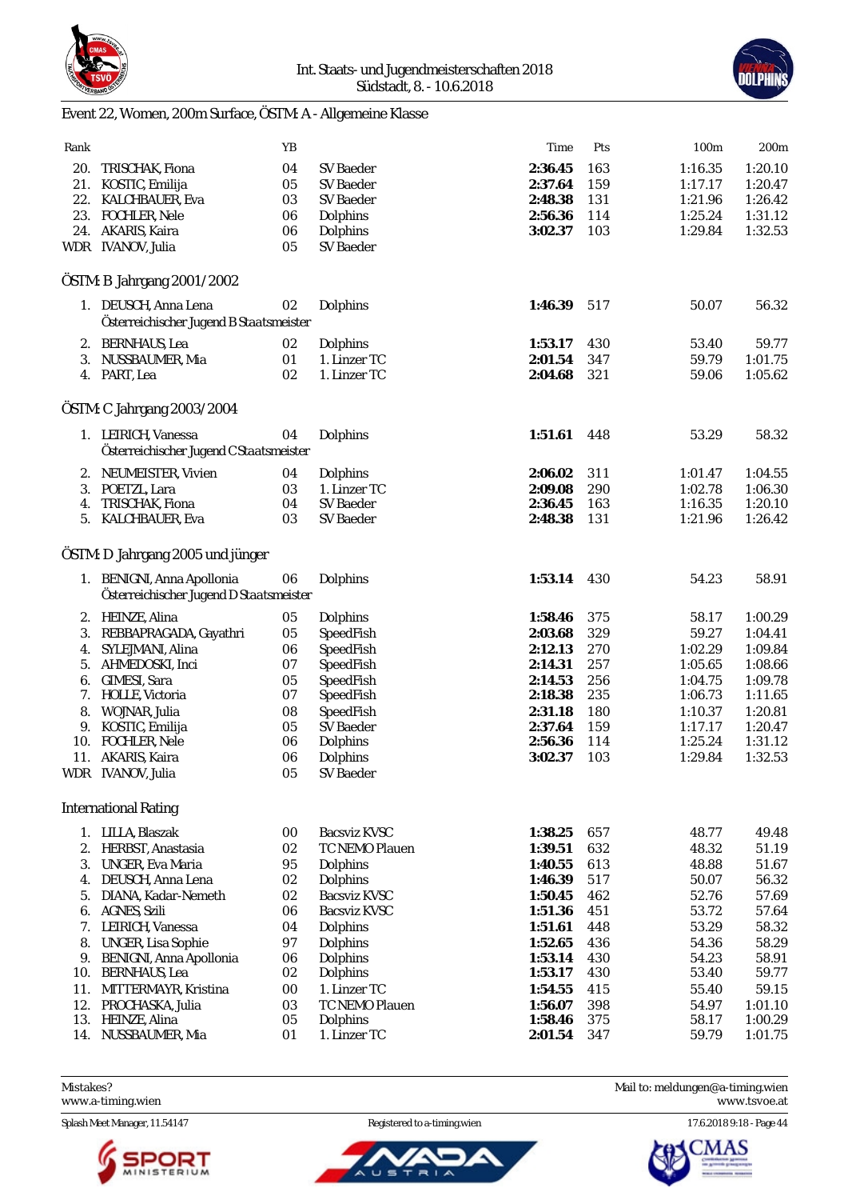## Event 22, Women, 200m Surface, ÖSTM: A - Allgemeine Klasse

| Rank | | YB | | Time | Pts | 100m | 200m |
|---|---|---|---|---|---|---|---|
| 20. | TRISCHAK, Fiona | 04 | SV Baeder | **2:36.45** | 163 | 1:16.35 | 1:20.10 |
| 21. | KOSTIC, Emilija | 05 | SV Baeder | **2:37.64** | 159 | 1:17.17 | 1:20.47 |
| 22. | KALCHBAUER, Eva | 03 | SV Baeder | **2:48.38** | 131 | 1:21.96 | 1:26.42 |
| 23. | FOCHLER, Nele | 06 | Dolphins | **2:56.36** | 114 | 1:25.24 | 1:31.12 |
| 24. | AKARIS, Kaira | 06 | Dolphins | **3:02.37** | 103 | 1:29.84 | 1:32.53 |
| WDR | IVANOV, Julia | 05 | SV Baeder | | | | |

### ÖSTM: B Jahrgang 2001/2002

| Rank | | YB | | Time | Pts | 100m | 200m |
|---|---|---|---|---|---|---|---|
| 1. | DEUSCH, Anna Lena | 02 | Dolphins | **1:46.39** | 517 | 50.07 | 56.32 |
| | Österreichischer Jugend B Staatsmeister | | | | | | |
| 2. | BERNHAUS, Lea | 02 | Dolphins | **1:53.17** | 430 | 53.40 | 59.77 |
| 3. | NUSSBAUMER, Mia | 01 | 1. Linzer TC | **2:01.54** | 347 | 59.79 | 1:01.75 |
| 4. | PART, Lea | 02 | 1. Linzer TC | **2:04.68** | 321 | 59.06 | 1:05.62 |

### ÖSTM: C Jahrgang 2003/2004

| Rank | | YB | | Time | Pts | 100m | 200m |
|---|---|---|---|---|---|---|---|
| 1. | LEIRICH, Vanessa | 04 | Dolphins | **1:51.61** | 448 | 53.29 | 58.32 |
| | Österreichischer Jugend C Staatsmeister | | | | | | |
| 2. | NEUMEISTER, Vivien | 04 | Dolphins | **2:06.02** | 311 | 1:01.47 | 1:04.55 |
| 3. | POETZL, Lara | 03 | 1. Linzer TC | **2:09.08** | 290 | 1:02.78 | 1:06.30 |
| 4. | TRISCHAK, Fiona | 04 | SV Baeder | **2:36.45** | 163 | 1:16.35 | 1:20.10 |
| 5. | KALCHBAUER, Eva | 03 | SV Baeder | **2:48.38** | 131 | 1:21.96 | 1:26.42 |

### ÖSTM: D Jahrgang 2005 und jünger

| Rank | | YB | | Time | Pts | 100m | 200m |
|---|---|---|---|---|---|---|---|
| 1. | BENIGNI, Anna Apollonia | 06 | Dolphins | **1:53.14** | 430 | 54.23 | 58.91 |
| | Österreichischer Jugend D Staatsmeister | | | | | | |
| 2. | HEINZE, Alina | 05 | Dolphins | **1:58.46** | 375 | 58.17 | 1:00.29 |
| 3. | REBBAPRAGADA, Gayathri | 05 | SpeedFish | **2:03.68** | 329 | 59.27 | 1:04.41 |
| 4. | SYLEJMANI, Alina | 06 | SpeedFish | **2:12.13** | 270 | 1:02.29 | 1:09.84 |
| 5. | AHMEDOSKI, Inci | 07 | SpeedFish | **2:14.31** | 257 | 1:05.65 | 1:08.66 |
| 6. | GIMESI, Sara | 05 | SpeedFish | **2:14.53** | 256 | 1:04.75 | 1:09.78 |
| 7. | HOLLE, Victoria | 07 | SpeedFish | **2:18.38** | 235 | 1:06.73 | 1:11.65 |
| 8. | WOJNAR, Julia | 08 | SpeedFish | **2:31.18** | 180 | 1:10.37 | 1:20.81 |
| 9. | KOSTIC, Emilija | 05 | SV Baeder | **2:37.64** | 159 | 1:17.17 | 1:20.47 |
| 10. | FOCHLER, Nele | 06 | Dolphins | **2:56.36** | 114 | 1:25.24 | 1:31.12 |
| 11. | AKARIS, Kaira | 06 | Dolphins | **3:02.37** | 103 | 1:29.84 | 1:32.53 |
| WDR | IVANOV, Julia | 05 | SV Baeder | | | | |

### International Rating

| Rank | | YB | | Time | Pts | 100m | 200m |
|---|---|---|---|---|---|---|---|
| 1. | LILLA, Blaszak | 00 | Bacsviz KVSC | **1:38.25** | 657 | 48.77 | 49.48 |
| 2. | HERBST, Anastasia | 02 | TC NEMO Plauen | **1:39.51** | 632 | 48.32 | 51.19 |
| 3. | UNGER, Eva Maria | 95 | Dolphins | **1:40.55** | 613 | 48.88 | 51.67 |
| 4. | DEUSCH, Anna Lena | 02 | Dolphins | **1:46.39** | 517 | 50.07 | 56.32 |
| 5. | DIANA, Kadar-Nemeth | 02 | Bacsviz KVSC | **1:50.45** | 462 | 52.76 | 57.69 |
| 6. | AGNES, Szili | 06 | Bacsviz KVSC | **1:51.36** | 451 | 53.72 | 57.64 |
| 7. | LEIRICH, Vanessa | 04 | Dolphins | **1:51.61** | 448 | 53.29 | 58.32 |
| 8. | UNGER, Lisa Sophie | 97 | Dolphins | **1:52.65** | 436 | 54.36 | 58.29 |
| 9. | BENIGNI, Anna Apollonia | 06 | Dolphins | **1:53.14** | 430 | 54.23 | 58.91 |
| 10. | BERNHAUS, Lea | 02 | Dolphins | **1:53.17** | 430 | 53.40 | 59.77 |
| 11. | MITTERMAYR, Kristina | 00 | 1. Linzer TC | **1:54.55** | 415 | 55.40 | 59.15 |
| 12. | PROCHASKA, Julia | 03 | TC NEMO Plauen | **1:56.07** | 398 | 54.97 | 1:01.10 |
| 13. | HEINZE, Alina | 05 | Dolphins | **1:58.46** | 375 | 58.17 | 1:00.29 |
| 14. | NUSSBAUMER, Mia | 01 | 1. Linzer TC | **2:01.54** | 347 | 59.79 | 1:01.75 |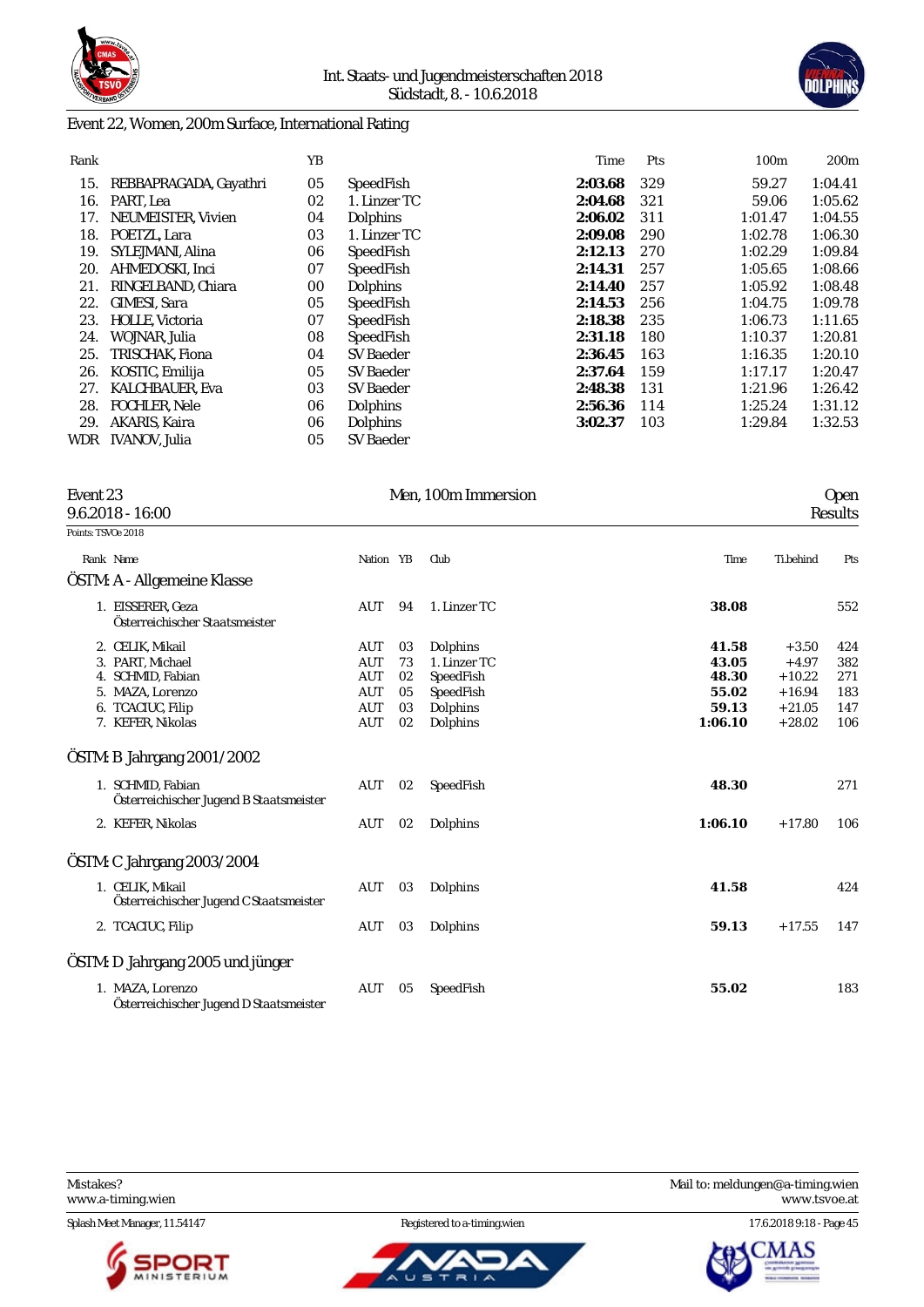Int. Staats- und Jugendmeisterschaften 2018
Südstadt, 8. - 10.6.2018

## Event 22, Women, 200m Surface, International Rating

| Rank | | YB | | Time | Pts | 100m | 200m |
|---|---|---|---|---|---|---|---|
| 15. | REBBAPRAGADA, Gayathri | 05 | SpeedFish | **2:03.68** | 329 | 59.27 | 1:04.41 |
| 16. | PART, Lea | 02 | 1. Linzer TC | **2:04.68** | 321 | 59.06 | 1:05.62 |
| 17. | NEUMEISTER, Vivien | 04 | Dolphins | **2:06.02** | 311 | 1:01.47 | 1:04.55 |
| 18. | POETZL, Lara | 03 | 1. Linzer TC | **2:09.08** | 290 | 1:02.78 | 1:06.30 |
| 19. | SYLEJMANI, Alina | 06 | SpeedFish | **2:12.13** | 270 | 1:02.29 | 1:09.84 |
| 20. | AHMEDOSKI, Inci | 07 | SpeedFish | **2:14.31** | 257 | 1:05.65 | 1:08.66 |
| 21. | RINGELBAND, Chiara | 00 | Dolphins | **2:14.40** | 257 | 1:05.92 | 1:08.48 |
| 22. | GIMESI, Sara | 05 | SpeedFish | **2:14.53** | 256 | 1:04.75 | 1:09.78 |
| 23. | HOLLE, Victoria | 07 | SpeedFish | **2:18.38** | 235 | 1:06.73 | 1:11.65 |
| 24. | WOJNAR, Julia | 08 | SpeedFish | **2:31.18** | 180 | 1:10.37 | 1:20.81 |
| 25. | TRISCHAK, Fiona | 04 | SV Baeder | **2:36.45** | 163 | 1:16.35 | 1:20.10 |
| 26. | KOSTIC, Emilija | 05 | SV Baeder | **2:37.64** | 159 | 1:17.17 | 1:20.47 |
| 27. | KALCHBAUER, Eva | 03 | SV Baeder | **2:48.38** | 131 | 1:21.96 | 1:26.42 |
| 28. | FOCHLER, Nele | 06 | Dolphins | **2:56.36** | 114 | 1:25.24 | 1:31.12 |
| 29. | AKARIS, Kaira | 06 | Dolphins | **3:02.37** | 103 | 1:29.84 | 1:32.53 |
| WDR | IVANOV, Julia | 05 | SV Baeder | | | | |

## Event 23 — Men, 100m Immersion — Open

9.6.2018 - 16:00 — Results

Points: TSVOe 2018

### ÖSTM: A - Allgemeine Klasse

| Rank | Name | Nation | YB | Club | Time | Ti.behind | Pts |
|---|---|---|---|---|---|---|---|
| 1. | EISSERER, Geza<br>Österreichischer Staatsmeister | AUT | 94 | 1. Linzer TC | **38.08** | | 552 |
| 2. | CELIK, Mikail | AUT | 03 | Dolphins | **41.58** | +3.50 | 424 |
| 3. | PART, Michael | AUT | 73 | 1. Linzer TC | **43.05** | +4.97 | 382 |
| 4. | SCHMID, Fabian | AUT | 02 | SpeedFish | **48.30** | +10.22 | 271 |
| 5. | MAZA, Lorenzo | AUT | 05 | SpeedFish | **55.02** | +16.94 | 183 |
| 6. | TCACIUC, Filip | AUT | 03 | Dolphins | **59.13** | +21.05 | 147 |
| 7. | KEFER, Nikolas | AUT | 02 | Dolphins | **1:06.10** | +28.02 | 106 |

### ÖSTM: B Jahrgang 2001/2002

| Rank | Name | Nation | YB | Club | Time | Ti.behind | Pts |
|---|---|---|---|---|---|---|---|
| 1. | SCHMID, Fabian<br>Österreichischer Jugend B Staatsmeister | AUT | 02 | SpeedFish | **48.30** | | 271 |
| 2. | KEFER, Nikolas | AUT | 02 | Dolphins | **1:06.10** | +17.80 | 106 |

### ÖSTM: C Jahrgang 2003/2004

| Rank | Name | Nation | YB | Club | Time | Ti.behind | Pts |
|---|---|---|---|---|---|---|---|
| 1. | CELIK, Mikail<br>Österreichischer Jugend C Staatsmeister | AUT | 03 | Dolphins | **41.58** | | 424 |
| 2. | TCACIUC, Filip | AUT | 03 | Dolphins | **59.13** | +17.55 | 147 |

### ÖSTM: D Jahrgang 2005 und jünger

| Rank | Name | Nation | YB | Club | Time | Ti.behind | Pts |
|---|---|---|---|---|---|---|---|
| 1. | MAZA, Lorenzo<br>Österreichischer Jugend D Staatsmeister | AUT | 05 | SpeedFish | **55.02** | | 183 |

Mistakes? www.a-timing.wien — Mail to: meldungen@a-timing.wien — www.tsvoe.at

Splash Meet Manager, 11.54147 — Registered to a-timing.wien — 17.6.2018 9:18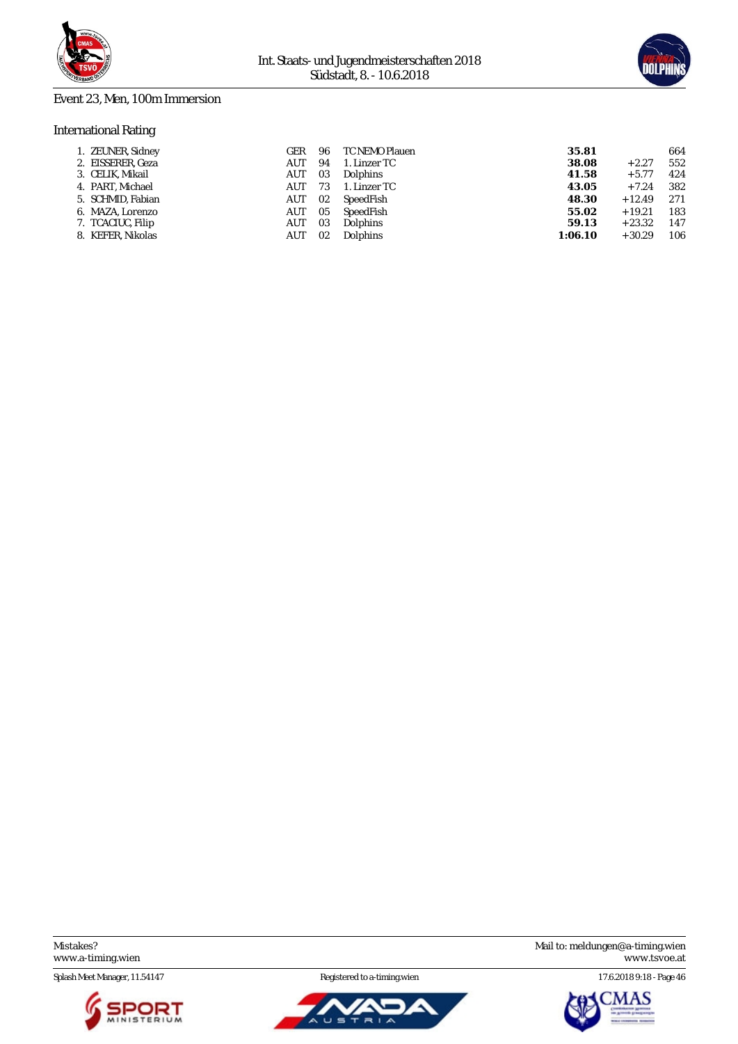## Event 23, Men, 100m Immersion

### International Rating

| Place | Name | Nation | YOB | Club | Time | Behind | Points |
|---|---|---|---|---|---|---|---|
| 1. | ZEUNER, Sidney | GER | 96 | TC NEMO Plauen | **35.81** | | 664 |
| 2. | EISSERER, Geza | AUT | 94 | 1. Linzer TC | **38.08** | +2.27 | 552 |
| 3. | CELIK, Mikail | AUT | 03 | Dolphins | **41.58** | +5.77 | 424 |
| 4. | PART, Michael | AUT | 73 | 1. Linzer TC | **43.05** | +7.24 | 382 |
| 5. | SCHMID, Fabian | AUT | 02 | SpeedFish | **48.30** | +12.49 | 271 |
| 6. | MAZA, Lorenzo | AUT | 05 | SpeedFish | **55.02** | +19.21 | 183 |
| 7. | TCACIUC, Filip | AUT | 03 | Dolphins | **59.13** | +23.32 | 147 |
| 8. | KEFER, Nikolas | AUT | 02 | Dolphins | **1:06.10** | +30.29 | 106 |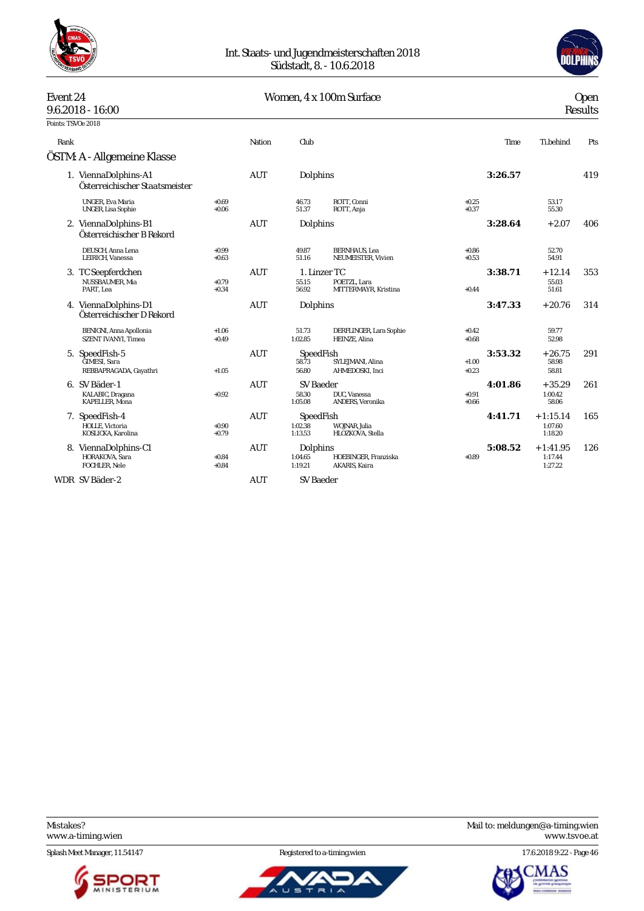Int. Staats- und Jugendmeisterschaften 2018
Südstadt, 8. - 10.6.2018

**Event 24** — Women, 4 x 100m Surface — Open
9.6.2018 - 16:00 — Results

Points: TSVOe 2018

## ÖSTM: A - Allgemeine Klasse

| Rank | | Nation | Club | Time | Ti.behind | Pts |
|---|---|---|---|---|---|---|
| 1. | ViennaDolphins-A1<br>Österreichischer Staatsmeister | AUT | Dolphins | **3:26.57** | | 419 |
| | UNGER, Eva Maria +0.69 46.73; ROTT, Conni +0.25 53.17<br>UNGER, Lisa Sophie +0.06 51.37; ROTT, Anja +0.37 55.30 | | | | | |
| 2. | ViennaDolphins-B1<br>Österreichischer B Rekord | AUT | Dolphins | **3:28.64** | +2.07 | 406 |
| | DEUSCH, Anna Lena +0.99 49.87; BERNHAUS, Lea +0.86 52.70<br>LEIRICH, Vanessa +0.63 51.16; NEUMEISTER, Vivien +0.53 54.91 | | | | | |
| 3. | TC Seepferdchen | AUT | 1. Linzer TC | **3:38.71** | +12.14 | 353 |
| | NUSSBAUMER, Mia +0.79 55.15; POETZL, Lara 55.03<br>PART, Lea +0.34 56.92; MITTERMAYR, Kristina +0.44 51.61 | | | | | |
| 4. | ViennaDolphins-D1<br>Österreichischer D Rekord | AUT | Dolphins | **3:47.33** | +20.76 | 314 |
| | BENIGNI, Anna Apollonia +1.06 51.73; DERFLINGER, Lara Sophie +0.42 59.77<br>SZENT IVANYI, Timea +0.49 1:02.85; HEINZE, Alina +0.68 52.98 | | | | | |
| 5. | SpeedFish-5 | AUT | SpeedFish | **3:53.32** | +26.75 | 291 |
| | GIMESI, Sara 58.73; SYLEJMANI, Alina +1.00 58.98<br>REBBAPRAGADA, Gayathri +1.05 56.80; AHMEDOSKI, Inci +0.23 58.81 | | | | | |
| 6. | SV Bäder-1 | AUT | SV Baeder | **4:01.86** | +35.29 | 261 |
| | KALABIC, Dragana +0.92 58.30; DUC, Vanessa +0.91 1:00.42<br>KAPELLER, Mona 1:05.08; ANDERS, Veronika +0.66 58.06 | | | | | |
| 7. | SpeedFish-4 | AUT | SpeedFish | **4:41.71** | +1:15.14 | 165 |
| | HOLLE, Victoria +0.90 1:02.38; WOJNAR, Julia 1:07.60<br>KOSLICKA, Karolina +0.79 1:13.53; HLOZKOVA, Stella 1:18.20 | | | | | |
| 8. | ViennaDolphins-C1 | AUT | Dolphins | **5:08.52** | +1:41.95 | 126 |
| | HORAKOVA, Sara +0.84 1:04.65; HOEBINGER, Franziska +0.89 1:17.44<br>FOCHLER, Nele +0.84 1:19.21; AKARIS, Kaira 1:27.22 | | | | | |
| WDR | SV Bäder-2 | AUT | SV Baeder | | | |

Mistakes? www.a-timing.wien — Mail to: meldungen@a-timing.wien — www.tsvoe.at

Splash Meet Manager, 11.54147 — Registered to a-timing.wien — 17.6.2018 9:22 - Page 46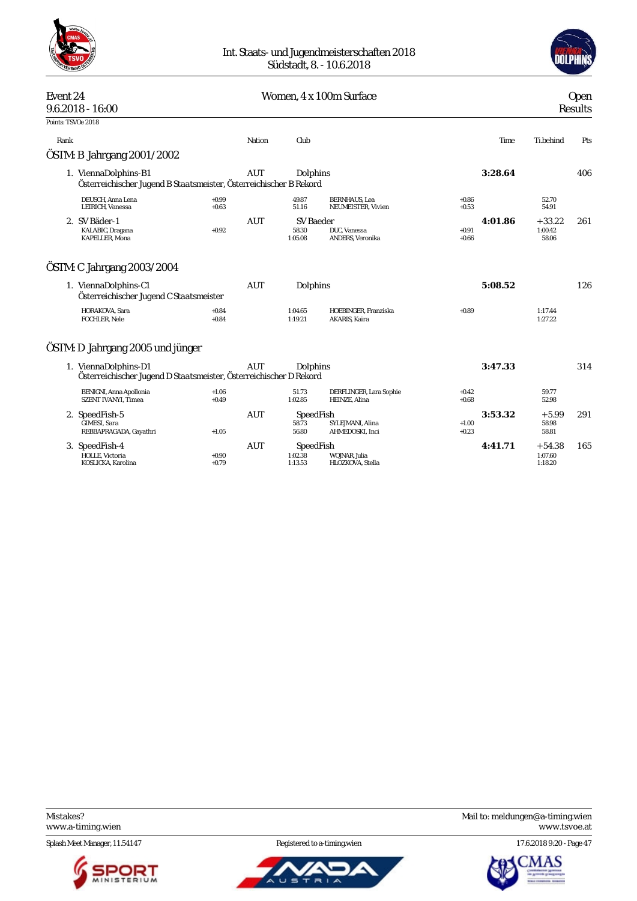Int. Staats- und Jugendmeisterschaften 2018
Südstadt, 8. - 10.6.2018

# Event 24 — Women, 4 x 100m Surface — Open

9.6.2018 - 16:00 — Results

Points: TSVOe 2018

## ÖSTM: B Jahrgang 2001/2002

| Rank | | Nation | Club | | | Time | Ti.behind | Pts |
|---|---|---|---|---|---|---|---|---|
| 1. ViennaDolphins-B1 | | AUT | Dolphins | | | **3:28.64** | | 406 |
| Österreichischer Jugend B Staatsmeister, Österreichischer B Rekord | | | | | | | | |
| DEUSCH, Anna Lena | +0.99 | | 49.87 | BERNHAUS, Lea | +0.86 | | 52.70 | |
| LEIRICH, Vanessa | +0.63 | | 51.16 | NEUMEISTER, Vivien | +0.53 | | 54.91 | |
| 2. SV Bäder-1 | | AUT | SV Baeder | | | **4:01.86** | +33.22 | 261 |
| KALABIC, Dragana | +0.92 | | 58.30 | DUC, Vanessa | +0.91 | | 1:00.42 | |
| KAPELLER, Mona | | | 1:05.08 | ANDERS, Veronika | +0.66 | | 58.06 | |

## ÖSTM: C Jahrgang 2003/2004

| Rank | | Nation | Club | | | Time | Ti.behind | Pts |
|---|---|---|---|---|---|---|---|---|
| 1. ViennaDolphins-C1 | | AUT | Dolphins | | | **5:08.52** | | 126 |
| Österreichischer Jugend C Staatsmeister | | | | | | | | |
| HORAKOVA, Sara | +0.84 | | 1:04.65 | HOEBINGER, Franziska | +0.89 | | 1:17.44 | |
| FOCHLER, Nele | +0.84 | | 1:19.21 | AKARIS, Kaira | | | 1:27.22 | |

## ÖSTM: D Jahrgang 2005 und jünger

| Rank | | Nation | Club | | | Time | Ti.behind | Pts |
|---|---|---|---|---|---|---|---|---|
| 1. ViennaDolphins-D1 | | AUT | Dolphins | | | **3:47.33** | | 314 |
| Österreichischer Jugend D Staatsmeister, Österreichischer D Rekord | | | | | | | | |
| BENIGNI, Anna Apollonia | +1.06 | | 51.73 | DERFLINGER, Lara Sophie | +0.42 | | 59.77 | |
| SZENT IVANYI, Timea | +0.49 | | 1:02.85 | HEINZE, Alina | +0.68 | | 52.98 | |
| 2. SpeedFish-5 | | AUT | SpeedFish | | | **3:53.32** | +5.99 | 291 |
| GIMESI, Sara | | | 58.73 | SYLEJMANI, Alina | +1.00 | | 58.98 | |
| REBBAPRAGADA, Gayathri | +1.05 | | 56.80 | AHMEDOSKI, Inci | +0.23 | | 58.81 | |
| 3. SpeedFish-4 | | AUT | SpeedFish | | | **4:41.71** | +54.38 | 165 |
| HOLLE, Victoria | +0.90 | | 1:02.38 | WOJNAR, Julia | | | 1:07.60 | |
| KOSLICKA, Karolina | +0.79 | | 1:13.53 | HLOZKOVA, Stella | | | 1:18.20 | |

Mistakes? www.a-timing.wien — Mail to: meldungen@a-timing.wien — www.tsvoe.at

Splash Meet Manager, 11.54147 — Registered to a-timing.wien — 17.6.2018 9:20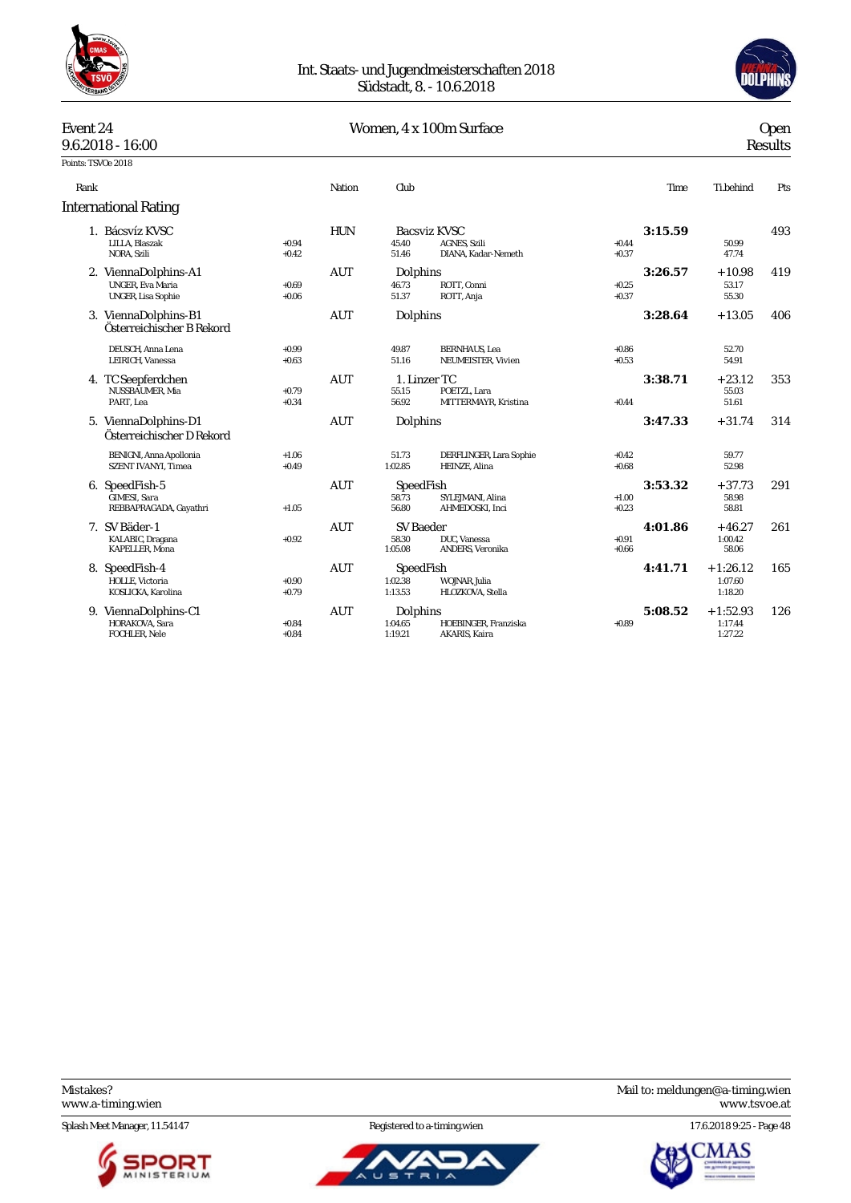Int. Staats- und Jugendmeisterschaften 2018
Südstadt, 8. - 10.6.2018

**Event 24** — 9.6.2018 - 16:00

**Women, 4 x 100m Surface**

Open — Results

Points: TSVOe 2018

| Rank | | Nation | Club | | | Time | Ti.behind | Pts |
|---|---|---|---|---|---|---|---|---|
| **International Rating** | | | | | | | | |
| 1. Bácsvíz KVSC | | HUN | Bacsviz KVSC | | | **3:15.59** | | 493 |
| LILLA, Blaszak | +0.94 | | 45.40 | AGNES, Szili | +0.44 | | 50.99 | |
| NORA, Szili | +0.42 | | 51.46 | DIANA, Kadar-Nemeth | +0.37 | | 47.74 | |
| 2. ViennaDolphins-A1 | | AUT | Dolphins | | | **3:26.57** | +10.98 | 419 |
| UNGER, Eva Maria | +0.69 | | 46.73 | ROTT, Conni | +0.25 | | 53.17 | |
| UNGER, Lisa Sophie | +0.06 | | 51.37 | ROTT, Anja | +0.37 | | 55.30 | |
| 3. ViennaDolphins-B1 — Österreichischer B Rekord | | AUT | Dolphins | | | **3:28.64** | +13.05 | 406 |
| DEUSCH, Anna Lena | +0.99 | | 49.87 | BERNHAUS, Lea | +0.86 | | 52.70 | |
| LEIRICH, Vanessa | +0.63 | | 51.16 | NEUMEISTER, Vivien | +0.53 | | 54.91 | |
| 4. TC Seepferdchen | | AUT | 1. Linzer TC | | | **3:38.71** | +23.12 | 353 |
| NUSSBAUMER, Mia | +0.79 | | 55.15 | POETZL, Lara | | | 55.03 | |
| PART, Lea | +0.34 | | 56.92 | MITTERMAYR, Kristina | +0.44 | | 51.61 | |
| 5. ViennaDolphins-D1 — Österreichischer D Rekord | | AUT | Dolphins | | | **3:47.33** | +31.74 | 314 |
| BENIGNI, Anna Apollonia | +1.06 | | 51.73 | DERFLINGER, Lara Sophie | +0.42 | | 59.77 | |
| SZENT IVANYI, Timea | +0.49 | | 1:02.85 | HEINZE, Alina | +0.68 | | 52.98 | |
| 6. SpeedFish-5 | | AUT | SpeedFish | | | **3:53.32** | +37.73 | 291 |
| GIMESI, Sara | | | 58.73 | SYLEJMANI, Alina | +1.00 | | 58.98 | |
| REBBAPRAGADA, Gayathri | +1.05 | | 56.80 | AHMEDOSKI, Inci | +0.23 | | 58.81 | |
| 7. SV Bäder-1 | | AUT | SV Baeder | | | **4:01.86** | +46.27 | 261 |
| KALABIC, Dragana | +0.92 | | 58.30 | DUC, Vanessa | +0.91 | | 1:00.42 | |
| KAPELLER, Mona | | | 1:05.08 | ANDERS, Veronika | +0.66 | | 58.06 | |
| 8. SpeedFish-4 | | AUT | SpeedFish | | | **4:41.71** | +1:26.12 | 165 |
| HOLLE, Victoria | +0.90 | | 1:02.38 | WOJNAR, Julia | | | 1:07.60 | |
| KOSLICKA, Karolina | +0.79 | | 1:13.53 | HLOZKOVA, Stella | | | 1:18.20 | |
| 9. ViennaDolphins-C1 | | AUT | Dolphins | | | **5:08.52** | +1:52.93 | 126 |
| HORAKOVA, Sara | +0.84 | | 1:04.65 | HOEBINGER, Franziska | +0.89 | | 1:17.44 | |
| FOCHLER, Nele | +0.84 | | 1:19.21 | AKARIS, Kaira | | | 1:27.22 | |

Mistakes? www.a-timing.wien — Mail to: meldungen@a-timing.wien — www.tsvoe.at

Splash Meet Manager, 11.54147 — Registered to a-timing.wien — 17.6.2018 9:25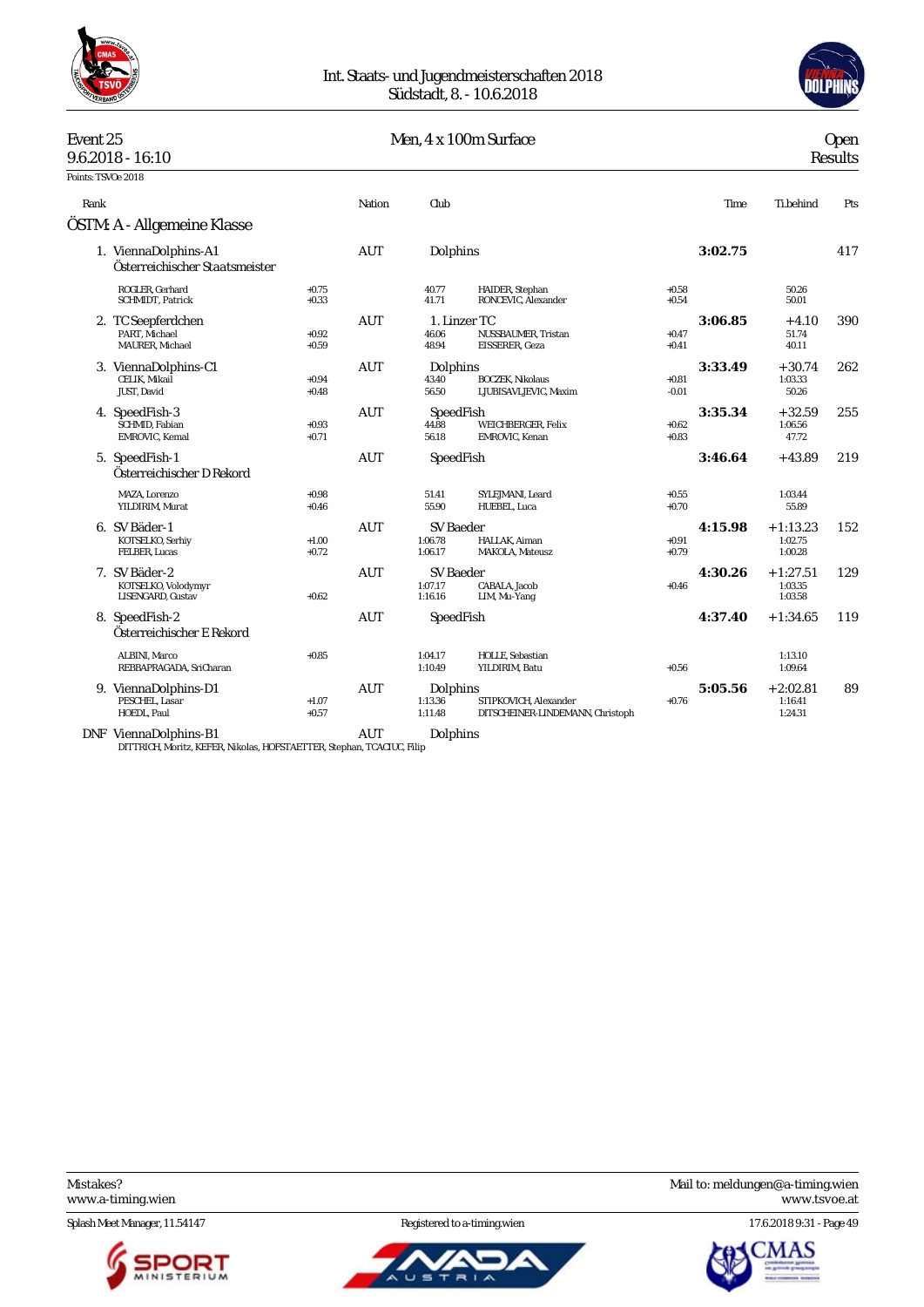# Int. Staats- und Jugendmeisterschaften 2018

Südstadt, 8. - 10.6.2018

**Event 25** — 9.6.2018 - 16:10 — **Men, 4 x 100m Surface** — Open Results

Points: TSVOe 2018

## ÖSTM: A - Allgemeine Klasse

| Rank | Team / Swimmer | Reaction | Nation | Split | Club / Swimmer | Reaction | Time | Ti.behind | Pts |
|---|---|---|---|---|---|---|---|---|---|
| 1. | ViennaDolphins-A1 (Österreichischer Staatsmeister) | | AUT | | Dolphins | | **3:02.75** | | 417 |
| | ROGLER, Gerhard | +0.75 | | 40.77 | HAIDER, Stephan | +0.58 | | 50.26 | |
| | SCHMIDT, Patrick | +0.33 | | 41.71 | RONCEVIC, Alexander | +0.54 | | 50.01 | |
| 2. | TC Seepferdchen | | AUT | | 1. Linzer TC | | **3:06.85** | +4.10 | 390 |
| | PART, Michael | +0.92 | | 46.06 | NUSSBAUMER, Tristan | +0.47 | | 51.74 | |
| | MAURER, Michael | +0.59 | | 48.94 | EISSERER, Geza | +0.41 | | 40.11 | |
| 3. | ViennaDolphins-C1 | | AUT | | Dolphins | | **3:33.49** | +30.74 | 262 |
| | CELIK, Mikail | +0.94 | | 43.40 | BOCZEK, Nikolaus | +0.81 | | 1:03.33 | |
| | JUST, David | +0.48 | | 56.50 | LJUBISAVLJEVIC, Maxim | -0.01 | | 50.26 | |
| 4. | SpeedFish-3 | | AUT | | SpeedFish | | **3:35.34** | +32.59 | 255 |
| | SCHMID, Fabian | +0.93 | | 44.88 | WEICHBERGER, Felix | +0.62 | | 1:06.56 | |
| | EMROVIC, Kemal | +0.71 | | 56.18 | EMROVIC, Kenan | +0.83 | | 47.72 | |
| 5. | SpeedFish-1 (Österreichischer D Rekord) | | AUT | | SpeedFish | | **3:46.64** | +43.89 | 219 |
| | MAZA, Lorenzo | +0.98 | | 51.41 | SYLEJMANI, Leard | +0.55 | | 1:03.44 | |
| | YILDIRIM, Murat | +0.46 | | 55.90 | HUEBEL, Luca | +0.70 | | 55.89 | |
| 6. | SV Bäder-1 | | AUT | | SV Baeder | | **4:15.98** | +1:13.23 | 152 |
| | KOTSELKO, Serhiy | +1.00 | | 1:06.78 | HALLAK, Aiman | +0.91 | | 1:02.75 | |
| | FELBER, Lucas | +0.72 | | 1:06.17 | MAKOLA, Mateusz | +0.79 | | 1:00.28 | |
| 7. | SV Bäder-2 | | AUT | | SV Baeder | | **4:30.26** | +1:27.51 | 129 |
| | KOTSELKO, Volodymyr | | | 1:07.17 | CABALA, Jacob | +0.46 | | 1:03.35 | |
| | LISENGARD, Gustav | +0.62 | | 1:16.16 | LIM, Mu-Yang | | | 1:03.58 | |
| 8. | SpeedFish-2 (Österreichischer E Rekord) | | AUT | | SpeedFish | | **4:37.40** | +1:34.65 | 119 |
| | ALBINI, Marco | +0.85 | | 1:04.17 | HOLLE, Sebastian | | | 1:13.10 | |
| | REBBAPRAGADA, SriCharan | | | 1:10.49 | YILDIRIM, Batu | +0.56 | | 1:09.64 | |
| 9. | ViennaDolphins-D1 | | AUT | | Dolphins | | **5:05.56** | +2:02.81 | 89 |
| | PESCHEL, Lasar | +1.07 | | 1:13.36 | STIPKOVICH, Alexander | +0.76 | | 1:16.41 | |
| | HOEDL, Paul | +0.57 | | 1:11.48 | DITSCHEINER-LINDEMANN, Christoph | | | 1:24.31 | |
| DNF | ViennaDolphins-B1 | | AUT | | Dolphins | | | | |
| | DITTRICH, Moritz, KEFER, Nikolas, HOFSTAETTER, Stephan, TCACIUC, Filip | | | | | | | | |

Mistakes? www.a-timing.wien — Mail to: meldungen@a-timing.wien — www.tsvoe.at

Splash Meet Manager, 11.54147 — Registered to a-timing.wien — 17.6.2018 9:31 - Page 49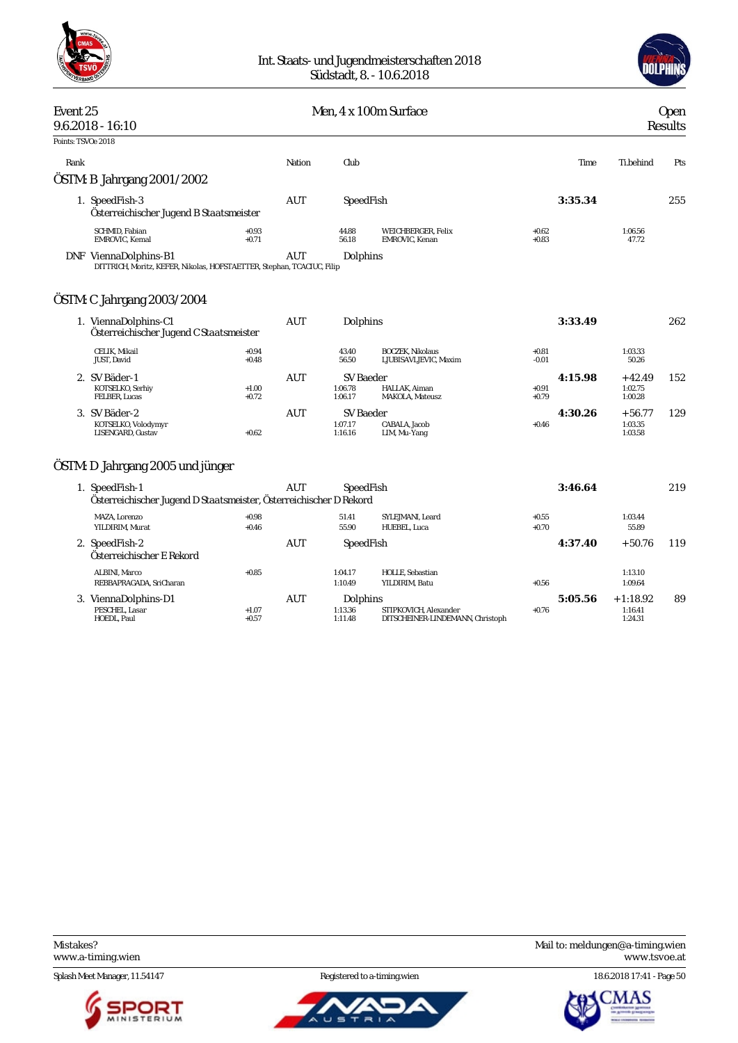Int. Staats- und Jugendmeisterschaften 2018
Südstadt, 8. - 10.6.2018

**Event 25** — Men, 4 x 100m Surface — Open
9.6.2018 - 16:10 — Results

Points: TSVOe 2018

| Rank | | Nation | Club | | | Time | Ti.behind | Pts |
|---|---|---|---|---|---|---|---|---|

## ÖSTM: B Jahrgang 2001/2002

| Rank | Team | Nation | Club | Time | Ti.behind | Pts |
|---|---|---|---|---|---|---|
| 1. | SpeedFish-3 — Österreichischer Jugend B Staatsmeister | AUT | SpeedFish | **3:35.34** | | 255 |
| | SCHMID, Fabian +0.93 / 44.88 — WEICHBERGER, Felix +0.62 / 1:06.56 | | | | | |
| | EMROVIC, Kemal +0.71 / 56.18 — EMROVIC, Kenan +0.83 / 47.72 | | | | | |
| DNF | ViennaDolphins-B1 | AUT | Dolphins | | | |
| | DITTRICH, Moritz, KEFER, Nikolas, HOFSTAETTER, Stephan, TCACIUC, Filip | | | | | |

## ÖSTM: C Jahrgang 2003/2004

| Rank | Team | Nation | Club | Time | Ti.behind | Pts |
|---|---|---|---|---|---|---|
| 1. | ViennaDolphins-C1 — Österreichischer Jugend C Staatsmeister | AUT | Dolphins | **3:33.49** | | 262 |
| | CELIK, Mikail +0.94 / 43.40 — BOCZEK, Nikolaus +0.81 / 1:03.33 | | | | | |
| | JUST, David +0.48 / 56.50 — LJUBISAVLJEVIC, Maxim -0.01 / 50.26 | | | | | |
| 2. | SV Bäder-1 | AUT | SV Baeder | **4:15.98** | +42.49 | 152 |
| | KOTSELKO, Serhiy +1.00 / 1:06.78 — HALLAK, Aiman +0.91 / 1:02.75 | | | | | |
| | FELBER, Lucas +0.72 / 1:06.17 — MAKOLA, Mateusz +0.79 / 1:00.28 | | | | | |
| 3. | SV Bäder-2 | AUT | SV Baeder | **4:30.26** | +56.77 | 129 |
| | KOTSELKO, Volodymyr / 1:07.17 — CABALA, Jacob +0.46 / 1:03.35 | | | | | |
| | LISENGARD, Gustav +0.62 / 1:16.16 — LIM, Mu-Yang / 1:03.58 | | | | | |

## ÖSTM: D Jahrgang 2005 und jünger

| Rank | Team | Nation | Club | Time | Ti.behind | Pts |
|---|---|---|---|---|---|---|
| 1. | SpeedFish-1 — Österreichischer Jugend D Staatsmeister, Österreichischer D Rekord | AUT | SpeedFish | **3:46.64** | | 219 |
| | MAZA, Lorenzo +0.98 / 51.41 — SYLEJMANI, Leard +0.55 / 1:03.44 | | | | | |
| | YILDIRIM, Murat +0.46 / 55.90 — HUEBEL, Luca +0.70 / 55.89 | | | | | |
| 2. | SpeedFish-2 — Österreichischer E Rekord | AUT | SpeedFish | **4:37.40** | +50.76 | 119 |
| | ALBINI, Marco +0.85 / 1:04.17 — HOLLE, Sebastian / 1:13.10 | | | | | |
| | REBBAPRAGADA, SriCharan / 1:10.49 — YILDIRIM, Batu +0.56 / 1:09.64 | | | | | |
| 3. | ViennaDolphins-D1 | AUT | Dolphins | **5:05.56** | +1:18.92 | 89 |
| | PESCHEL, Lasar +1.07 / 1:13.36 — STIPKOVICH, Alexander +0.76 / 1:16.41 | | | | | |
| | HOEDL, Paul +0.57 / 1:11.48 — DITSCHEINER-LINDEMANN, Christoph / 1:24.31 | | | | | |

Mistakes?
www.a-timing.wien

Mail to: meldungen@a-timing.wien
www.tsvoe.at

Splash Meet Manager, 11.54147 — Registered to a-timing.wien — 18.6.2018 17:41 - Page 50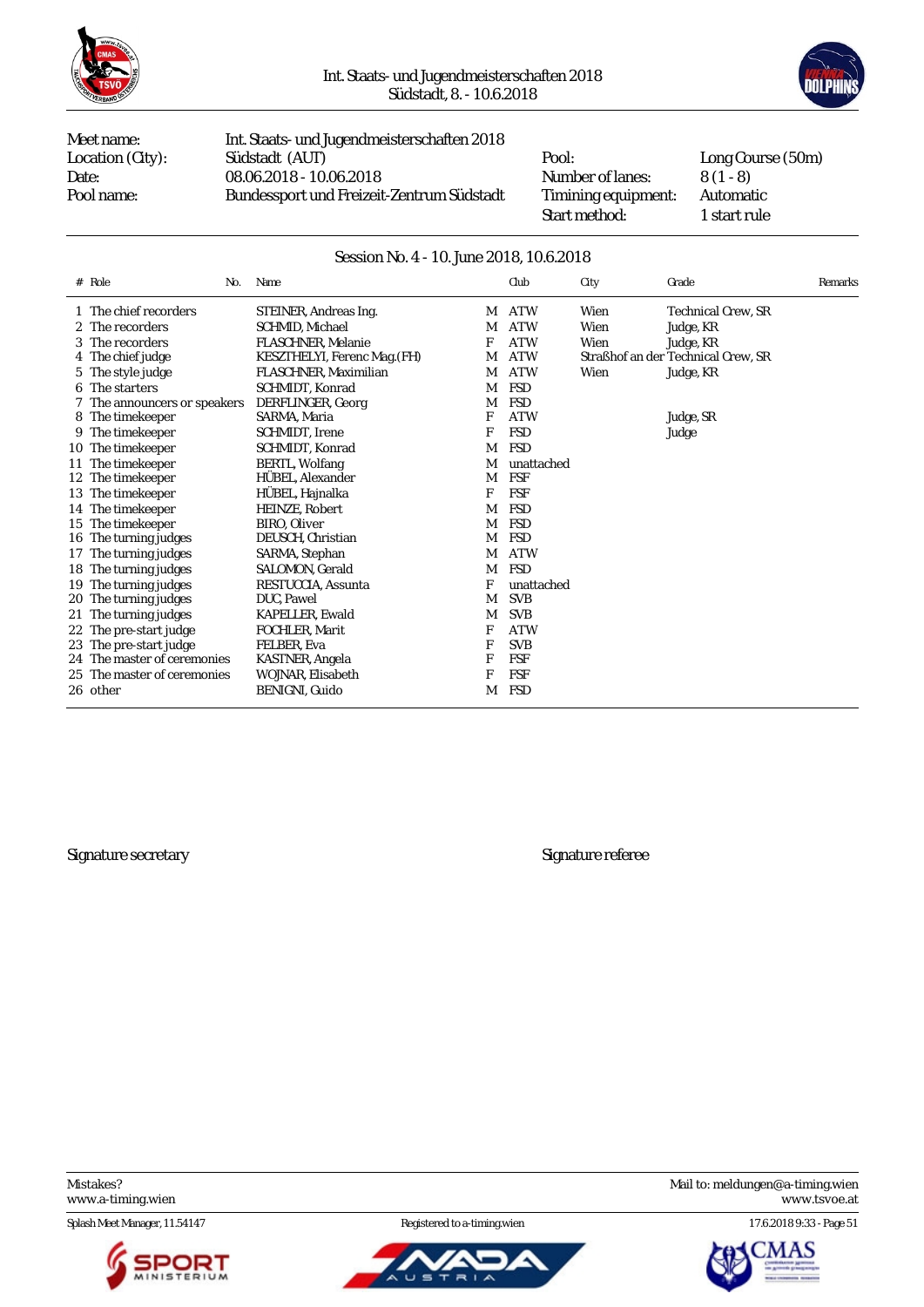Int. Staats- und Jugendmeisterschaften 2018
Südstadt, 8. - 10.6.2018

| | | | |
|---|---|---|---|
| Meet name: | Int. Staats- und Jugendmeisterschaften 2018 | | |
| Location (City): | Südstadt (AUT) | Pool: | Long Course (50m) |
| Date: | 08.06.2018 - 10.06.2018 | Number of lanes: | 8 (1 - 8) |
| Pool name: | Bundessport und Freizeit-Zentrum Südstadt | Timing equipment: | Automatic |
| | | Start method: | 1 start rule |

## Session No. 4 - 10. June 2018, 10.6.2018

| # | Role | No. | Name | | Club | City | Grade | Remarks |
|---|---|---|---|---|---|---|---|---|
| 1 | The chief recorders | | STEINER, Andreas Ing. | M | ATW | Wien | Technical Crew, SR | |
| 2 | The recorders | | SCHMID, Michael | M | ATW | Wien | Judge, KR | |
| 3 | The recorders | | FLASCHNER, Melanie | F | ATW | Wien | Judge, KR | |
| 4 | The chief judge | | KESZTHELYI, Ferenc Mag.(FH) | M | ATW | Straßhof an der | Technical Crew, SR | |
| 5 | The style judge | | FLASCHNER, Maximilian | M | ATW | Wien | Judge, KR | |
| 6 | The starters | | SCHMIDT, Konrad | M | FSD | | | |
| 7 | The announcers or speakers | | DERFLINGER, Georg | M | FSD | | | |
| 8 | The timekeeper | | SARMA, Maria | F | ATW | | Judge, SR | |
| 9 | The timekeeper | | SCHMIDT, Irene | F | FSD | | Judge | |
| 10 | The timekeeper | | SCHMIDT, Konrad | M | FSD | | | |
| 11 | The timekeeper | | BERTL, Wolfang | M | unattached | | | |
| 12 | The timekeeper | | HÜBEL, Alexander | M | FSF | | | |
| 13 | The timekeeper | | HÜBEL, Hajnalka | F | FSF | | | |
| 14 | The timekeeper | | HEINZE, Robert | M | FSD | | | |
| 15 | The timekeeper | | BIRO, Oliver | M | FSD | | | |
| 16 | The turning judges | | DEUSCH, Christian | M | FSD | | | |
| 17 | The turning judges | | SARMA, Stephan | M | ATW | | | |
| 18 | The turning judges | | SALOMON, Gerald | M | FSD | | | |
| 19 | The turning judges | | RESTUCCIA, Assunta | F | unattached | | | |
| 20 | The turning judges | | DUC, Pawel | M | SVB | | | |
| 21 | The turning judges | | KAPELLER, Ewald | M | SVB | | | |
| 22 | The pre-start judge | | FOCHLER, Marit | F | ATW | | | |
| 23 | The pre-start judge | | FELBER, Eva | F | SVB | | | |
| 24 | The master of ceremonies | | KASTNER, Angela | F | FSF | | | |
| 25 | The master of ceremonies | | WOJNAR, Elisabeth | F | FSF | | | |
| 26 | other | | BENIGNI, Guido | M | FSD | | | |

Signature secretary

Signature referee

Mistakes?
www.a-timing.wien

Mail to: meldungen@a-timing.wien
www.tsvoe.at

Splash Meet Manager, 11.54147 — Registered to a-timing.wien — 17.6.2018 9:33 - Page 51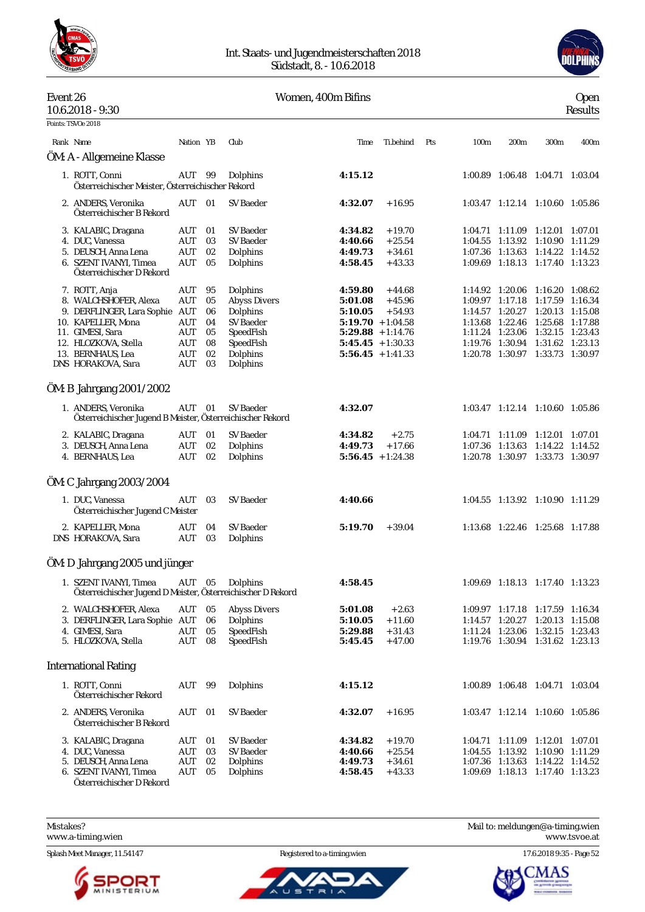Int. Staats- und Jugendmeisterschaften 2018
Südstadt, 8. - 10.6.2018

**Event 26** — 10.6.2018 - 9:30 — **Women, 400m Bifins** — Open Results

Points: TSVOe 2018

## ÖM: A - Allgemeine Klasse

| Rank | Name | Nation | YB | Club | Time | Ti.behind | Pts | 100m | 200m | 300m | 400m |
|---|---|---|---|---|---|---|---|---|---|---|---|
| 1. | ROTT, Conni | AUT | 99 | Dolphins | **4:15.12** | | | 1:00.89 | 1:06.48 | 1:04.71 | 1:03.04 |
| | Österreichischer Meister, Österreichischer Rekord | | | | | | | | | | |
| 2. | ANDERS, Veronika | AUT | 01 | SV Baeder | **4:32.07** | +16.95 | | 1:03.47 | 1:12.14 | 1:10.60 | 1:05.86 |
| | Österreichischer B Rekord | | | | | | | | | | |
| 3. | KALABIC, Dragana | AUT | 01 | SV Baeder | **4:34.82** | +19.70 | | 1:04.71 | 1:11.09 | 1:12.01 | 1:07.01 |
| 4. | DUC, Vanessa | AUT | 03 | SV Baeder | **4:40.66** | +25.54 | | 1:04.55 | 1:13.92 | 1:10.90 | 1:11.29 |
| 5. | DEUSCH, Anna Lena | AUT | 02 | Dolphins | **4:49.73** | +34.61 | | 1:07.36 | 1:13.63 | 1:14.22 | 1:14.52 |
| 6. | SZENT IVANYI, Timea | AUT | 05 | Dolphins | **4:58.45** | +43.33 | | 1:09.69 | 1:18.13 | 1:17.40 | 1:13.23 |
| | Österreichischer D Rekord | | | | | | | | | | |
| 7. | ROTT, Anja | AUT | 95 | Dolphins | **4:59.80** | +44.68 | | 1:14.92 | 1:20.06 | 1:16.20 | 1:08.62 |
| 8. | WALCHSHOFER, Alexa | AUT | 05 | Abyss Divers | **5:01.08** | +45.96 | | 1:09.97 | 1:17.18 | 1:17.59 | 1:16.34 |
| 9. | DERFLINGER, Lara Sophie | AUT | 06 | Dolphins | **5:10.05** | +54.93 | | 1:14.57 | 1:20.27 | 1:20.13 | 1:15.08 |
| 10. | KAPELLER, Mona | AUT | 04 | SV Baeder | **5:19.70** | +1:04.58 | | 1:13.68 | 1:22.46 | 1:25.68 | 1:17.88 |
| 11. | GIMESI, Sara | AUT | 05 | SpeedFish | **5:29.88** | +1:14.76 | | 1:11.24 | 1:23.06 | 1:32.15 | 1:23.43 |
| 12. | HLOZKOVA, Stella | AUT | 08 | SpeedFish | **5:45.45** | +1:30.33 | | 1:19.76 | 1:30.94 | 1:31.62 | 1:23.13 |
| 13. | BERNHAUS, Lea | AUT | 02 | Dolphins | **5:56.45** | +1:41.33 | | 1:20.78 | 1:30.97 | 1:33.73 | 1:30.97 |
| DNS | HORAKOVA, Sara | AUT | 03 | Dolphins | | | | | | | |

## ÖM: B Jahrgang 2001/2002

| Rank | Name | Nation | YB | Club | Time | Ti.behind | Pts | 100m | 200m | 300m | 400m |
|---|---|---|---|---|---|---|---|---|---|---|---|
| 1. | ANDERS, Veronika | AUT | 01 | SV Baeder | **4:32.07** | | | 1:03.47 | 1:12.14 | 1:10.60 | 1:05.86 |
| | Österreichischer Jugend B Meister, Österreichischer Rekord | | | | | | | | | | |
| 2. | KALABIC, Dragana | AUT | 01 | SV Baeder | **4:34.82** | +2.75 | | 1:04.71 | 1:11.09 | 1:12.01 | 1:07.01 |
| 3. | DEUSCH, Anna Lena | AUT | 02 | Dolphins | **4:49.73** | +17.66 | | 1:07.36 | 1:13.63 | 1:14.22 | 1:14.52 |
| 4. | BERNHAUS, Lea | AUT | 02 | Dolphins | **5:56.45** | +1:24.38 | | 1:20.78 | 1:30.97 | 1:33.73 | 1:30.97 |

## ÖM: C Jahrgang 2003/2004

| Rank | Name | Nation | YB | Club | Time | Ti.behind | Pts | 100m | 200m | 300m | 400m |
|---|---|---|---|---|---|---|---|---|---|---|---|
| 1. | DUC, Vanessa | AUT | 03 | SV Baeder | **4:40.66** | | | 1:04.55 | 1:13.92 | 1:10.90 | 1:11.29 |
| | Österreichischer Jugend C Meister | | | | | | | | | | |
| 2. | KAPELLER, Mona | AUT | 04 | SV Baeder | **5:19.70** | +39.04 | | 1:13.68 | 1:22.46 | 1:25.68 | 1:17.88 |
| DNS | HORAKOVA, Sara | AUT | 03 | Dolphins | | | | | | | |

## ÖM: D Jahrgang 2005 und jünger

| Rank | Name | Nation | YB | Club | Time | Ti.behind | Pts | 100m | 200m | 300m | 400m |
|---|---|---|---|---|---|---|---|---|---|---|---|
| 1. | SZENT IVANYI, Timea | AUT | 05 | Dolphins | **4:58.45** | | | 1:09.69 | 1:18.13 | 1:17.40 | 1:13.23 |
| | Österreichischer Jugend D Meister, Österreichischer D Rekord | | | | | | | | | | |
| 2. | WALCHSHOFER, Alexa | AUT | 05 | Abyss Divers | **5:01.08** | +2.63 | | 1:09.97 | 1:17.18 | 1:17.59 | 1:16.34 |
| 3. | DERFLINGER, Lara Sophie | AUT | 06 | Dolphins | **5:10.05** | +11.60 | | 1:14.57 | 1:20.27 | 1:20.13 | 1:15.08 |
| 4. | GIMESI, Sara | AUT | 05 | SpeedFish | **5:29.88** | +31.43 | | 1:11.24 | 1:23.06 | 1:32.15 | 1:23.43 |
| 5. | HLOZKOVA, Stella | AUT | 08 | SpeedFish | **5:45.45** | +47.00 | | 1:19.76 | 1:30.94 | 1:31.62 | 1:23.13 |

## International Rating

| Rank | Name | Nation | YB | Club | Time | Ti.behind | Pts | 100m | 200m | 300m | 400m |
|---|---|---|---|---|---|---|---|---|---|---|---|
| 1. | ROTT, Conni | AUT | 99 | Dolphins | **4:15.12** | | | 1:00.89 | 1:06.48 | 1:04.71 | 1:03.04 |
| | Österreichischer Rekord | | | | | | | | | | |
| 2. | ANDERS, Veronika | AUT | 01 | SV Baeder | **4:32.07** | +16.95 | | 1:03.47 | 1:12.14 | 1:10.60 | 1:05.86 |
| | Österreichischer B Rekord | | | | | | | | | | |
| 3. | KALABIC, Dragana | AUT | 01 | SV Baeder | **4:34.82** | +19.70 | | 1:04.71 | 1:11.09 | 1:12.01 | 1:07.01 |
| 4. | DUC, Vanessa | AUT | 03 | SV Baeder | **4:40.66** | +25.54 | | 1:04.55 | 1:13.92 | 1:10.90 | 1:11.29 |
| 5. | DEUSCH, Anna Lena | AUT | 02 | Dolphins | **4:49.73** | +34.61 | | 1:07.36 | 1:13.63 | 1:14.22 | 1:14.52 |
| 6. | SZENT IVANYI, Timea | AUT | 05 | Dolphins | **4:58.45** | +43.33 | | 1:09.69 | 1:18.13 | 1:17.40 | 1:13.23 |
| | Österreichischer D Rekord | | | | | | | | | | |

Mistakes? www.a-timing.wien — Mail to: meldungen@a-timing.wien — www.tsvoe.at

Splash Meet Manager, 11.54147 — Registered to a-timing.wien — 17.6.2018 9:35 - Page 52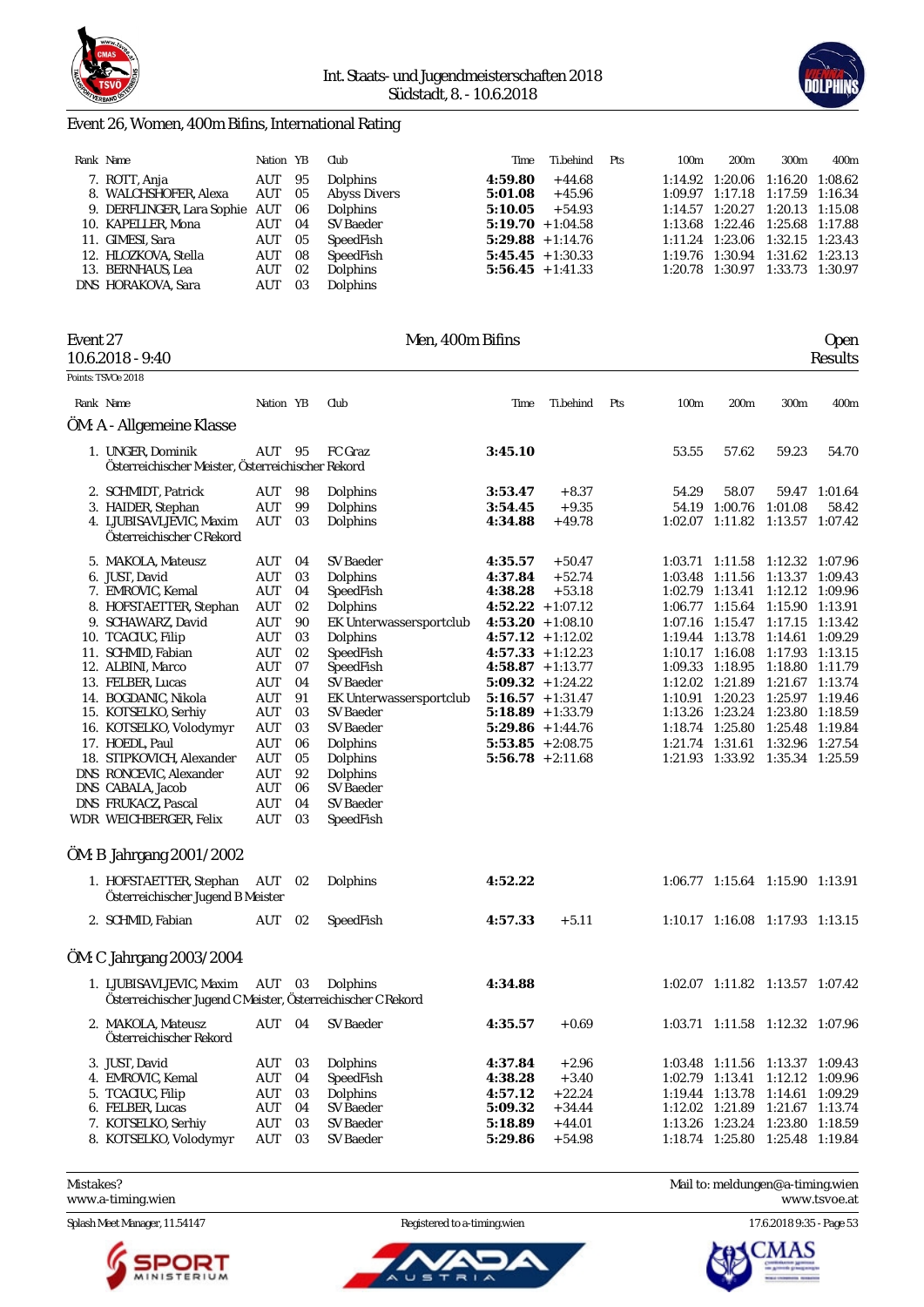Int. Staats- und Jugendmeisterschaften 2018
Südstadt, 8. - 10.6.2018

## Event 26, Women, 400m Bifins, International Rating

| Rank | Name | Nation | YB | Club | Time | Ti.behind | Pts | 100m | 200m | 300m | 400m |
|---|---|---|---|---|---|---|---|---|---|---|---|
| 7. | ROTT, Anja | AUT | 95 | Dolphins | **4:59.80** | +44.68 | | 1:14.92 | 1:20.06 | 1:16.20 | 1:08.62 |
| 8. | WALCHSHOFER, Alexa | AUT | 05 | Abyss Divers | **5:01.08** | +45.96 | | 1:09.97 | 1:17.18 | 1:17.59 | 1:16.34 |
| 9. | DERFLINGER, Lara Sophie | AUT | 06 | Dolphins | **5:10.05** | +54.93 | | 1:14.57 | 1:20.27 | 1:20.13 | 1:15.08 |
| 10. | KAPELLER, Mona | AUT | 04 | SV Baeder | **5:19.70** | +1:04.58 | | 1:13.68 | 1:22.46 | 1:25.68 | 1:17.88 |
| 11. | GIMESI, Sara | AUT | 05 | SpeedFish | **5:29.88** | +1:14.76 | | 1:11.24 | 1:23.06 | 1:32.15 | 1:23.43 |
| 12. | HLOZKOVA, Stella | AUT | 08 | SpeedFish | **5:45.45** | +1:30.33 | | 1:19.76 | 1:30.94 | 1:31.62 | 1:23.13 |
| 13. | BERNHAUS, Lea | AUT | 02 | Dolphins | **5:56.45** | +1:41.33 | | 1:20.78 | 1:30.97 | 1:33.73 | 1:30.97 |
| DNS | HORAKOVA, Sara | AUT | 03 | Dolphins | | | | | | | |

## Event 27 — Men, 400m Bifins — Open

10.6.2018 - 9:40 — Results

Points: TSVOe 2018

### ÖM: A - Allgemeine Klasse

| Rank | Name | Nation | YB | Club | Time | Ti.behind | Pts | 100m | 200m | 300m | 400m |
|---|---|---|---|---|---|---|---|---|---|---|---|
| 1. | UNGER, Dominik<br>Österreichischer Meister, Österreichischer Rekord | AUT | 95 | FC Graz | **3:45.10** | | | 53.55 | 57.62 | 59.23 | 54.70 |
| 2. | SCHMIDT, Patrick | AUT | 98 | Dolphins | **3:53.47** | +8.37 | | 54.29 | 58.07 | 59.47 | 1:01.64 |
| 3. | HAIDER, Stephan | AUT | 99 | Dolphins | **3:54.45** | +9.35 | | 54.19 | 1:00.76 | 1:01.08 | 58.42 |
| 4. | LJUBISAVLJEVIC, Maxim<br>Österreichischer C Rekord | AUT | 03 | Dolphins | **4:34.88** | +49.78 | | 1:02.07 | 1:11.82 | 1:13.57 | 1:07.42 |
| 5. | MAKOLA, Mateusz | AUT | 04 | SV Baeder | **4:35.57** | +50.47 | | 1:03.71 | 1:11.58 | 1:12.32 | 1:07.96 |
| 6. | JUST, David | AUT | 03 | Dolphins | **4:37.84** | +52.74 | | 1:03.48 | 1:11.56 | 1:13.37 | 1:09.43 |
| 7. | EMROVIC, Kemal | AUT | 04 | SpeedFish | **4:38.28** | +53.18 | | 1:02.79 | 1:13.41 | 1:12.12 | 1:09.96 |
| 8. | HOFSTAETTER, Stephan | AUT | 02 | Dolphins | **4:52.22** | +1:07.12 | | 1:06.77 | 1:15.64 | 1:15.90 | 1:13.91 |
| 9. | SCHAWARZ, David | AUT | 90 | EK Unterwassersportclub | **4:53.20** | +1:08.10 | | 1:07.16 | 1:15.47 | 1:17.15 | 1:13.42 |
| 10. | TCACIUC, Filip | AUT | 03 | Dolphins | **4:57.12** | +1:12.02 | | 1:19.44 | 1:13.78 | 1:14.61 | 1:09.29 |
| 11. | SCHMID, Fabian | AUT | 02 | SpeedFish | **4:57.33** | +1:12.23 | | 1:10.17 | 1:16.08 | 1:17.93 | 1:13.15 |
| 12. | ALBINI, Marco | AUT | 07 | SpeedFish | **4:58.87** | +1:13.77 | | 1:09.33 | 1:18.95 | 1:18.80 | 1:11.79 |
| 13. | FELBER, Lucas | AUT | 04 | SV Baeder | **5:09.32** | +1:24.22 | | 1:12.02 | 1:21.89 | 1:21.67 | 1:13.74 |
| 14. | BOGDANIC, Nikola | AUT | 91 | EK Unterwassersportclub | **5:16.57** | +1:31.47 | | 1:10.91 | 1:20.23 | 1:25.97 | 1:19.46 |
| 15. | KOTSELKO, Serhiy | AUT | 03 | SV Baeder | **5:18.89** | +1:33.79 | | 1:13.26 | 1:23.24 | 1:23.80 | 1:18.59 |
| 16. | KOTSELKO, Volodymyr | AUT | 03 | SV Baeder | **5:29.86** | +1:44.76 | | 1:18.74 | 1:25.80 | 1:25.48 | 1:19.84 |
| 17. | HOEDL, Paul | AUT | 06 | Dolphins | **5:53.85** | +2:08.75 | | 1:21.74 | 1:31.61 | 1:32.96 | 1:27.54 |
| 18. | STIPKOVICH, Alexander | AUT | 05 | Dolphins | **5:56.78** | +2:11.68 | | 1:21.93 | 1:33.92 | 1:35.34 | 1:25.59 |
| DNS | RONCEVIC, Alexander | AUT | 92 | Dolphins | | | | | | | |
| DNS | CABALA, Jacob | AUT | 06 | SV Baeder | | | | | | | |
| DNS | FRUKACZ, Pascal | AUT | 04 | SV Baeder | | | | | | | |
| WDR | WEICHBERGER, Felix | AUT | 03 | SpeedFish | | | | | | | |

### ÖM: B Jahrgang 2001/2002

| Rank | Name | Nation | YB | Club | Time | Ti.behind | Pts | 100m | 200m | 300m | 400m |
|---|---|---|---|---|---|---|---|---|---|---|---|
| 1. | HOFSTAETTER, Stephan<br>Österreichischer Jugend B Meister | AUT | 02 | Dolphins | **4:52.22** | | | 1:06.77 | 1:15.64 | 1:15.90 | 1:13.91 |
| 2. | SCHMID, Fabian | AUT | 02 | SpeedFish | **4:57.33** | +5.11 | | 1:10.17 | 1:16.08 | 1:17.93 | 1:13.15 |

### ÖM: C Jahrgang 2003/2004

| Rank | Name | Nation | YB | Club | Time | Ti.behind | Pts | 100m | 200m | 300m | 400m |
|---|---|---|---|---|---|---|---|---|---|---|---|
| 1. | LJUBISAVLJEVIC, Maxim<br>Österreichischer Jugend C Meister, Österreichischer C Rekord | AUT | 03 | Dolphins | **4:34.88** | | | 1:02.07 | 1:11.82 | 1:13.57 | 1:07.42 |
| 2. | MAKOLA, Mateusz<br>Österreichischer Rekord | AUT | 04 | SV Baeder | **4:35.57** | +0.69 | | 1:03.71 | 1:11.58 | 1:12.32 | 1:07.96 |
| 3. | JUST, David | AUT | 03 | Dolphins | **4:37.84** | +2.96 | | 1:03.48 | 1:11.56 | 1:13.37 | 1:09.43 |
| 4. | EMROVIC, Kemal | AUT | 04 | SpeedFish | **4:38.28** | +3.40 | | 1:02.79 | 1:13.41 | 1:12.12 | 1:09.96 |
| 5. | TCACIUC, Filip | AUT | 03 | Dolphins | **4:57.12** | +22.24 | | 1:19.44 | 1:13.78 | 1:14.61 | 1:09.29 |
| 6. | FELBER, Lucas | AUT | 04 | SV Baeder | **5:09.32** | +34.44 | | 1:12.02 | 1:21.89 | 1:21.67 | 1:13.74 |
| 7. | KOTSELKO, Serhiy | AUT | 03 | SV Baeder | **5:18.89** | +44.01 | | 1:13.26 | 1:23.24 | 1:23.80 | 1:18.59 |
| 8. | KOTSELKO, Volodymyr | AUT | 03 | SV Baeder | **5:29.86** | +54.98 | | 1:18.74 | 1:25.80 | 1:25.48 | 1:19.84 |

Mistakes? Mail to: meldungen@a-timing.wien
www.a-timing.wien — www.tsvoe.at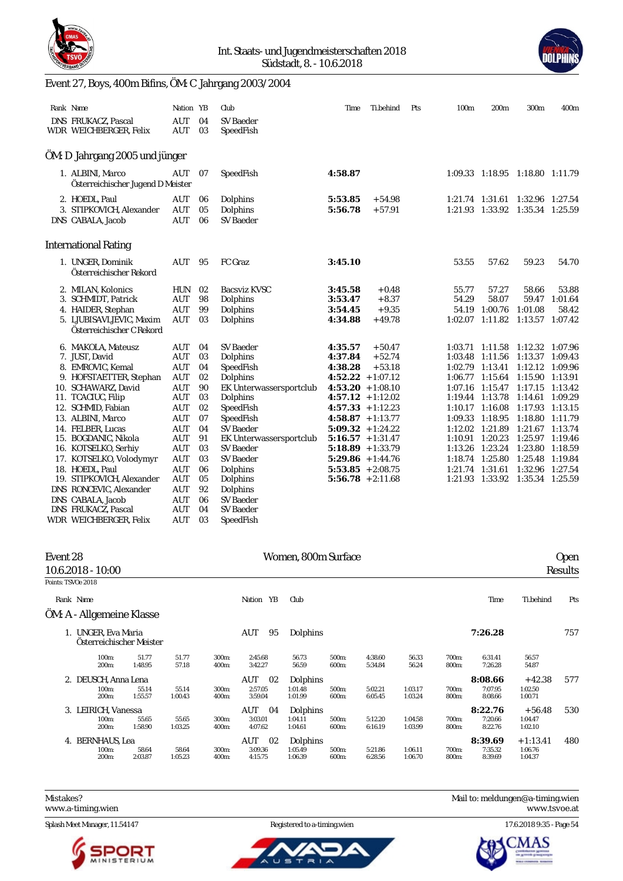## Event 27, Boys, 400m Bifins, ÖM: C Jahrgang 2003/2004

| Rank | Name | Nation | YB | Club | Time | Ti.behind | Pts | 100m | 200m | 300m | 400m |
|---|---|---|---|---|---|---|---|---|---|---|---|
| DNS | FRUKACZ, Pascal | AUT | 04 | SV Baeder | | | | | | | |
| WDR | WEICHBERGER, Felix | AUT | 03 | SpeedFish | | | | | | | |

### ÖM: D Jahrgang 2005 und jünger

| Rank | Name | Nation | YB | Club | Time | Ti.behind | Pts | 100m | 200m | 300m | 400m |
|---|---|---|---|---|---|---|---|---|---|---|---|
| 1. | ALBINI, Marco<br>Österreichischer Jugend D Meister | AUT | 07 | SpeedFish | **4:58.87** | | | 1:09.33 | 1:18.95 | 1:18.80 | 1:11.79 |
| 2. | HOEDL, Paul | AUT | 06 | Dolphins | **5:53.85** | +54.98 | | 1:21.74 | 1:31.61 | 1:32.96 | 1:27.54 |
| 3. | STIPKOVICH, Alexander | AUT | 05 | Dolphins | **5:56.78** | +57.91 | | 1:21.93 | 1:33.92 | 1:35.34 | 1:25.59 |
| DNS | CABALA, Jacob | AUT | 06 | SV Baeder | | | | | | | |

### International Rating

| Rank | Name | Nation | YB | Club | Time | Ti.behind | Pts | 100m | 200m | 300m | 400m |
|---|---|---|---|---|---|---|---|---|---|---|---|
| 1. | UNGER, Dominik<br>Österreichischer Rekord | AUT | 95 | FC Graz | **3:45.10** | | | 53.55 | 57.62 | 59.23 | 54.70 |
| 2. | MILAN, Kolonics | HUN | 02 | Bacsviz KVSC | **3:45.58** | +0.48 | | 55.77 | 57.27 | 58.66 | 53.88 |
| 3. | SCHMIDT, Patrick | AUT | 98 | Dolphins | **3:53.47** | +8.37 | | 54.29 | 58.07 | 59.47 | 1:01.64 |
| 4. | HAIDER, Stephan | AUT | 99 | Dolphins | **3:54.45** | +9.35 | | 54.19 | 1:00.76 | 1:01.08 | 58.42 |
| 5. | LJUBISAVLJEVIC, Maxim<br>Österreichischer C Rekord | AUT | 03 | Dolphins | **4:34.88** | +49.78 | | 1:02.07 | 1:11.82 | 1:13.57 | 1:07.42 |
| 6. | MAKOLA, Mateusz | AUT | 04 | SV Baeder | **4:35.57** | +50.47 | | 1:03.71 | 1:11.58 | 1:12.32 | 1:07.96 |
| 7. | JUST, David | AUT | 03 | Dolphins | **4:37.84** | +52.74 | | 1:03.48 | 1:11.56 | 1:13.37 | 1:09.43 |
| 8. | EMROVIC, Kemal | AUT | 04 | SpeedFish | **4:38.28** | +53.18 | | 1:02.79 | 1:13.41 | 1:12.12 | 1:09.96 |
| 9. | HOFSTAETTER, Stephan | AUT | 02 | Dolphins | **4:52.22** | +1:07.12 | | 1:06.77 | 1:15.64 | 1:15.90 | 1:13.91 |
| 10. | SCHAWARZ, David | AUT | 90 | EK Unterwassersportclub | **4:53.20** | +1:08.10 | | 1:07.16 | 1:15.47 | 1:17.15 | 1:13.42 |
| 11. | TCACIUC, Filip | AUT | 03 | Dolphins | **4:57.12** | +1:12.02 | | 1:19.44 | 1:13.78 | 1:14.61 | 1:09.29 |
| 12. | SCHMID, Fabian | AUT | 02 | SpeedFish | **4:57.33** | +1:12.23 | | 1:10.17 | 1:16.08 | 1:17.93 | 1:13.15 |
| 13. | ALBINI, Marco | AUT | 07 | SpeedFish | **4:58.87** | +1:13.77 | | 1:09.33 | 1:18.95 | 1:18.80 | 1:11.79 |
| 14. | FELBER, Lucas | AUT | 04 | SV Baeder | **5:09.32** | +1:24.22 | | 1:12.02 | 1:21.89 | 1:21.67 | 1:13.74 |
| 15. | BOGDANIC, Nikola | AUT | 91 | EK Unterwassersportclub | **5:16.57** | +1:31.47 | | 1:10.91 | 1:20.23 | 1:25.97 | 1:19.46 |
| 16. | KOTSELKO, Serhiy | AUT | 03 | SV Baeder | **5:18.89** | +1:33.79 | | 1:13.26 | 1:23.24 | 1:23.80 | 1:18.59 |
| 17. | KOTSELKO, Volodymyr | AUT | 03 | SV Baeder | **5:29.86** | +1:44.76 | | 1:18.74 | 1:25.80 | 1:25.48 | 1:19.84 |
| 18. | HOEDL, Paul | AUT | 06 | Dolphins | **5:53.85** | +2:08.75 | | 1:21.74 | 1:31.61 | 1:32.96 | 1:27.54 |
| 19. | STIPKOVICH, Alexander | AUT | 05 | Dolphins | **5:56.78** | +2:11.68 | | 1:21.93 | 1:33.92 | 1:35.34 | 1:25.59 |
| DNS | RONCEVIC, Alexander | AUT | 92 | Dolphins | | | | | | | |
| DNS | CABALA, Jacob | AUT | 06 | SV Baeder | | | | | | | |
| DNS | FRUKACZ, Pascal | AUT | 04 | SV Baeder | | | | | | | |
| WDR | WEICHBERGER, Felix | AUT | 03 | SpeedFish | | | | | | | |

## Event 28 — Women, 800m Surface — Open

10.6.2018 - 10:00 — Results

Points: TSVOe 2018

### ÖM: A - Allgemeine Klasse

| Rank | Name | Nation | YB | Club | Time | Ti.behind | Pts |
|---|---|---|---|---|---|---|---|
| 1. | UNGER, Eva Maria<br>Österreichischer Meister | AUT | 95 | Dolphins | **7:26.28** | | 757 |
| | 100m: 51.77 (51.77); 200m: 1:48.95 (57.18); 300m: 2:45.68 (56.73); 400m: 3:42.27 (56.59); 500m: 4:38.60 (56.33); 600m: 5:34.84 (56.24); 700m: 6:31.41 (56.57); 800m: 7:26.28 (54.87) | | | | | | |
| 2. | DEUSCH, Anna Lena | AUT | 02 | Dolphins | **8:08.66** | +42.38 | 577 |
| | 100m: 55.14 (55.14); 200m: 1:55.57 (1:00.43); 300m: 2:57.05 (1:01.48); 400m: 3:59.04 (1:01.99); 500m: 5:02.21 (1:03.17); 600m: 6:05.45 (1:03.24); 700m: 7:07.95 (1:02.50); 800m: 8:08.66 (1:00.71) | | | | | | |
| 3. | LEIRICH, Vanessa | AUT | 04 | Dolphins | **8:22.76** | +56.48 | 530 |
| | 100m: 55.65 (55.65); 200m: 1:58.90 (1:03.25); 300m: 3:03.01 (1:04.11); 400m: 4:07.62 (1:04.61); 500m: 5:12.20 (1:04.58); 600m: 6:16.19 (1:03.99); 700m: 7:20.66 (1:04.47); 800m: 8:22.76 (1:02.10) | | | | | | |
| 4. | BERNHAUS, Lea | AUT | 02 | Dolphins | **8:39.69** | +1:13.41 | 480 |
| | 100m: 58.64 (58.64); 200m: 2:03.87 (1:05.23); 300m: 3:09.36 (1:05.49); 400m: 4:15.75 (1:06.39); 500m: 5:21.86 (1:06.11); 600m: 6:28.56 (1:06.70); 700m: 7:35.32 (1:06.76); 800m: 8:39.69 (1:04.37) | | | | | | |

Mistakes? Mail to: meldungen@a-timing.wien
www.a-timing.wien — www.tsvoe.at

Splash Meet Manager, 11.54147 — Registered to a-timing.wien — 17.6.2018 9:35 - Page 54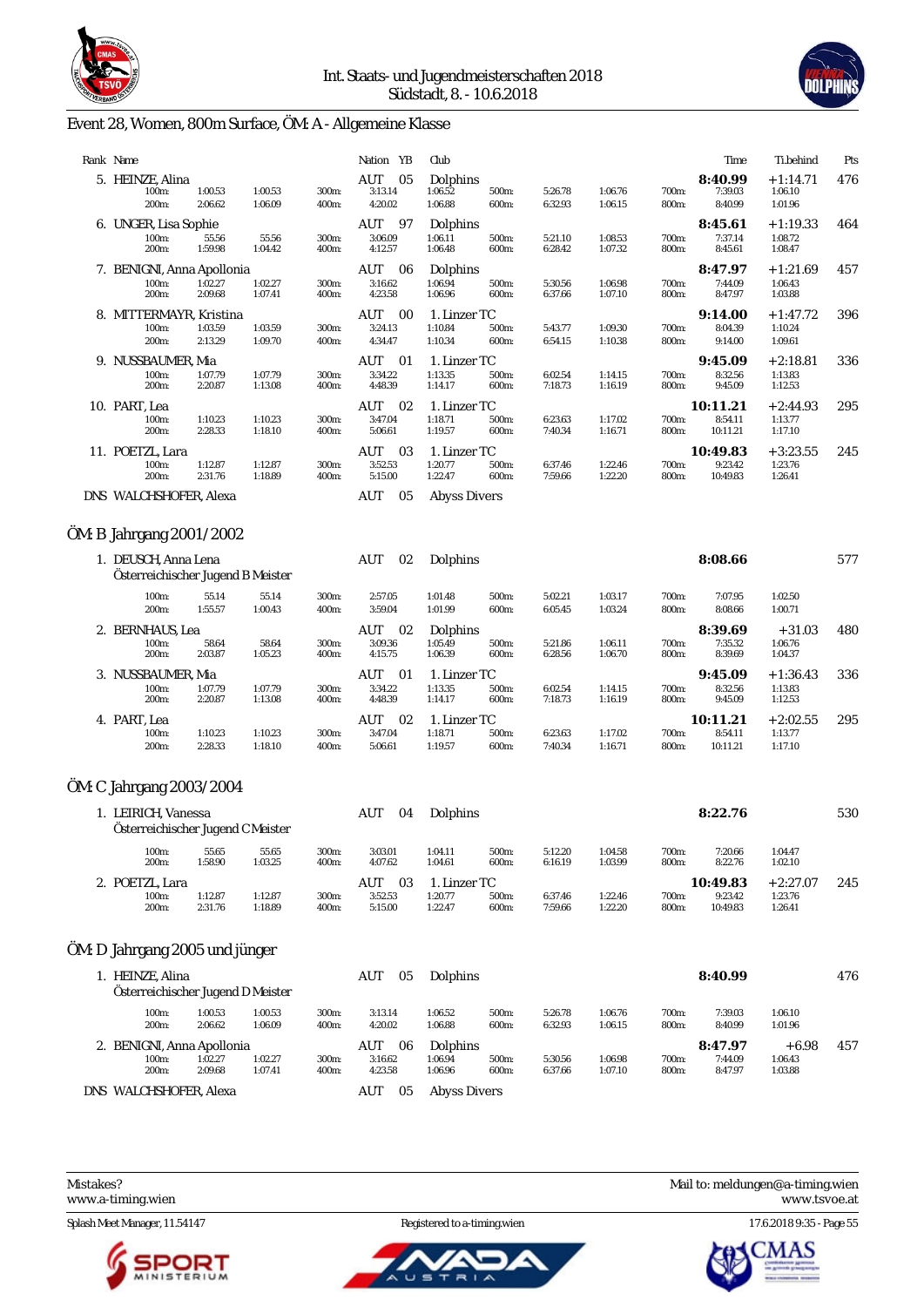# Event 28, Women, 800m Surface, ÖM: A - Allgemeine Klasse

| Rank | Name | Nation | YB | Club | Time | Ti.behind | Pts |
|---|---|---|---|---|---|---|---|
| 5. | HEINZE, Alina | AUT | 05 | Dolphins | **8:40.99** | +1:14.71 | 476 |
| | 100m: 1:00.53 1:00.53 / 200m: 2:06.62 1:06.09 / 300m: 3:13.14 1:06.52 / 400m: 4:20.02 1:06.88 / 500m: 5:26.78 1:06.76 / 600m: 6:32.93 1:06.15 / 700m: 7:39.03 1:06.10 / 800m: 8:40.99 1:01.96 | | | | | | |
| 6. | UNGER, Lisa Sophie | AUT | 97 | Dolphins | **8:45.61** | +1:19.33 | 464 |
| | 100m: 55.56 55.56 / 200m: 1:59.98 1:04.42 / 300m: 3:06.09 1:06.11 / 400m: 4:12.57 1:06.48 / 500m: 5:21.10 1:08.53 / 600m: 6:28.42 1:07.32 / 700m: 7:37.14 1:08.72 / 800m: 8:45.61 1:08.47 | | | | | | |
| 7. | BENIGNI, Anna Apollonia | AUT | 06 | Dolphins | **8:47.97** | +1:21.69 | 457 |
| | 100m: 1:02.27 1:02.27 / 200m: 2:09.68 1:07.41 / 300m: 3:16.62 1:06.94 / 400m: 4:23.58 1:06.96 / 500m: 5:30.56 1:06.98 / 600m: 6:37.66 1:07.10 / 700m: 7:44.09 1:06.43 / 800m: 8:47.97 1:03.88 | | | | | | |
| 8. | MITTERMAYR, Kristina | AUT | 00 | 1. Linzer TC | **9:14.00** | +1:47.72 | 396 |
| | 100m: 1:03.59 1:03.59 / 200m: 2:13.29 1:09.70 / 300m: 3:24.13 1:10.84 / 400m: 4:34.47 1:10.34 / 500m: 5:43.77 1:09.30 / 600m: 6:54.15 1:10.38 / 700m: 8:04.39 1:10.24 / 800m: 9:14.00 1:09.61 | | | | | | |
| 9. | NUSSBAUMER, Mia | AUT | 01 | 1. Linzer TC | **9:45.09** | +2:18.81 | 336 |
| | 100m: 1:07.79 1:07.79 / 200m: 2:20.87 1:13.08 / 300m: 3:34.22 1:13.35 / 400m: 4:48.39 1:14.17 / 500m: 6:02.54 1:14.15 / 600m: 7:18.73 1:16.19 / 700m: 8:32.56 1:13.83 / 800m: 9:45.09 1:12.53 | | | | | | |
| 10. | PART, Lea | AUT | 02 | 1. Linzer TC | **10:11.21** | +2:44.93 | 295 |
| | 100m: 1:10.23 1:10.23 / 200m: 2:28.33 1:18.10 / 300m: 3:47.04 1:18.71 / 400m: 5:06.61 1:19.57 / 500m: 6:23.63 1:17.02 / 600m: 7:40.34 1:16.71 / 700m: 8:54.11 1:13.77 / 800m: 10:11.21 1:17.10 | | | | | | |
| 11. | POETZL, Lara | AUT | 03 | 1. Linzer TC | **10:49.83** | +3:23.55 | 245 |
| | 100m: 1:12.87 1:12.87 / 200m: 2:31.76 1:18.89 / 300m: 3:52.53 1:20.77 / 400m: 5:15.00 1:22.47 / 500m: 6:37.46 1:22.46 / 600m: 7:59.66 1:22.20 / 700m: 9:23.42 1:23.76 / 800m: 10:49.83 1:26.41 | | | | | | |
| DNS | WALCHSHOFER, Alexa | AUT | 05 | Abyss Divers | | | |

## ÖM: B Jahrgang 2001/2002

| Rank | Name | Nation | YB | Club | Time | Ti.behind | Pts |
|---|---|---|---|---|---|---|---|
| 1. | DEUSCH, Anna Lena – Österreichischer Jugend B Meister | AUT | 02 | Dolphins | **8:08.66** | | 577 |
| | 100m: 55.14 55.14 / 200m: 1:55.57 1:00.43 / 300m: 2:57.05 1:01.48 / 400m: 3:59.04 1:01.99 / 500m: 5:02.21 1:03.17 / 600m: 6:05.45 1:03.24 / 700m: 7:07.95 1:02.50 / 800m: 8:08.66 1:00.71 | | | | | | |
| 2. | BERNHAUS, Lea | AUT | 02 | Dolphins | **8:39.69** | +31.03 | 480 |
| | 100m: 58.64 58.64 / 200m: 2:03.87 1:05.23 / 300m: 3:09.36 1:05.49 / 400m: 4:15.75 1:06.39 / 500m: 5:21.86 1:06.11 / 600m: 6:28.56 1:06.70 / 700m: 7:35.32 1:06.76 / 800m: 8:39.69 1:04.37 | | | | | | |
| 3. | NUSSBAUMER, Mia | AUT | 01 | 1. Linzer TC | **9:45.09** | +1:36.43 | 336 |
| | 100m: 1:07.79 1:07.79 / 200m: 2:20.87 1:13.08 / 300m: 3:34.22 1:13.35 / 400m: 4:48.39 1:14.17 / 500m: 6:02.54 1:14.15 / 600m: 7:18.73 1:16.19 / 700m: 8:32.56 1:13.83 / 800m: 9:45.09 1:12.53 | | | | | | |
| 4. | PART, Lea | AUT | 02 | 1. Linzer TC | **10:11.21** | +2:02.55 | 295 |
| | 100m: 1:10.23 1:10.23 / 200m: 2:28.33 1:18.10 / 300m: 3:47.04 1:18.71 / 400m: 5:06.61 1:19.57 / 500m: 6:23.63 1:17.02 / 600m: 7:40.34 1:16.71 / 700m: 8:54.11 1:13.77 / 800m: 10:11.21 1:17.10 | | | | | | |

## ÖM: C Jahrgang 2003/2004

| Rank | Name | Nation | YB | Club | Time | Ti.behind | Pts |
|---|---|---|---|---|---|---|---|
| 1. | LEIRICH, Vanessa – Österreichischer Jugend C Meister | AUT | 04 | Dolphins | **8:22.76** | | 530 |
| | 100m: 55.65 55.65 / 200m: 1:58.90 1:03.25 / 300m: 3:03.01 1:04.11 / 400m: 4:07.62 1:04.61 / 500m: 5:12.20 1:04.58 / 600m: 6:16.19 1:03.99 / 700m: 7:20.66 1:04.47 / 800m: 8:22.76 1:02.10 | | | | | | |
| 2. | POETZL, Lara | AUT | 03 | 1. Linzer TC | **10:49.83** | +2:27.07 | 245 |
| | 100m: 1:12.87 1:12.87 / 200m: 2:31.76 1:18.89 / 300m: 3:52.53 1:20.77 / 400m: 5:15.00 1:22.47 / 500m: 6:37.46 1:22.46 / 600m: 7:59.66 1:22.20 / 700m: 9:23.42 1:23.76 / 800m: 10:49.83 1:26.41 | | | | | | |

## ÖM: D Jahrgang 2005 und jünger

| Rank | Name | Nation | YB | Club | Time | Ti.behind | Pts |
|---|---|---|---|---|---|---|---|
| 1. | HEINZE, Alina – Österreichischer Jugend D Meister | AUT | 05 | Dolphins | **8:40.99** | | 476 |
| | 100m: 1:00.53 1:00.53 / 200m: 2:06.62 1:06.09 / 300m: 3:13.14 1:06.52 / 400m: 4:20.02 1:06.88 / 500m: 5:26.78 1:06.76 / 600m: 6:32.93 1:06.15 / 700m: 7:39.03 1:06.10 / 800m: 8:40.99 1:01.96 | | | | | | |
| 2. | BENIGNI, Anna Apollonia | AUT | 06 | Dolphins | **8:47.97** | +6.98 | 457 |
| | 100m: 1:02.27 1:02.27 / 200m: 2:09.68 1:07.41 / 300m: 3:16.62 1:06.94 / 400m: 4:23.58 1:06.96 / 500m: 5:30.56 1:06.98 / 600m: 6:37.66 1:07.10 / 700m: 7:44.09 1:06.43 / 800m: 8:47.97 1:03.88 | | | | | | |
| DNS | WALCHSHOFER, Alexa | AUT | 05 | Abyss Divers | | | |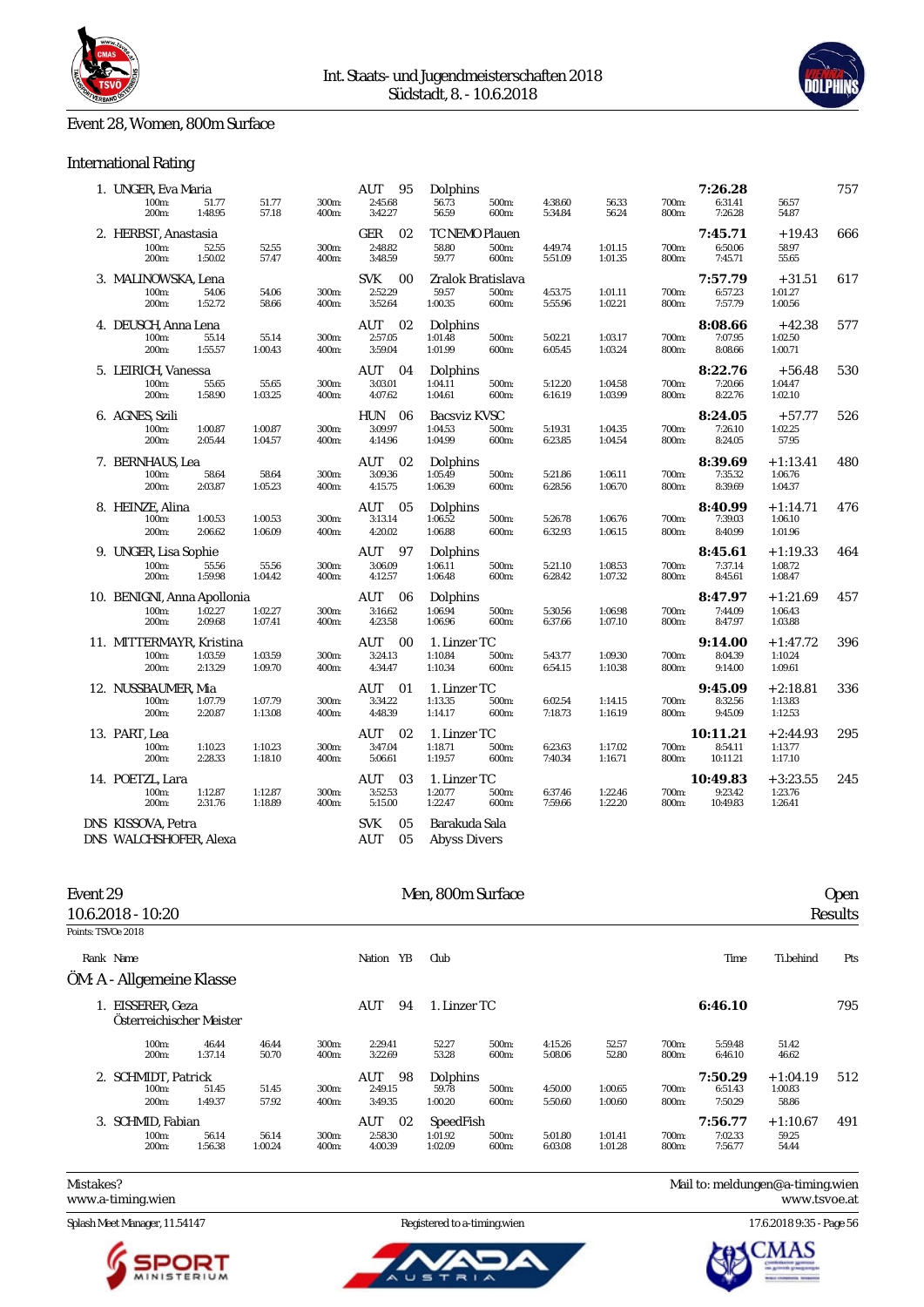## Event 28, Women, 800m Surface

### International Rating

| Rank | Name | Nation | YB | Club | Time | Ti.behind | Pts |
|---|---|---|---|---|---|---|---|
| 1. | UNGER, Eva Maria | AUT | 95 | Dolphins | 7:26.28 | | 757 |
| | 100m: 51.77 (51.77); 200m: 1:48.95 (57.18); 300m: 2:45.68 (56.73); 400m: 3:42.27 (56.59); 500m: 4:38.60 (56.33); 600m: 5:34.84 (56.24); 700m: 6:31.41 (56.57); 800m: 7:26.28 (54.87) | | | | | | |
| 2. | HERBST, Anastasia | GER | 02 | TC NEMO Plauen | 7:45.71 | +19.43 | 666 |
| | 100m: 52.55 (52.55); 200m: 1:50.02 (57.47); 300m: 2:48.82 (58.80); 400m: 3:48.59 (59.77); 500m: 4:49.74 (1:01.15); 600m: 5:51.09 (1:01.35); 700m: 6:50.06 (58.97); 800m: 7:45.71 (55.65) | | | | | | |
| 3. | MALINOWSKA, Lena | SVK | 00 | Zralok Bratislava | 7:57.79 | +31.51 | 617 |
| | 100m: 54.06 (54.06); 200m: 1:52.72 (58.66); 300m: 2:52.29 (59.57); 400m: 3:52.64 (1:00.35); 500m: 4:53.75 (1:01.11); 600m: 5:55.96 (1:02.21); 700m: 6:57.23 (1:01.27); 800m: 7:57.79 (1:00.56) | | | | | | |
| 4. | DEUSCH, Anna Lena | AUT | 02 | Dolphins | 8:08.66 | +42.38 | 577 |
| | 100m: 55.14 (55.14); 200m: 1:55.57 (1:00.43); 300m: 2:57.05 (1:01.48); 400m: 3:59.04 (1:01.99); 500m: 5:02.21 (1:03.17); 600m: 6:05.45 (1:03.24); 700m: 7:07.95 (1:02.50); 800m: 8:08.66 (1:00.71) | | | | | | |
| 5. | LEIRICH, Vanessa | AUT | 04 | Dolphins | 8:22.76 | +56.48 | 530 |
| | 100m: 55.65 (55.65); 200m: 1:58.90 (1:03.25); 300m: 3:03.01 (1:04.11); 400m: 4:07.62 (1:04.61); 500m: 5:12.20 (1:04.58); 600m: 6:16.19 (1:03.99); 700m: 7:20.66 (1:04.47); 800m: 8:22.76 (1:02.10) | | | | | | |
| 6. | AGNES, Szili | HUN | 06 | Bacsviz KVSC | 8:24.05 | +57.77 | 526 |
| | 100m: 1:00.87 (1:00.87); 200m: 2:05.44 (1:04.57); 300m: 3:09.97 (1:04.53); 400m: 4:14.96 (1:04.99); 500m: 5:19.31 (1:04.35); 600m: 6:23.85 (1:04.54); 700m: 7:26.10 (1:02.25); 800m: 8:24.05 (57.95) | | | | | | |
| 7. | BERNHAUS, Lea | AUT | 02 | Dolphins | 8:39.69 | +1:13.41 | 480 |
| | 100m: 58.64 (58.64); 200m: 2:03.87 (1:05.23); 300m: 3:09.36 (1:05.49); 400m: 4:15.75 (1:06.39); 500m: 5:21.86 (1:06.11); 600m: 6:28.56 (1:06.70); 700m: 7:35.32 (1:06.76); 800m: 8:39.69 (1:04.37) | | | | | | |
| 8. | HEINZE, Alina | AUT | 05 | Dolphins | 8:40.99 | +1:14.71 | 476 |
| | 100m: 1:00.53 (1:00.53); 200m: 2:06.62 (1:06.09); 300m: 3:13.14 (1:06.52); 400m: 4:20.02 (1:06.88); 500m: 5:26.78 (1:06.76); 600m: 6:32.93 (1:06.15); 700m: 7:39.03 (1:06.10); 800m: 8:40.99 (1:01.96) | | | | | | |
| 9. | UNGER, Lisa Sophie | AUT | 97 | Dolphins | 8:45.61 | +1:19.33 | 464 |
| | 100m: 55.56 (55.56); 200m: 1:59.98 (1:04.42); 300m: 3:06.09 (1:06.11); 400m: 4:12.57 (1:06.48); 500m: 5:21.10 (1:08.53); 600m: 6:28.42 (1:07.32); 700m: 7:37.14 (1:08.72); 800m: 8:45.61 (1:08.47) | | | | | | |
| 10. | BENIGNI, Anna Apollonia | AUT | 06 | Dolphins | 8:47.97 | +1:21.69 | 457 |
| | 100m: 1:02.27 (1:02.27); 200m: 2:09.68 (1:07.41); 300m: 3:16.62 (1:06.94); 400m: 4:23.58 (1:06.96); 500m: 5:30.56 (1:06.98); 600m: 6:37.66 (1:07.10); 700m: 7:44.09 (1:06.43); 800m: 8:47.97 (1:03.88) | | | | | | |
| 11. | MITTERMAYR, Kristina | AUT | 00 | 1. Linzer TC | 9:14.00 | +1:47.72 | 396 |
| | 100m: 1:03.59 (1:03.59); 200m: 2:13.29 (1:09.70); 300m: 3:24.13 (1:10.84); 400m: 4:34.47 (1:10.34); 500m: 5:43.77 (1:09.30); 600m: 6:54.15 (1:10.38); 700m: 8:04.39 (1:10.24); 800m: 9:14.00 (1:09.61) | | | | | | |
| 12. | NUSSBAUMER, Mia | AUT | 01 | 1. Linzer TC | 9:45.09 | +2:18.81 | 336 |
| | 100m: 1:07.79 (1:07.79); 200m: 2:20.87 (1:13.08); 300m: 3:34.22 (1:13.35); 400m: 4:48.39 (1:14.17); 500m: 6:02.54 (1:14.15); 600m: 7:18.73 (1:16.19); 700m: 8:32.56 (1:13.83); 800m: 9:45.09 (1:12.53) | | | | | | |
| 13. | PART, Lea | AUT | 02 | 1. Linzer TC | 10:11.21 | +2:44.93 | 295 |
| | 100m: 1:10.23 (1:10.23); 200m: 2:28.33 (1:18.10); 300m: 3:47.04 (1:18.71); 400m: 5:06.61 (1:19.57); 500m: 6:23.63 (1:17.02); 600m: 7:40.34 (1:16.71); 700m: 8:54.11 (1:13.77); 800m: 10:11.21 (1:17.10) | | | | | | |
| 14. | POETZL, Lara | AUT | 03 | 1. Linzer TC | 10:49.83 | +3:23.55 | 245 |
| | 100m: 1:12.87 (1:12.87); 200m: 2:31.76 (1:18.89); 300m: 3:52.53 (1:20.77); 400m: 5:15.00 (1:22.47); 500m: 6:37.46 (1:22.46); 600m: 7:59.66 (1:22.20); 700m: 9:23.42 (1:23.76); 800m: 10:49.83 (1:26.41) | | | | | | |
| DNS | KISSOVA, Petra | SVK | 05 | Barakuda Sala | | | |
| DNS | WALCHSHOFER, Alexa | AUT | 05 | Abyss Divers | | | |

## Event 29 — Men, 800m Surface — Open

10.6.2018 - 10:20 — Results

Points: TSVOe 2018

### ÖM: A - Allgemeine Klasse

| Rank | Name | Nation | YB | Club | Time | Ti.behind | Pts |
|---|---|---|---|---|---|---|---|
| 1. | EISSERER, Geza (Österreichischer Meister) | AUT | 94 | 1. Linzer TC | 6:46.10 | | 795 |
| | 100m: 46.44 (46.44); 200m: 1:37.14 (50.70); 300m: 2:29.41 (52.27); 400m: 3:22.69 (53.28); 500m: 4:15.26 (52.57); 600m: 5:08.06 (52.80); 700m: 5:59.48 (51.42); 800m: 6:46.10 (46.62) | | | | | | |
| 2. | SCHMIDT, Patrick | AUT | 98 | Dolphins | 7:50.29 | +1:04.19 | 512 |
| | 100m: 51.45 (51.45); 200m: 1:49.37 (57.92); 300m: 2:49.15 (59.78); 400m: 3:49.35 (1:00.20); 500m: 4:50.00 (1:00.65); 600m: 5:50.60 (1:00.60); 700m: 6:51.43 (1:00.83); 800m: 7:50.29 (58.86) | | | | | | |
| 3. | SCHMID, Fabian | AUT | 02 | SpeedFish | 7:56.77 | +1:10.67 | 491 |
| | 100m: 56.14 (56.14); 200m: 1:56.38 (1:00.24); 300m: 2:58.30 (1:01.92); 400m: 4:00.39 (1:02.09); 500m: 5:01.80 (1:01.41); 600m: 6:03.08 (1:01.28); 700m: 7:02.33 (59.25); 800m: 7:56.77 (54.44) | | | | | | |

Mistakes? Mail to: meldungen@a-timing.wien

www.a-timing.wien — www.tsvoe.at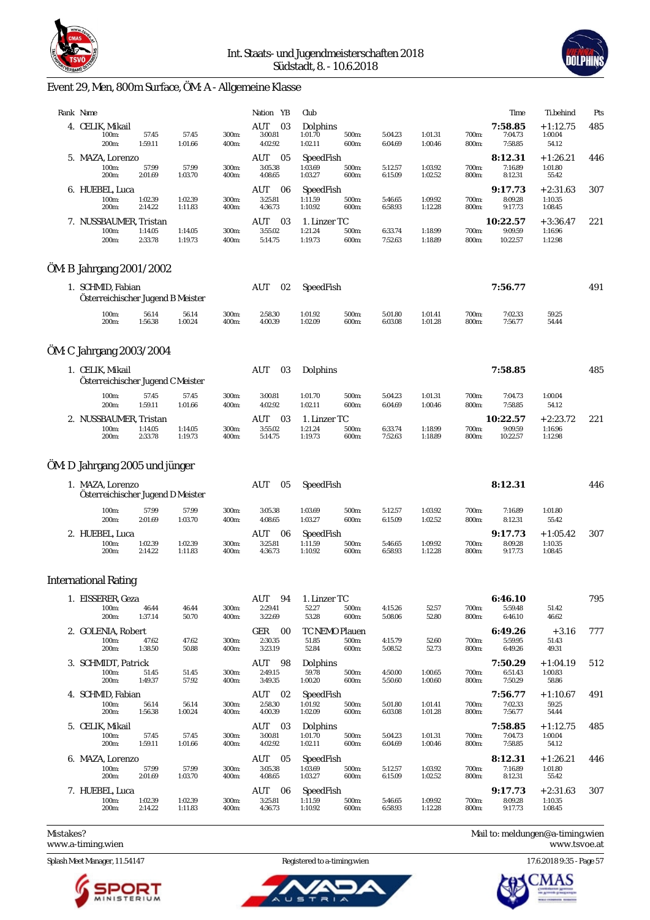Int. Staats- und Jugendmeisterschaften 2018
Südstadt, 8. - 10.6.2018

## Event 29, Men, 800m Surface, ÖM: A - Allgemeine Klasse

| Rank | Name | Nation | YB | Club | Time | Ti.behind | Pts |
|---|---|---|---|---|---|---|---|
| 4. | CELIK, Mikail | AUT | 03 | Dolphins | 7:58.85 | +1:12.75 | 485 |
| | 100m: 57.45 57.45 / 200m: 1:59.11 1:01.66 / 300m: 3:00.81 1:01.70 / 400m: 4:02.92 1:02.11 / 500m: 5:04.23 1:01.31 / 600m: 6:04.69 1:00.46 / 700m: 7:04.73 1:00.04 / 800m: 7:58.85 54.12 | | | | | | |
| 5. | MAZA, Lorenzo | AUT | 05 | SpeedFish | 8:12.31 | +1:26.21 | 446 |
| | 100m: 57.99 57.99 / 200m: 2:01.69 1:03.70 / 300m: 3:05.38 1:03.69 / 400m: 4:08.65 1:03.27 / 500m: 5:12.57 1:03.92 / 600m: 6:15.09 1:02.52 / 700m: 7:16.89 1:01.80 / 800m: 8:12.31 55.42 | | | | | | |
| 6. | HUEBEL, Luca | AUT | 06 | SpeedFish | 9:17.73 | +2:31.63 | 307 |
| | 100m: 1:02.39 1:02.39 / 200m: 2:14.22 1:11.83 / 300m: 3:25.81 1:11.59 / 400m: 4:36.73 1:10.92 / 500m: 5:46.65 1:09.92 / 600m: 6:58.93 1:12.28 / 700m: 8:09.28 1:10.35 / 800m: 9:17.73 1:08.45 | | | | | | |
| 7. | NUSSBAUMER, Tristan | AUT | 03 | 1. Linzer TC | 10:22.57 | +3:36.47 | 221 |
| | 100m: 1:14.05 1:14.05 / 200m: 2:33.78 1:19.73 / 300m: 3:55.02 1:21.24 / 400m: 5:14.75 1:19.73 / 500m: 6:33.74 1:18.99 / 600m: 7:52.63 1:18.89 / 700m: 9:09.59 1:16.96 / 800m: 10:22.57 1:12.98 | | | | | | |

## ÖM: B Jahrgang 2001/2002

| Rank | Name | Nation | YB | Club | Time | Ti.behind | Pts |
|---|---|---|---|---|---|---|---|
| 1. | SCHMID, Fabian<br>Österreichischer Jugend B Meister | AUT | 02 | SpeedFish | 7:56.77 | | 491 |
| | 100m: 56.14 56.14 / 200m: 1:56.38 1:00.24 / 300m: 2:58.30 1:01.92 / 400m: 4:00.39 1:02.09 / 500m: 5:01.80 1:01.41 / 600m: 6:03.08 1:01.28 / 700m: 7:02.33 59.25 / 800m: 7:56.77 54.44 | | | | | | |

## ÖM: C Jahrgang 2003/2004

| Rank | Name | Nation | YB | Club | Time | Ti.behind | Pts |
|---|---|---|---|---|---|---|---|
| 1. | CELIK, Mikail<br>Österreichischer Jugend C Meister | AUT | 03 | Dolphins | 7:58.85 | | 485 |
| | 100m: 57.45 57.45 / 200m: 1:59.11 1:01.66 / 300m: 3:00.81 1:01.70 / 400m: 4:02.92 1:02.11 / 500m: 5:04.23 1:01.31 / 600m: 6:04.69 1:00.46 / 700m: 7:04.73 1:00.04 / 800m: 7:58.85 54.12 | | | | | | |
| 2. | NUSSBAUMER, Tristan | AUT | 03 | 1. Linzer TC | 10:22.57 | +2:23.72 | 221 |
| | 100m: 1:14.05 1:14.05 / 200m: 2:33.78 1:19.73 / 300m: 3:55.02 1:21.24 / 400m: 5:14.75 1:19.73 / 500m: 6:33.74 1:18.99 / 600m: 7:52.63 1:18.89 / 700m: 9:09.59 1:16.96 / 800m: 10:22.57 1:12.98 | | | | | | |

## ÖM: D Jahrgang 2005 und jünger

| Rank | Name | Nation | YB | Club | Time | Ti.behind | Pts |
|---|---|---|---|---|---|---|---|
| 1. | MAZA, Lorenzo<br>Österreichischer Jugend D Meister | AUT | 05 | SpeedFish | 8:12.31 | | 446 |
| | 100m: 57.99 57.99 / 200m: 2:01.69 1:03.70 / 300m: 3:05.38 1:03.69 / 400m: 4:08.65 1:03.27 / 500m: 5:12.57 1:03.92 / 600m: 6:15.09 1:02.52 / 700m: 7:16.89 1:01.80 / 800m: 8:12.31 55.42 | | | | | | |
| 2. | HUEBEL, Luca | AUT | 06 | SpeedFish | 9:17.73 | +1:05.42 | 307 |
| | 100m: 1:02.39 1:02.39 / 200m: 2:14.22 1:11.83 / 300m: 3:25.81 1:11.59 / 400m: 4:36.73 1:10.92 / 500m: 5:46.65 1:09.92 / 600m: 6:58.93 1:12.28 / 700m: 8:09.28 1:10.35 / 800m: 9:17.73 1:08.45 | | | | | | |

## International Rating

| Rank | Name | Nation | YB | Club | Time | Ti.behind | Pts |
|---|---|---|---|---|---|---|---|
| 1. | EISSERER, Geza | AUT | 94 | 1. Linzer TC | 6:46.10 | | 795 |
| | 100m: 46.44 46.44 / 200m: 1:37.14 50.70 / 300m: 2:29.41 52.27 / 400m: 3:22.69 53.28 / 500m: 4:15.26 52.57 / 600m: 5:08.06 52.80 / 700m: 5:59.48 51.42 / 800m: 6:46.10 46.62 | | | | | | |
| 2. | GOLENIA, Robert | GER | 00 | TC NEMO Plauen | 6:49.26 | +3.16 | 777 |
| | 100m: 47.62 47.62 / 200m: 1:38.50 50.88 / 300m: 2:30.35 51.85 / 400m: 3:23.19 52.84 / 500m: 4:15.79 52.60 / 600m: 5:08.52 52.73 / 700m: 5:59.95 51.43 / 800m: 6:49.26 49.31 | | | | | | |
| 3. | SCHMIDT, Patrick | AUT | 98 | Dolphins | 7:50.29 | +1:04.19 | 512 |
| | 100m: 51.45 51.45 / 200m: 1:49.37 57.92 / 300m: 2:49.15 59.78 / 400m: 3:49.35 1:00.20 / 500m: 4:50.00 1:00.65 / 600m: 5:50.60 1:00.60 / 700m: 6:51.43 1:00.83 / 800m: 7:50.29 58.86 | | | | | | |
| 4. | SCHMID, Fabian | AUT | 02 | SpeedFish | 7:56.77 | +1:10.67 | 491 |
| | 100m: 56.14 56.14 / 200m: 1:56.38 1:00.24 / 300m: 2:58.30 1:01.92 / 400m: 4:00.39 1:02.09 / 500m: 5:01.80 1:01.41 / 600m: 6:03.08 1:01.28 / 700m: 7:02.33 59.25 / 800m: 7:56.77 54.44 | | | | | | |
| 5. | CELIK, Mikail | AUT | 03 | Dolphins | 7:58.85 | +1:12.75 | 485 |
| | 100m: 57.45 57.45 / 200m: 1:59.11 1:01.66 / 300m: 3:00.81 1:01.70 / 400m: 4:02.92 1:02.11 / 500m: 5:04.23 1:01.31 / 600m: 6:04.69 1:00.46 / 700m: 7:04.73 1:00.04 / 800m: 7:58.85 54.12 | | | | | | |
| 6. | MAZA, Lorenzo | AUT | 05 | SpeedFish | 8:12.31 | +1:26.21 | 446 |
| | 100m: 57.99 57.99 / 200m: 2:01.69 1:03.70 / 300m: 3:05.38 1:03.69 / 400m: 4:08.65 1:03.27 / 500m: 5:12.57 1:03.92 / 600m: 6:15.09 1:02.52 / 700m: 7:16.89 1:01.80 / 800m: 8:12.31 55.42 | | | | | | |
| 7. | HUEBEL, Luca | AUT | 06 | SpeedFish | 9:17.73 | +2:31.63 | 307 |
| | 100m: 1:02.39 1:02.39 / 200m: 2:14.22 1:11.83 / 300m: 3:25.81 1:11.59 / 400m: 4:36.73 1:10.92 / 500m: 5:46.65 1:09.92 / 600m: 6:58.93 1:12.28 / 700m: 8:09.28 1:10.35 / 800m: 9:17.73 1:08.45 | | | | | | |

Mistakes?
www.a-timing.wien

Mail to: meldungen@a-timing.wien
www.tsvoe.at

Splash Meet Manager, 11.54147 — Registered to a-timing.wien — 17.6.2018 9:35 - Page 57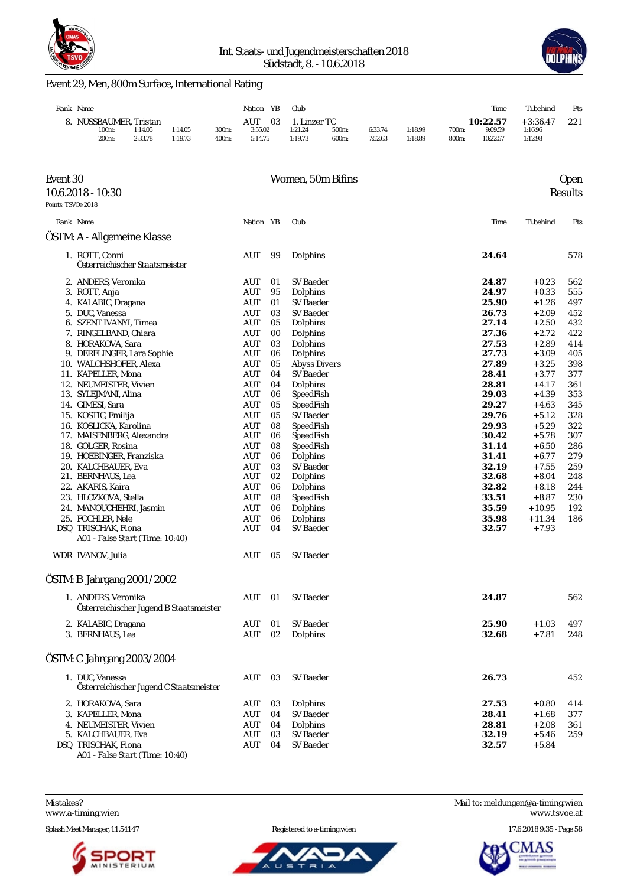## Event 29, Men, 800m Surface, International Rating

| Rank | Name | Nation | YB | Club | Time | Ti.behind | Pts |
|---|---|---|---|---|---|---|---|
| 8. | NUSSBAUMER, Tristan | AUT | 03 | 1. Linzer TC | **10:22.57** | +3:36.47 | 221 |

| 100m: | 1:14.05 | 1:14.05 | 300m: | 3:55.02 | 1:21.24 | 500m: | 6:33.74 | 1:18.99 | 700m: | 9:09.59 | 1:16.96 |
|---|---|---|---|---|---|---|---|---|---|---|---|
| 200m: | 2:33.78 | 1:19.73 | 400m: | 5:14.75 | 1:19.73 | 600m: | 7:52.63 | 1:18.89 | 800m: | 10:22.57 | 1:12.98 |

## Event 30 — Women, 50m Bifins — Open

10.6.2018 - 10:30 — Results

Points: TSVOe 2018

### ÖSTM: A - Allgemeine Klasse

| Rank | Name | Nation | YB | Club | Time | Ti.behind | Pts |
|---|---|---|---|---|---|---|---|
| 1. | ROTT, Conni<br>Österreichischer Staatsmeister | AUT | 99 | Dolphins | **24.64** | | 578 |
| 2. | ANDERS, Veronika | AUT | 01 | SV Baeder | **24.87** | +0.23 | 562 |
| 3. | ROTT, Anja | AUT | 95 | Dolphins | **24.97** | +0.33 | 555 |
| 4. | KALABIC, Dragana | AUT | 01 | SV Baeder | **25.90** | +1.26 | 497 |
| 5. | DUC, Vanessa | AUT | 03 | SV Baeder | **26.73** | +2.09 | 452 |
| 6. | SZENT IVANYI, Timea | AUT | 05 | Dolphins | **27.14** | +2.50 | 432 |
| 7. | RINGELBAND, Chiara | AUT | 00 | Dolphins | **27.36** | +2.72 | 422 |
| 8. | HORAKOVA, Sara | AUT | 03 | Dolphins | **27.53** | +2.89 | 414 |
| 9. | DERFLINGER, Lara Sophie | AUT | 06 | Dolphins | **27.73** | +3.09 | 405 |
| 10. | WALCHSHOFER, Alexa | AUT | 05 | Abyss Divers | **27.89** | +3.25 | 398 |
| 11. | KAPELLER, Mona | AUT | 04 | SV Baeder | **28.41** | +3.77 | 377 |
| 12. | NEUMEISTER, Vivien | AUT | 04 | Dolphins | **28.81** | +4.17 | 361 |
| 13. | SYLEJMANI, Alina | AUT | 06 | SpeedFish | **29.03** | +4.39 | 353 |
| 14. | GIMESI, Sara | AUT | 05 | SpeedFish | **29.27** | +4.63 | 345 |
| 15. | KOSTIC, Emilija | AUT | 05 | SV Baeder | **29.76** | +5.12 | 328 |
| 16. | KOSLICKA, Karolina | AUT | 08 | SpeedFish | **29.93** | +5.29 | 322 |
| 17. | MAISENBERG, Alexandra | AUT | 06 | SpeedFish | **30.42** | +5.78 | 307 |
| 18. | GOLGER, Rosina | AUT | 08 | SpeedFish | **31.14** | +6.50 | 286 |
| 19. | HOEBINGER, Franziska | AUT | 06 | Dolphins | **31.41** | +6.77 | 279 |
| 20. | KALCHBAUER, Eva | AUT | 03 | SV Baeder | **32.19** | +7.55 | 259 |
| 21. | BERNHAUS, Lea | AUT | 02 | Dolphins | **32.68** | +8.04 | 248 |
| 22. | AKARIS, Kaira | AUT | 06 | Dolphins | **32.82** | +8.18 | 244 |
| 23. | HLOZKOVA, Stella | AUT | 08 | SpeedFish | **33.51** | +8.87 | 230 |
| 24. | MANOUCHEHRI, Jasmin | AUT | 06 | Dolphins | **35.59** | +10.95 | 192 |
| 25. | FOCHLER, Nele | AUT | 06 | Dolphins | **35.98** | +11.34 | 186 |
| DSQ | TRISCHAK, Fiona<br>A01 - False Start (Time: 10:40) | AUT | 04 | SV Baeder | **32.57** | +7.93 | |
| WDR | IVANOV, Julia | AUT | 05 | SV Baeder | | | |

### ÖSTM: B Jahrgang 2001/2002

| Rank | Name | Nation | YB | Club | Time | Ti.behind | Pts |
|---|---|---|---|---|---|---|---|
| 1. | ANDERS, Veronika<br>Österreichischer Jugend B Staatsmeister | AUT | 01 | SV Baeder | **24.87** | | 562 |
| 2. | KALABIC, Dragana | AUT | 01 | SV Baeder | **25.90** | +1.03 | 497 |
| 3. | BERNHAUS, Lea | AUT | 02 | Dolphins | **32.68** | +7.81 | 248 |

### ÖSTM: C Jahrgang 2003/2004

| Rank | Name | Nation | YB | Club | Time | Ti.behind | Pts |
|---|---|---|---|---|---|---|---|
| 1. | DUC, Vanessa<br>Österreichischer Jugend C Staatsmeister | AUT | 03 | SV Baeder | **26.73** | | 452 |
| 2. | HORAKOVA, Sara | AUT | 03 | Dolphins | **27.53** | +0.80 | 414 |
| 3. | KAPELLER, Mona | AUT | 04 | SV Baeder | **28.41** | +1.68 | 377 |
| 4. | NEUMEISTER, Vivien | AUT | 04 | Dolphins | **28.81** | +2.08 | 361 |
| 5. | KALCHBAUER, Eva | AUT | 03 | SV Baeder | **32.19** | +5.46 | 259 |
| DSQ | TRISCHAK, Fiona<br>A01 - False Start (Time: 10:40) | AUT | 04 | SV Baeder | **32.57** | +5.84 | |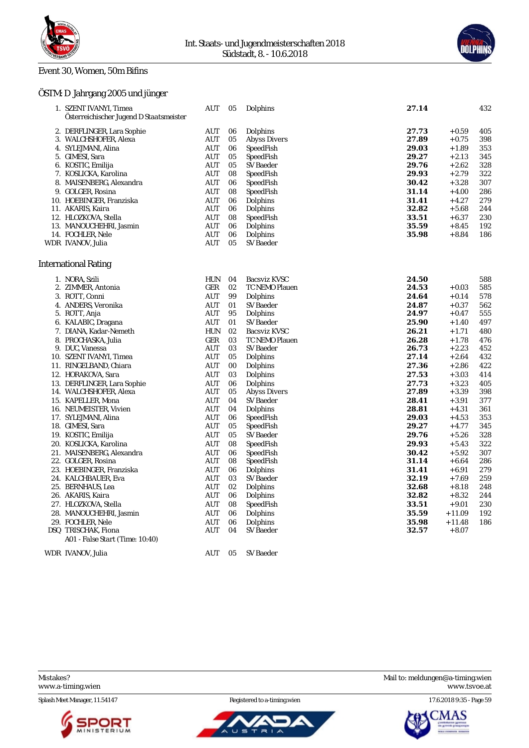Int. Staats- und Jugendmeisterschaften 2018
Südstadt, 8. - 10.6.2018

## Event 30, Women, 50m Bifins

### ÖSTM: D Jahrgang 2005 und jünger

| Rank | Name | Nation | YOB | Club | Time | Behind | Points |
|---|---|---|---|---|---|---|---|
| 1. | SZENT IVANYI, Timea<br>Österreichischer Jugend D Staatsmeister | AUT | 05 | Dolphins | **27.14** | | 432 |
| 2. | DERFLINGER, Lara Sophie | AUT | 06 | Dolphins | **27.73** | +0.59 | 405 |
| 3. | WALCHSHOFER, Alexa | AUT | 05 | Abyss Divers | **27.89** | +0.75 | 398 |
| 4. | SYLEJMANI, Alina | AUT | 06 | SpeedFish | **29.03** | +1.89 | 353 |
| 5. | GIMESI, Sara | AUT | 05 | SpeedFish | **29.27** | +2.13 | 345 |
| 6. | KOSTIC, Emilija | AUT | 05 | SV Baeder | **29.76** | +2.62 | 328 |
| 7. | KOSLICKA, Karolina | AUT | 08 | SpeedFish | **29.93** | +2.79 | 322 |
| 8. | MAISENBERG, Alexandra | AUT | 06 | SpeedFish | **30.42** | +3.28 | 307 |
| 9. | GOLGER, Rosina | AUT | 08 | SpeedFish | **31.14** | +4.00 | 286 |
| 10. | HOEBINGER, Franziska | AUT | 06 | Dolphins | **31.41** | +4.27 | 279 |
| 11. | AKARIS, Kaira | AUT | 06 | Dolphins | **32.82** | +5.68 | 244 |
| 12. | HLOZKOVA, Stella | AUT | 08 | SpeedFish | **33.51** | +6.37 | 230 |
| 13. | MANOUCHEHRI, Jasmin | AUT | 06 | Dolphins | **35.59** | +8.45 | 192 |
| 14. | FOCHLER, Nele | AUT | 06 | Dolphins | **35.98** | +8.84 | 186 |
| WDR | IVANOV, Julia | AUT | 05 | SV Baeder | | | |

### International Rating

| Rank | Name | Nation | YOB | Club | Time | Behind | Points |
|---|---|---|---|---|---|---|---|
| 1. | NORA, Szili | HUN | 04 | Bacsviz KVSC | **24.50** | | 588 |
| 2. | ZIMMER, Antonia | GER | 02 | TC NEMO Plauen | **24.53** | +0.03 | 585 |
| 3. | ROTT, Conni | AUT | 99 | Dolphins | **24.64** | +0.14 | 578 |
| 4. | ANDERS, Veronika | AUT | 01 | SV Baeder | **24.87** | +0.37 | 562 |
| 5. | ROTT, Anja | AUT | 95 | Dolphins | **24.97** | +0.47 | 555 |
| 6. | KALABIC, Dragana | AUT | 01 | SV Baeder | **25.90** | +1.40 | 497 |
| 7. | DIANA, Kadar-Nemeth | HUN | 02 | Bacsviz KVSC | **26.21** | +1.71 | 480 |
| 8. | PROCHASKA, Julia | GER | 03 | TC NEMO Plauen | **26.28** | +1.78 | 476 |
| 9. | DUC, Vanessa | AUT | 03 | SV Baeder | **26.73** | +2.23 | 452 |
| 10. | SZENT IVANYI, Timea | AUT | 05 | Dolphins | **27.14** | +2.64 | 432 |
| 11. | RINGELBAND, Chiara | AUT | 00 | Dolphins | **27.36** | +2.86 | 422 |
| 12. | HORAKOVA, Sara | AUT | 03 | Dolphins | **27.53** | +3.03 | 414 |
| 13. | DERFLINGER, Lara Sophie | AUT | 06 | Dolphins | **27.73** | +3.23 | 405 |
| 14. | WALCHSHOFER, Alexa | AUT | 05 | Abyss Divers | **27.89** | +3.39 | 398 |
| 15. | KAPELLER, Mona | AUT | 04 | SV Baeder | **28.41** | +3.91 | 377 |
| 16. | NEUMEISTER, Vivien | AUT | 04 | Dolphins | **28.81** | +4.31 | 361 |
| 17. | SYLEJMANI, Alina | AUT | 06 | SpeedFish | **29.03** | +4.53 | 353 |
| 18. | GIMESI, Sara | AUT | 05 | SpeedFish | **29.27** | +4.77 | 345 |
| 19. | KOSTIC, Emilija | AUT | 05 | SV Baeder | **29.76** | +5.26 | 328 |
| 20. | KOSLICKA, Karolina | AUT | 08 | SpeedFish | **29.93** | +5.43 | 322 |
| 21. | MAISENBERG, Alexandra | AUT | 06 | SpeedFish | **30.42** | +5.92 | 307 |
| 22. | GOLGER, Rosina | AUT | 08 | SpeedFish | **31.14** | +6.64 | 286 |
| 23. | HOEBINGER, Franziska | AUT | 06 | Dolphins | **31.41** | +6.91 | 279 |
| 24. | KALCHBAUER, Eva | AUT | 03 | SV Baeder | **32.19** | +7.69 | 259 |
| 25. | BERNHAUS, Lea | AUT | 02 | Dolphins | **32.68** | +8.18 | 248 |
| 26. | AKARIS, Kaira | AUT | 06 | Dolphins | **32.82** | +8.32 | 244 |
| 27. | HLOZKOVA, Stella | AUT | 08 | SpeedFish | **33.51** | +9.01 | 230 |
| 28. | MANOUCHEHRI, Jasmin | AUT | 06 | Dolphins | **35.59** | +11.09 | 192 |
| 29. | FOCHLER, Nele | AUT | 06 | Dolphins | **35.98** | +11.48 | 186 |
| DSQ | TRISCHAK, Fiona<br>A01 - False Start (Time: 10:40) | AUT | 04 | SV Baeder | **32.57** | +8.07 | |
| WDR | IVANOV, Julia | AUT | 05 | SV Baeder | | | |

Mistakes?
www.a-timing.wien

Mail to: meldungen@a-timing.wien
www.tsvoe.at

Splash Meet Manager, 11.54147 — Registered to a-timing.wien — 17.6.2018 9:35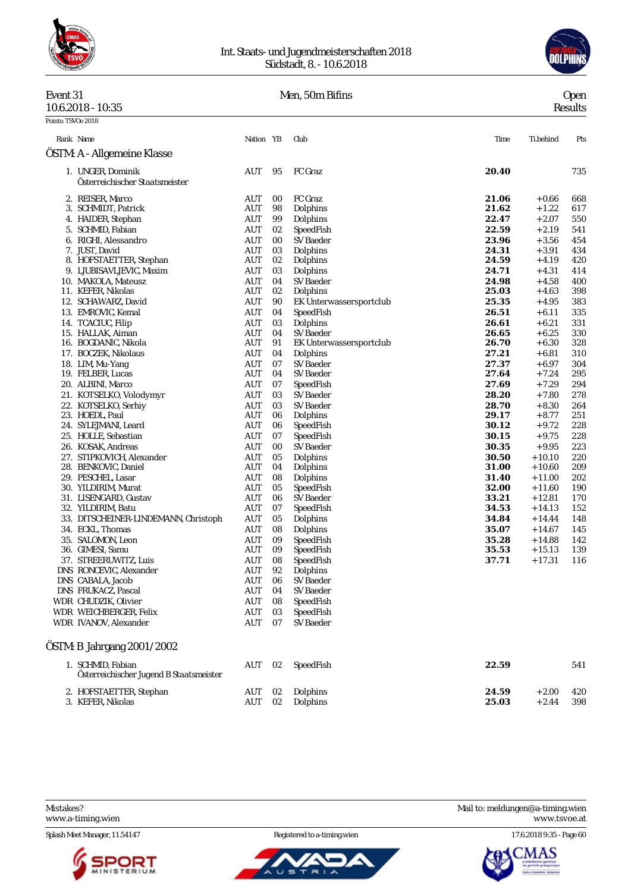Int. Staats- und Jugendmeisterschaften 2018
Südstadt, 8. - 10.6.2018

**Event 31** — **Men, 50m Bifins** — **Open**
10.6.2018 - 10:35 — Results

Points: TSVOe 2018

## ÖSTM: A - Allgemeine Klasse

| Rank | Name | Nation | YB | Club | Time | Ti.behind | Pts |
|---|---|---|---|---|---|---|---|
| 1. | UNGER, Dominik<br>*Österreichischer Staatsmeister* | AUT | 95 | FC Graz | **20.40** | | 735 |
| 2. | REISER, Marco | AUT | 00 | FC Graz | **21.06** | +0.66 | 668 |
| 3. | SCHMIDT, Patrick | AUT | 98 | Dolphins | **21.62** | +1.22 | 617 |
| 4. | HAIDER, Stephan | AUT | 99 | Dolphins | **22.47** | +2.07 | 550 |
| 5. | SCHMID, Fabian | AUT | 02 | SpeedFish | **22.59** | +2.19 | 541 |
| 6. | RIGHI, Alessandro | AUT | 00 | SV Baeder | **23.96** | +3.56 | 454 |
| 7. | JUST, David | AUT | 03 | Dolphins | **24.31** | +3.91 | 434 |
| 8. | HOFSTAETTER, Stephan | AUT | 02 | Dolphins | **24.59** | +4.19 | 420 |
| 9. | LJUBISAVLJEVIC, Maxim | AUT | 03 | Dolphins | **24.71** | +4.31 | 414 |
| 10. | MAKOLA, Mateusz | AUT | 04 | SV Baeder | **24.98** | +4.58 | 400 |
| 11. | KEFER, Nikolas | AUT | 02 | Dolphins | **25.03** | +4.63 | 398 |
| 12. | SCHAWARZ, David | AUT | 90 | EK Unterwassersportclub | **25.35** | +4.95 | 383 |
| 13. | EMROVIC, Kemal | AUT | 04 | SpeedFish | **26.51** | +6.11 | 335 |
| 14. | TCACIUC, Filip | AUT | 03 | Dolphins | **26.61** | +6.21 | 331 |
| 15. | HALLAK, Aiman | AUT | 04 | SV Baeder | **26.65** | +6.25 | 330 |
| 16. | BOGDANIC, Nikola | AUT | 91 | EK Unterwassersportclub | **26.70** | +6.30 | 328 |
| 17. | BOCZEK, Nikolaus | AUT | 04 | Dolphins | **27.21** | +6.81 | 310 |
| 18. | LIM, Mu-Yang | AUT | 07 | SV Baeder | **27.37** | +6.97 | 304 |
| 19. | FELBER, Lucas | AUT | 04 | SV Baeder | **27.64** | +7.24 | 295 |
| 20. | ALBINI, Marco | AUT | 07 | SpeedFish | **27.69** | +7.29 | 294 |
| 21. | KOTSELKO, Volodymyr | AUT | 03 | SV Baeder | **28.20** | +7.80 | 278 |
| 22. | KOTSELKO, Serhiy | AUT | 03 | SV Baeder | **28.70** | +8.30 | 264 |
| 23. | HOEDL, Paul | AUT | 06 | Dolphins | **29.17** | +8.77 | 251 |
| 24. | SYLEJMANI, Leard | AUT | 06 | SpeedFish | **30.12** | +9.72 | 228 |
| 25. | HOLLE, Sebastian | AUT | 07 | SpeedFish | **30.15** | +9.75 | 228 |
| 26. | KOSAK, Andreas | AUT | 00 | SV Baeder | **30.35** | +9.95 | 223 |
| 27. | STIPKOVICH, Alexander | AUT | 05 | Dolphins | **30.50** | +10.10 | 220 |
| 28. | BENKOVIC, Daniel | AUT | 04 | Dolphins | **31.00** | +10.60 | 209 |
| 29. | PESCHEL, Lasar | AUT | 08 | Dolphins | **31.40** | +11.00 | 202 |
| 30. | YILDIRIM, Murat | AUT | 05 | SpeedFish | **32.00** | +11.60 | 190 |
| 31. | LISENGARD, Gustav | AUT | 06 | SV Baeder | **33.21** | +12.81 | 170 |
| 32. | YILDIRIM, Batu | AUT | 07 | SpeedFish | **34.53** | +14.13 | 152 |
| 33. | DITSCHEINER-LINDEMANN, Christoph | AUT | 05 | Dolphins | **34.84** | +14.44 | 148 |
| 34. | ECKL, Thomas | AUT | 08 | Dolphins | **35.07** | +14.67 | 145 |
| 35. | SALOMON, Leon | AUT | 09 | SpeedFish | **35.28** | +14.88 | 142 |
| 36. | GIMESI, Samu | AUT | 09 | SpeedFish | **35.53** | +15.13 | 139 |
| 37. | STREERUWITZ, Luis | AUT | 08 | SpeedFish | **37.71** | +17.31 | 116 |
| DNS | RONCEVIC, Alexander | AUT | 92 | Dolphins | | | |
| DNS | CABALA, Jacob | AUT | 06 | SV Baeder | | | |
| DNS | FRUKACZ, Pascal | AUT | 04 | SV Baeder | | | |
| WDR | CHUDZIK, Olivier | AUT | 08 | SpeedFish | | | |
| WDR | WEICHBERGER, Felix | AUT | 03 | SpeedFish | | | |
| WDR | IVANOV, Alexander | AUT | 07 | SV Baeder | | | |

## ÖSTM: B Jahrgang 2001/2002

| Rank | Name | Nation | YB | Club | Time | Ti.behind | Pts |
|---|---|---|---|---|---|---|---|
| 1. | SCHMID, Fabian<br>*Österreichischer Jugend B Staatsmeister* | AUT | 02 | SpeedFish | **22.59** | | 541 |
| 2. | HOFSTAETTER, Stephan | AUT | 02 | Dolphins | **24.59** | +2.00 | 420 |
| 3. | KEFER, Nikolas | AUT | 02 | Dolphins | **25.03** | +2.44 | 398 |

Mistakes? www.a-timing.wien — Mail to: meldungen@a-timing.wien — www.tsvoe.at

Splash Meet Manager, 11.54147 — Registered to a-timing.wien — 17.6.2018 9:35 - Page 60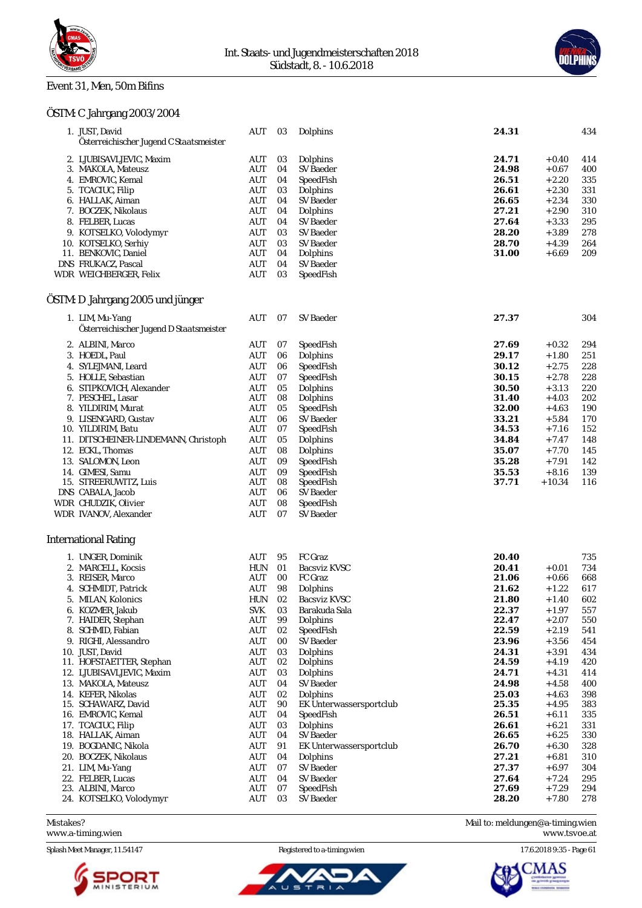Int. Staats- und Jugendmeisterschaften 2018
Südstadt, 8. - 10.6.2018

## Event 31, Men, 50m Bifins

### ÖSTM: C Jahrgang 2003/2004

| Place | Name | Nat | YB | Club | Time | Behind | Points |
|---|---|---|---|---|---|---|---|
| 1. | JUST, David<br>Österreichischer Jugend C Staatsmeister | AUT | 03 | Dolphins | **24.31** | | 434 |
| 2. | LJUBISAVLJEVIC, Maxim | AUT | 03 | Dolphins | **24.71** | +0.40 | 414 |
| 3. | MAKOLA, Mateusz | AUT | 04 | SV Baeder | **24.98** | +0.67 | 400 |
| 4. | EMROVIC, Kemal | AUT | 04 | SpeedFish | **26.51** | +2.20 | 335 |
| 5. | TCACIUC, Filip | AUT | 03 | Dolphins | **26.61** | +2.30 | 331 |
| 6. | HALLAK, Aiman | AUT | 04 | SV Baeder | **26.65** | +2.34 | 330 |
| 7. | BOCZEK, Nikolaus | AUT | 04 | Dolphins | **27.21** | +2.90 | 310 |
| 8. | FELBER, Lucas | AUT | 04 | SV Baeder | **27.64** | +3.33 | 295 |
| 9. | KOTSELKO, Volodymyr | AUT | 03 | SV Baeder | **28.20** | +3.89 | 278 |
| 10. | KOTSELKO, Serhiy | AUT | 03 | SV Baeder | **28.70** | +4.39 | 264 |
| 11. | BENKOVIC, Daniel | AUT | 04 | Dolphins | **31.00** | +6.69 | 209 |
| DNS | FRUKACZ, Pascal | AUT | 04 | SV Baeder | | | |
| WDR | WEICHBERGER, Felix | AUT | 03 | SpeedFish | | | |

### ÖSTM: D Jahrgang 2005 und jünger

| Place | Name | Nat | YB | Club | Time | Behind | Points |
|---|---|---|---|---|---|---|---|
| 1. | LIM, Mu-Yang<br>Österreichischer Jugend D Staatsmeister | AUT | 07 | SV Baeder | **27.37** | | 304 |
| 2. | ALBINI, Marco | AUT | 07 | SpeedFish | **27.69** | +0.32 | 294 |
| 3. | HOEDL, Paul | AUT | 06 | Dolphins | **29.17** | +1.80 | 251 |
| 4. | SYLEJMANI, Leard | AUT | 06 | SpeedFish | **30.12** | +2.75 | 228 |
| 5. | HOLLE, Sebastian | AUT | 07 | SpeedFish | **30.15** | +2.78 | 228 |
| 6. | STIPKOVICH, Alexander | AUT | 05 | Dolphins | **30.50** | +3.13 | 220 |
| 7. | PESCHEL, Lasar | AUT | 08 | Dolphins | **31.40** | +4.03 | 202 |
| 8. | YILDIRIM, Murat | AUT | 05 | SpeedFish | **32.00** | +4.63 | 190 |
| 9. | LISENGARD, Gustav | AUT | 06 | SV Baeder | **33.21** | +5.84 | 170 |
| 10. | YILDIRIM, Batu | AUT | 07 | SpeedFish | **34.53** | +7.16 | 152 |
| 11. | DITSCHEINER-LINDEMANN, Christoph | AUT | 05 | Dolphins | **34.84** | +7.47 | 148 |
| 12. | ECKL, Thomas | AUT | 08 | Dolphins | **35.07** | +7.70 | 145 |
| 13. | SALOMON, Leon | AUT | 09 | SpeedFish | **35.28** | +7.91 | 142 |
| 14. | GIMESI, Samu | AUT | 09 | SpeedFish | **35.53** | +8.16 | 139 |
| 15. | STREERUWITZ, Luis | AUT | 08 | SpeedFish | **37.71** | +10.34 | 116 |
| DNS | CABALA, Jacob | AUT | 06 | SV Baeder | | | |
| WDR | CHUDZIK, Olivier | AUT | 08 | SpeedFish | | | |
| WDR | IVANOV, Alexander | AUT | 07 | SV Baeder | | | |

### International Rating

| Place | Name | Nat | YB | Club | Time | Behind | Points |
|---|---|---|---|---|---|---|---|
| 1. | UNGER, Dominik | AUT | 95 | FC Graz | **20.40** | | 735 |
| 2. | MARCELL, Kocsis | HUN | 01 | Bacsviz KVSC | **20.41** | +0.01 | 734 |
| 3. | REISER, Marco | AUT | 00 | FC Graz | **21.06** | +0.66 | 668 |
| 4. | SCHMIDT, Patrick | AUT | 98 | Dolphins | **21.62** | +1.22 | 617 |
| 5. | MILAN, Kolonics | HUN | 02 | Bacsviz KVSC | **21.80** | +1.40 | 602 |
| 6. | KOZMER, Jakub | SVK | 03 | Barakuda Sala | **22.37** | +1.97 | 557 |
| 7. | HAIDER, Stephan | AUT | 99 | Dolphins | **22.47** | +2.07 | 550 |
| 8. | SCHMID, Fabian | AUT | 02 | SpeedFish | **22.59** | +2.19 | 541 |
| 9. | RIGHI, Alessandro | AUT | 00 | SV Baeder | **23.96** | +3.56 | 454 |
| 10. | JUST, David | AUT | 03 | Dolphins | **24.31** | +3.91 | 434 |
| 11. | HOFSTAETTER, Stephan | AUT | 02 | Dolphins | **24.59** | +4.19 | 420 |
| 12. | LJUBISAVLJEVIC, Maxim | AUT | 03 | Dolphins | **24.71** | +4.31 | 414 |
| 13. | MAKOLA, Mateusz | AUT | 04 | SV Baeder | **24.98** | +4.58 | 400 |
| 14. | KEFER, Nikolas | AUT | 02 | Dolphins | **25.03** | +4.63 | 398 |
| 15. | SCHAWARZ, David | AUT | 90 | EK Unterwassersportclub | **25.35** | +4.95 | 383 |
| 16. | EMROVIC, Kemal | AUT | 04 | SpeedFish | **26.51** | +6.11 | 335 |
| 17. | TCACIUC, Filip | AUT | 03 | Dolphins | **26.61** | +6.21 | 331 |
| 18. | HALLAK, Aiman | AUT | 04 | SV Baeder | **26.65** | +6.25 | 330 |
| 19. | BOGDANIC, Nikola | AUT | 91 | EK Unterwassersportclub | **26.70** | +6.30 | 328 |
| 20. | BOCZEK, Nikolaus | AUT | 04 | Dolphins | **27.21** | +6.81 | 310 |
| 21. | LIM, Mu-Yang | AUT | 07 | SV Baeder | **27.37** | +6.97 | 304 |
| 22. | FELBER, Lucas | AUT | 04 | SV Baeder | **27.64** | +7.24 | 295 |
| 23. | ALBINI, Marco | AUT | 07 | SpeedFish | **27.69** | +7.29 | 294 |
| 24. | KOTSELKO, Volodymyr | AUT | 03 | SV Baeder | **28.20** | +7.80 | 278 |

Mistakes? Mail to: meldungen@a-timing.wien
www.a-timing.wien    www.tsvoe.at

Splash Meet Manager, 11.54147    Registered to a-timing.wien    17.6.2018 9:35 - Page 61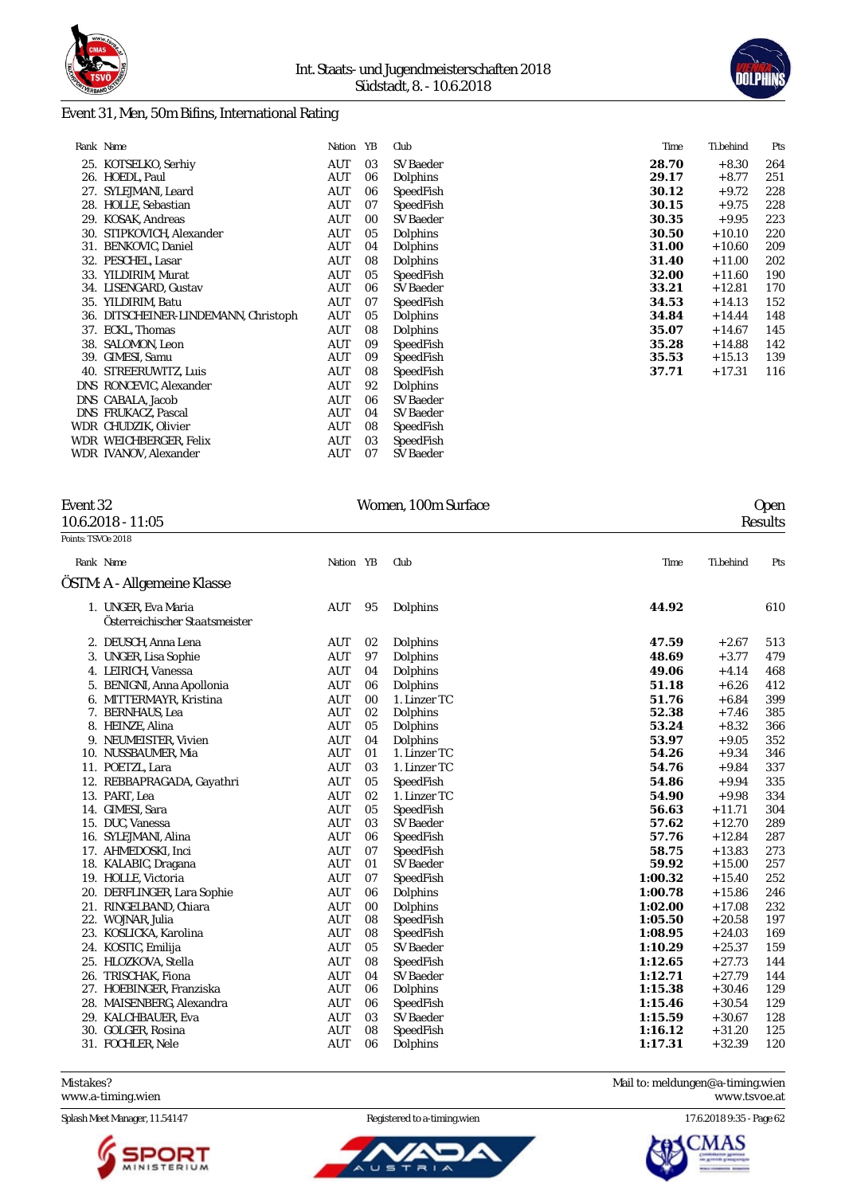## Event 31, Men, 50m Bifins, International Rating

| Rank | Name | Nation | YB | Club | Time | Ti.behind | Pts |
|---|---|---|---|---|---|---|---|
| 25. | KOTSELKO, Serhiy | AUT | 03 | SV Baeder | **28.70** | +8.30 | 264 |
| 26. | HOEDL, Paul | AUT | 06 | Dolphins | **29.17** | +8.77 | 251 |
| 27. | SYLEJMANI, Leard | AUT | 06 | SpeedFish | **30.12** | +9.72 | 228 |
| 28. | HOLLE, Sebastian | AUT | 07 | SpeedFish | **30.15** | +9.75 | 228 |
| 29. | KOSAK, Andreas | AUT | 00 | SV Baeder | **30.35** | +9.95 | 223 |
| 30. | STIPKOVICH, Alexander | AUT | 05 | Dolphins | **30.50** | +10.10 | 220 |
| 31. | BENKOVIC, Daniel | AUT | 04 | Dolphins | **31.00** | +10.60 | 209 |
| 32. | PESCHEL, Lasar | AUT | 08 | Dolphins | **31.40** | +11.00 | 202 |
| 33. | YILDIRIM, Murat | AUT | 05 | SpeedFish | **32.00** | +11.60 | 190 |
| 34. | LISENGARD, Gustav | AUT | 06 | SV Baeder | **33.21** | +12.81 | 170 |
| 35. | YILDIRIM, Batu | AUT | 07 | SpeedFish | **34.53** | +14.13 | 152 |
| 36. | DITSCHEINER-LINDEMANN, Christoph | AUT | 05 | Dolphins | **34.84** | +14.44 | 148 |
| 37. | ECKL, Thomas | AUT | 08 | Dolphins | **35.07** | +14.67 | 145 |
| 38. | SALOMON, Leon | AUT | 09 | SpeedFish | **35.28** | +14.88 | 142 |
| 39. | GIMESI, Samu | AUT | 09 | SpeedFish | **35.53** | +15.13 | 139 |
| 40. | STREERUWITZ, Luis | AUT | 08 | SpeedFish | **37.71** | +17.31 | 116 |
| DNS | RONCEVIC, Alexander | AUT | 92 | Dolphins | | | |
| DNS | CABALA, Jacob | AUT | 06 | SV Baeder | | | |
| DNS | FRUKACZ, Pascal | AUT | 04 | SV Baeder | | | |
| WDR | CHUDZIK, Olivier | AUT | 08 | SpeedFish | | | |
| WDR | WEICHBERGER, Felix | AUT | 03 | SpeedFish | | | |
| WDR | IVANOV, Alexander | AUT | 07 | SV Baeder | | | |

## Event 32 — Women, 100m Surface — Open

10.6.2018 - 11:05 — Results

Points: TSVOe 2018

### ÖSTM: A - Allgemeine Klasse

| Rank | Name | Nation | YB | Club | Time | Ti.behind | Pts |
|---|---|---|---|---|---|---|---|
| 1. | UNGER, Eva Maria<br>Österreichischer Staatsmeister | AUT | 95 | Dolphins | **44.92** | | 610 |
| 2. | DEUSCH, Anna Lena | AUT | 02 | Dolphins | **47.59** | +2.67 | 513 |
| 3. | UNGER, Lisa Sophie | AUT | 97 | Dolphins | **48.69** | +3.77 | 479 |
| 4. | LEIRICH, Vanessa | AUT | 04 | Dolphins | **49.06** | +4.14 | 468 |
| 5. | BENIGNI, Anna Apollonia | AUT | 06 | Dolphins | **51.18** | +6.26 | 412 |
| 6. | MITTERMAYR, Kristina | AUT | 00 | 1. Linzer TC | **51.76** | +6.84 | 399 |
| 7. | BERNHAUS, Lea | AUT | 02 | Dolphins | **52.38** | +7.46 | 385 |
| 8. | HEINZE, Alina | AUT | 05 | Dolphins | **53.24** | +8.32 | 366 |
| 9. | NEUMEISTER, Vivien | AUT | 04 | Dolphins | **53.97** | +9.05 | 352 |
| 10. | NUSSBAUMER, Mia | AUT | 01 | 1. Linzer TC | **54.26** | +9.34 | 346 |
| 11. | POETZL, Lara | AUT | 03 | 1. Linzer TC | **54.76** | +9.84 | 337 |
| 12. | REBBAPRAGADA, Gayathri | AUT | 05 | SpeedFish | **54.86** | +9.94 | 335 |
| 13. | PART, Lea | AUT | 02 | 1. Linzer TC | **54.90** | +9.98 | 334 |
| 14. | GIMESI, Sara | AUT | 05 | SpeedFish | **56.63** | +11.71 | 304 |
| 15. | DUC, Vanessa | AUT | 03 | SV Baeder | **57.62** | +12.70 | 289 |
| 16. | SYLEJMANI, Alina | AUT | 06 | SpeedFish | **57.76** | +12.84 | 287 |
| 17. | AHMEDOSKI, Inci | AUT | 07 | SpeedFish | **58.75** | +13.83 | 273 |
| 18. | KALABIC, Dragana | AUT | 01 | SV Baeder | **59.92** | +15.00 | 257 |
| 19. | HOLLE, Victoria | AUT | 07 | SpeedFish | **1:00.32** | +15.40 | 252 |
| 20. | DERFLINGER, Lara Sophie | AUT | 06 | Dolphins | **1:00.78** | +15.86 | 246 |
| 21. | RINGELBAND, Chiara | AUT | 00 | Dolphins | **1:02.00** | +17.08 | 232 |
| 22. | WOJNAR, Julia | AUT | 08 | SpeedFish | **1:05.50** | +20.58 | 197 |
| 23. | KOSLICKA, Karolina | AUT | 08 | SpeedFish | **1:08.95** | +24.03 | 169 |
| 24. | KOSTIC, Emilija | AUT | 05 | SV Baeder | **1:10.29** | +25.37 | 159 |
| 25. | HLOZKOVA, Stella | AUT | 08 | SpeedFish | **1:12.65** | +27.73 | 144 |
| 26. | TRISCHAK, Fiona | AUT | 04 | SV Baeder | **1:12.71** | +27.79 | 144 |
| 27. | HOEBINGER, Franziska | AUT | 06 | Dolphins | **1:15.38** | +30.46 | 129 |
| 28. | MAISENBERG, Alexandra | AUT | 06 | SpeedFish | **1:15.46** | +30.54 | 129 |
| 29. | KALCHBAUER, Eva | AUT | 03 | SV Baeder | **1:15.59** | +30.67 | 128 |
| 30. | GOLGER, Rosina | AUT | 08 | SpeedFish | **1:16.12** | +31.20 | 125 |
| 31. | FOCHLER, Nele | AUT | 06 | Dolphins | **1:17.31** | +32.39 | 120 |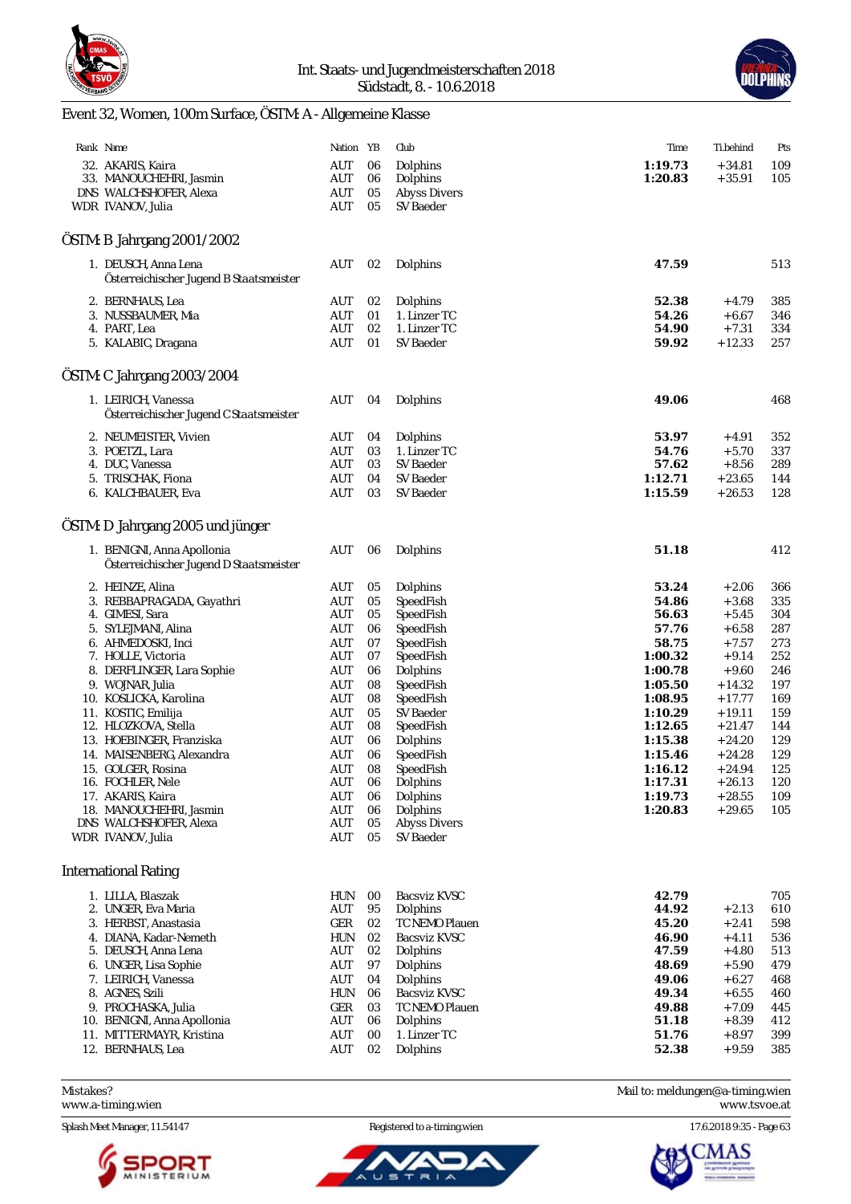Int. Staats- und Jugendmeisterschaften 2018
Südstadt, 8. - 10.6.2018

## Event 32, Women, 100m Surface, ÖSTM: A - Allgemeine Klasse

| Rank | Name | Nation | YB | Club | Time | Ti.behind | Pts |
|---|---|---|---|---|---|---|---|
| 32. | AKARIS, Kaira | AUT | 06 | Dolphins | **1:19.73** | +34.81 | 109 |
| 33. | MANOUCHEHRI, Jasmin | AUT | 06 | Dolphins | **1:20.83** | +35.91 | 105 |
| DNS | WALCHSHOFER, Alexa | AUT | 05 | Abyss Divers | | | |
| WDR | IVANOV, Julia | AUT | 05 | SV Baeder | | | |

### ÖSTM: B Jahrgang 2001/2002

| Rank | Name | Nation | YB | Club | Time | Ti.behind | Pts |
|---|---|---|---|---|---|---|---|
| 1. | DEUSCH, Anna Lena<br>Österreichischer Jugend B Staatsmeister | AUT | 02 | Dolphins | **47.59** | | 513 |
| 2. | BERNHAUS, Lea | AUT | 02 | Dolphins | **52.38** | +4.79 | 385 |
| 3. | NUSSBAUMER, Mia | AUT | 01 | 1. Linzer TC | **54.26** | +6.67 | 346 |
| 4. | PART, Lea | AUT | 02 | 1. Linzer TC | **54.90** | +7.31 | 334 |
| 5. | KALABIC, Dragana | AUT | 01 | SV Baeder | **59.92** | +12.33 | 257 |

### ÖSTM: C Jahrgang 2003/2004

| Rank | Name | Nation | YB | Club | Time | Ti.behind | Pts |
|---|---|---|---|---|---|---|---|
| 1. | LEIRICH, Vanessa<br>Österreichischer Jugend C Staatsmeister | AUT | 04 | Dolphins | **49.06** | | 468 |
| 2. | NEUMEISTER, Vivien | AUT | 04 | Dolphins | **53.97** | +4.91 | 352 |
| 3. | POETZL, Lara | AUT | 03 | 1. Linzer TC | **54.76** | +5.70 | 337 |
| 4. | DUC, Vanessa | AUT | 03 | SV Baeder | **57.62** | +8.56 | 289 |
| 5. | TRISCHAK, Fiona | AUT | 04 | SV Baeder | **1:12.71** | +23.65 | 144 |
| 6. | KALCHBAUER, Eva | AUT | 03 | SV Baeder | **1:15.59** | +26.53 | 128 |

### ÖSTM: D Jahrgang 2005 und jünger

| Rank | Name | Nation | YB | Club | Time | Ti.behind | Pts |
|---|---|---|---|---|---|---|---|
| 1. | BENIGNI, Anna Apollonia<br>Österreichischer Jugend D Staatsmeister | AUT | 06 | Dolphins | **51.18** | | 412 |
| 2. | HEINZE, Alina | AUT | 05 | Dolphins | **53.24** | +2.06 | 366 |
| 3. | REBBAPRAGADA, Gayathri | AUT | 05 | SpeedFish | **54.86** | +3.68 | 335 |
| 4. | GIMESI, Sara | AUT | 05 | SpeedFish | **56.63** | +5.45 | 304 |
| 5. | SYLEJMANI, Alina | AUT | 06 | SpeedFish | **57.76** | +6.58 | 287 |
| 6. | AHMEDOSKI, Inci | AUT | 07 | SpeedFish | **58.75** | +7.57 | 273 |
| 7. | HOLLE, Victoria | AUT | 07 | SpeedFish | **1:00.32** | +9.14 | 252 |
| 8. | DERFLINGER, Lara Sophie | AUT | 06 | Dolphins | **1:00.78** | +9.60 | 246 |
| 9. | WOJNAR, Julia | AUT | 08 | SpeedFish | **1:05.50** | +14.32 | 197 |
| 10. | KOSLICKA, Karolina | AUT | 08 | SpeedFish | **1:08.95** | +17.77 | 169 |
| 11. | KOSTIC, Emilija | AUT | 05 | SV Baeder | **1:10.29** | +19.11 | 159 |
| 12. | HLOZKOVA, Stella | AUT | 08 | SpeedFish | **1:12.65** | +21.47 | 144 |
| 13. | HOEBINGER, Franziska | AUT | 06 | Dolphins | **1:15.38** | +24.20 | 129 |
| 14. | MAISENBERG, Alexandra | AUT | 06 | SpeedFish | **1:15.46** | +24.28 | 129 |
| 15. | GOLGER, Rosina | AUT | 08 | SpeedFish | **1:16.12** | +24.94 | 125 |
| 16. | FOCHLER, Nele | AUT | 06 | Dolphins | **1:17.31** | +26.13 | 120 |
| 17. | AKARIS, Kaira | AUT | 06 | Dolphins | **1:19.73** | +28.55 | 109 |
| 18. | MANOUCHEHRI, Jasmin | AUT | 06 | Dolphins | **1:20.83** | +29.65 | 105 |
| DNS | WALCHSHOFER, Alexa | AUT | 05 | Abyss Divers | | | |
| WDR | IVANOV, Julia | AUT | 05 | SV Baeder | | | |

### International Rating

| Rank | Name | Nation | YB | Club | Time | Ti.behind | Pts |
|---|---|---|---|---|---|---|---|
| 1. | LILLA, Blaszak | HUN | 00 | Bacsviz KVSC | **42.79** | | 705 |
| 2. | UNGER, Eva Maria | AUT | 95 | Dolphins | **44.92** | +2.13 | 610 |
| 3. | HERBST, Anastasia | GER | 02 | TC NEMO Plauen | **45.20** | +2.41 | 598 |
| 4. | DIANA, Kadar-Nemeth | HUN | 02 | Bacsviz KVSC | **46.90** | +4.11 | 536 |
| 5. | DEUSCH, Anna Lena | AUT | 02 | Dolphins | **47.59** | +4.80 | 513 |
| 6. | UNGER, Lisa Sophie | AUT | 97 | Dolphins | **48.69** | +5.90 | 479 |
| 7. | LEIRICH, Vanessa | AUT | 04 | Dolphins | **49.06** | +6.27 | 468 |
| 8. | AGNES, Szili | HUN | 06 | Bacsviz KVSC | **49.34** | +6.55 | 460 |
| 9. | PROCHASKA, Julia | GER | 03 | TC NEMO Plauen | **49.88** | +7.09 | 445 |
| 10. | BENIGNI, Anna Apollonia | AUT | 06 | Dolphins | **51.18** | +8.39 | 412 |
| 11. | MITTERMAYR, Kristina | AUT | 00 | 1. Linzer TC | **51.76** | +8.97 | 399 |
| 12. | BERNHAUS, Lea | AUT | 02 | Dolphins | **52.38** | +9.59 | 385 |

Mistakes? Mail to: meldungen@a-timing.wien
www.a-timing.wien    www.tsvoe.at

Splash Meet Manager, 11.54147    Registered to a-timing.wien    17.6.2018 9:35 - Page 63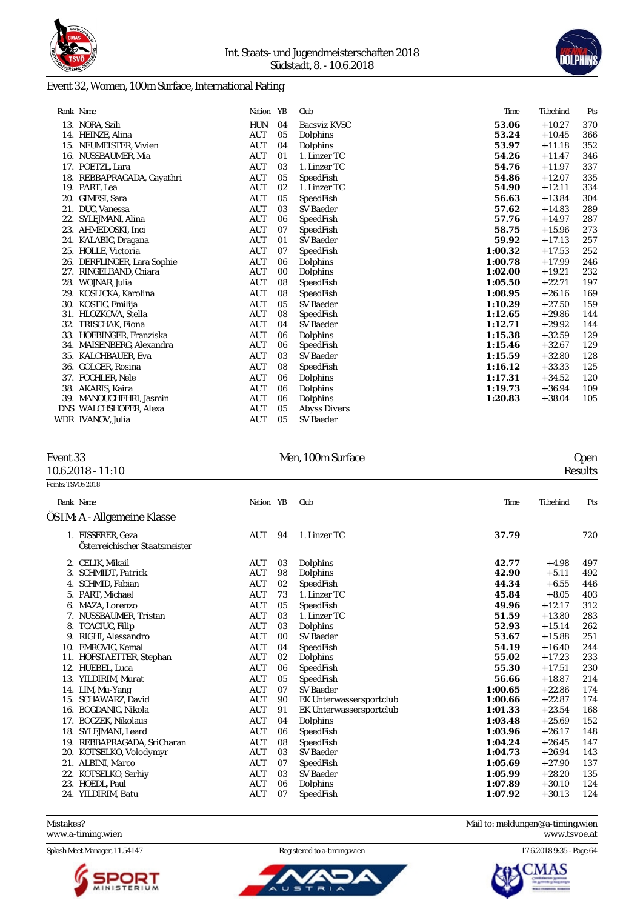## Event 32, Women, 100m Surface, International Rating

| Rank | Name | Nation | YB | Club | Time | Ti.behind | Pts |
|---|---|---|---|---|---|---|---|
| 13. | NORA, Szili | HUN | 04 | Bacsviz KVSC | **53.06** | +10.27 | 370 |
| 14. | HEINZE, Alina | AUT | 05 | Dolphins | **53.24** | +10.45 | 366 |
| 15. | NEUMEISTER, Vivien | AUT | 04 | Dolphins | **53.97** | +11.18 | 352 |
| 16. | NUSSBAUMER, Mia | AUT | 01 | 1. Linzer TC | **54.26** | +11.47 | 346 |
| 17. | POETZL, Lara | AUT | 03 | 1. Linzer TC | **54.76** | +11.97 | 337 |
| 18. | REBBAPRAGADA, Gayathri | AUT | 05 | SpeedFish | **54.86** | +12.07 | 335 |
| 19. | PART, Lea | AUT | 02 | 1. Linzer TC | **54.90** | +12.11 | 334 |
| 20. | GIMESI, Sara | AUT | 05 | SpeedFish | **56.63** | +13.84 | 304 |
| 21. | DUC, Vanessa | AUT | 03 | SV Baeder | **57.62** | +14.83 | 289 |
| 22. | SYLEJMANI, Alina | AUT | 06 | SpeedFish | **57.76** | +14.97 | 287 |
| 23. | AHMEDOSKI, Inci | AUT | 07 | SpeedFish | **58.75** | +15.96 | 273 |
| 24. | KALABIC, Dragana | AUT | 01 | SV Baeder | **59.92** | +17.13 | 257 |
| 25. | HOLLE, Victoria | AUT | 07 | SpeedFish | **1:00.32** | +17.53 | 252 |
| 26. | DERFLINGER, Lara Sophie | AUT | 06 | Dolphins | **1:00.78** | +17.99 | 246 |
| 27. | RINGELBAND, Chiara | AUT | 00 | Dolphins | **1:02.00** | +19.21 | 232 |
| 28. | WOJNAR, Julia | AUT | 08 | SpeedFish | **1:05.50** | +22.71 | 197 |
| 29. | KOSLICKA, Karolina | AUT | 08 | SpeedFish | **1:08.95** | +26.16 | 169 |
| 30. | KOSTIC, Emilija | AUT | 05 | SV Baeder | **1:10.29** | +27.50 | 159 |
| 31. | HLOZKOVA, Stella | AUT | 08 | SpeedFish | **1:12.65** | +29.86 | 144 |
| 32. | TRISCHAK, Fiona | AUT | 04 | SV Baeder | **1:12.71** | +29.92 | 144 |
| 33. | HOEBINGER, Franziska | AUT | 06 | Dolphins | **1:15.38** | +32.59 | 129 |
| 34. | MAISENBERG, Alexandra | AUT | 06 | SpeedFish | **1:15.46** | +32.67 | 129 |
| 35. | KALCHBAUER, Eva | AUT | 03 | SV Baeder | **1:15.59** | +32.80 | 128 |
| 36. | GOLGER, Rosina | AUT | 08 | SpeedFish | **1:16.12** | +33.33 | 125 |
| 37. | FOCHLER, Nele | AUT | 06 | Dolphins | **1:17.31** | +34.52 | 120 |
| 38. | AKARIS, Kaira | AUT | 06 | Dolphins | **1:19.73** | +36.94 | 109 |
| 39. | MANOUCHEHRI, Jasmin | AUT | 06 | Dolphins | **1:20.83** | +38.04 | 105 |
| DNS | WALCHSHOFER, Alexa | AUT | 05 | Abyss Divers | | | |
| WDR | IVANOV, Julia | AUT | 05 | SV Baeder | | | |

## Event 33 — Men, 100m Surface — Open

10.6.2018 - 11:10 — Results

Points: TSVOe 2018

### ÖSTM: A - Allgemeine Klasse

| Rank | Name | Nation | YB | Club | Time | Ti.behind | Pts |
|---|---|---|---|---|---|---|---|
| 1. | EISSERER, Geza<br>Österreichischer Staatsmeister | AUT | 94 | 1. Linzer TC | **37.79** | | 720 |
| 2. | CELIK, Mikail | AUT | 03 | Dolphins | **42.77** | +4.98 | 497 |
| 3. | SCHMIDT, Patrick | AUT | 98 | Dolphins | **42.90** | +5.11 | 492 |
| 4. | SCHMID, Fabian | AUT | 02 | SpeedFish | **44.34** | +6.55 | 446 |
| 5. | PART, Michael | AUT | 73 | 1. Linzer TC | **45.84** | +8.05 | 403 |
| 6. | MAZA, Lorenzo | AUT | 05 | SpeedFish | **49.96** | +12.17 | 312 |
| 7. | NUSSBAUMER, Tristan | AUT | 03 | 1. Linzer TC | **51.59** | +13.80 | 283 |
| 8. | TCACIUC, Filip | AUT | 03 | Dolphins | **52.93** | +15.14 | 262 |
| 9. | RIGHI, Alessandro | AUT | 00 | SV Baeder | **53.67** | +15.88 | 251 |
| 10. | EMROVIC, Kemal | AUT | 04 | SpeedFish | **54.19** | +16.40 | 244 |
| 11. | HOFSTAETTER, Stephan | AUT | 02 | Dolphins | **55.02** | +17.23 | 233 |
| 12. | HUEBEL, Luca | AUT | 06 | SpeedFish | **55.30** | +17.51 | 230 |
| 13. | YILDIRIM, Murat | AUT | 05 | SpeedFish | **56.66** | +18.87 | 214 |
| 14. | LIM, Mu-Yang | AUT | 07 | SV Baeder | **1:00.65** | +22.86 | 174 |
| 15. | SCHAWARZ, David | AUT | 90 | EK Unterwassersportclub | **1:00.66** | +22.87 | 174 |
| 16. | BOGDANIC, Nikola | AUT | 91 | EK Unterwassersportclub | **1:01.33** | +23.54 | 168 |
| 17. | BOCZEK, Nikolaus | AUT | 04 | Dolphins | **1:03.48** | +25.69 | 152 |
| 18. | SYLEJMANI, Leard | AUT | 06 | SpeedFish | **1:03.96** | +26.17 | 148 |
| 19. | REBBAPRAGADA, SriCharan | AUT | 08 | SpeedFish | **1:04.24** | +26.45 | 147 |
| 20. | KOTSELKO, Volodymyr | AUT | 03 | SV Baeder | **1:04.73** | +26.94 | 143 |
| 21. | ALBINI, Marco | AUT | 07 | SpeedFish | **1:05.69** | +27.90 | 137 |
| 22. | KOTSELKO, Serhiy | AUT | 03 | SV Baeder | **1:05.99** | +28.20 | 135 |
| 23. | HOEDL, Paul | AUT | 06 | Dolphins | **1:07.89** | +30.10 | 124 |
| 24. | YILDIRIM, Batu | AUT | 07 | SpeedFish | **1:07.92** | +30.13 | 124 |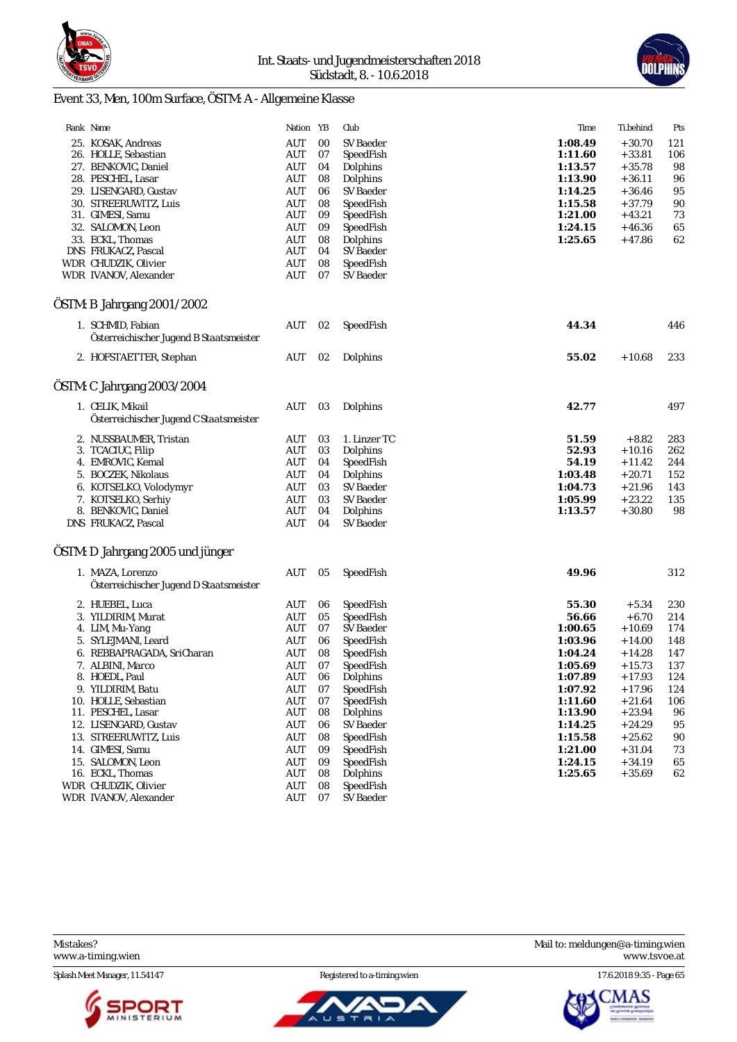Int. Staats- und Jugendmeisterschaften 2018
Südstadt, 8. - 10.6.2018

## Event 33, Men, 100m Surface, ÖSTM: A - Allgemeine Klasse

| Rank | Name | Nation | YB | Club | Time | Ti.behind | Pts |
|---|---|---|---|---|---|---|---|
| 25. | KOSAK, Andreas | AUT | 00 | SV Baeder | **1:08.49** | +30.70 | 121 |
| 26. | HOLLE, Sebastian | AUT | 07 | SpeedFish | **1:11.60** | +33.81 | 106 |
| 27. | BENKOVIC, Daniel | AUT | 04 | Dolphins | **1:13.57** | +35.78 | 98 |
| 28. | PESCHEL, Lasar | AUT | 08 | Dolphins | **1:13.90** | +36.11 | 96 |
| 29. | LISENGARD, Gustav | AUT | 06 | SV Baeder | **1:14.25** | +36.46 | 95 |
| 30. | STREERUWITZ, Luis | AUT | 08 | SpeedFish | **1:15.58** | +37.79 | 90 |
| 31. | GIMESI, Samu | AUT | 09 | SpeedFish | **1:21.00** | +43.21 | 73 |
| 32. | SALOMON, Leon | AUT | 09 | SpeedFish | **1:24.15** | +46.36 | 65 |
| 33. | ECKL, Thomas | AUT | 08 | Dolphins | **1:25.65** | +47.86 | 62 |
| DNS | FRUKACZ, Pascal | AUT | 04 | SV Baeder | | | |
| WDR | CHUDZIK, Olivier | AUT | 08 | SpeedFish | | | |
| WDR | IVANOV, Alexander | AUT | 07 | SV Baeder | | | |

## ÖSTM: B Jahrgang 2001/2002

| Rank | Name | Nation | YB | Club | Time | Ti.behind | Pts |
|---|---|---|---|---|---|---|---|
| 1. | SCHMID, Fabian<br>Österreichischer Jugend B Staatsmeister | AUT | 02 | SpeedFish | **44.34** | | 446 |
| 2. | HOFSTAETTER, Stephan | AUT | 02 | Dolphins | **55.02** | +10.68 | 233 |

## ÖSTM: C Jahrgang 2003/2004

| Rank | Name | Nation | YB | Club | Time | Ti.behind | Pts |
|---|---|---|---|---|---|---|---|
| 1. | CELIK, Mikail<br>Österreichischer Jugend C Staatsmeister | AUT | 03 | Dolphins | **42.77** | | 497 |
| 2. | NUSSBAUMER, Tristan | AUT | 03 | 1. Linzer TC | **51.59** | +8.82 | 283 |
| 3. | TCACIUC, Filip | AUT | 03 | Dolphins | **52.93** | +10.16 | 262 |
| 4. | EMROVIC, Kemal | AUT | 04 | SpeedFish | **54.19** | +11.42 | 244 |
| 5. | BOCZEK, Nikolaus | AUT | 04 | Dolphins | **1:03.48** | +20.71 | 152 |
| 6. | KOTSELKO, Volodymyr | AUT | 03 | SV Baeder | **1:04.73** | +21.96 | 143 |
| 7. | KOTSELKO, Serhiy | AUT | 03 | SV Baeder | **1:05.99** | +23.22 | 135 |
| 8. | BENKOVIC, Daniel | AUT | 04 | Dolphins | **1:13.57** | +30.80 | 98 |
| DNS | FRUKACZ, Pascal | AUT | 04 | SV Baeder | | | |

## ÖSTM: D Jahrgang 2005 und jünger

| Rank | Name | Nation | YB | Club | Time | Ti.behind | Pts |
|---|---|---|---|---|---|---|---|
| 1. | MAZA, Lorenzo<br>Österreichischer Jugend D Staatsmeister | AUT | 05 | SpeedFish | **49.96** | | 312 |
| 2. | HUEBEL, Luca | AUT | 06 | SpeedFish | **55.30** | +5.34 | 230 |
| 3. | YILDIRIM, Murat | AUT | 05 | SpeedFish | **56.66** | +6.70 | 214 |
| 4. | LIM, Mu-Yang | AUT | 07 | SV Baeder | **1:00.65** | +10.69 | 174 |
| 5. | SYLEJMANI, Leard | AUT | 06 | SpeedFish | **1:03.96** | +14.00 | 148 |
| 6. | REBBAPRAGADA, SriCharan | AUT | 08 | SpeedFish | **1:04.24** | +14.28 | 147 |
| 7. | ALBINI, Marco | AUT | 07 | SpeedFish | **1:05.69** | +15.73 | 137 |
| 8. | HOEDL, Paul | AUT | 06 | Dolphins | **1:07.89** | +17.93 | 124 |
| 9. | YILDIRIM, Batu | AUT | 07 | SpeedFish | **1:07.92** | +17.96 | 124 |
| 10. | HOLLE, Sebastian | AUT | 07 | SpeedFish | **1:11.60** | +21.64 | 106 |
| 11. | PESCHEL, Lasar | AUT | 08 | Dolphins | **1:13.90** | +23.94 | 96 |
| 12. | LISENGARD, Gustav | AUT | 06 | SV Baeder | **1:14.25** | +24.29 | 95 |
| 13. | STREERUWITZ, Luis | AUT | 08 | SpeedFish | **1:15.58** | +25.62 | 90 |
| 14. | GIMESI, Samu | AUT | 09 | SpeedFish | **1:21.00** | +31.04 | 73 |
| 15. | SALOMON, Leon | AUT | 09 | SpeedFish | **1:24.15** | +34.19 | 65 |
| 16. | ECKL, Thomas | AUT | 08 | Dolphins | **1:25.65** | +35.69 | 62 |
| WDR | CHUDZIK, Olivier | AUT | 08 | SpeedFish | | | |
| WDR | IVANOV, Alexander | AUT | 07 | SV Baeder | | | |

Mistakes? Mail to: meldungen@a-timing.wien
www.a-timing.wien www.tsvoe.at

Splash Meet Manager, 11.54147 — Registered to a-timing.wien — 17.6.2018 9:35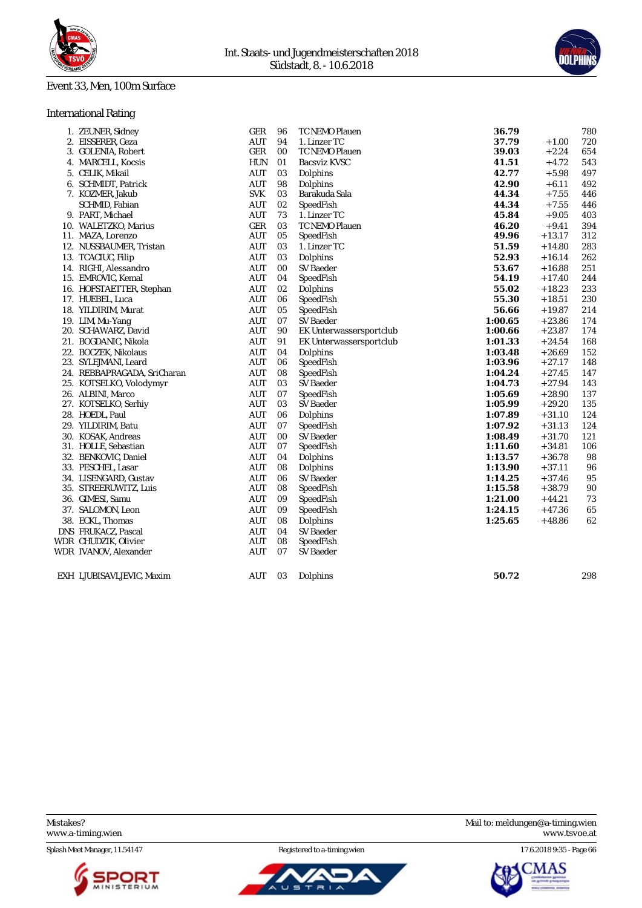Int. Staats- und Jugendmeisterschaften 2018
Südstadt, 8. - 10.6.2018

## Event 33, Men, 100m Surface

### International Rating

| Place | Name | Nation | YoB | Club | Time | Behind | Points |
|---|---|---|---|---|---|---|---|
| 1. | ZEUNER, Sidney | GER | 96 | TC NEMO Plauen | **36.79** | | 780 |
| 2. | EISSERER, Geza | AUT | 94 | 1. Linzer TC | **37.79** | +1.00 | 720 |
| 3. | GOLENIA, Robert | GER | 00 | TC NEMO Plauen | **39.03** | +2.24 | 654 |
| 4. | MARCELL, Kocsis | HUN | 01 | Bacsviz KVSC | **41.51** | +4.72 | 543 |
| 5. | CELIK, Mikail | AUT | 03 | Dolphins | **42.77** | +5.98 | 497 |
| 6. | SCHMIDT, Patrick | AUT | 98 | Dolphins | **42.90** | +6.11 | 492 |
| 7. | KOZMER, Jakub | SVK | 03 | Barakuda Sala | **44.34** | +7.55 | 446 |
| | SCHMID, Fabian | AUT | 02 | SpeedFish | **44.34** | +7.55 | 446 |
| 9. | PART, Michael | AUT | 73 | 1. Linzer TC | **45.84** | +9.05 | 403 |
| 10. | WALETZKO, Marius | GER | 03 | TC NEMO Plauen | **46.20** | +9.41 | 394 |
| 11. | MAZA, Lorenzo | AUT | 05 | SpeedFish | **49.96** | +13.17 | 312 |
| 12. | NUSSBAUMER, Tristan | AUT | 03 | 1. Linzer TC | **51.59** | +14.80 | 283 |
| 13. | TCACIUC, Filip | AUT | 03 | Dolphins | **52.93** | +16.14 | 262 |
| 14. | RIGHI, Alessandro | AUT | 00 | SV Baeder | **53.67** | +16.88 | 251 |
| 15. | EMROVIC, Kemal | AUT | 04 | SpeedFish | **54.19** | +17.40 | 244 |
| 16. | HOFSTAETTER, Stephan | AUT | 02 | Dolphins | **55.02** | +18.23 | 233 |
| 17. | HUEBEL, Luca | AUT | 06 | SpeedFish | **55.30** | +18.51 | 230 |
| 18. | YILDIRIM, Murat | AUT | 05 | SpeedFish | **56.66** | +19.87 | 214 |
| 19. | LIM, Mu-Yang | AUT | 07 | SV Baeder | **1:00.65** | +23.86 | 174 |
| 20. | SCHAWARZ, David | AUT | 90 | EK Unterwassersportclub | **1:00.66** | +23.87 | 174 |
| 21. | BOGDANIC, Nikola | AUT | 91 | EK Unterwassersportclub | **1:01.33** | +24.54 | 168 |
| 22. | BOCZEK, Nikolaus | AUT | 04 | Dolphins | **1:03.48** | +26.69 | 152 |
| 23. | SYLEJMANI, Leard | AUT | 06 | SpeedFish | **1:03.96** | +27.17 | 148 |
| 24. | REBBAPRAGADA, SriCharan | AUT | 08 | SpeedFish | **1:04.24** | +27.45 | 147 |
| 25. | KOTSELKO, Volodymyr | AUT | 03 | SV Baeder | **1:04.73** | +27.94 | 143 |
| 26. | ALBINI, Marco | AUT | 07 | SpeedFish | **1:05.69** | +28.90 | 137 |
| 27. | KOTSELKO, Serhiy | AUT | 03 | SV Baeder | **1:05.99** | +29.20 | 135 |
| 28. | HOEDL, Paul | AUT | 06 | Dolphins | **1:07.89** | +31.10 | 124 |
| 29. | YILDIRIM, Batu | AUT | 07 | SpeedFish | **1:07.92** | +31.13 | 124 |
| 30. | KOSAK, Andreas | AUT | 00 | SV Baeder | **1:08.49** | +31.70 | 121 |
| 31. | HOLLE, Sebastian | AUT | 07 | SpeedFish | **1:11.60** | +34.81 | 106 |
| 32. | BENKOVIC, Daniel | AUT | 04 | Dolphins | **1:13.57** | +36.78 | 98 |
| 33. | PESCHEL, Lasar | AUT | 08 | Dolphins | **1:13.90** | +37.11 | 96 |
| 34. | LISENGARD, Gustav | AUT | 06 | SV Baeder | **1:14.25** | +37.46 | 95 |
| 35. | STREERUWITZ, Luis | AUT | 08 | SpeedFish | **1:15.58** | +38.79 | 90 |
| 36. | GIMESI, Samu | AUT | 09 | SpeedFish | **1:21.00** | +44.21 | 73 |
| 37. | SALOMON, Leon | AUT | 09 | SpeedFish | **1:24.15** | +47.36 | 65 |
| 38. | ECKL, Thomas | AUT | 08 | Dolphins | **1:25.65** | +48.86 | 62 |
| DNS | FRUKACZ, Pascal | AUT | 04 | SV Baeder | | | |
| WDR | CHUDZIK, Olivier | AUT | 08 | SpeedFish | | | |
| WDR | IVANOV, Alexander | AUT | 07 | SV Baeder | | | |
| EXH | LJUBISAVLJEVIC, Maxim | AUT | 03 | Dolphins | **50.72** | | 298 |

Mistakes?
www.a-timing.wien

Mail to: meldungen@a-timing.wien
www.tsvoe.at

Splash Meet Manager, 11.54147 — Registered to a-timing.wien — 17.6.2018 9:35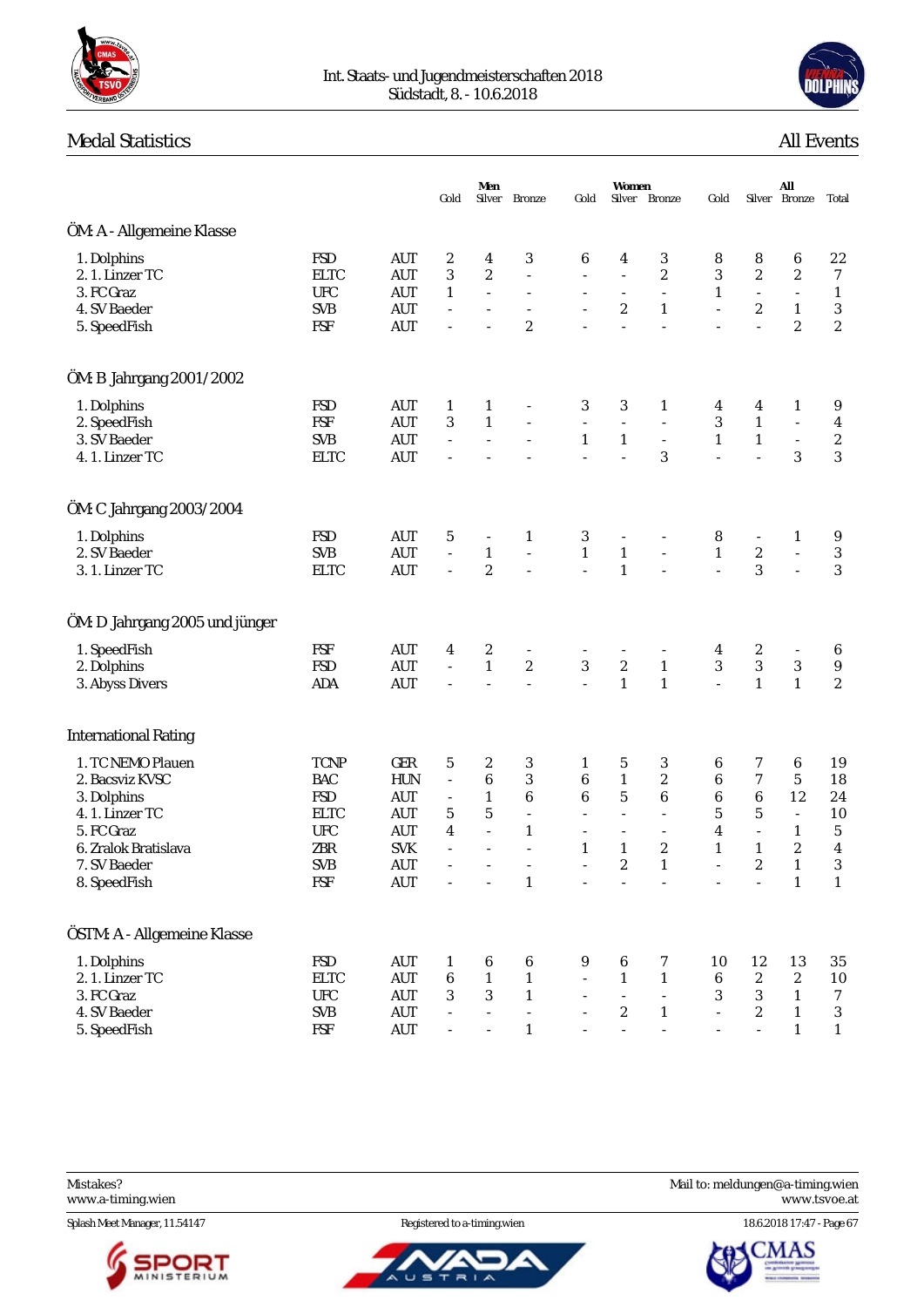Int. Staats- und Jugendmeisterschaften 2018
Südstadt, 8. - 10.6.2018

## Medal Statistics

All Events

| | | | Men | | | Women | | | All | | | |
|---|---|---|---|---|---|---|---|---|---|---|---|---|
| | | | Gold | Silver | Bronze | Gold | Silver | Bronze | Gold | Silver | Bronze | Total |
| **ÖM: A - Allgemeine Klasse** | | | | | | | | | | | | |
| 1. Dolphins | FSD | AUT | 2 | 4 | 3 | 6 | 4 | 3 | 8 | 8 | 6 | 22 |
| 2. 1. Linzer TC | ELTC | AUT | 3 | 2 | - | - | - | 2 | 3 | 2 | 2 | 7 |
| 3. FC Graz | UFC | AUT | 1 | - | - | - | - | - | 1 | - | - | 1 |
| 4. SV Baeder | SVB | AUT | - | - | - | - | 2 | 1 | - | 2 | 1 | 3 |
| 5. SpeedFish | FSF | AUT | - | - | 2 | - | - | - | - | - | 2 | 2 |
| **ÖM: B Jahrgang 2001/2002** | | | | | | | | | | | | |
| 1. Dolphins | FSD | AUT | 1 | 1 | - | 3 | 3 | 1 | 4 | 4 | 1 | 9 |
| 2. SpeedFish | FSF | AUT | 3 | 1 | - | - | - | - | 3 | 1 | - | 4 |
| 3. SV Baeder | SVB | AUT | - | - | - | 1 | 1 | - | 1 | 1 | - | 2 |
| 4. 1. Linzer TC | ELTC | AUT | - | - | - | - | - | 3 | - | - | 3 | 3 |
| **ÖM: C Jahrgang 2003/2004** | | | | | | | | | | | | |
| 1. Dolphins | FSD | AUT | 5 | - | 1 | 3 | - | - | 8 | - | 1 | 9 |
| 2. SV Baeder | SVB | AUT | - | 1 | - | 1 | 1 | - | 1 | 2 | - | 3 |
| 3. 1. Linzer TC | ELTC | AUT | - | 2 | - | - | 1 | - | - | 3 | - | 3 |
| **ÖM: D Jahrgang 2005 und jünger** | | | | | | | | | | | | |
| 1. SpeedFish | FSF | AUT | 4 | 2 | - | - | - | - | 4 | 2 | - | 6 |
| 2. Dolphins | FSD | AUT | - | 1 | 2 | 3 | 2 | 1 | 3 | 3 | 3 | 9 |
| 3. Abyss Divers | ADA | AUT | - | - | - | - | 1 | 1 | - | 1 | 1 | 2 |
| **International Rating** | | | | | | | | | | | | |
| 1. TC NEMO Plauen | TCNP | GER | 5 | 2 | 3 | 1 | 5 | 3 | 6 | 7 | 6 | 19 |
| 2. Bacsviz KVSC | BAC | HUN | - | 6 | 3 | 6 | 1 | 2 | 6 | 7 | 5 | 18 |
| 3. Dolphins | FSD | AUT | - | 1 | 6 | 6 | 5 | 6 | 6 | 6 | 12 | 24 |
| 4. 1. Linzer TC | ELTC | AUT | 5 | 5 | - | - | - | - | 5 | 5 | - | 10 |
| 5. FC Graz | UFC | AUT | 4 | - | 1 | - | - | - | 4 | - | 1 | 5 |
| 6. Zralok Bratislava | ZBR | SVK | - | - | - | 1 | 1 | 2 | 1 | 1 | 2 | 4 |
| 7. SV Baeder | SVB | AUT | - | - | - | - | 2 | 1 | - | 2 | 1 | 3 |
| 8. SpeedFish | FSF | AUT | - | - | 1 | - | - | - | - | - | 1 | 1 |
| **ÖSTM: A - Allgemeine Klasse** | | | | | | | | | | | | |
| 1. Dolphins | FSD | AUT | 1 | 6 | 6 | 9 | 6 | 7 | 10 | 12 | 13 | 35 |
| 2. 1. Linzer TC | ELTC | AUT | 6 | 1 | 1 | - | 1 | 1 | 6 | 2 | 2 | 10 |
| 3. FC Graz | UFC | AUT | 3 | 3 | 1 | - | - | - | 3 | 3 | 1 | 7 |
| 4. SV Baeder | SVB | AUT | - | - | - | - | 2 | 1 | - | 2 | 1 | 3 |
| 5. SpeedFish | FSF | AUT | - | - | 1 | - | - | - | - | - | 1 | 1 |

Mistakes?
www.a-timing.wien

Mail to: meldungen@a-timing.wien
www.tsvoe.at

Splash Meet Manager, 11.54147 — Registered to a-timing.wien — 18.6.2018 17:47 - Page 67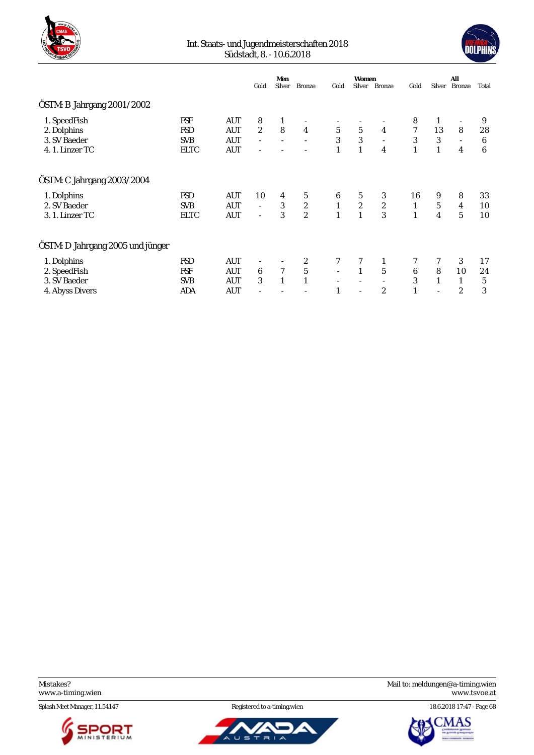| | | | Men | | | Women | | | All | | | |
|---|---|---|---|---|---|---|---|---|---|---|---|---|
| | | | Gold | Silver | Bronze | Gold | Silver | Bronze | Gold | Silver | Bronze | Total |

### ÖSTM: B Jahrgang 2001/2002

| | | | Gold | Silver | Bronze | Gold | Silver | Bronze | Gold | Silver | Bronze | Total |
|---|---|---|---|---|---|---|---|---|---|---|---|---|
| 1. SpeedFish | FSF | AUT | 8 | 1 | - | - | - | - | 8 | 1 | - | 9 |
| 2. Dolphins | FSD | AUT | 2 | 8 | 4 | 5 | 5 | 4 | 7 | 13 | 8 | 28 |
| 3. SV Baeder | SVB | AUT | - | - | - | 3 | 3 | - | 3 | 3 | - | 6 |
| 4. 1. Linzer TC | ELTC | AUT | - | - | - | 1 | 1 | 4 | 1 | 1 | 4 | 6 |

### ÖSTM: C Jahrgang 2003/2004

| | | | Gold | Silver | Bronze | Gold | Silver | Bronze | Gold | Silver | Bronze | Total |
|---|---|---|---|---|---|---|---|---|---|---|---|---|
| 1. Dolphins | FSD | AUT | 10 | 4 | 5 | 6 | 5 | 3 | 16 | 9 | 8 | 33 |
| 2. SV Baeder | SVB | AUT | - | 3 | 2 | 1 | 2 | 2 | 1 | 5 | 4 | 10 |
| 3. 1. Linzer TC | ELTC | AUT | - | 3 | 2 | 1 | 1 | 3 | 1 | 4 | 5 | 10 |

### ÖSTM: D Jahrgang 2005 und jünger

| | | | Gold | Silver | Bronze | Gold | Silver | Bronze | Gold | Silver | Bronze | Total |
|---|---|---|---|---|---|---|---|---|---|---|---|---|
| 1. Dolphins | FSD | AUT | - | - | 2 | 7 | 7 | 1 | 7 | 7 | 3 | 17 |
| 2. SpeedFish | FSF | AUT | 6 | 7 | 5 | - | 1 | 5 | 6 | 8 | 10 | 24 |
| 3. SV Baeder | SVB | AUT | 3 | 1 | 1 | - | - | - | 3 | 1 | 1 | 5 |
| 4. Abyss Divers | ADA | AUT | - | - | - | 1 | - | 2 | 1 | - | 2 | 3 |